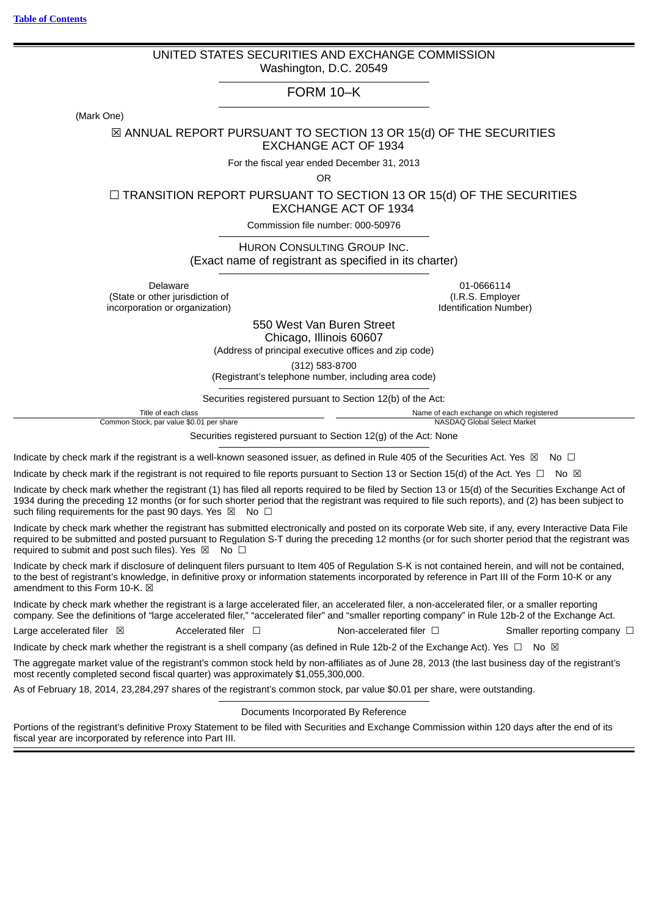[Table of Contents]

# UNITED STATES SECURITIES AND EXCHANGE COMMISSION

Washington, D.C. 20549

## FORM 10–K

(Mark One)

☒ ANNUAL REPORT PURSUANT TO SECTION 13 OR 15(d) OF THE SECURITIES EXCHANGE ACT OF 1934

For the fiscal year ended December 31, 2013

OR

☐ TRANSITION REPORT PURSUANT TO SECTION 13 OR 15(d) OF THE SECURITIES EXCHANGE ACT OF 1934

Commission file number: 000-50976

## HURON CONSULTING GROUP INC.

(Exact name of registrant as specified in its charter)

| Delaware<br>(State or other jurisdiction of incorporation or organization) | 01-0666114<br>(I.R.S. Employer Identification Number) |
|---|---|

550 West Van Buren Street
Chicago, Illinois 60607
(Address of principal executive offices and zip code)

(312) 583-8700
(Registrant's telephone number, including area code)

Securities registered pursuant to Section 12(b) of the Act:

| Title of each class | Name of each exchange on which registered |
|---|---|
| Common Stock, par value $0.01 per share | NASDAQ Global Select Market |

Securities registered pursuant to Section 12(g) of the Act: None

Indicate by check mark if the registrant is a well-known seasoned issuer, as defined in Rule 405 of the Securities Act. Yes ☒ No ☐

Indicate by check mark if the registrant is not required to file reports pursuant to Section 13 or Section 15(d) of the Act. Yes ☐ No ☒

Indicate by check mark whether the registrant (1) has filed all reports required to be filed by Section 13 or 15(d) of the Securities Exchange Act of 1934 during the preceding 12 months (or for such shorter period that the registrant was required to file such reports), and (2) has been subject to such filing requirements for the past 90 days. Yes ☒ No ☐

Indicate by check mark whether the registrant has submitted electronically and posted on its corporate Web site, if any, every Interactive Data File required to be submitted and posted pursuant to Regulation S-T during the preceding 12 months (or for such shorter period that the registrant was required to submit and post such files). Yes ☒ No ☐

Indicate by check mark if disclosure of delinquent filers pursuant to Item 405 of Regulation S-K is not contained herein, and will not be contained, to the best of registrant's knowledge, in definitive proxy or information statements incorporated by reference in Part III of the Form 10-K or any amendment to this Form 10-K. ☒

Indicate by check mark whether the registrant is a large accelerated filer, an accelerated filer, a non-accelerated filer, or a smaller reporting company. See the definitions of "large accelerated filer," "accelerated filer" and "smaller reporting company" in Rule 12b-2 of the Exchange Act.

Large accelerated filer ☒ Accelerated filer ☐ Non-accelerated filer ☐ Smaller reporting company ☐

Indicate by check mark whether the registrant is a shell company (as defined in Rule 12b-2 of the Exchange Act). Yes ☐ No ☒

The aggregate market value of the registrant's common stock held by non-affiliates as of June 28, 2013 (the last business day of the registrant's most recently completed second fiscal quarter) was approximately $1,055,300,000.

As of February 18, 2014, 23,284,297 shares of the registrant's common stock, par value $0.01 per share, were outstanding.

Documents Incorporated By Reference

Portions of the registrant's definitive Proxy Statement to be filed with Securities and Exchange Commission within 120 days after the end of its fiscal year are incorporated by reference into Part III.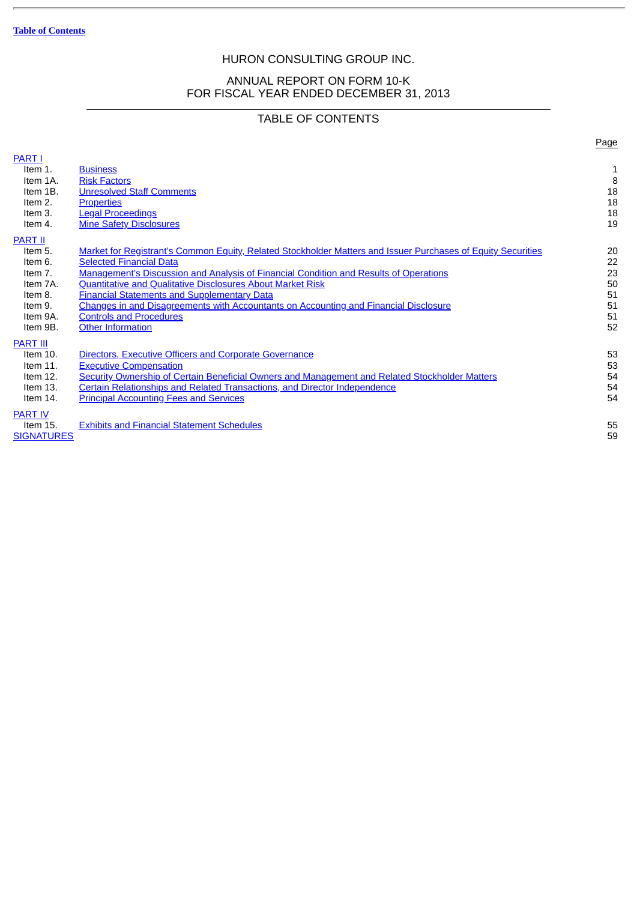HURON CONSULTING GROUP INC.

ANNUAL REPORT ON FORM 10-K
FOR FISCAL YEAR ENDED DECEMBER 31, 2013

## TABLE OF CONTENTS

| | | Page |
|---|---|---|
| PART I | | |
| Item 1. | Business | 1 |
| Item 1A. | Risk Factors | 8 |
| Item 1B. | Unresolved Staff Comments | 18 |
| Item 2. | Properties | 18 |
| Item 3. | Legal Proceedings | 18 |
| Item 4. | Mine Safety Disclosures | 19 |
| PART II | | |
| Item 5. | Market for Registrant's Common Equity, Related Stockholder Matters and Issuer Purchases of Equity Securities | 20 |
| Item 6. | Selected Financial Data | 22 |
| Item 7. | Management's Discussion and Analysis of Financial Condition and Results of Operations | 23 |
| Item 7A. | Quantitative and Qualitative Disclosures About Market Risk | 50 |
| Item 8. | Financial Statements and Supplementary Data | 51 |
| Item 9. | Changes in and Disagreements with Accountants on Accounting and Financial Disclosure | 51 |
| Item 9A. | Controls and Procedures | 51 |
| Item 9B. | Other Information | 52 |
| PART III | | |
| Item 10. | Directors, Executive Officers and Corporate Governance | 53 |
| Item 11. | Executive Compensation | 53 |
| Item 12. | Security Ownership of Certain Beneficial Owners and Management and Related Stockholder Matters | 54 |
| Item 13. | Certain Relationships and Related Transactions, and Director Independence | 54 |
| Item 14. | Principal Accounting Fees and Services | 54 |
| PART IV | | |
| Item 15. | Exhibits and Financial Statement Schedules | 55 |
| SIGNATURES | | 59 |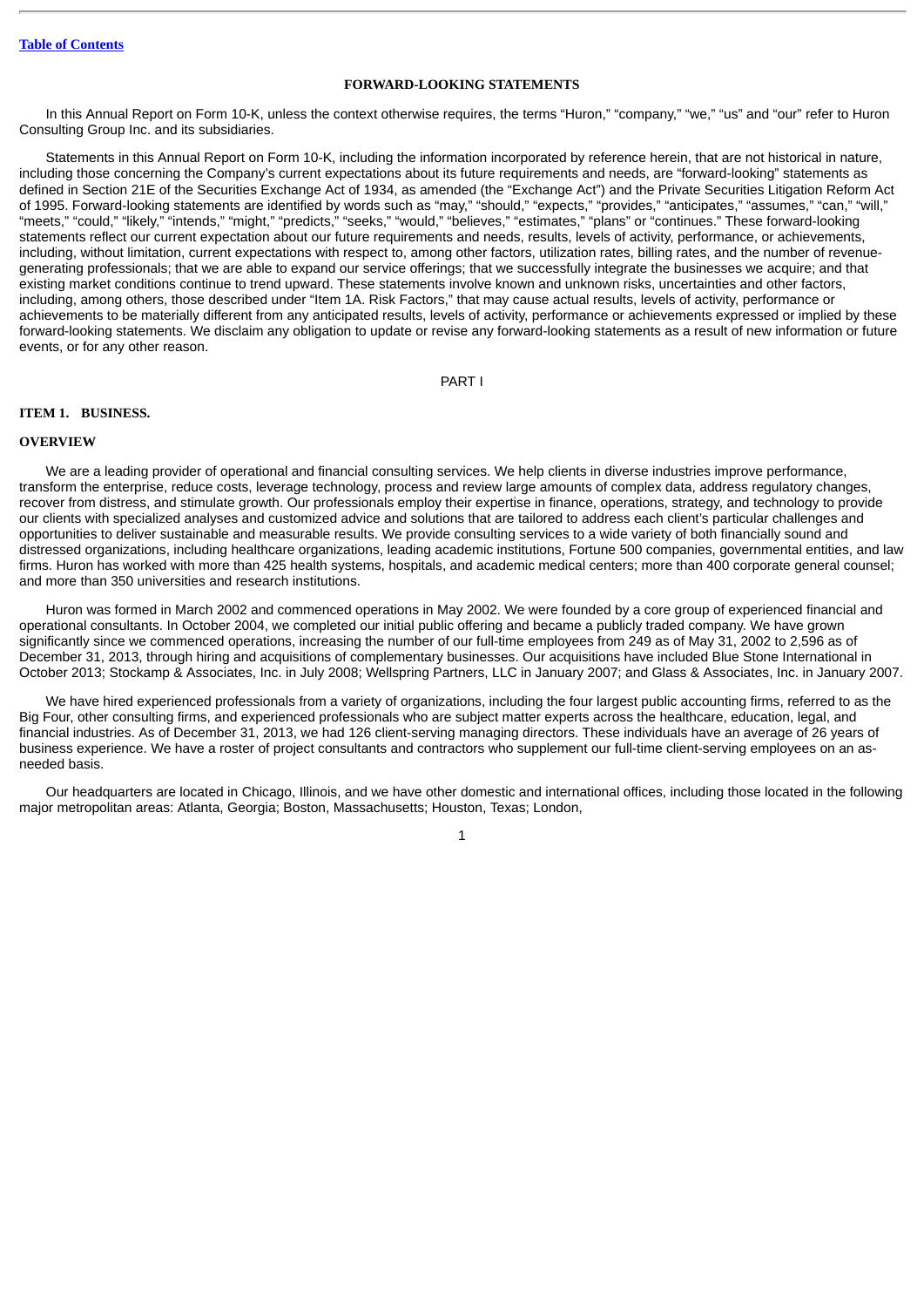## FORWARD-LOOKING STATEMENTS

In this Annual Report on Form 10-K, unless the context otherwise requires, the terms "Huron," "company," "we," "us" and "our" refer to Huron Consulting Group Inc. and its subsidiaries.

Statements in this Annual Report on Form 10-K, including the information incorporated by reference herein, that are not historical in nature, including those concerning the Company's current expectations about its future requirements and needs, are "forward-looking" statements as defined in Section 21E of the Securities Exchange Act of 1934, as amended (the "Exchange Act") and the Private Securities Litigation Reform Act of 1995. Forward-looking statements are identified by words such as "may," "should," "expects," "provides," "anticipates," "assumes," "can," "will," "meets," "could," "likely," "intends," "might," "predicts," "seeks," "would," "believes," "estimates," "plans" or "continues." These forward-looking statements reflect our current expectation about our future requirements and needs, results, levels of activity, performance, or achievements, including, without limitation, current expectations with respect to, among other factors, utilization rates, billing rates, and the number of revenue-generating professionals; that we are able to expand our service offerings; that we successfully integrate the businesses we acquire; and that existing market conditions continue to trend upward. These statements involve known and unknown risks, uncertainties and other factors, including, among others, those described under "Item 1A. Risk Factors," that may cause actual results, levels of activity, performance or achievements to be materially different from any anticipated results, levels of activity, performance or achievements expressed or implied by these forward-looking statements. We disclaim any obligation to update or revise any forward-looking statements as a result of new information or future events, or for any other reason.

# PART I

## ITEM 1. BUSINESS.

### OVERVIEW

We are a leading provider of operational and financial consulting services. We help clients in diverse industries improve performance, transform the enterprise, reduce costs, leverage technology, process and review large amounts of complex data, address regulatory changes, recover from distress, and stimulate growth. Our professionals employ their expertise in finance, operations, strategy, and technology to provide our clients with specialized analyses and customized advice and solutions that are tailored to address each client's particular challenges and opportunities to deliver sustainable and measurable results. We provide consulting services to a wide variety of both financially sound and distressed organizations, including healthcare organizations, leading academic institutions, Fortune 500 companies, governmental entities, and law firms. Huron has worked with more than 425 health systems, hospitals, and academic medical centers; more than 400 corporate general counsel; and more than 350 universities and research institutions.

Huron was formed in March 2002 and commenced operations in May 2002. We were founded by a core group of experienced financial and operational consultants. In October 2004, we completed our initial public offering and became a publicly traded company. We have grown significantly since we commenced operations, increasing the number of our full-time employees from 249 as of May 31, 2002 to 2,596 as of December 31, 2013, through hiring and acquisitions of complementary businesses. Our acquisitions have included Blue Stone International in October 2013; Stockamp & Associates, Inc. in July 2008; Wellspring Partners, LLC in January 2007; and Glass & Associates, Inc. in January 2007.

We have hired experienced professionals from a variety of organizations, including the four largest public accounting firms, referred to as the Big Four, other consulting firms, and experienced professionals who are subject matter experts across the healthcare, education, legal, and financial industries. As of December 31, 2013, we had 126 client-serving managing directors. These individuals have an average of 26 years of business experience. We have a roster of project consultants and contractors who supplement our full-time client-serving employees on an as-needed basis.

Our headquarters are located in Chicago, Illinois, and we have other domestic and international offices, including those located in the following major metropolitan areas: Atlanta, Georgia; Boston, Massachusetts; Houston, Texas; London,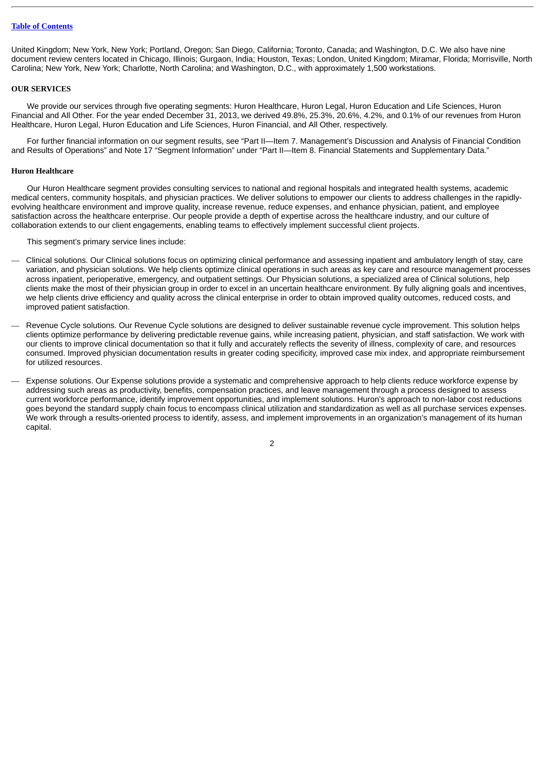United Kingdom; New York, New York; Portland, Oregon; San Diego, California; Toronto, Canada; and Washington, D.C. We also have nine document review centers located in Chicago, Illinois; Gurgaon, India; Houston, Texas; London, United Kingdom; Miramar, Florida; Morrisville, North Carolina; New York, New York; Charlotte, North Carolina; and Washington, D.C., with approximately 1,500 workstations.

## OUR SERVICES

We provide our services through five operating segments: Huron Healthcare, Huron Legal, Huron Education and Life Sciences, Huron Financial and All Other. For the year ended December 31, 2013, we derived 49.8%, 25.3%, 20.6%, 4.2%, and 0.1% of our revenues from Huron Healthcare, Huron Legal, Huron Education and Life Sciences, Huron Financial, and All Other, respectively.

For further financial information on our segment results, see "Part II—Item 7. Management's Discussion and Analysis of Financial Condition and Results of Operations" and Note 17 "Segment Information" under "Part II—Item 8. Financial Statements and Supplementary Data."

### Huron Healthcare

Our Huron Healthcare segment provides consulting services to national and regional hospitals and integrated health systems, academic medical centers, community hospitals, and physician practices. We deliver solutions to empower our clients to address challenges in the rapidly-evolving healthcare environment and improve quality, increase revenue, reduce expenses, and enhance physician, patient, and employee satisfaction across the healthcare enterprise. Our people provide a depth of expertise across the healthcare industry, and our culture of collaboration extends to our client engagements, enabling teams to effectively implement successful client projects.

This segment's primary service lines include:

— Clinical solutions. Our Clinical solutions focus on optimizing clinical performance and assessing inpatient and ambulatory length of stay, care variation, and physician solutions. We help clients optimize clinical operations in such areas as key care and resource management processes across inpatient, perioperative, emergency, and outpatient settings. Our Physician solutions, a specialized area of Clinical solutions, help clients make the most of their physician group in order to excel in an uncertain healthcare environment. By fully aligning goals and incentives, we help clients drive efficiency and quality across the clinical enterprise in order to obtain improved quality outcomes, reduced costs, and improved patient satisfaction.

— Revenue Cycle solutions. Our Revenue Cycle solutions are designed to deliver sustainable revenue cycle improvement. This solution helps clients optimize performance by delivering predictable revenue gains, while increasing patient, physician, and staff satisfaction. We work with our clients to improve clinical documentation so that it fully and accurately reflects the severity of illness, complexity of care, and resources consumed. Improved physician documentation results in greater coding specificity, improved case mix index, and appropriate reimbursement for utilized resources.

— Expense solutions. Our Expense solutions provide a systematic and comprehensive approach to help clients reduce workforce expense by addressing such areas as productivity, benefits, compensation practices, and leave management through a process designed to assess current workforce performance, identify improvement opportunities, and implement solutions. Huron's approach to non-labor cost reductions goes beyond the standard supply chain focus to encompass clinical utilization and standardization as well as all purchase services expenses. We work through a results-oriented process to identify, assess, and implement improvements in an organization's management of its human capital.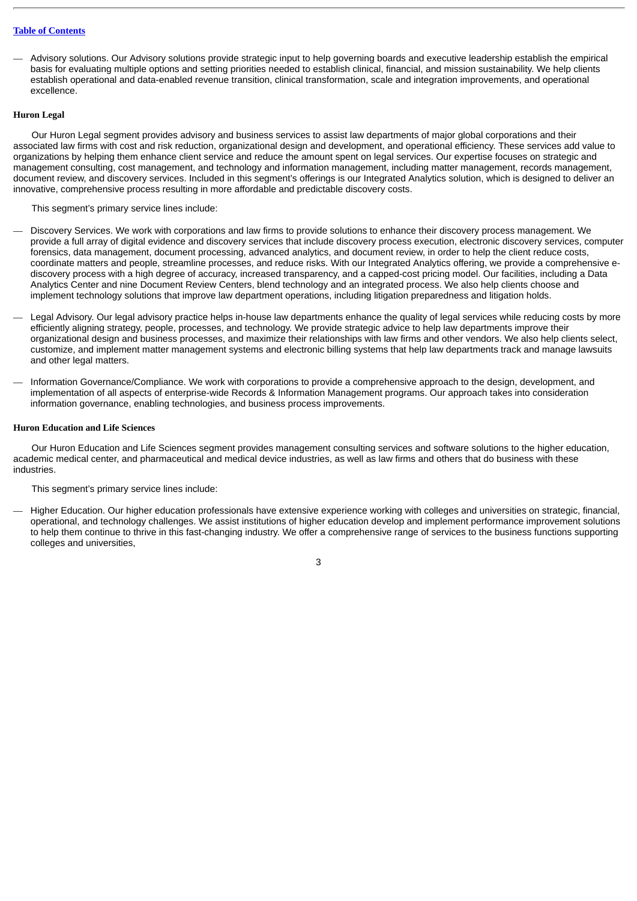— Advisory solutions. Our Advisory solutions provide strategic input to help governing boards and executive leadership establish the empirical basis for evaluating multiple options and setting priorities needed to establish clinical, financial, and mission sustainability. We help clients establish operational and data-enabled revenue transition, clinical transformation, scale and integration improvements, and operational excellence.

**Huron Legal**

Our Huron Legal segment provides advisory and business services to assist law departments of major global corporations and their associated law firms with cost and risk reduction, organizational design and development, and operational efficiency. These services add value to organizations by helping them enhance client service and reduce the amount spent on legal services. Our expertise focuses on strategic and management consulting, cost management, and technology and information management, including matter management, records management, document review, and discovery services. Included in this segment's offerings is our Integrated Analytics solution, which is designed to deliver an innovative, comprehensive process resulting in more affordable and predictable discovery costs.

This segment's primary service lines include:

— Discovery Services. We work with corporations and law firms to provide solutions to enhance their discovery process management. We provide a full array of digital evidence and discovery services that include discovery process execution, electronic discovery services, computer forensics, data management, document processing, advanced analytics, and document review, in order to help the client reduce costs, coordinate matters and people, streamline processes, and reduce risks. With our Integrated Analytics offering, we provide a comprehensive e-discovery process with a high degree of accuracy, increased transparency, and a capped-cost pricing model. Our facilities, including a Data Analytics Center and nine Document Review Centers, blend technology and an integrated process. We also help clients choose and implement technology solutions that improve law department operations, including litigation preparedness and litigation holds.

— Legal Advisory. Our legal advisory practice helps in-house law departments enhance the quality of legal services while reducing costs by more efficiently aligning strategy, people, processes, and technology. We provide strategic advice to help law departments improve their organizational design and business processes, and maximize their relationships with law firms and other vendors. We also help clients select, customize, and implement matter management systems and electronic billing systems that help law departments track and manage lawsuits and other legal matters.

— Information Governance/Compliance. We work with corporations to provide a comprehensive approach to the design, development, and implementation of all aspects of enterprise-wide Records & Information Management programs. Our approach takes into consideration information governance, enabling technologies, and business process improvements.

**Huron Education and Life Sciences**

Our Huron Education and Life Sciences segment provides management consulting services and software solutions to the higher education, academic medical center, and pharmaceutical and medical device industries, as well as law firms and others that do business with these industries.

This segment's primary service lines include:

— Higher Education. Our higher education professionals have extensive experience working with colleges and universities on strategic, financial, operational, and technology challenges. We assist institutions of higher education develop and implement performance improvement solutions to help them continue to thrive in this fast-changing industry. We offer a comprehensive range of services to the business functions supporting colleges and universities,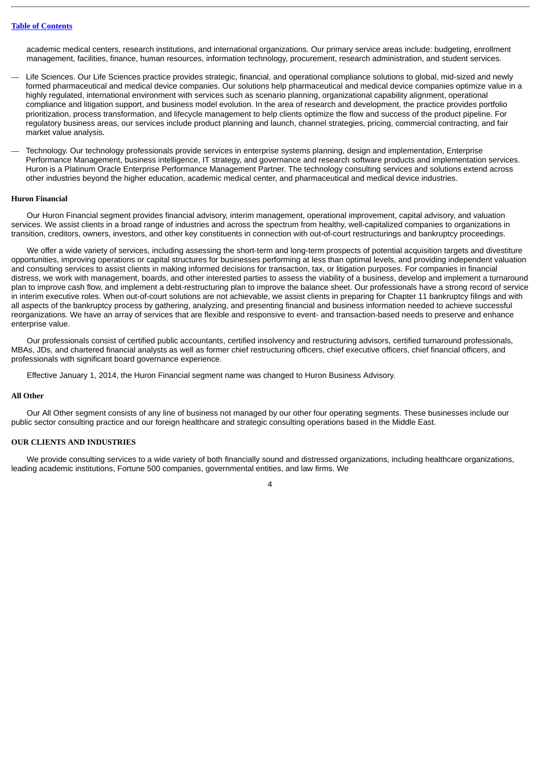academic medical centers, research institutions, and international organizations. Our primary service areas include: budgeting, enrollment management, facilities, finance, human resources, information technology, procurement, research administration, and student services.

- Life Sciences. Our Life Sciences practice provides strategic, financial, and operational compliance solutions to global, mid-sized and newly formed pharmaceutical and medical device companies. Our solutions help pharmaceutical and medical device companies optimize value in a highly regulated, international environment with services such as scenario planning, organizational capability alignment, operational compliance and litigation support, and business model evolution. In the area of research and development, the practice provides portfolio prioritization, process transformation, and lifecycle management to help clients optimize the flow and success of the product pipeline. For regulatory business areas, our services include product planning and launch, channel strategies, pricing, commercial contracting, and fair market value analysis.
- Technology. Our technology professionals provide services in enterprise systems planning, design and implementation, Enterprise Performance Management, business intelligence, IT strategy, and governance and research software products and implementation services. Huron is a Platinum Oracle Enterprise Performance Management Partner. The technology consulting services and solutions extend across other industries beyond the higher education, academic medical center, and pharmaceutical and medical device industries.

**Huron Financial**

Our Huron Financial segment provides financial advisory, interim management, operational improvement, capital advisory, and valuation services. We assist clients in a broad range of industries and across the spectrum from healthy, well-capitalized companies to organizations in transition, creditors, owners, investors, and other key constituents in connection with out-of-court restructurings and bankruptcy proceedings.

We offer a wide variety of services, including assessing the short-term and long-term prospects of potential acquisition targets and divestiture opportunities, improving operations or capital structures for businesses performing at less than optimal levels, and providing independent valuation and consulting services to assist clients in making informed decisions for transaction, tax, or litigation purposes. For companies in financial distress, we work with management, boards, and other interested parties to assess the viability of a business, develop and implement a turnaround plan to improve cash flow, and implement a debt-restructuring plan to improve the balance sheet. Our professionals have a strong record of service in interim executive roles. When out-of-court solutions are not achievable, we assist clients in preparing for Chapter 11 bankruptcy filings and with all aspects of the bankruptcy process by gathering, analyzing, and presenting financial and business information needed to achieve successful reorganizations. We have an array of services that are flexible and responsive to event- and transaction-based needs to preserve and enhance enterprise value.

Our professionals consist of certified public accountants, certified insolvency and restructuring advisors, certified turnaround professionals, MBAs, JDs, and chartered financial analysts as well as former chief restructuring officers, chief executive officers, chief financial officers, and professionals with significant board governance experience.

Effective January 1, 2014, the Huron Financial segment name was changed to Huron Business Advisory.

**All Other**

Our All Other segment consists of any line of business not managed by our other four operating segments. These businesses include our public sector consulting practice and our foreign healthcare and strategic consulting operations based in the Middle East.

**OUR CLIENTS AND INDUSTRIES**

We provide consulting services to a wide variety of both financially sound and distressed organizations, including healthcare organizations, leading academic institutions, Fortune 500 companies, governmental entities, and law firms. We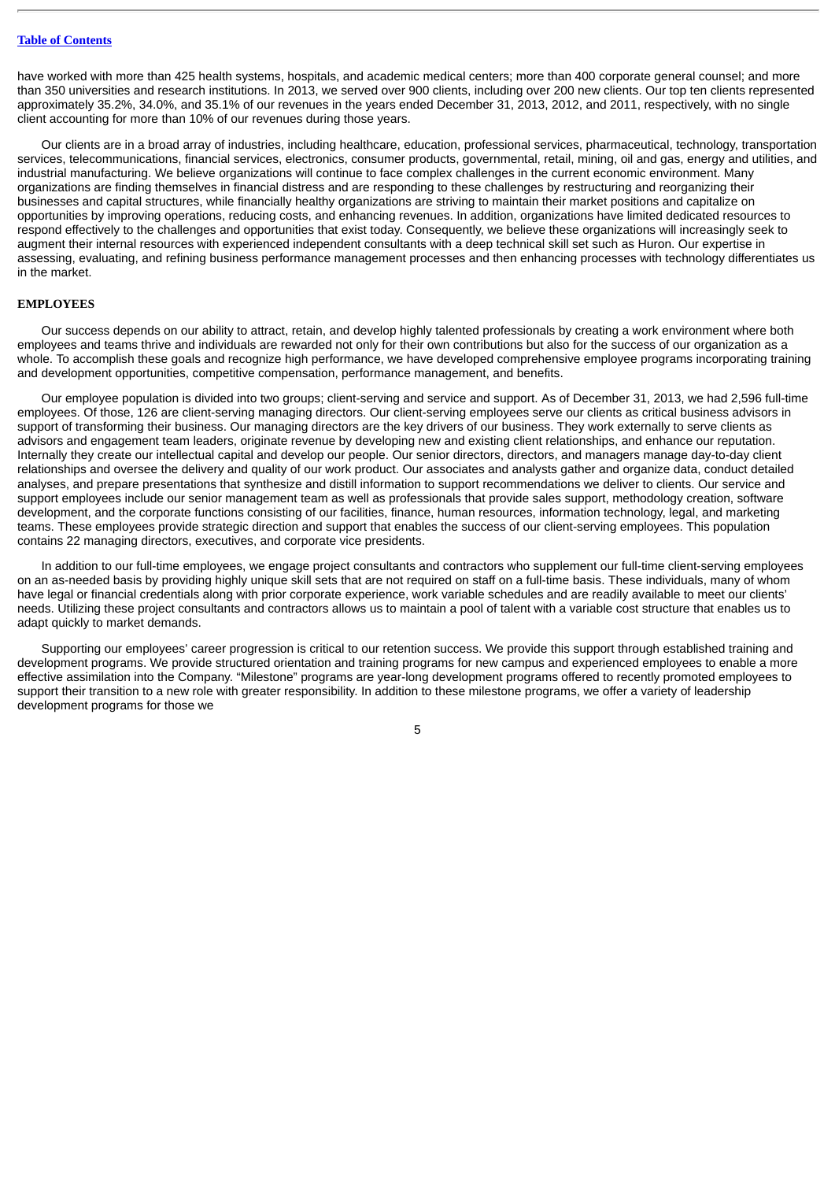have worked with more than 425 health systems, hospitals, and academic medical centers; more than 400 corporate general counsel; and more than 350 universities and research institutions. In 2013, we served over 900 clients, including over 200 new clients. Our top ten clients represented approximately 35.2%, 34.0%, and 35.1% of our revenues in the years ended December 31, 2013, 2012, and 2011, respectively, with no single client accounting for more than 10% of our revenues during those years.

Our clients are in a broad array of industries, including healthcare, education, professional services, pharmaceutical, technology, transportation services, telecommunications, financial services, electronics, consumer products, governmental, retail, mining, oil and gas, energy and utilities, and industrial manufacturing. We believe organizations will continue to face complex challenges in the current economic environment. Many organizations are finding themselves in financial distress and are responding to these challenges by restructuring and reorganizing their businesses and capital structures, while financially healthy organizations are striving to maintain their market positions and capitalize on opportunities by improving operations, reducing costs, and enhancing revenues. In addition, organizations have limited dedicated resources to respond effectively to the challenges and opportunities that exist today. Consequently, we believe these organizations will increasingly seek to augment their internal resources with experienced independent consultants with a deep technical skill set such as Huron. Our expertise in assessing, evaluating, and refining business performance management processes and then enhancing processes with technology differentiates us in the market.

## EMPLOYEES

Our success depends on our ability to attract, retain, and develop highly talented professionals by creating a work environment where both employees and teams thrive and individuals are rewarded not only for their own contributions but also for the success of our organization as a whole. To accomplish these goals and recognize high performance, we have developed comprehensive employee programs incorporating training and development opportunities, competitive compensation, performance management, and benefits.

Our employee population is divided into two groups; client-serving and service and support. As of December 31, 2013, we had 2,596 full-time employees. Of those, 126 are client-serving managing directors. Our client-serving employees serve our clients as critical business advisors in support of transforming their business. Our managing directors are the key drivers of our business. They work externally to serve clients as advisors and engagement team leaders, originate revenue by developing new and existing client relationships, and enhance our reputation. Internally they create our intellectual capital and develop our people. Our senior directors, directors, and managers manage day-to-day client relationships and oversee the delivery and quality of our work product. Our associates and analysts gather and organize data, conduct detailed analyses, and prepare presentations that synthesize and distill information to support recommendations we deliver to clients. Our service and support employees include our senior management team as well as professionals that provide sales support, methodology creation, software development, and the corporate functions consisting of our facilities, finance, human resources, information technology, legal, and marketing teams. These employees provide strategic direction and support that enables the success of our client-serving employees. This population contains 22 managing directors, executives, and corporate vice presidents.

In addition to our full-time employees, we engage project consultants and contractors who supplement our full-time client-serving employees on an as-needed basis by providing highly unique skill sets that are not required on staff on a full-time basis. These individuals, many of whom have legal or financial credentials along with prior corporate experience, work variable schedules and are readily available to meet our clients' needs. Utilizing these project consultants and contractors allows us to maintain a pool of talent with a variable cost structure that enables us to adapt quickly to market demands.

Supporting our employees' career progression is critical to our retention success. We provide this support through established training and development programs. We provide structured orientation and training programs for new campus and experienced employees to enable a more effective assimilation into the Company. "Milestone" programs are year-long development programs offered to recently promoted employees to support their transition to a new role with greater responsibility. In addition to these milestone programs, we offer a variety of leadership development programs for those we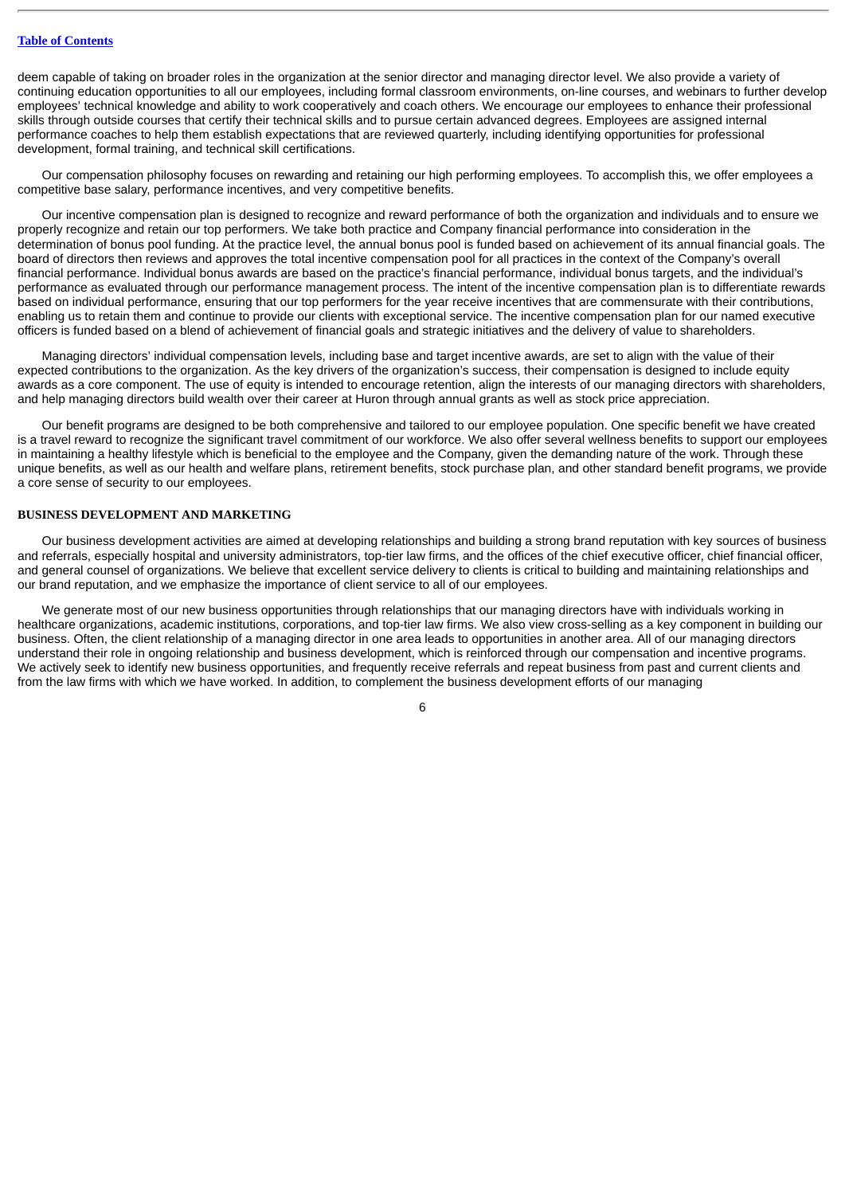deem capable of taking on broader roles in the organization at the senior director and managing director level. We also provide a variety of continuing education opportunities to all our employees, including formal classroom environments, on-line courses, and webinars to further develop employees' technical knowledge and ability to work cooperatively and coach others. We encourage our employees to enhance their professional skills through outside courses that certify their technical skills and to pursue certain advanced degrees. Employees are assigned internal performance coaches to help them establish expectations that are reviewed quarterly, including identifying opportunities for professional development, formal training, and technical skill certifications.

Our compensation philosophy focuses on rewarding and retaining our high performing employees. To accomplish this, we offer employees a competitive base salary, performance incentives, and very competitive benefits.

Our incentive compensation plan is designed to recognize and reward performance of both the organization and individuals and to ensure we properly recognize and retain our top performers. We take both practice and Company financial performance into consideration in the determination of bonus pool funding. At the practice level, the annual bonus pool is funded based on achievement of its annual financial goals. The board of directors then reviews and approves the total incentive compensation pool for all practices in the context of the Company's overall financial performance. Individual bonus awards are based on the practice's financial performance, individual bonus targets, and the individual's performance as evaluated through our performance management process. The intent of the incentive compensation plan is to differentiate rewards based on individual performance, ensuring that our top performers for the year receive incentives that are commensurate with their contributions, enabling us to retain them and continue to provide our clients with exceptional service. The incentive compensation plan for our named executive officers is funded based on a blend of achievement of financial goals and strategic initiatives and the delivery of value to shareholders.

Managing directors' individual compensation levels, including base and target incentive awards, are set to align with the value of their expected contributions to the organization. As the key drivers of the organization's success, their compensation is designed to include equity awards as a core component. The use of equity is intended to encourage retention, align the interests of our managing directors with shareholders, and help managing directors build wealth over their career at Huron through annual grants as well as stock price appreciation.

Our benefit programs are designed to be both comprehensive and tailored to our employee population. One specific benefit we have created is a travel reward to recognize the significant travel commitment of our workforce. We also offer several wellness benefits to support our employees in maintaining a healthy lifestyle which is beneficial to the employee and the Company, given the demanding nature of the work. Through these unique benefits, as well as our health and welfare plans, retirement benefits, stock purchase plan, and other standard benefit programs, we provide a core sense of security to our employees.

## BUSINESS DEVELOPMENT AND MARKETING

Our business development activities are aimed at developing relationships and building a strong brand reputation with key sources of business and referrals, especially hospital and university administrators, top-tier law firms, and the offices of the chief executive officer, chief financial officer, and general counsel of organizations. We believe that excellent service delivery to clients is critical to building and maintaining relationships and our brand reputation, and we emphasize the importance of client service to all of our employees.

We generate most of our new business opportunities through relationships that our managing directors have with individuals working in healthcare organizations, academic institutions, corporations, and top-tier law firms. We also view cross-selling as a key component in building our business. Often, the client relationship of a managing director in one area leads to opportunities in another area. All of our managing directors understand their role in ongoing relationship and business development, which is reinforced through our compensation and incentive programs. We actively seek to identify new business opportunities, and frequently receive referrals and repeat business from past and current clients and from the law firms with which we have worked. In addition, to complement the business development efforts of our managing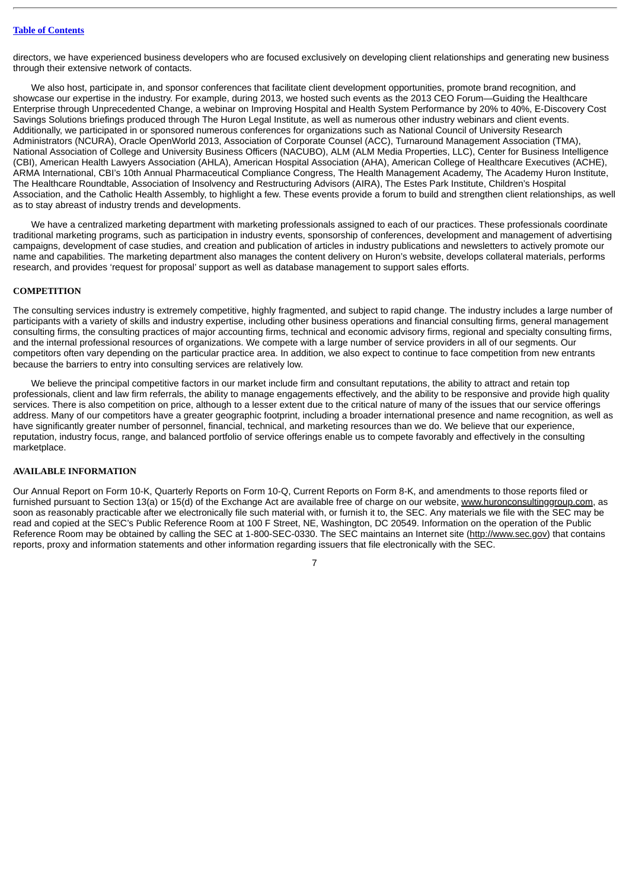directors, we have experienced business developers who are focused exclusively on developing client relationships and generating new business through their extensive network of contacts.

We also host, participate in, and sponsor conferences that facilitate client development opportunities, promote brand recognition, and showcase our expertise in the industry. For example, during 2013, we hosted such events as the 2013 CEO Forum—Guiding the Healthcare Enterprise through Unprecedented Change, a webinar on Improving Hospital and Health System Performance by 20% to 40%, E-Discovery Cost Savings Solutions briefings produced through The Huron Legal Institute, as well as numerous other industry webinars and client events. Additionally, we participated in or sponsored numerous conferences for organizations such as National Council of University Research Administrators (NCURA), Oracle OpenWorld 2013, Association of Corporate Counsel (ACC), Turnaround Management Association (TMA), National Association of College and University Business Officers (NACUBO), ALM (ALM Media Properties, LLC), Center for Business Intelligence (CBI), American Health Lawyers Association (AHLA), American Hospital Association (AHA), American College of Healthcare Executives (ACHE), ARMA International, CBI's 10th Annual Pharmaceutical Compliance Congress, The Health Management Academy, The Academy Huron Institute, The Healthcare Roundtable, Association of Insolvency and Restructuring Advisors (AIRA), The Estes Park Institute, Children's Hospital Association, and the Catholic Health Assembly, to highlight a few. These events provide a forum to build and strengthen client relationships, as well as to stay abreast of industry trends and developments.

We have a centralized marketing department with marketing professionals assigned to each of our practices. These professionals coordinate traditional marketing programs, such as participation in industry events, sponsorship of conferences, development and management of advertising campaigns, development of case studies, and creation and publication of articles in industry publications and newsletters to actively promote our name and capabilities. The marketing department also manages the content delivery on Huron's website, develops collateral materials, performs research, and provides 'request for proposal' support as well as database management to support sales efforts.

## COMPETITION

The consulting services industry is extremely competitive, highly fragmented, and subject to rapid change. The industry includes a large number of participants with a variety of skills and industry expertise, including other business operations and financial consulting firms, general management consulting firms, the consulting practices of major accounting firms, technical and economic advisory firms, regional and specialty consulting firms, and the internal professional resources of organizations. We compete with a large number of service providers in all of our segments. Our competitors often vary depending on the particular practice area. In addition, we also expect to continue to face competition from new entrants because the barriers to entry into consulting services are relatively low.

We believe the principal competitive factors in our market include firm and consultant reputations, the ability to attract and retain top professionals, client and law firm referrals, the ability to manage engagements effectively, and the ability to be responsive and provide high quality services. There is also competition on price, although to a lesser extent due to the critical nature of many of the issues that our service offerings address. Many of our competitors have a greater geographic footprint, including a broader international presence and name recognition, as well as have significantly greater number of personnel, financial, technical, and marketing resources than we do. We believe that our experience, reputation, industry focus, range, and balanced portfolio of service offerings enable us to compete favorably and effectively in the consulting marketplace.

## AVAILABLE INFORMATION

Our Annual Report on Form 10-K, Quarterly Reports on Form 10-Q, Current Reports on Form 8-K, and amendments to those reports filed or furnished pursuant to Section 13(a) or 15(d) of the Exchange Act are available free of charge on our website, www.huronconsultinggroup.com, as soon as reasonably practicable after we electronically file such material with, or furnish it to, the SEC. Any materials we file with the SEC may be read and copied at the SEC's Public Reference Room at 100 F Street, NE, Washington, DC 20549. Information on the operation of the Public Reference Room may be obtained by calling the SEC at 1-800-SEC-0330. The SEC maintains an Internet site (http://www.sec.gov) that contains reports, proxy and information statements and other information regarding issuers that file electronically with the SEC.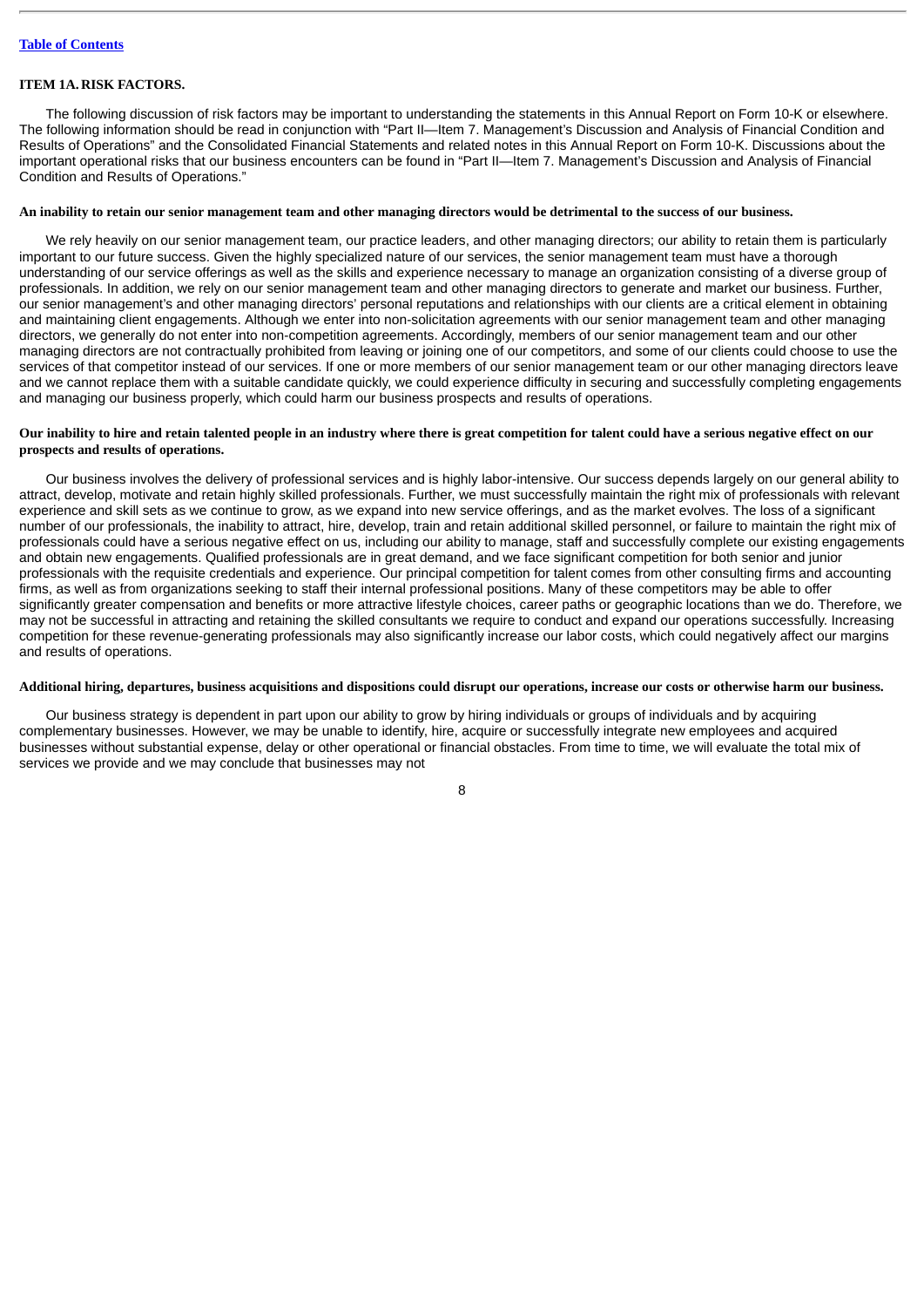## ITEM 1A. RISK FACTORS.

The following discussion of risk factors may be important to understanding the statements in this Annual Report on Form 10-K or elsewhere. The following information should be read in conjunction with "Part II—Item 7. Management's Discussion and Analysis of Financial Condition and Results of Operations" and the Consolidated Financial Statements and related notes in this Annual Report on Form 10-K. Discussions about the important operational risks that our business encounters can be found in "Part II—Item 7. Management's Discussion and Analysis of Financial Condition and Results of Operations."

**An inability to retain our senior management team and other managing directors would be detrimental to the success of our business.**

We rely heavily on our senior management team, our practice leaders, and other managing directors; our ability to retain them is particularly important to our future success. Given the highly specialized nature of our services, the senior management team must have a thorough understanding of our service offerings as well as the skills and experience necessary to manage an organization consisting of a diverse group of professionals. In addition, we rely on our senior management team and other managing directors to generate and market our business. Further, our senior management's and other managing directors' personal reputations and relationships with our clients are a critical element in obtaining and maintaining client engagements. Although we enter into non-solicitation agreements with our senior management team and other managing directors, we generally do not enter into non-competition agreements. Accordingly, members of our senior management team and our other managing directors are not contractually prohibited from leaving or joining one of our competitors, and some of our clients could choose to use the services of that competitor instead of our services. If one or more members of our senior management team or our other managing directors leave and we cannot replace them with a suitable candidate quickly, we could experience difficulty in securing and successfully completing engagements and managing our business properly, which could harm our business prospects and results of operations.

**Our inability to hire and retain talented people in an industry where there is great competition for talent could have a serious negative effect on our prospects and results of operations.**

Our business involves the delivery of professional services and is highly labor-intensive. Our success depends largely on our general ability to attract, develop, motivate and retain highly skilled professionals. Further, we must successfully maintain the right mix of professionals with relevant experience and skill sets as we continue to grow, as we expand into new service offerings, and as the market evolves. The loss of a significant number of our professionals, the inability to attract, hire, develop, train and retain additional skilled personnel, or failure to maintain the right mix of professionals could have a serious negative effect on us, including our ability to manage, staff and successfully complete our existing engagements and obtain new engagements. Qualified professionals are in great demand, and we face significant competition for both senior and junior professionals with the requisite credentials and experience. Our principal competition for talent comes from other consulting firms and accounting firms, as well as from organizations seeking to staff their internal professional positions. Many of these competitors may be able to offer significantly greater compensation and benefits or more attractive lifestyle choices, career paths or geographic locations than we do. Therefore, we may not be successful in attracting and retaining the skilled consultants we require to conduct and expand our operations successfully. Increasing competition for these revenue-generating professionals may also significantly increase our labor costs, which could negatively affect our margins and results of operations.

**Additional hiring, departures, business acquisitions and dispositions could disrupt our operations, increase our costs or otherwise harm our business.**

Our business strategy is dependent in part upon our ability to grow by hiring individuals or groups of individuals and by acquiring complementary businesses. However, we may be unable to identify, hire, acquire or successfully integrate new employees and acquired businesses without substantial expense, delay or other operational or financial obstacles. From time to time, we will evaluate the total mix of services we provide and we may conclude that businesses may not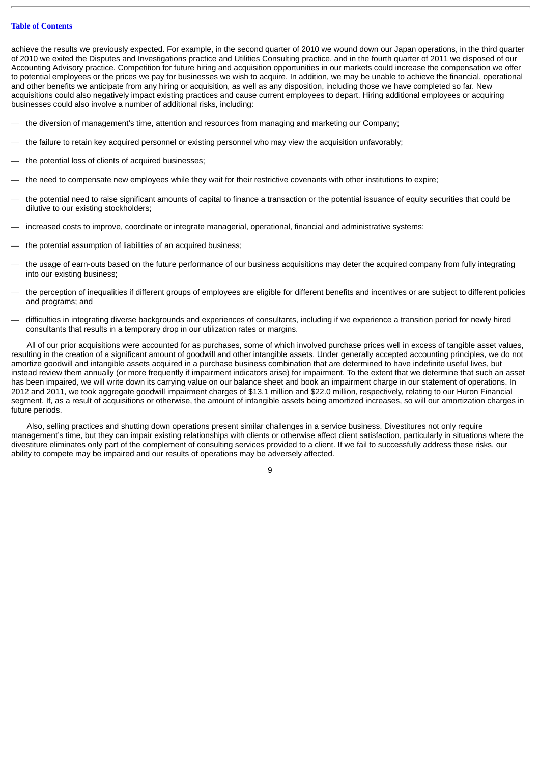achieve the results we previously expected. For example, in the second quarter of 2010 we wound down our Japan operations, in the third quarter of 2010 we exited the Disputes and Investigations practice and Utilities Consulting practice, and in the fourth quarter of 2011 we disposed of our Accounting Advisory practice. Competition for future hiring and acquisition opportunities in our markets could increase the compensation we offer to potential employees or the prices we pay for businesses we wish to acquire. In addition, we may be unable to achieve the financial, operational and other benefits we anticipate from any hiring or acquisition, as well as any disposition, including those we have completed so far. New acquisitions could also negatively impact existing practices and cause current employees to depart. Hiring additional employees or acquiring businesses could also involve a number of additional risks, including:

- the diversion of management's time, attention and resources from managing and marketing our Company;
- the failure to retain key acquired personnel or existing personnel who may view the acquisition unfavorably;
- the potential loss of clients of acquired businesses;
- the need to compensate new employees while they wait for their restrictive covenants with other institutions to expire;
- the potential need to raise significant amounts of capital to finance a transaction or the potential issuance of equity securities that could be dilutive to our existing stockholders;
- increased costs to improve, coordinate or integrate managerial, operational, financial and administrative systems;
- the potential assumption of liabilities of an acquired business;
- the usage of earn-outs based on the future performance of our business acquisitions may deter the acquired company from fully integrating into our existing business;
- the perception of inequalities if different groups of employees are eligible for different benefits and incentives or are subject to different policies and programs; and
- difficulties in integrating diverse backgrounds and experiences of consultants, including if we experience a transition period for newly hired consultants that results in a temporary drop in our utilization rates or margins.

All of our prior acquisitions were accounted for as purchases, some of which involved purchase prices well in excess of tangible asset values, resulting in the creation of a significant amount of goodwill and other intangible assets. Under generally accepted accounting principles, we do not amortize goodwill and intangible assets acquired in a purchase business combination that are determined to have indefinite useful lives, but instead review them annually (or more frequently if impairment indicators arise) for impairment. To the extent that we determine that such an asset has been impaired, we will write down its carrying value on our balance sheet and book an impairment charge in our statement of operations. In 2012 and 2011, we took aggregate goodwill impairment charges of $13.1 million and $22.0 million, respectively, relating to our Huron Financial segment. If, as a result of acquisitions or otherwise, the amount of intangible assets being amortized increases, so will our amortization charges in future periods.

Also, selling practices and shutting down operations present similar challenges in a service business. Divestitures not only require management's time, but they can impair existing relationships with clients or otherwise affect client satisfaction, particularly in situations where the divestiture eliminates only part of the complement of consulting services provided to a client. If we fail to successfully address these risks, our ability to compete may be impaired and our results of operations may be adversely affected.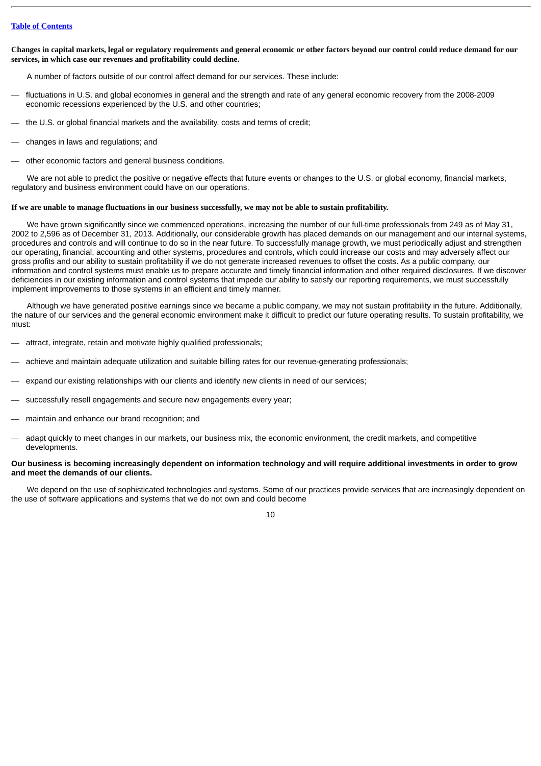**Changes in capital markets, legal or regulatory requirements and general economic or other factors beyond our control could reduce demand for our services, in which case our revenues and profitability could decline.**

A number of factors outside of our control affect demand for our services. These include:

- fluctuations in U.S. and global economies in general and the strength and rate of any general economic recovery from the 2008-2009 economic recessions experienced by the U.S. and other countries;
- the U.S. or global financial markets and the availability, costs and terms of credit;
- changes in laws and regulations; and
- other economic factors and general business conditions.

We are not able to predict the positive or negative effects that future events or changes to the U.S. or global economy, financial markets, regulatory and business environment could have on our operations.

**If we are unable to manage fluctuations in our business successfully, we may not be able to sustain profitability.**

We have grown significantly since we commenced operations, increasing the number of our full-time professionals from 249 as of May 31, 2002 to 2,596 as of December 31, 2013. Additionally, our considerable growth has placed demands on our management and our internal systems, procedures and controls and will continue to do so in the near future. To successfully manage growth, we must periodically adjust and strengthen our operating, financial, accounting and other systems, procedures and controls, which could increase our costs and may adversely affect our gross profits and our ability to sustain profitability if we do not generate increased revenues to offset the costs. As a public company, our information and control systems must enable us to prepare accurate and timely financial information and other required disclosures. If we discover deficiencies in our existing information and control systems that impede our ability to satisfy our reporting requirements, we must successfully implement improvements to those systems in an efficient and timely manner.

Although we have generated positive earnings since we became a public company, we may not sustain profitability in the future. Additionally, the nature of our services and the general economic environment make it difficult to predict our future operating results. To sustain profitability, we must:

- attract, integrate, retain and motivate highly qualified professionals;
- achieve and maintain adequate utilization and suitable billing rates for our revenue-generating professionals;
- expand our existing relationships with our clients and identify new clients in need of our services;
- successfully resell engagements and secure new engagements every year;
- maintain and enhance our brand recognition; and
- adapt quickly to meet changes in our markets, our business mix, the economic environment, the credit markets, and competitive developments.

**Our business is becoming increasingly dependent on information technology and will require additional investments in order to grow and meet the demands of our clients.**

We depend on the use of sophisticated technologies and systems. Some of our practices provide services that are increasingly dependent on the use of software applications and systems that we do not own and could become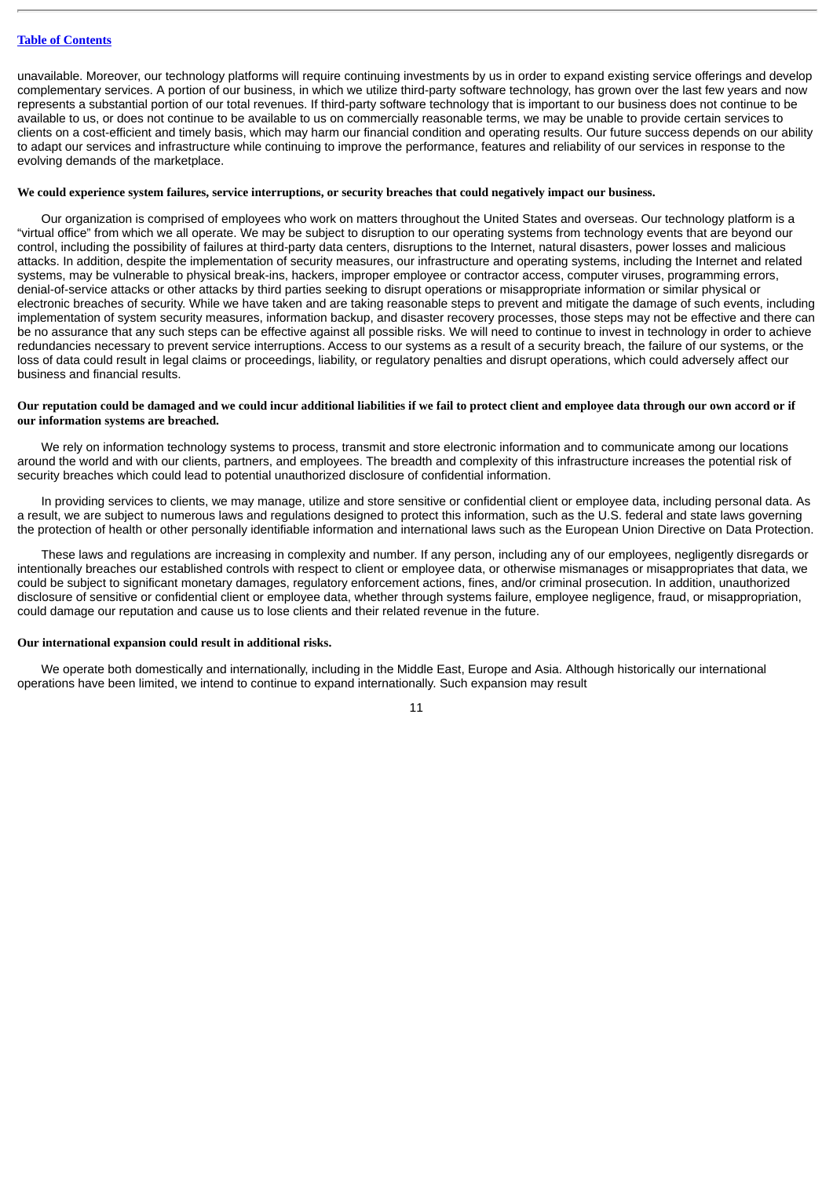unavailable. Moreover, our technology platforms will require continuing investments by us in order to expand existing service offerings and develop complementary services. A portion of our business, in which we utilize third-party software technology, has grown over the last few years and now represents a substantial portion of our total revenues. If third-party software technology that is important to our business does not continue to be available to us, or does not continue to be available to us on commercially reasonable terms, we may be unable to provide certain services to clients on a cost-efficient and timely basis, which may harm our financial condition and operating results. Our future success depends on our ability to adapt our services and infrastructure while continuing to improve the performance, features and reliability of our services in response to the evolving demands of the marketplace.

**We could experience system failures, service interruptions, or security breaches that could negatively impact our business.**

Our organization is comprised of employees who work on matters throughout the United States and overseas. Our technology platform is a "virtual office" from which we all operate. We may be subject to disruption to our operating systems from technology events that are beyond our control, including the possibility of failures at third-party data centers, disruptions to the Internet, natural disasters, power losses and malicious attacks. In addition, despite the implementation of security measures, our infrastructure and operating systems, including the Internet and related systems, may be vulnerable to physical break-ins, hackers, improper employee or contractor access, computer viruses, programming errors, denial-of-service attacks or other attacks by third parties seeking to disrupt operations or misappropriate information or similar physical or electronic breaches of security. While we have taken and are taking reasonable steps to prevent and mitigate the damage of such events, including implementation of system security measures, information backup, and disaster recovery processes, those steps may not be effective and there can be no assurance that any such steps can be effective against all possible risks. We will need to continue to invest in technology in order to achieve redundancies necessary to prevent service interruptions. Access to our systems as a result of a security breach, the failure of our systems, or the loss of data could result in legal claims or proceedings, liability, or regulatory penalties and disrupt operations, which could adversely affect our business and financial results.

**Our reputation could be damaged and we could incur additional liabilities if we fail to protect client and employee data through our own accord or if our information systems are breached.**

We rely on information technology systems to process, transmit and store electronic information and to communicate among our locations around the world and with our clients, partners, and employees. The breadth and complexity of this infrastructure increases the potential risk of security breaches which could lead to potential unauthorized disclosure of confidential information.

In providing services to clients, we may manage, utilize and store sensitive or confidential client or employee data, including personal data. As a result, we are subject to numerous laws and regulations designed to protect this information, such as the U.S. federal and state laws governing the protection of health or other personally identifiable information and international laws such as the European Union Directive on Data Protection.

These laws and regulations are increasing in complexity and number. If any person, including any of our employees, negligently disregards or intentionally breaches our established controls with respect to client or employee data, or otherwise mismanages or misappropriates that data, we could be subject to significant monetary damages, regulatory enforcement actions, fines, and/or criminal prosecution. In addition, unauthorized disclosure of sensitive or confidential client or employee data, whether through systems failure, employee negligence, fraud, or misappropriation, could damage our reputation and cause us to lose clients and their related revenue in the future.

**Our international expansion could result in additional risks.**

We operate both domestically and internationally, including in the Middle East, Europe and Asia. Although historically our international operations have been limited, we intend to continue to expand internationally. Such expansion may result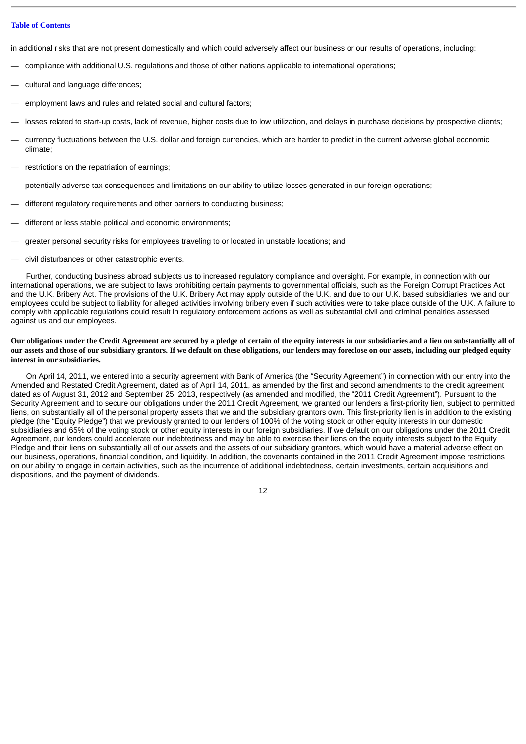in additional risks that are not present domestically and which could adversely affect our business or our results of operations, including:

- compliance with additional U.S. regulations and those of other nations applicable to international operations;
- cultural and language differences;
- employment laws and rules and related social and cultural factors;
- losses related to start-up costs, lack of revenue, higher costs due to low utilization, and delays in purchase decisions by prospective clients;
- currency fluctuations between the U.S. dollar and foreign currencies, which are harder to predict in the current adverse global economic climate;
- restrictions on the repatriation of earnings;
- potentially adverse tax consequences and limitations on our ability to utilize losses generated in our foreign operations;
- different regulatory requirements and other barriers to conducting business;
- different or less stable political and economic environments;
- greater personal security risks for employees traveling to or located in unstable locations; and
- civil disturbances or other catastrophic events.

Further, conducting business abroad subjects us to increased regulatory compliance and oversight. For example, in connection with our international operations, we are subject to laws prohibiting certain payments to governmental officials, such as the Foreign Corrupt Practices Act and the U.K. Bribery Act. The provisions of the U.K. Bribery Act may apply outside of the U.K. and due to our U.K. based subsidiaries, we and our employees could be subject to liability for alleged activities involving bribery even if such activities were to take place outside of the U.K. A failure to comply with applicable regulations could result in regulatory enforcement actions as well as substantial civil and criminal penalties assessed against us and our employees.

**Our obligations under the Credit Agreement are secured by a pledge of certain of the equity interests in our subsidiaries and a lien on substantially all of our assets and those of our subsidiary grantors. If we default on these obligations, our lenders may foreclose on our assets, including our pledged equity interest in our subsidiaries.**

On April 14, 2011, we entered into a security agreement with Bank of America (the "Security Agreement") in connection with our entry into the Amended and Restated Credit Agreement, dated as of April 14, 2011, as amended by the first and second amendments to the credit agreement dated as of August 31, 2012 and September 25, 2013, respectively (as amended and modified, the "2011 Credit Agreement"). Pursuant to the Security Agreement and to secure our obligations under the 2011 Credit Agreement, we granted our lenders a first-priority lien, subject to permitted liens, on substantially all of the personal property assets that we and the subsidiary grantors own. This first-priority lien is in addition to the existing pledge (the "Equity Pledge") that we previously granted to our lenders of 100% of the voting stock or other equity interests in our domestic subsidiaries and 65% of the voting stock or other equity interests in our foreign subsidiaries. If we default on our obligations under the 2011 Credit Agreement, our lenders could accelerate our indebtedness and may be able to exercise their liens on the equity interests subject to the Equity Pledge and their liens on substantially all of our assets and the assets of our subsidiary grantors, which would have a material adverse effect on our business, operations, financial condition, and liquidity. In addition, the covenants contained in the 2011 Credit Agreement impose restrictions on our ability to engage in certain activities, such as the incurrence of additional indebtedness, certain investments, certain acquisitions and dispositions, and the payment of dividends.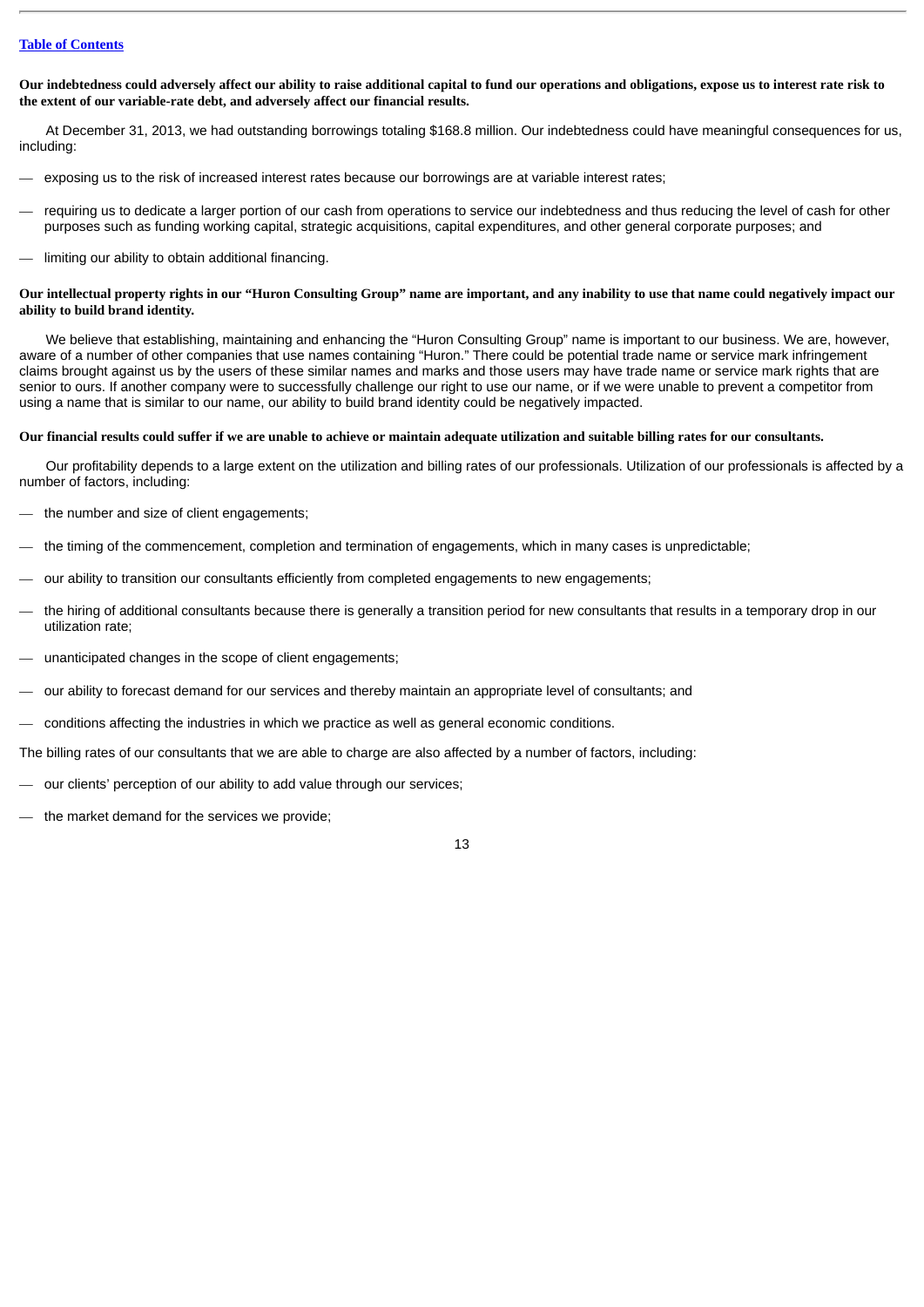**Our indebtedness could adversely affect our ability to raise additional capital to fund our operations and obligations, expose us to interest rate risk to the extent of our variable-rate debt, and adversely affect our financial results.**

At December 31, 2013, we had outstanding borrowings totaling $168.8 million. Our indebtedness could have meaningful consequences for us, including:

- exposing us to the risk of increased interest rates because our borrowings are at variable interest rates;
- requiring us to dedicate a larger portion of our cash from operations to service our indebtedness and thus reducing the level of cash for other purposes such as funding working capital, strategic acquisitions, capital expenditures, and other general corporate purposes; and
- limiting our ability to obtain additional financing.

**Our intellectual property rights in our "Huron Consulting Group" name are important, and any inability to use that name could negatively impact our ability to build brand identity.**

We believe that establishing, maintaining and enhancing the "Huron Consulting Group" name is important to our business. We are, however, aware of a number of other companies that use names containing "Huron." There could be potential trade name or service mark infringement claims brought against us by the users of these similar names and marks and those users may have trade name or service mark rights that are senior to ours. If another company were to successfully challenge our right to use our name, or if we were unable to prevent a competitor from using a name that is similar to our name, our ability to build brand identity could be negatively impacted.

**Our financial results could suffer if we are unable to achieve or maintain adequate utilization and suitable billing rates for our consultants.**

Our profitability depends to a large extent on the utilization and billing rates of our professionals. Utilization of our professionals is affected by a number of factors, including:

- the number and size of client engagements;
- the timing of the commencement, completion and termination of engagements, which in many cases is unpredictable;
- our ability to transition our consultants efficiently from completed engagements to new engagements;
- the hiring of additional consultants because there is generally a transition period for new consultants that results in a temporary drop in our utilization rate;
- unanticipated changes in the scope of client engagements;
- our ability to forecast demand for our services and thereby maintain an appropriate level of consultants; and
- conditions affecting the industries in which we practice as well as general economic conditions.

The billing rates of our consultants that we are able to charge are also affected by a number of factors, including:

- our clients' perception of our ability to add value through our services;
- the market demand for the services we provide;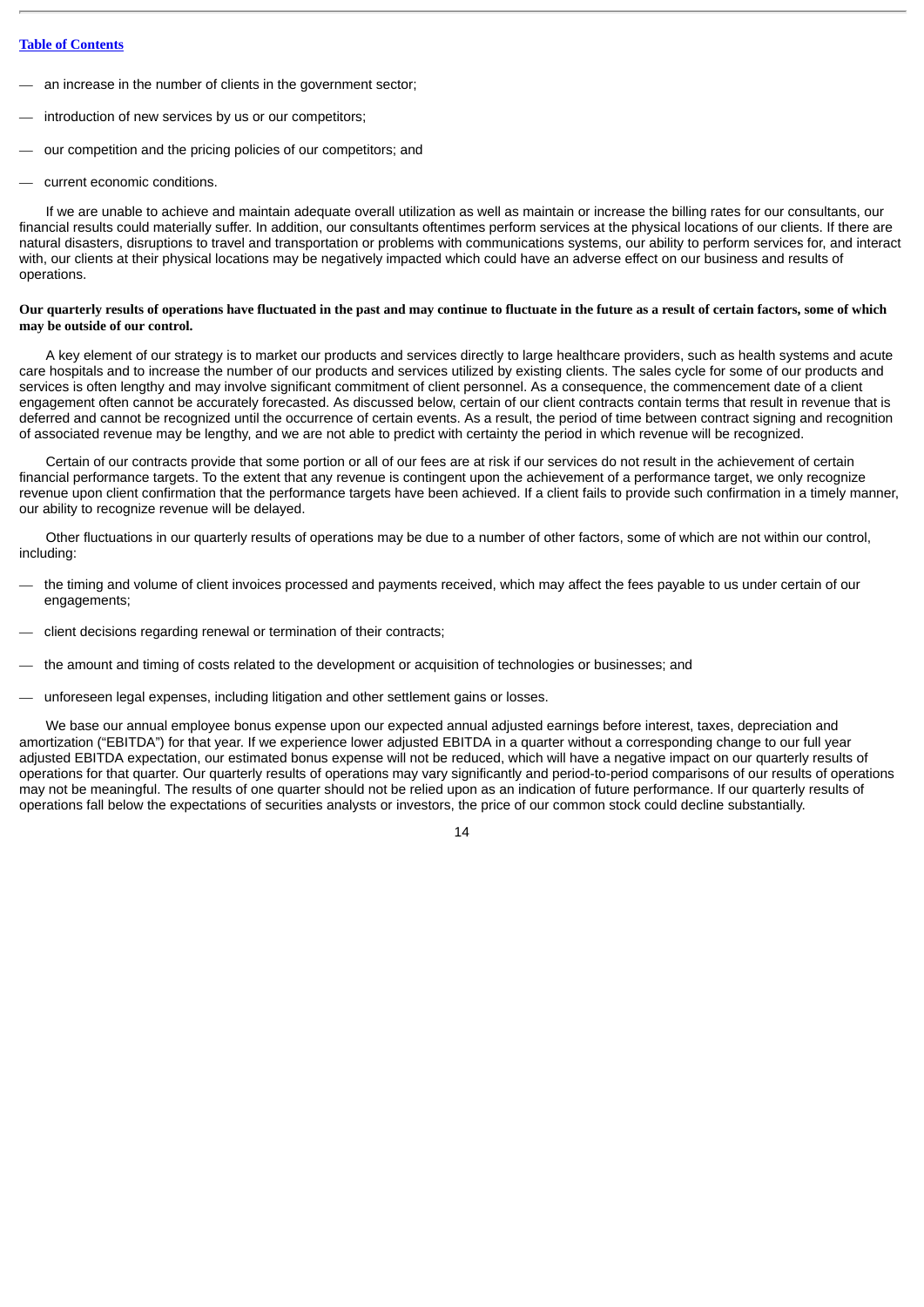- an increase in the number of clients in the government sector;
- introduction of new services by us or our competitors;
- our competition and the pricing policies of our competitors; and
- current economic conditions.

If we are unable to achieve and maintain adequate overall utilization as well as maintain or increase the billing rates for our consultants, our financial results could materially suffer. In addition, our consultants oftentimes perform services at the physical locations of our clients. If there are natural disasters, disruptions to travel and transportation or problems with communications systems, our ability to perform services for, and interact with, our clients at their physical locations may be negatively impacted which could have an adverse effect on our business and results of operations.

**Our quarterly results of operations have fluctuated in the past and may continue to fluctuate in the future as a result of certain factors, some of which may be outside of our control.**

A key element of our strategy is to market our products and services directly to large healthcare providers, such as health systems and acute care hospitals and to increase the number of our products and services utilized by existing clients. The sales cycle for some of our products and services is often lengthy and may involve significant commitment of client personnel. As a consequence, the commencement date of a client engagement often cannot be accurately forecasted. As discussed below, certain of our client contracts contain terms that result in revenue that is deferred and cannot be recognized until the occurrence of certain events. As a result, the period of time between contract signing and recognition of associated revenue may be lengthy, and we are not able to predict with certainty the period in which revenue will be recognized.

Certain of our contracts provide that some portion or all of our fees are at risk if our services do not result in the achievement of certain financial performance targets. To the extent that any revenue is contingent upon the achievement of a performance target, we only recognize revenue upon client confirmation that the performance targets have been achieved. If a client fails to provide such confirmation in a timely manner, our ability to recognize revenue will be delayed.

Other fluctuations in our quarterly results of operations may be due to a number of other factors, some of which are not within our control, including:

- the timing and volume of client invoices processed and payments received, which may affect the fees payable to us under certain of our engagements;
- client decisions regarding renewal or termination of their contracts;
- the amount and timing of costs related to the development or acquisition of technologies or businesses; and
- unforeseen legal expenses, including litigation and other settlement gains or losses.

We base our annual employee bonus expense upon our expected annual adjusted earnings before interest, taxes, depreciation and amortization ("EBITDA") for that year. If we experience lower adjusted EBITDA in a quarter without a corresponding change to our full year adjusted EBITDA expectation, our estimated bonus expense will not be reduced, which will have a negative impact on our quarterly results of operations for that quarter. Our quarterly results of operations may vary significantly and period-to-period comparisons of our results of operations may not be meaningful. The results of one quarter should not be relied upon as an indication of future performance. If our quarterly results of operations fall below the expectations of securities analysts or investors, the price of our common stock could decline substantially.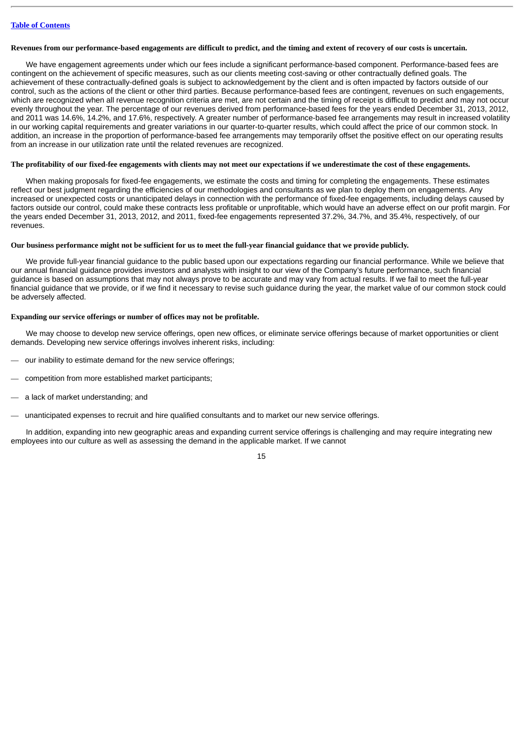**Revenues from our performance-based engagements are difficult to predict, and the timing and extent of recovery of our costs is uncertain.**

We have engagement agreements under which our fees include a significant performance-based component. Performance-based fees are contingent on the achievement of specific measures, such as our clients meeting cost-saving or other contractually defined goals. The achievement of these contractually-defined goals is subject to acknowledgement by the client and is often impacted by factors outside of our control, such as the actions of the client or other third parties. Because performance-based fees are contingent, revenues on such engagements, which are recognized when all revenue recognition criteria are met, are not certain and the timing of receipt is difficult to predict and may not occur evenly throughout the year. The percentage of our revenues derived from performance-based fees for the years ended December 31, 2013, 2012, and 2011 was 14.6%, 14.2%, and 17.6%, respectively. A greater number of performance-based fee arrangements may result in increased volatility in our working capital requirements and greater variations in our quarter-to-quarter results, which could affect the price of our common stock. In addition, an increase in the proportion of performance-based fee arrangements may temporarily offset the positive effect on our operating results from an increase in our utilization rate until the related revenues are recognized.

**The profitability of our fixed-fee engagements with clients may not meet our expectations if we underestimate the cost of these engagements.**

When making proposals for fixed-fee engagements, we estimate the costs and timing for completing the engagements. These estimates reflect our best judgment regarding the efficiencies of our methodologies and consultants as we plan to deploy them on engagements. Any increased or unexpected costs or unanticipated delays in connection with the performance of fixed-fee engagements, including delays caused by factors outside our control, could make these contracts less profitable or unprofitable, which would have an adverse effect on our profit margin. For the years ended December 31, 2013, 2012, and 2011, fixed-fee engagements represented 37.2%, 34.7%, and 35.4%, respectively, of our revenues.

**Our business performance might not be sufficient for us to meet the full-year financial guidance that we provide publicly.**

We provide full-year financial guidance to the public based upon our expectations regarding our financial performance. While we believe that our annual financial guidance provides investors and analysts with insight to our view of the Company's future performance, such financial guidance is based on assumptions that may not always prove to be accurate and may vary from actual results. If we fail to meet the full-year financial guidance that we provide, or if we find it necessary to revise such guidance during the year, the market value of our common stock could be adversely affected.

**Expanding our service offerings or number of offices may not be profitable.**

We may choose to develop new service offerings, open new offices, or eliminate service offerings because of market opportunities or client demands. Developing new service offerings involves inherent risks, including:

- our inability to estimate demand for the new service offerings;
- competition from more established market participants;
- a lack of market understanding; and
- unanticipated expenses to recruit and hire qualified consultants and to market our new service offerings.

In addition, expanding into new geographic areas and expanding current service offerings is challenging and may require integrating new employees into our culture as well as assessing the demand in the applicable market. If we cannot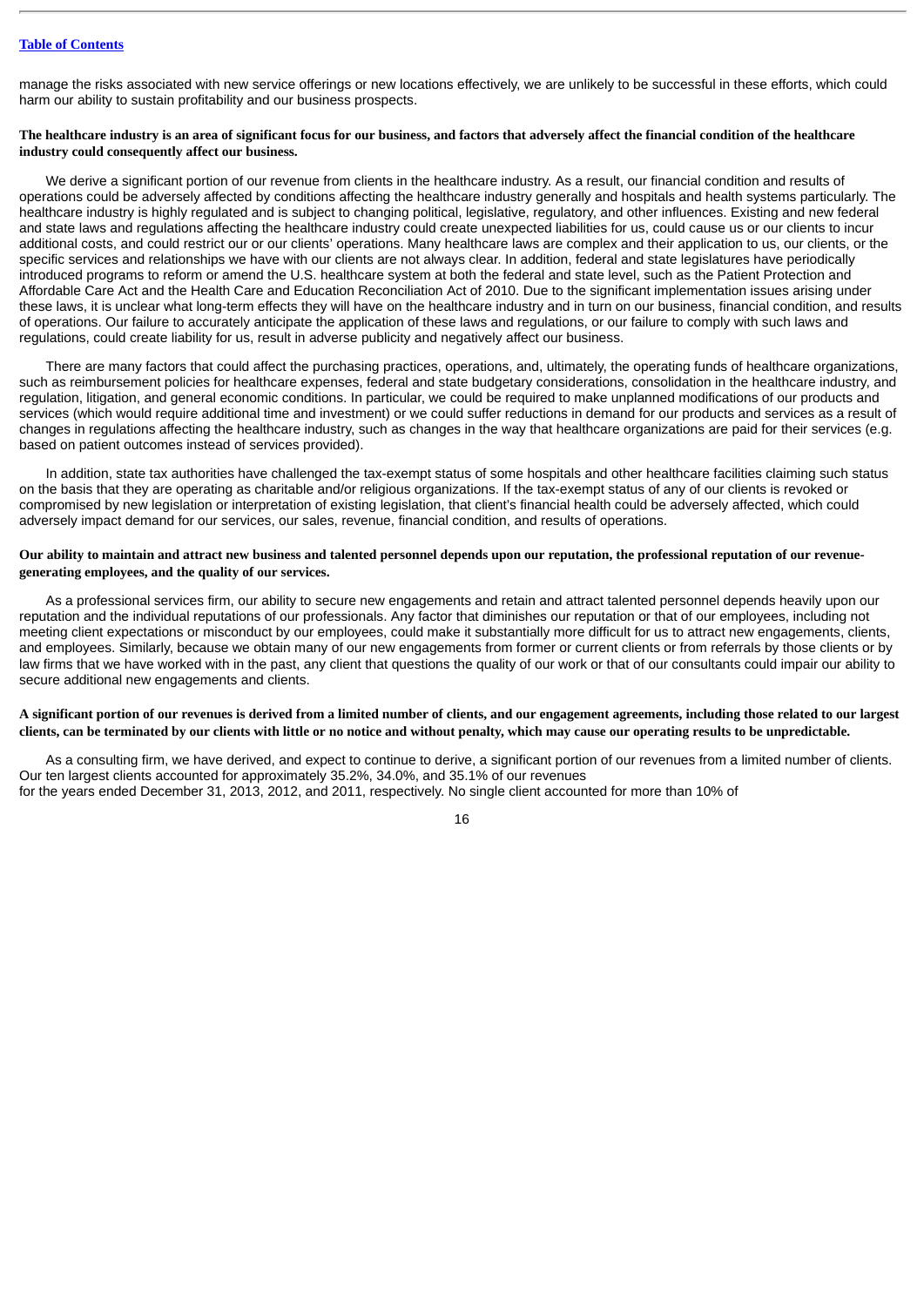manage the risks associated with new service offerings or new locations effectively, we are unlikely to be successful in these efforts, which could harm our ability to sustain profitability and our business prospects.

**The healthcare industry is an area of significant focus for our business, and factors that adversely affect the financial condition of the healthcare industry could consequently affect our business.**

We derive a significant portion of our revenue from clients in the healthcare industry. As a result, our financial condition and results of operations could be adversely affected by conditions affecting the healthcare industry generally and hospitals and health systems particularly. The healthcare industry is highly regulated and is subject to changing political, legislative, regulatory, and other influences. Existing and new federal and state laws and regulations affecting the healthcare industry could create unexpected liabilities for us, could cause us or our clients to incur additional costs, and could restrict our or our clients' operations. Many healthcare laws are complex and their application to us, our clients, or the specific services and relationships we have with our clients are not always clear. In addition, federal and state legislatures have periodically introduced programs to reform or amend the U.S. healthcare system at both the federal and state level, such as the Patient Protection and Affordable Care Act and the Health Care and Education Reconciliation Act of 2010. Due to the significant implementation issues arising under these laws, it is unclear what long-term effects they will have on the healthcare industry and in turn on our business, financial condition, and results of operations. Our failure to accurately anticipate the application of these laws and regulations, or our failure to comply with such laws and regulations, could create liability for us, result in adverse publicity and negatively affect our business.

There are many factors that could affect the purchasing practices, operations, and, ultimately, the operating funds of healthcare organizations, such as reimbursement policies for healthcare expenses, federal and state budgetary considerations, consolidation in the healthcare industry, and regulation, litigation, and general economic conditions. In particular, we could be required to make unplanned modifications of our products and services (which would require additional time and investment) or we could suffer reductions in demand for our products and services as a result of changes in regulations affecting the healthcare industry, such as changes in the way that healthcare organizations are paid for their services (e.g. based on patient outcomes instead of services provided).

In addition, state tax authorities have challenged the tax-exempt status of some hospitals and other healthcare facilities claiming such status on the basis that they are operating as charitable and/or religious organizations. If the tax-exempt status of any of our clients is revoked or compromised by new legislation or interpretation of existing legislation, that client's financial health could be adversely affected, which could adversely impact demand for our services, our sales, revenue, financial condition, and results of operations.

**Our ability to maintain and attract new business and talented personnel depends upon our reputation, the professional reputation of our revenue-generating employees, and the quality of our services.**

As a professional services firm, our ability to secure new engagements and retain and attract talented personnel depends heavily upon our reputation and the individual reputations of our professionals. Any factor that diminishes our reputation or that of our employees, including not meeting client expectations or misconduct by our employees, could make it substantially more difficult for us to attract new engagements, clients, and employees. Similarly, because we obtain many of our new engagements from former or current clients or from referrals by those clients or by law firms that we have worked with in the past, any client that questions the quality of our work or that of our consultants could impair our ability to secure additional new engagements and clients.

**A significant portion of our revenues is derived from a limited number of clients, and our engagement agreements, including those related to our largest clients, can be terminated by our clients with little or no notice and without penalty, which may cause our operating results to be unpredictable.**

As a consulting firm, we have derived, and expect to continue to derive, a significant portion of our revenues from a limited number of clients. Our ten largest clients accounted for approximately 35.2%, 34.0%, and 35.1% of our revenues for the years ended December 31, 2013, 2012, and 2011, respectively. No single client accounted for more than 10% of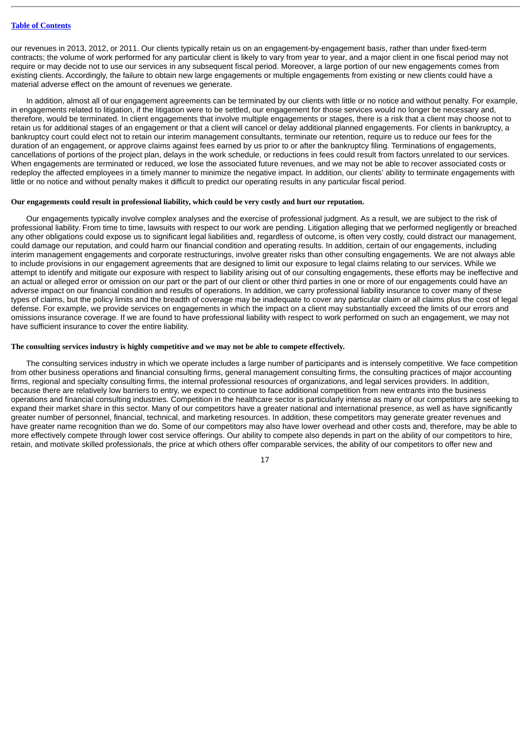our revenues in 2013, 2012, or 2011. Our clients typically retain us on an engagement-by-engagement basis, rather than under fixed-term contracts; the volume of work performed for any particular client is likely to vary from year to year, and a major client in one fiscal period may not require or may decide not to use our services in any subsequent fiscal period. Moreover, a large portion of our new engagements comes from existing clients. Accordingly, the failure to obtain new large engagements or multiple engagements from existing or new clients could have a material adverse effect on the amount of revenues we generate.

In addition, almost all of our engagement agreements can be terminated by our clients with little or no notice and without penalty. For example, in engagements related to litigation, if the litigation were to be settled, our engagement for those services would no longer be necessary and, therefore, would be terminated. In client engagements that involve multiple engagements or stages, there is a risk that a client may choose not to retain us for additional stages of an engagement or that a client will cancel or delay additional planned engagements. For clients in bankruptcy, a bankruptcy court could elect not to retain our interim management consultants, terminate our retention, require us to reduce our fees for the duration of an engagement, or approve claims against fees earned by us prior to or after the bankruptcy filing. Terminations of engagements, cancellations of portions of the project plan, delays in the work schedule, or reductions in fees could result from factors unrelated to our services. When engagements are terminated or reduced, we lose the associated future revenues, and we may not be able to recover associated costs or redeploy the affected employees in a timely manner to minimize the negative impact. In addition, our clients' ability to terminate engagements with little or no notice and without penalty makes it difficult to predict our operating results in any particular fiscal period.

**Our engagements could result in professional liability, which could be very costly and hurt our reputation.**

Our engagements typically involve complex analyses and the exercise of professional judgment. As a result, we are subject to the risk of professional liability. From time to time, lawsuits with respect to our work are pending. Litigation alleging that we performed negligently or breached any other obligations could expose us to significant legal liabilities and, regardless of outcome, is often very costly, could distract our management, could damage our reputation, and could harm our financial condition and operating results. In addition, certain of our engagements, including interim management engagements and corporate restructurings, involve greater risks than other consulting engagements. We are not always able to include provisions in our engagement agreements that are designed to limit our exposure to legal claims relating to our services. While we attempt to identify and mitigate our exposure with respect to liability arising out of our consulting engagements, these efforts may be ineffective and an actual or alleged error or omission on our part or the part of our client or other third parties in one or more of our engagements could have an adverse impact on our financial condition and results of operations. In addition, we carry professional liability insurance to cover many of these types of claims, but the policy limits and the breadth of coverage may be inadequate to cover any particular claim or all claims plus the cost of legal defense. For example, we provide services on engagements in which the impact on a client may substantially exceed the limits of our errors and omissions insurance coverage. If we are found to have professional liability with respect to work performed on such an engagement, we may not have sufficient insurance to cover the entire liability.

**The consulting services industry is highly competitive and we may not be able to compete effectively.**

The consulting services industry in which we operate includes a large number of participants and is intensely competitive. We face competition from other business operations and financial consulting firms, general management consulting firms, the consulting practices of major accounting firms, regional and specialty consulting firms, the internal professional resources of organizations, and legal services providers. In addition, because there are relatively low barriers to entry, we expect to continue to face additional competition from new entrants into the business operations and financial consulting industries. Competition in the healthcare sector is particularly intense as many of our competitors are seeking to expand their market share in this sector. Many of our competitors have a greater national and international presence, as well as have significantly greater number of personnel, financial, technical, and marketing resources. In addition, these competitors may generate greater revenues and have greater name recognition than we do. Some of our competitors may also have lower overhead and other costs and, therefore, may be able to more effectively compete through lower cost service offerings. Our ability to compete also depends in part on the ability of our competitors to hire, retain, and motivate skilled professionals, the price at which others offer comparable services, the ability of our competitors to offer new and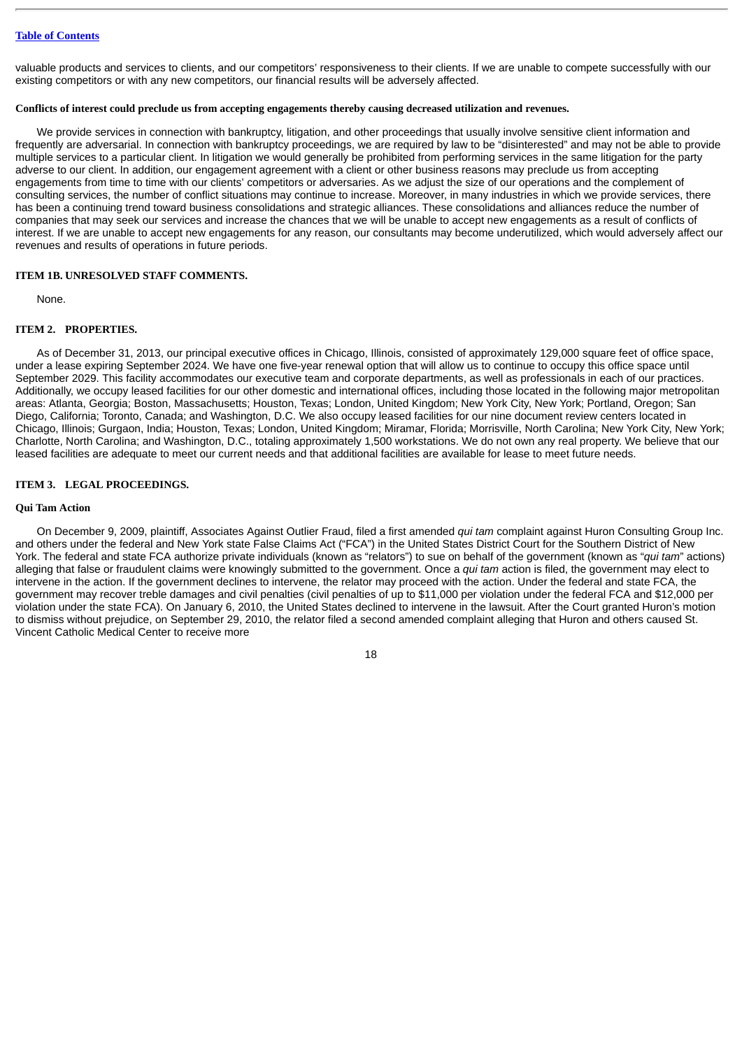valuable products and services to clients, and our competitors' responsiveness to their clients. If we are unable to compete successfully with our existing competitors or with any new competitors, our financial results will be adversely affected.

**Conflicts of interest could preclude us from accepting engagements thereby causing decreased utilization and revenues.**

We provide services in connection with bankruptcy, litigation, and other proceedings that usually involve sensitive client information and frequently are adversarial. In connection with bankruptcy proceedings, we are required by law to be "disinterested" and may not be able to provide multiple services to a particular client. In litigation we would generally be prohibited from performing services in the same litigation for the party adverse to our client. In addition, our engagement agreement with a client or other business reasons may preclude us from accepting engagements from time to time with our clients' competitors or adversaries. As we adjust the size of our operations and the complement of consulting services, the number of conflict situations may continue to increase. Moreover, in many industries in which we provide services, there has been a continuing trend toward business consolidations and strategic alliances. These consolidations and alliances reduce the number of companies that may seek our services and increase the chances that we will be unable to accept new engagements as a result of conflicts of interest. If we are unable to accept new engagements for any reason, our consultants may become underutilized, which would adversely affect our revenues and results of operations in future periods.

## ITEM 1B. UNRESOLVED STAFF COMMENTS.

None.

## ITEM 2. PROPERTIES.

As of December 31, 2013, our principal executive offices in Chicago, Illinois, consisted of approximately 129,000 square feet of office space, under a lease expiring September 2024. We have one five-year renewal option that will allow us to continue to occupy this office space until September 2029. This facility accommodates our executive team and corporate departments, as well as professionals in each of our practices. Additionally, we occupy leased facilities for our other domestic and international offices, including those located in the following major metropolitan areas: Atlanta, Georgia; Boston, Massachusetts; Houston, Texas; London, United Kingdom; New York City, New York; Portland, Oregon; San Diego, California; Toronto, Canada; and Washington, D.C. We also occupy leased facilities for our nine document review centers located in Chicago, Illinois; Gurgaon, India; Houston, Texas; London, United Kingdom; Miramar, Florida; Morrisville, North Carolina; New York City, New York; Charlotte, North Carolina; and Washington, D.C., totaling approximately 1,500 workstations. We do not own any real property. We believe that our leased facilities are adequate to meet our current needs and that additional facilities are available for lease to meet future needs.

## ITEM 3. LEGAL PROCEEDINGS.

### Qui Tam Action

On December 9, 2009, plaintiff, Associates Against Outlier Fraud, filed a first amended *qui tam* complaint against Huron Consulting Group Inc. and others under the federal and New York state False Claims Act ("FCA") in the United States District Court for the Southern District of New York. The federal and state FCA authorize private individuals (known as "relators") to sue on behalf of the government (known as "*qui tam*" actions) alleging that false or fraudulent claims were knowingly submitted to the government. Once a *qui tam* action is filed, the government may elect to intervene in the action. If the government declines to intervene, the relator may proceed with the action. Under the federal and state FCA, the government may recover treble damages and civil penalties (civil penalties of up to $11,000 per violation under the federal FCA and $12,000 per violation under the state FCA). On January 6, 2010, the United States declined to intervene in the lawsuit. After the Court granted Huron's motion to dismiss without prejudice, on September 29, 2010, the relator filed a second amended complaint alleging that Huron and others caused St. Vincent Catholic Medical Center to receive more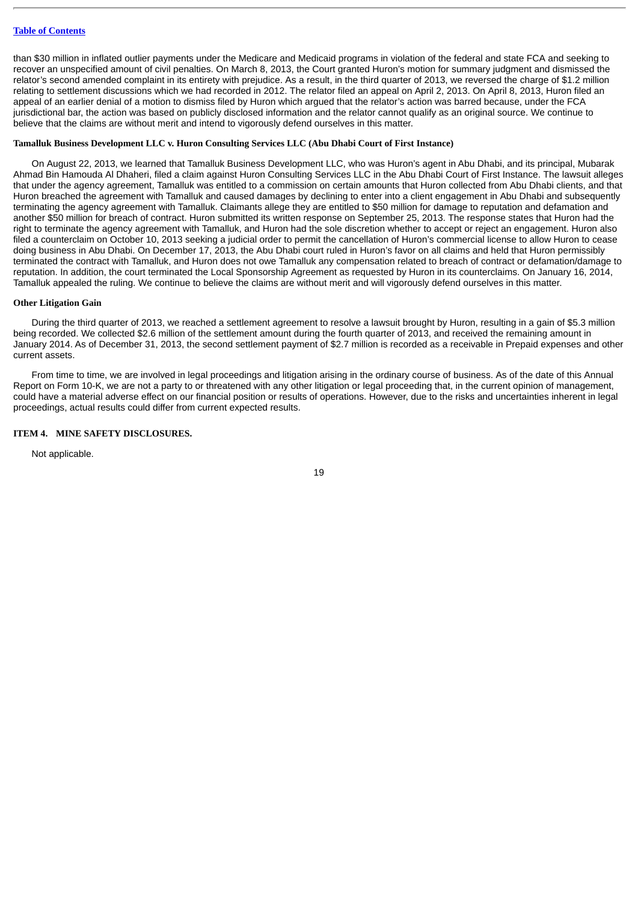than $30 million in inflated outlier payments under the Medicare and Medicaid programs in violation of the federal and state FCA and seeking to recover an unspecified amount of civil penalties. On March 8, 2013, the Court granted Huron's motion for summary judgment and dismissed the relator's second amended complaint in its entirety with prejudice. As a result, in the third quarter of 2013, we reversed the charge of $1.2 million relating to settlement discussions which we had recorded in 2012. The relator filed an appeal on April 2, 2013. On April 8, 2013, Huron filed an appeal of an earlier denial of a motion to dismiss filed by Huron which argued that the relator's action was barred because, under the FCA jurisdictional bar, the action was based on publicly disclosed information and the relator cannot qualify as an original source. We continue to believe that the claims are without merit and intend to vigorously defend ourselves in this matter.

**Tamalluk Business Development LLC v. Huron Consulting Services LLC (Abu Dhabi Court of First Instance)**

On August 22, 2013, we learned that Tamalluk Business Development LLC, who was Huron's agent in Abu Dhabi, and its principal, Mubarak Ahmad Bin Hamouda Al Dhaheri, filed a claim against Huron Consulting Services LLC in the Abu Dhabi Court of First Instance. The lawsuit alleges that under the agency agreement, Tamalluk was entitled to a commission on certain amounts that Huron collected from Abu Dhabi clients, and that Huron breached the agreement with Tamalluk and caused damages by declining to enter into a client engagement in Abu Dhabi and subsequently terminating the agency agreement with Tamalluk. Claimants allege they are entitled to $50 million for damage to reputation and defamation and another $50 million for breach of contract. Huron submitted its written response on September 25, 2013. The response states that Huron had the right to terminate the agency agreement with Tamalluk, and Huron had the sole discretion whether to accept or reject an engagement. Huron also filed a counterclaim on October 10, 2013 seeking a judicial order to permit the cancellation of Huron's commercial license to allow Huron to cease doing business in Abu Dhabi. On December 17, 2013, the Abu Dhabi court ruled in Huron's favor on all claims and held that Huron permissibly terminated the contract with Tamalluk, and Huron does not owe Tamalluk any compensation related to breach of contract or defamation/damage to reputation. In addition, the court terminated the Local Sponsorship Agreement as requested by Huron in its counterclaims. On January 16, 2014, Tamalluk appealed the ruling. We continue to believe the claims are without merit and will vigorously defend ourselves in this matter.

**Other Litigation Gain**

During the third quarter of 2013, we reached a settlement agreement to resolve a lawsuit brought by Huron, resulting in a gain of $5.3 million being recorded. We collected $2.6 million of the settlement amount during the fourth quarter of 2013, and received the remaining amount in January 2014. As of December 31, 2013, the second settlement payment of $2.7 million is recorded as a receivable in Prepaid expenses and other current assets.

From time to time, we are involved in legal proceedings and litigation arising in the ordinary course of business. As of the date of this Annual Report on Form 10-K, we are not a party to or threatened with any other litigation or legal proceeding that, in the current opinion of management, could have a material adverse effect on our financial position or results of operations. However, due to the risks and uncertainties inherent in legal proceedings, actual results could differ from current expected results.

## ITEM 4. MINE SAFETY DISCLOSURES.

Not applicable.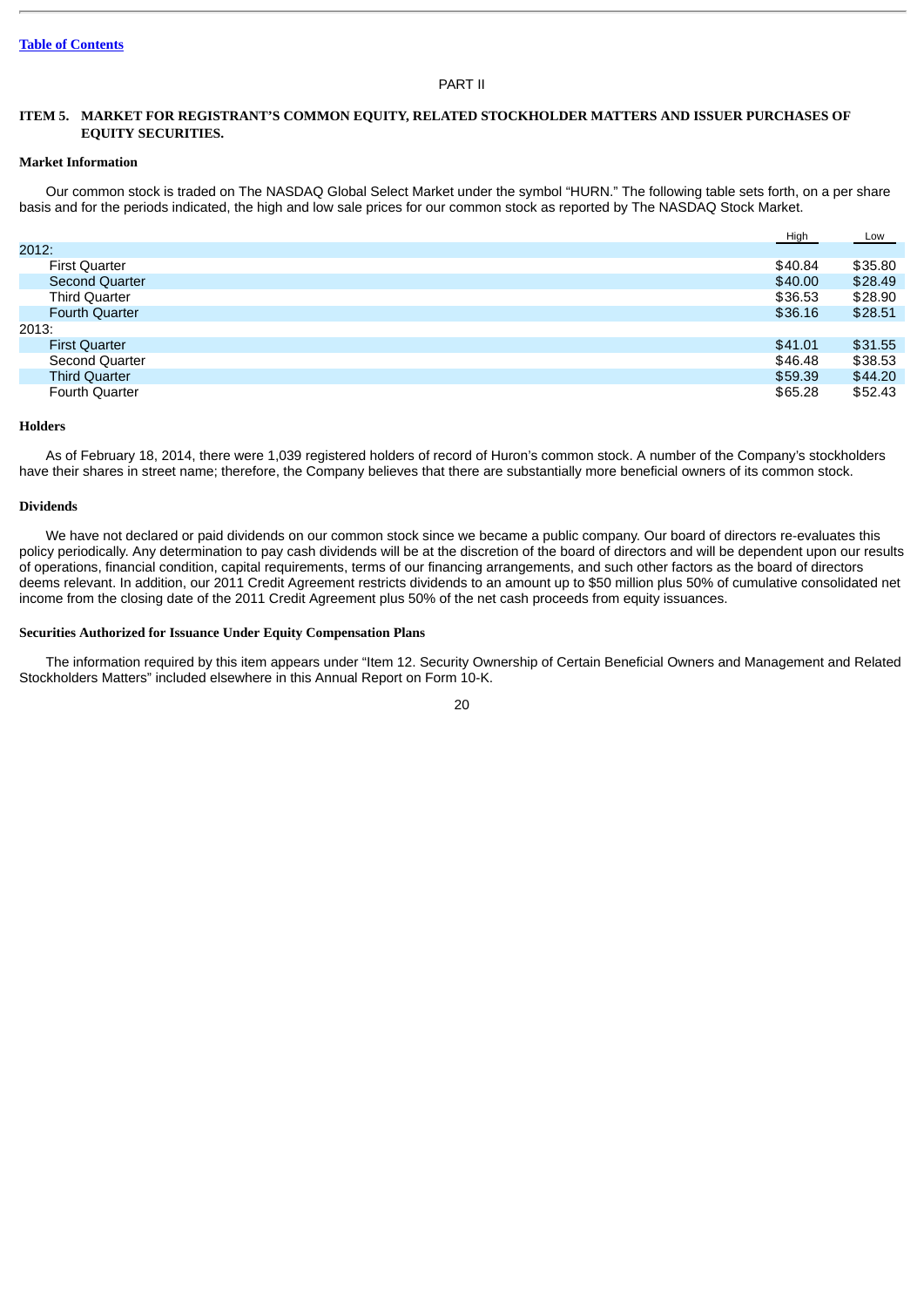PART II

## ITEM 5. MARKET FOR REGISTRANT'S COMMON EQUITY, RELATED STOCKHOLDER MATTERS AND ISSUER PURCHASES OF EQUITY SECURITIES.

### Market Information

Our common stock is traded on The NASDAQ Global Select Market under the symbol "HURN." The following table sets forth, on a per share basis and for the periods indicated, the high and low sale prices for our common stock as reported by The NASDAQ Stock Market.

| | High | Low |
|---|---|---|
| 2012: | | |
| First Quarter | $40.84 | $35.80 |
| Second Quarter | $40.00 | $28.49 |
| Third Quarter | $36.53 | $28.90 |
| Fourth Quarter | $36.16 | $28.51 |
| 2013: | | |
| First Quarter | $41.01 | $31.55 |
| Second Quarter | $46.48 | $38.53 |
| Third Quarter | $59.39 | $44.20 |
| Fourth Quarter | $65.28 | $52.43 |

### Holders

As of February 18, 2014, there were 1,039 registered holders of record of Huron's common stock. A number of the Company's stockholders have their shares in street name; therefore, the Company believes that there are substantially more beneficial owners of its common stock.

### Dividends

We have not declared or paid dividends on our common stock since we became a public company. Our board of directors re-evaluates this policy periodically. Any determination to pay cash dividends will be at the discretion of the board of directors and will be dependent upon our results of operations, financial condition, capital requirements, terms of our financing arrangements, and such other factors as the board of directors deems relevant. In addition, our 2011 Credit Agreement restricts dividends to an amount up to $50 million plus 50% of cumulative consolidated net income from the closing date of the 2011 Credit Agreement plus 50% of the net cash proceeds from equity issuances.

### Securities Authorized for Issuance Under Equity Compensation Plans

The information required by this item appears under "Item 12. Security Ownership of Certain Beneficial Owners and Management and Related Stockholders Matters" included elsewhere in this Annual Report on Form 10-K.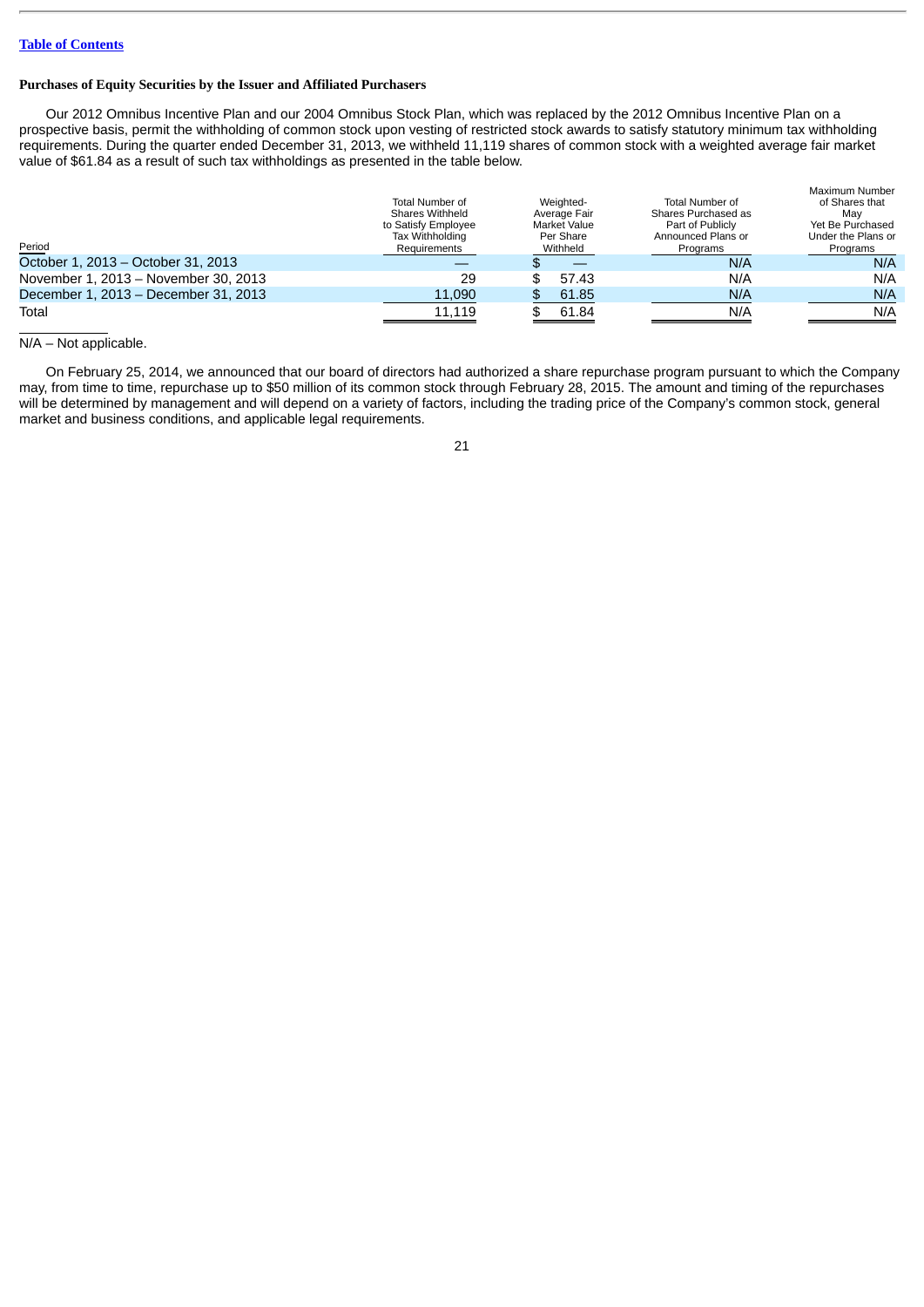**Purchases of Equity Securities by the Issuer and Affiliated Purchasers**

Our 2012 Omnibus Incentive Plan and our 2004 Omnibus Stock Plan, which was replaced by the 2012 Omnibus Incentive Plan on a prospective basis, permit the withholding of common stock upon vesting of restricted stock awards to satisfy statutory minimum tax withholding requirements. During the quarter ended December 31, 2013, we withheld 11,119 shares of common stock with a weighted average fair market value of $61.84 as a result of such tax withholdings as presented in the table below.

| Period | Total Number of Shares Withheld to Satisfy Employee Tax Withholding Requirements | Weighted-Average Fair Market Value Per Share Withheld | Total Number of Shares Purchased as Part of Publicly Announced Plans or Programs | Maximum Number of Shares that May Yet Be Purchased Under the Plans or Programs |
|---|---|---|---|---|
| October 1, 2013 – October 31, 2013 | — | $ — | N/A | N/A |
| November 1, 2013 – November 30, 2013 | 29 | $ 57.43 | N/A | N/A |
| December 1, 2013 – December 31, 2013 | 11,090 | $ 61.85 | N/A | N/A |
| Total | 11,119 | $ 61.84 | N/A | N/A |

N/A – Not applicable.

On February 25, 2014, we announced that our board of directors had authorized a share repurchase program pursuant to which the Company may, from time to time, repurchase up to $50 million of its common stock through February 28, 2015. The amount and timing of the repurchases will be determined by management and will depend on a variety of factors, including the trading price of the Company's common stock, general market and business conditions, and applicable legal requirements.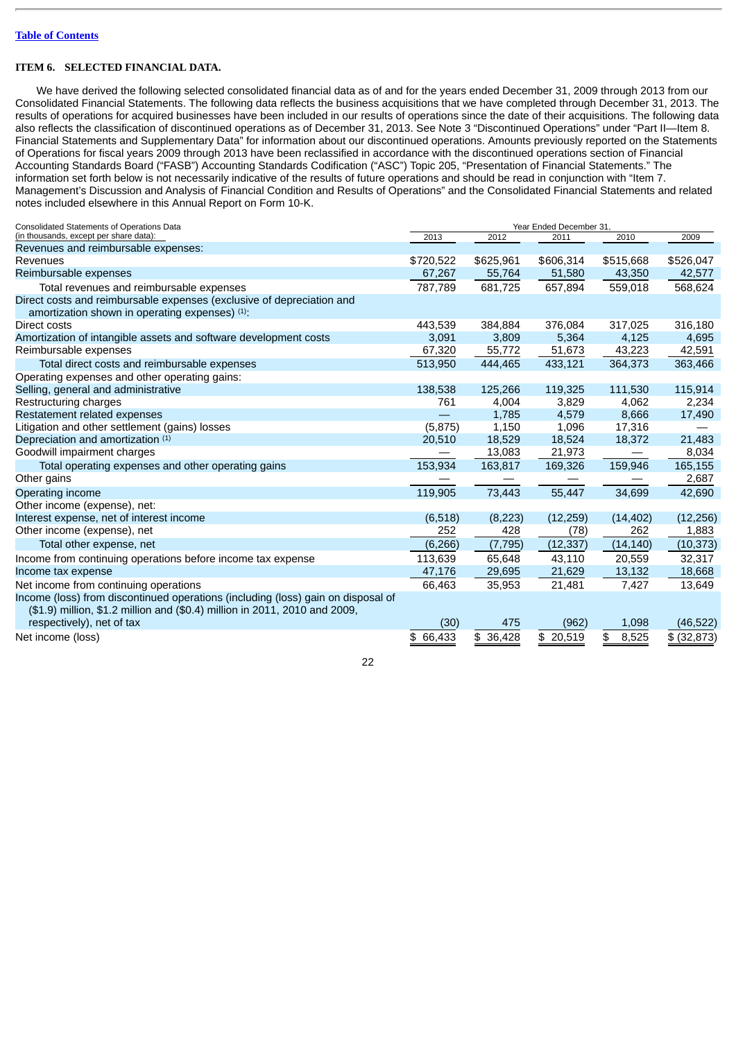[Table of Contents](#)

## ITEM 6. SELECTED FINANCIAL DATA.

We have derived the following selected consolidated financial data as of and for the years ended December 31, 2009 through 2013 from our Consolidated Financial Statements. The following data reflects the business acquisitions that we have completed through December 31, 2013. The results of operations for acquired businesses have been included in our results of operations since the date of their acquisitions. The following data also reflects the classification of discontinued operations as of December 31, 2013. See Note 3 "Discontinued Operations" under "Part II—Item 8. Financial Statements and Supplementary Data" for information about our discontinued operations. Amounts previously reported on the Statements of Operations for fiscal years 2009 through 2013 have been reclassified in accordance with the discontinued operations section of Financial Accounting Standards Board ("FASB") Accounting Standards Codification ("ASC") Topic 205, "Presentation of Financial Statements." The information set forth below is not necessarily indicative of the results of future operations and should be read in conjunction with "Item 7. Management's Discussion and Analysis of Financial Condition and Results of Operations" and the Consolidated Financial Statements and related notes included elsewhere in this Annual Report on Form 10-K.

| Consolidated Statements of Operations Data (in thousands, except per share data): | Year Ended December 31, | | | | |
|---|---|---|---|---|---|
| | 2013 | 2012 | 2011 | 2010 | 2009 |
| Revenues and reimbursable expenses: | | | | | |
| Revenues | $720,522 | $625,961 | $606,314 | $515,668 | $526,047 |
| Reimbursable expenses | 67,267 | 55,764 | 51,580 | 43,350 | 42,577 |
| Total revenues and reimbursable expenses | 787,789 | 681,725 | 657,894 | 559,018 | 568,624 |
| Direct costs and reimbursable expenses (exclusive of depreciation and amortization shown in operating expenses) (1): | | | | | |
| Direct costs | 443,539 | 384,884 | 376,084 | 317,025 | 316,180 |
| Amortization of intangible assets and software development costs | 3,091 | 3,809 | 5,364 | 4,125 | 4,695 |
| Reimbursable expenses | 67,320 | 55,772 | 51,673 | 43,223 | 42,591 |
| Total direct costs and reimbursable expenses | 513,950 | 444,465 | 433,121 | 364,373 | 363,466 |
| Operating expenses and other operating gains: | | | | | |
| Selling, general and administrative | 138,538 | 125,266 | 119,325 | 111,530 | 115,914 |
| Restructuring charges | 761 | 4,004 | 3,829 | 4,062 | 2,234 |
| Restatement related expenses | — | 1,785 | 4,579 | 8,666 | 17,490 |
| Litigation and other settlement (gains) losses | (5,875) | 1,150 | 1,096 | 17,316 | — |
| Depreciation and amortization (1) | 20,510 | 18,529 | 18,524 | 18,372 | 21,483 |
| Goodwill impairment charges | — | 13,083 | 21,973 | — | 8,034 |
| Total operating expenses and other operating gains | 153,934 | 163,817 | 169,326 | 159,946 | 165,155 |
| Other gains | — | — | — | — | 2,687 |
| Operating income | 119,905 | 73,443 | 55,447 | 34,699 | 42,690 |
| Other income (expense), net: | | | | | |
| Interest expense, net of interest income | (6,518) | (8,223) | (12,259) | (14,402) | (12,256) |
| Other income (expense), net | 252 | 428 | (78) | 262 | 1,883 |
| Total other expense, net | (6,266) | (7,795) | (12,337) | (14,140) | (10,373) |
| Income from continuing operations before income tax expense | 113,639 | 65,648 | 43,110 | 20,559 | 32,317 |
| Income tax expense | 47,176 | 29,695 | 21,629 | 13,132 | 18,668 |
| Net income from continuing operations | 66,463 | 35,953 | 21,481 | 7,427 | 13,649 |
| Income (loss) from discontinued operations (including (loss) gain on disposal of ($1.9) million, $1.2 million and ($0.4) million in 2011, 2010 and 2009, respectively), net of tax | (30) | 475 | (962) | 1,098 | (46,522) |
| Net income (loss) | $ 66,433 | $ 36,428 | $ 20,519 | $ 8,525 | $ (32,873) |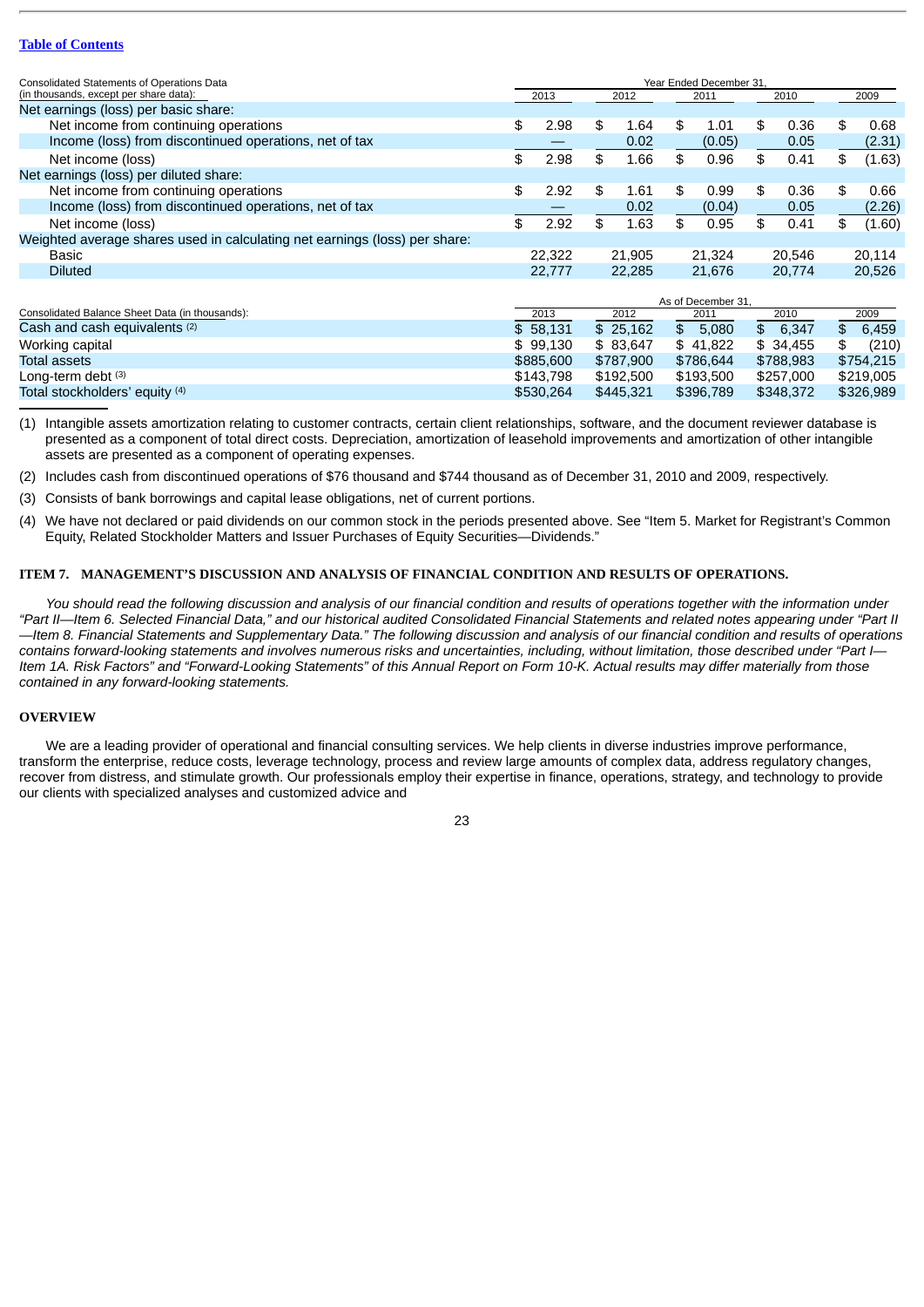[Table of Contents](#)

| Consolidated Statements of Operations Data (in thousands, except per share data): | Year Ended December 31, 2013 | 2012 | 2011 | 2010 | 2009 |
|---|---|---|---|---|---|
| Net earnings (loss) per basic share: | | | | | |
| Net income from continuing operations | $ 2.98 | $ 1.64 | $ 1.01 | $ 0.36 | $ 0.68 |
| Income (loss) from discontinued operations, net of tax | — | 0.02 | (0.05) | 0.05 | (2.31) |
| Net income (loss) | $ 2.98 | $ 1.66 | $ 0.96 | $ 0.41 | $ (1.63) |
| Net earnings (loss) per diluted share: | | | | | |
| Net income from continuing operations | $ 2.92 | $ 1.61 | $ 0.99 | $ 0.36 | $ 0.66 |
| Income (loss) from discontinued operations, net of tax | — | 0.02 | (0.04) | 0.05 | (2.26) |
| Net income (loss) | $ 2.92 | $ 1.63 | $ 0.95 | $ 0.41 | $ (1.60) |
| Weighted average shares used in calculating net earnings (loss) per share: | | | | | |
| Basic | 22,322 | 21,905 | 21,324 | 20,546 | 20,114 |
| Diluted | 22,777 | 22,285 | 21,676 | 20,774 | 20,526 |

| Consolidated Balance Sheet Data (in thousands): | As of December 31, 2013 | 2012 | 2011 | 2010 | 2009 |
|---|---|---|---|---|---|
| Cash and cash equivalents (2) | $ 58,131 | $ 25,162 | $ 5,080 | $ 6,347 | $ 6,459 |
| Working capital | $ 99,130 | $ 83,647 | $ 41,822 | $ 34,455 | $ (210) |
| Total assets | $885,600 | $787,900 | $786,644 | $788,983 | $754,215 |
| Long-term debt (3) | $143,798 | $192,500 | $193,500 | $257,000 | $219,005 |
| Total stockholders' equity (4) | $530,264 | $445,321 | $396,789 | $348,372 | $326,989 |

(1) Intangible assets amortization relating to customer contracts, certain client relationships, software, and the document reviewer database is presented as a component of total direct costs. Depreciation, amortization of leasehold improvements and amortization of other intangible assets are presented as a component of operating expenses.

(2) Includes cash from discontinued operations of $76 thousand and $744 thousand as of December 31, 2010 and 2009, respectively.

(3) Consists of bank borrowings and capital lease obligations, net of current portions.

(4) We have not declared or paid dividends on our common stock in the periods presented above. See "Item 5. Market for Registrant's Common Equity, Related Stockholder Matters and Issuer Purchases of Equity Securities—Dividends."

## ITEM 7. MANAGEMENT'S DISCUSSION AND ANALYSIS OF FINANCIAL CONDITION AND RESULTS OF OPERATIONS.

*You should read the following discussion and analysis of our financial condition and results of operations together with the information under "Part II—Item 6. Selected Financial Data," and our historical audited Consolidated Financial Statements and related notes appearing under "Part II—Item 8. Financial Statements and Supplementary Data." The following discussion and analysis of our financial condition and results of operations contains forward-looking statements and involves numerous risks and uncertainties, including, without limitation, those described under "Part I—Item 1A. Risk Factors" and "Forward-Looking Statements" of this Annual Report on Form 10-K. Actual results may differ materially from those contained in any forward-looking statements.*

## OVERVIEW

We are a leading provider of operational and financial consulting services. We help clients in diverse industries improve performance, transform the enterprise, reduce costs, leverage technology, process and review large amounts of complex data, address regulatory changes, recover from distress, and stimulate growth. Our professionals employ their expertise in finance, operations, strategy, and technology to provide our clients with specialized analyses and customized advice and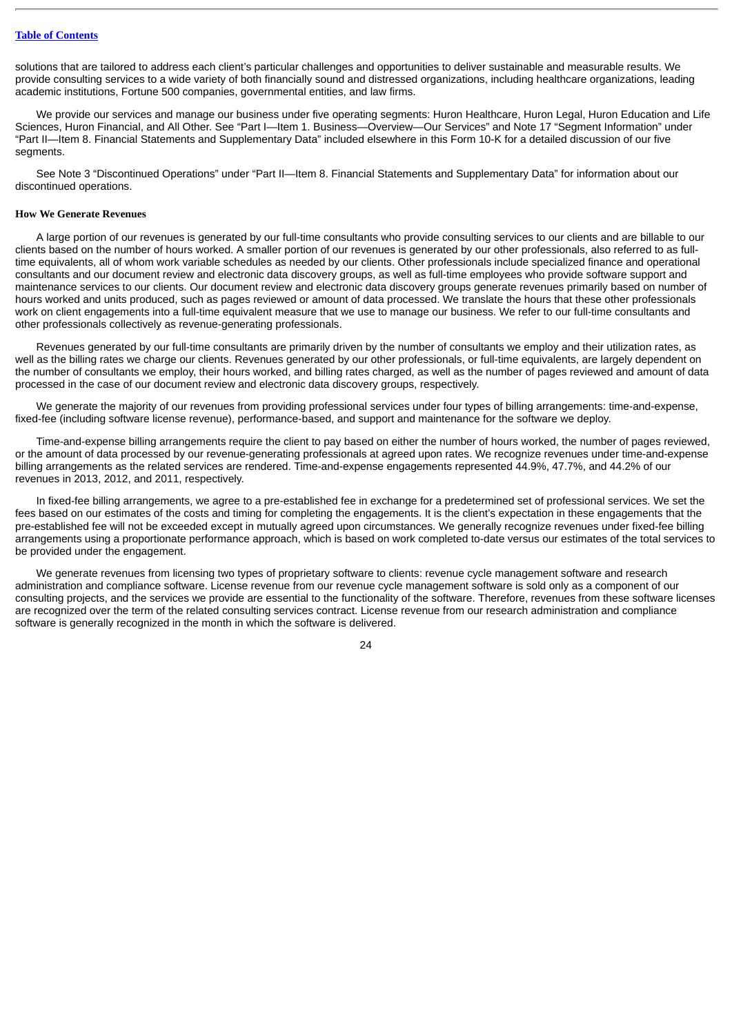solutions that are tailored to address each client's particular challenges and opportunities to deliver sustainable and measurable results. We provide consulting services to a wide variety of both financially sound and distressed organizations, including healthcare organizations, leading academic institutions, Fortune 500 companies, governmental entities, and law firms.

We provide our services and manage our business under five operating segments: Huron Healthcare, Huron Legal, Huron Education and Life Sciences, Huron Financial, and All Other. See "Part I—Item 1. Business—Overview—Our Services" and Note 17 "Segment Information" under "Part II—Item 8. Financial Statements and Supplementary Data" included elsewhere in this Form 10-K for a detailed discussion of our five segments.

See Note 3 "Discontinued Operations" under "Part II—Item 8. Financial Statements and Supplementary Data" for information about our discontinued operations.

**How We Generate Revenues**

A large portion of our revenues is generated by our full-time consultants who provide consulting services to our clients and are billable to our clients based on the number of hours worked. A smaller portion of our revenues is generated by our other professionals, also referred to as full-time equivalents, all of whom work variable schedules as needed by our clients. Other professionals include specialized finance and operational consultants and our document review and electronic data discovery groups, as well as full-time employees who provide software support and maintenance services to our clients. Our document review and electronic data discovery groups generate revenues primarily based on number of hours worked and units produced, such as pages reviewed or amount of data processed. We translate the hours that these other professionals work on client engagements into a full-time equivalent measure that we use to manage our business. We refer to our full-time consultants and other professionals collectively as revenue-generating professionals.

Revenues generated by our full-time consultants are primarily driven by the number of consultants we employ and their utilization rates, as well as the billing rates we charge our clients. Revenues generated by our other professionals, or full-time equivalents, are largely dependent on the number of consultants we employ, their hours worked, and billing rates charged, as well as the number of pages reviewed and amount of data processed in the case of our document review and electronic data discovery groups, respectively.

We generate the majority of our revenues from providing professional services under four types of billing arrangements: time-and-expense, fixed-fee (including software license revenue), performance-based, and support and maintenance for the software we deploy.

Time-and-expense billing arrangements require the client to pay based on either the number of hours worked, the number of pages reviewed, or the amount of data processed by our revenue-generating professionals at agreed upon rates. We recognize revenues under time-and-expense billing arrangements as the related services are rendered. Time-and-expense engagements represented 44.9%, 47.7%, and 44.2% of our revenues in 2013, 2012, and 2011, respectively.

In fixed-fee billing arrangements, we agree to a pre-established fee in exchange for a predetermined set of professional services. We set the fees based on our estimates of the costs and timing for completing the engagements. It is the client's expectation in these engagements that the pre-established fee will not be exceeded except in mutually agreed upon circumstances. We generally recognize revenues under fixed-fee billing arrangements using a proportionate performance approach, which is based on work completed to-date versus our estimates of the total services to be provided under the engagement.

We generate revenues from licensing two types of proprietary software to clients: revenue cycle management software and research administration and compliance software. License revenue from our revenue cycle management software is sold only as a component of our consulting projects, and the services we provide are essential to the functionality of the software. Therefore, revenues from these software licenses are recognized over the term of the related consulting services contract. License revenue from our research administration and compliance software is generally recognized in the month in which the software is delivered.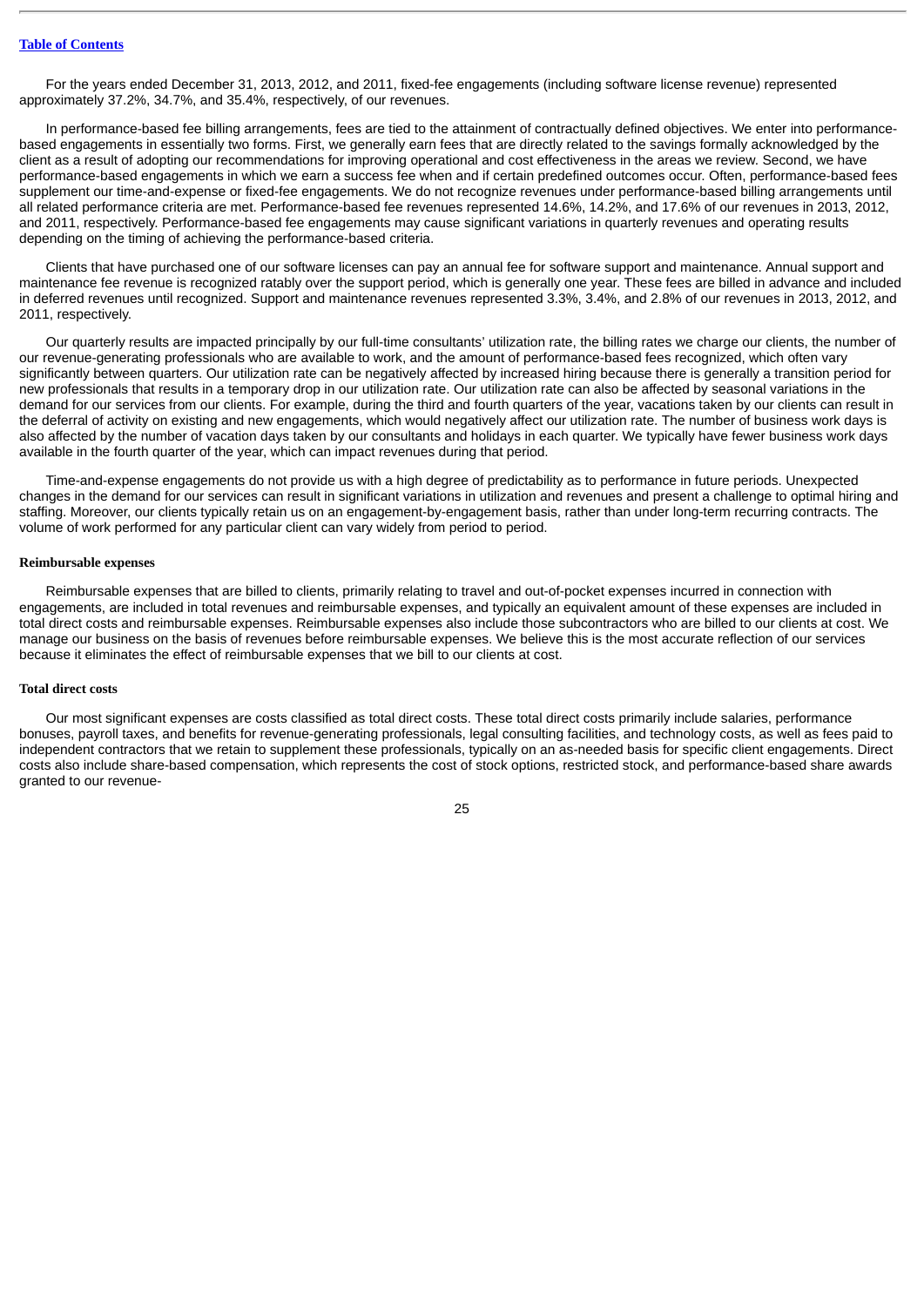For the years ended December 31, 2013, 2012, and 2011, fixed-fee engagements (including software license revenue) represented approximately 37.2%, 34.7%, and 35.4%, respectively, of our revenues.

In performance-based fee billing arrangements, fees are tied to the attainment of contractually defined objectives. We enter into performance-based engagements in essentially two forms. First, we generally earn fees that are directly related to the savings formally acknowledged by the client as a result of adopting our recommendations for improving operational and cost effectiveness in the areas we review. Second, we have performance-based engagements in which we earn a success fee when and if certain predefined outcomes occur. Often, performance-based fees supplement our time-and-expense or fixed-fee engagements. We do not recognize revenues under performance-based billing arrangements until all related performance criteria are met. Performance-based fee revenues represented 14.6%, 14.2%, and 17.6% of our revenues in 2013, 2012, and 2011, respectively. Performance-based fee engagements may cause significant variations in quarterly revenues and operating results depending on the timing of achieving the performance-based criteria.

Clients that have purchased one of our software licenses can pay an annual fee for software support and maintenance. Annual support and maintenance fee revenue is recognized ratably over the support period, which is generally one year. These fees are billed in advance and included in deferred revenues until recognized. Support and maintenance revenues represented 3.3%, 3.4%, and 2.8% of our revenues in 2013, 2012, and 2011, respectively.

Our quarterly results are impacted principally by our full-time consultants' utilization rate, the billing rates we charge our clients, the number of our revenue-generating professionals who are available to work, and the amount of performance-based fees recognized, which often vary significantly between quarters. Our utilization rate can be negatively affected by increased hiring because there is generally a transition period for new professionals that results in a temporary drop in our utilization rate. Our utilization rate can also be affected by seasonal variations in the demand for our services from our clients. For example, during the third and fourth quarters of the year, vacations taken by our clients can result in the deferral of activity on existing and new engagements, which would negatively affect our utilization rate. The number of business work days is also affected by the number of vacation days taken by our consultants and holidays in each quarter. We typically have fewer business work days available in the fourth quarter of the year, which can impact revenues during that period.

Time-and-expense engagements do not provide us with a high degree of predictability as to performance in future periods. Unexpected changes in the demand for our services can result in significant variations in utilization and revenues and present a challenge to optimal hiring and staffing. Moreover, our clients typically retain us on an engagement-by-engagement basis, rather than under long-term recurring contracts. The volume of work performed for any particular client can vary widely from period to period.

**Reimbursable expenses**

Reimbursable expenses that are billed to clients, primarily relating to travel and out-of-pocket expenses incurred in connection with engagements, are included in total revenues and reimbursable expenses, and typically an equivalent amount of these expenses are included in total direct costs and reimbursable expenses. Reimbursable expenses also include those subcontractors who are billed to our clients at cost. We manage our business on the basis of revenues before reimbursable expenses. We believe this is the most accurate reflection of our services because it eliminates the effect of reimbursable expenses that we bill to our clients at cost.

**Total direct costs**

Our most significant expenses are costs classified as total direct costs. These total direct costs primarily include salaries, performance bonuses, payroll taxes, and benefits for revenue-generating professionals, legal consulting facilities, and technology costs, as well as fees paid to independent contractors that we retain to supplement these professionals, typically on an as-needed basis for specific client engagements. Direct costs also include share-based compensation, which represents the cost of stock options, restricted stock, and performance-based share awards granted to our revenue-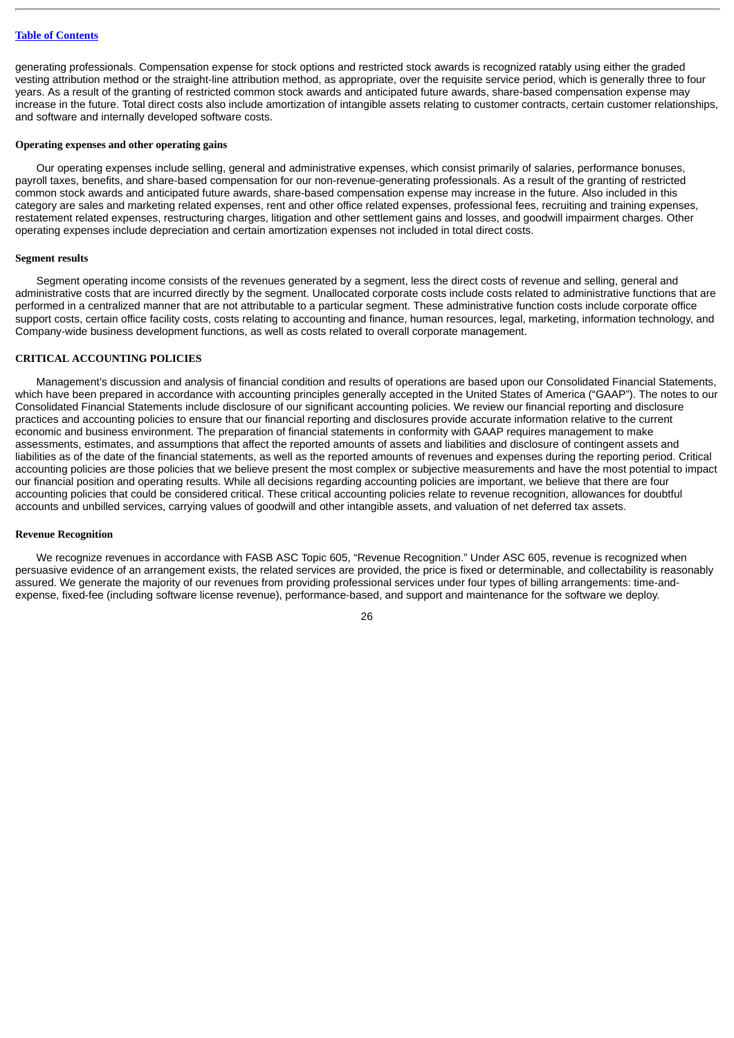generating professionals. Compensation expense for stock options and restricted stock awards is recognized ratably using either the graded vesting attribution method or the straight-line attribution method, as appropriate, over the requisite service period, which is generally three to four years. As a result of the granting of restricted common stock awards and anticipated future awards, share-based compensation expense may increase in the future. Total direct costs also include amortization of intangible assets relating to customer contracts, certain customer relationships, and software and internally developed software costs.

**Operating expenses and other operating gains**

Our operating expenses include selling, general and administrative expenses, which consist primarily of salaries, performance bonuses, payroll taxes, benefits, and share-based compensation for our non-revenue-generating professionals. As a result of the granting of restricted common stock awards and anticipated future awards, share-based compensation expense may increase in the future. Also included in this category are sales and marketing related expenses, rent and other office related expenses, professional fees, recruiting and training expenses, restatement related expenses, restructuring charges, litigation and other settlement gains and losses, and goodwill impairment charges. Other operating expenses include depreciation and certain amortization expenses not included in total direct costs.

**Segment results**

Segment operating income consists of the revenues generated by a segment, less the direct costs of revenue and selling, general and administrative costs that are incurred directly by the segment. Unallocated corporate costs include costs related to administrative functions that are performed in a centralized manner that are not attributable to a particular segment. These administrative function costs include corporate office support costs, certain office facility costs, costs relating to accounting and finance, human resources, legal, marketing, information technology, and Company-wide business development functions, as well as costs related to overall corporate management.

## CRITICAL ACCOUNTING POLICIES

Management's discussion and analysis of financial condition and results of operations are based upon our Consolidated Financial Statements, which have been prepared in accordance with accounting principles generally accepted in the United States of America ("GAAP"). The notes to our Consolidated Financial Statements include disclosure of our significant accounting policies. We review our financial reporting and disclosure practices and accounting policies to ensure that our financial reporting and disclosures provide accurate information relative to the current economic and business environment. The preparation of financial statements in conformity with GAAP requires management to make assessments, estimates, and assumptions that affect the reported amounts of assets and liabilities and disclosure of contingent assets and liabilities as of the date of the financial statements, as well as the reported amounts of revenues and expenses during the reporting period. Critical accounting policies are those policies that we believe present the most complex or subjective measurements and have the most potential to impact our financial position and operating results. While all decisions regarding accounting policies are important, we believe that there are four accounting policies that could be considered critical. These critical accounting policies relate to revenue recognition, allowances for doubtful accounts and unbilled services, carrying values of goodwill and other intangible assets, and valuation of net deferred tax assets.

**Revenue Recognition**

We recognize revenues in accordance with FASB ASC Topic 605, "Revenue Recognition." Under ASC 605, revenue is recognized when persuasive evidence of an arrangement exists, the related services are provided, the price is fixed or determinable, and collectability is reasonably assured. We generate the majority of our revenues from providing professional services under four types of billing arrangements: time-and-expense, fixed-fee (including software license revenue), performance-based, and support and maintenance for the software we deploy.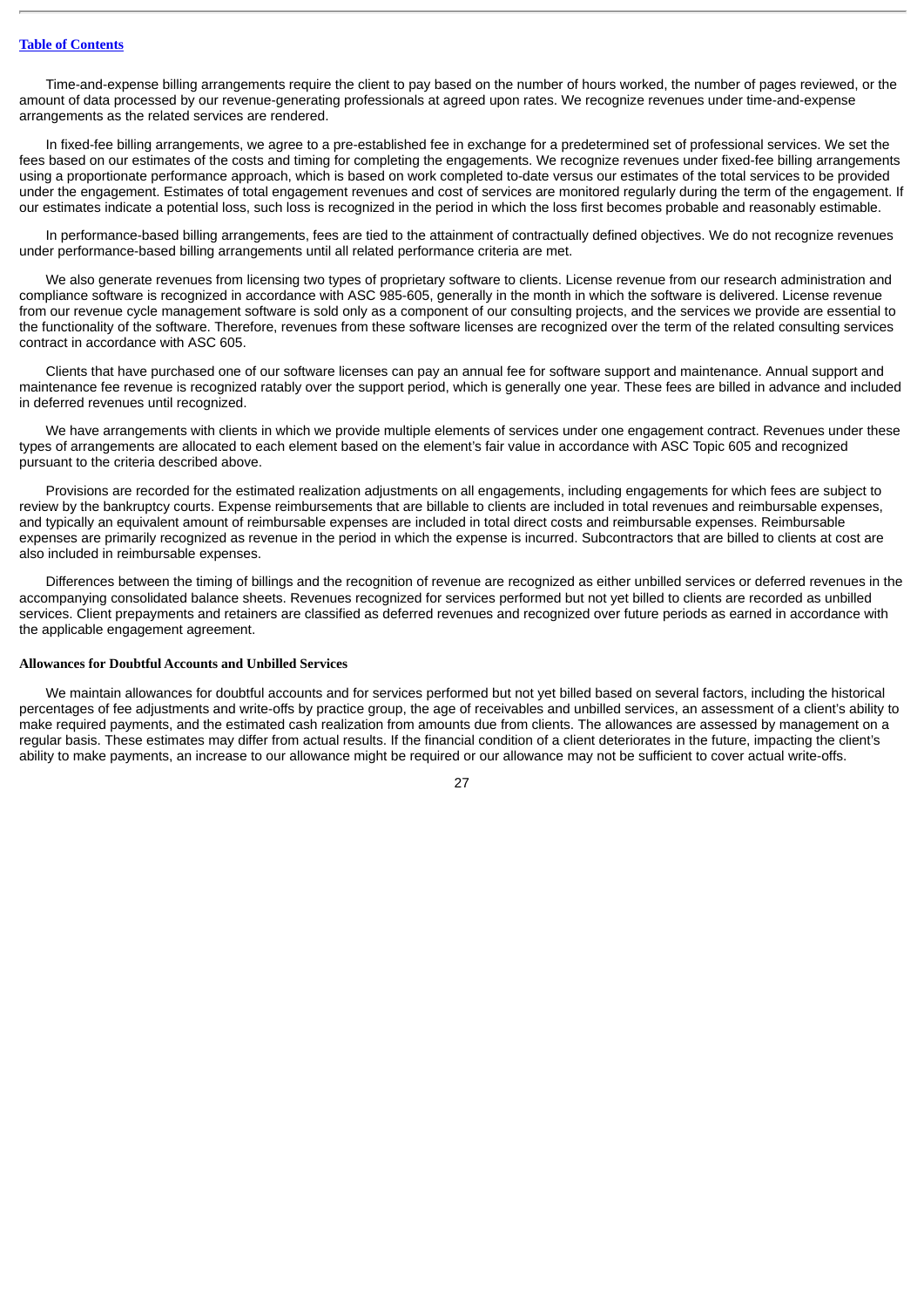Time-and-expense billing arrangements require the client to pay based on the number of hours worked, the number of pages reviewed, or the amount of data processed by our revenue-generating professionals at agreed upon rates. We recognize revenues under time-and-expense arrangements as the related services are rendered.

In fixed-fee billing arrangements, we agree to a pre-established fee in exchange for a predetermined set of professional services. We set the fees based on our estimates of the costs and timing for completing the engagements. We recognize revenues under fixed-fee billing arrangements using a proportionate performance approach, which is based on work completed to-date versus our estimates of the total services to be provided under the engagement. Estimates of total engagement revenues and cost of services are monitored regularly during the term of the engagement. If our estimates indicate a potential loss, such loss is recognized in the period in which the loss first becomes probable and reasonably estimable.

In performance-based billing arrangements, fees are tied to the attainment of contractually defined objectives. We do not recognize revenues under performance-based billing arrangements until all related performance criteria are met.

We also generate revenues from licensing two types of proprietary software to clients. License revenue from our research administration and compliance software is recognized in accordance with ASC 985-605, generally in the month in which the software is delivered. License revenue from our revenue cycle management software is sold only as a component of our consulting projects, and the services we provide are essential to the functionality of the software. Therefore, revenues from these software licenses are recognized over the term of the related consulting services contract in accordance with ASC 605.

Clients that have purchased one of our software licenses can pay an annual fee for software support and maintenance. Annual support and maintenance fee revenue is recognized ratably over the support period, which is generally one year. These fees are billed in advance and included in deferred revenues until recognized.

We have arrangements with clients in which we provide multiple elements of services under one engagement contract. Revenues under these types of arrangements are allocated to each element based on the element's fair value in accordance with ASC Topic 605 and recognized pursuant to the criteria described above.

Provisions are recorded for the estimated realization adjustments on all engagements, including engagements for which fees are subject to review by the bankruptcy courts. Expense reimbursements that are billable to clients are included in total revenues and reimbursable expenses, and typically an equivalent amount of reimbursable expenses are included in total direct costs and reimbursable expenses. Reimbursable expenses are primarily recognized as revenue in the period in which the expense is incurred. Subcontractors that are billed to clients at cost are also included in reimbursable expenses.

Differences between the timing of billings and the recognition of revenue are recognized as either unbilled services or deferred revenues in the accompanying consolidated balance sheets. Revenues recognized for services performed but not yet billed to clients are recorded as unbilled services. Client prepayments and retainers are classified as deferred revenues and recognized over future periods as earned in accordance with the applicable engagement agreement.

**Allowances for Doubtful Accounts and Unbilled Services**

We maintain allowances for doubtful accounts and for services performed but not yet billed based on several factors, including the historical percentages of fee adjustments and write-offs by practice group, the age of receivables and unbilled services, an assessment of a client's ability to make required payments, and the estimated cash realization from amounts due from clients. The allowances are assessed by management on a regular basis. These estimates may differ from actual results. If the financial condition of a client deteriorates in the future, impacting the client's ability to make payments, an increase to our allowance might be required or our allowance may not be sufficient to cover actual write-offs.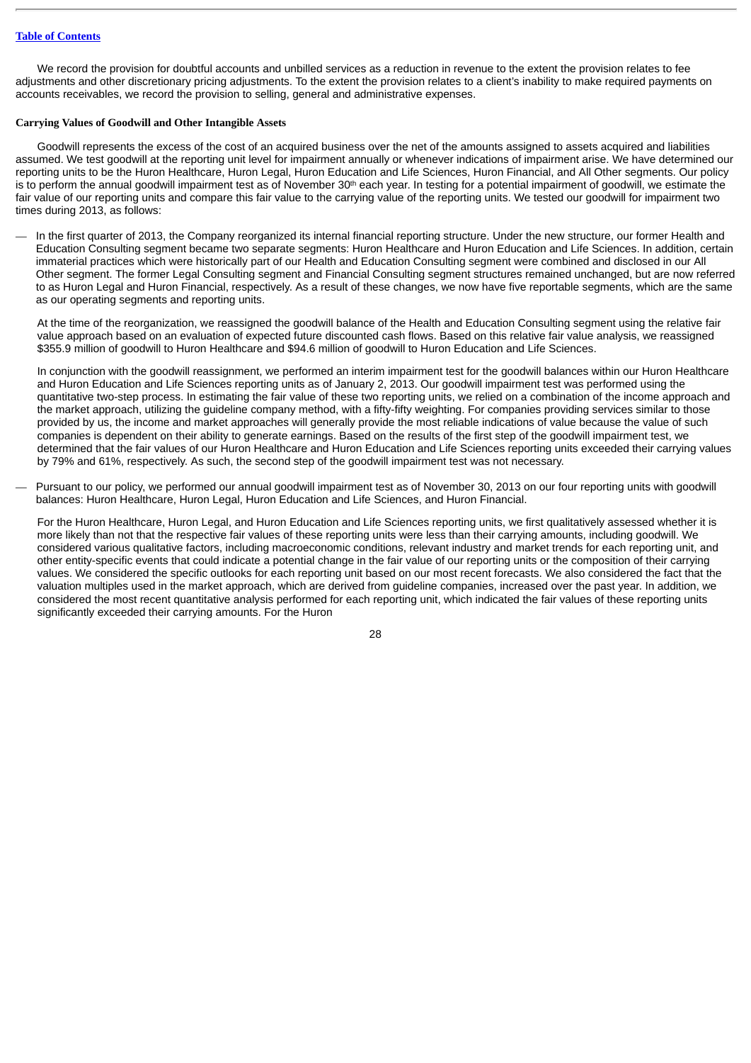We record the provision for doubtful accounts and unbilled services as a reduction in revenue to the extent the provision relates to fee adjustments and other discretionary pricing adjustments. To the extent the provision relates to a client's inability to make required payments on accounts receivables, we record the provision to selling, general and administrative expenses.

**Carrying Values of Goodwill and Other Intangible Assets**

Goodwill represents the excess of the cost of an acquired business over the net of the amounts assigned to assets acquired and liabilities assumed. We test goodwill at the reporting unit level for impairment annually or whenever indications of impairment arise. We have determined our reporting units to be the Huron Healthcare, Huron Legal, Huron Education and Life Sciences, Huron Financial, and All Other segments. Our policy is to perform the annual goodwill impairment test as of November 30th each year. In testing for a potential impairment of goodwill, we estimate the fair value of our reporting units and compare this fair value to the carrying value of the reporting units. We tested our goodwill for impairment two times during 2013, as follows:

— In the first quarter of 2013, the Company reorganized its internal financial reporting structure. Under the new structure, our former Health and Education Consulting segment became two separate segments: Huron Healthcare and Huron Education and Life Sciences. In addition, certain immaterial practices which were historically part of our Health and Education Consulting segment were combined and disclosed in our All Other segment. The former Legal Consulting segment and Financial Consulting segment structures remained unchanged, but are now referred to as Huron Legal and Huron Financial, respectively. As a result of these changes, we now have five reportable segments, which are the same as our operating segments and reporting units.

  At the time of the reorganization, we reassigned the goodwill balance of the Health and Education Consulting segment using the relative fair value approach based on an evaluation of expected future discounted cash flows. Based on this relative fair value analysis, we reassigned $355.9 million of goodwill to Huron Healthcare and $94.6 million of goodwill to Huron Education and Life Sciences.

  In conjunction with the goodwill reassignment, we performed an interim impairment test for the goodwill balances within our Huron Healthcare and Huron Education and Life Sciences reporting units as of January 2, 2013. Our goodwill impairment test was performed using the quantitative two-step process. In estimating the fair value of these two reporting units, we relied on a combination of the income approach and the market approach, utilizing the guideline company method, with a fifty-fifty weighting. For companies providing services similar to those provided by us, the income and market approaches will generally provide the most reliable indications of value because the value of such companies is dependent on their ability to generate earnings. Based on the results of the first step of the goodwill impairment test, we determined that the fair values of our Huron Healthcare and Huron Education and Life Sciences reporting units exceeded their carrying values by 79% and 61%, respectively. As such, the second step of the goodwill impairment test was not necessary.

— Pursuant to our policy, we performed our annual goodwill impairment test as of November 30, 2013 on our four reporting units with goodwill balances: Huron Healthcare, Huron Legal, Huron Education and Life Sciences, and Huron Financial.

  For the Huron Healthcare, Huron Legal, and Huron Education and Life Sciences reporting units, we first qualitatively assessed whether it is more likely than not that the respective fair values of these reporting units were less than their carrying amounts, including goodwill. We considered various qualitative factors, including macroeconomic conditions, relevant industry and market trends for each reporting unit, and other entity-specific events that could indicate a potential change in the fair value of our reporting units or the composition of their carrying values. We considered the specific outlooks for each reporting unit based on our most recent forecasts. We also considered the fact that the valuation multiples used in the market approach, which are derived from guideline companies, increased over the past year. In addition, we considered the most recent quantitative analysis performed for each reporting unit, which indicated the fair values of these reporting units significantly exceeded their carrying amounts. For the Huron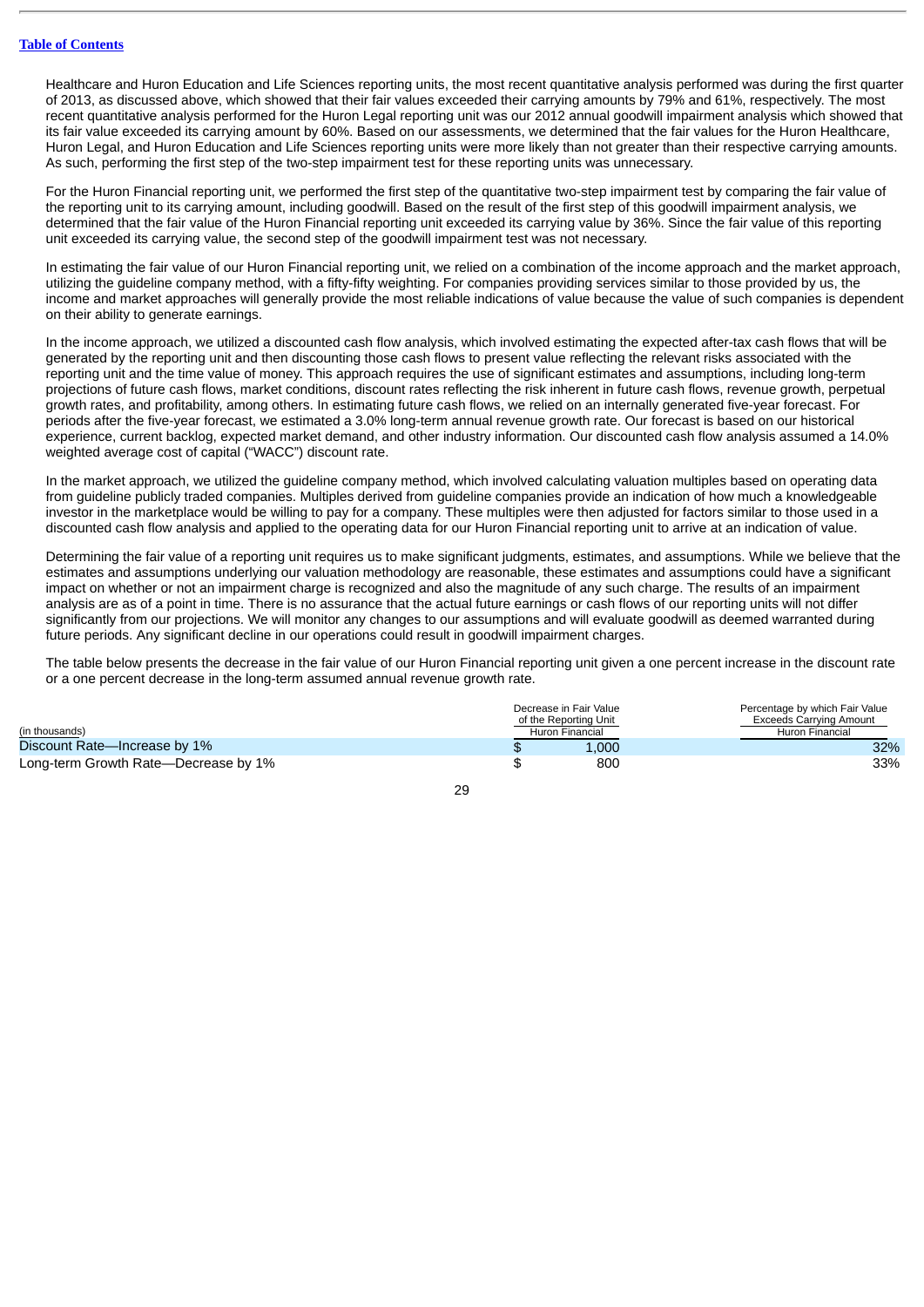Healthcare and Huron Education and Life Sciences reporting units, the most recent quantitative analysis performed was during the first quarter of 2013, as discussed above, which showed that their fair values exceeded their carrying amounts by 79% and 61%, respectively. The most recent quantitative analysis performed for the Huron Legal reporting unit was our 2012 annual goodwill impairment analysis which showed that its fair value exceeded its carrying amount by 60%. Based on our assessments, we determined that the fair values for the Huron Healthcare, Huron Legal, and Huron Education and Life Sciences reporting units were more likely than not greater than their respective carrying amounts. As such, performing the first step of the two-step impairment test for these reporting units was unnecessary.

For the Huron Financial reporting unit, we performed the first step of the quantitative two-step impairment test by comparing the fair value of the reporting unit to its carrying amount, including goodwill. Based on the result of the first step of this goodwill impairment analysis, we determined that the fair value of the Huron Financial reporting unit exceeded its carrying value by 36%. Since the fair value of this reporting unit exceeded its carrying value, the second step of the goodwill impairment test was not necessary.

In estimating the fair value of our Huron Financial reporting unit, we relied on a combination of the income approach and the market approach, utilizing the guideline company method, with a fifty-fifty weighting. For companies providing services similar to those provided by us, the income and market approaches will generally provide the most reliable indications of value because the value of such companies is dependent on their ability to generate earnings.

In the income approach, we utilized a discounted cash flow analysis, which involved estimating the expected after-tax cash flows that will be generated by the reporting unit and then discounting those cash flows to present value reflecting the relevant risks associated with the reporting unit and the time value of money. This approach requires the use of significant estimates and assumptions, including long-term projections of future cash flows, market conditions, discount rates reflecting the risk inherent in future cash flows, revenue growth, perpetual growth rates, and profitability, among others. In estimating future cash flows, we relied on an internally generated five-year forecast. For periods after the five-year forecast, we estimated a 3.0% long-term annual revenue growth rate. Our forecast is based on our historical experience, current backlog, expected market demand, and other industry information. Our discounted cash flow analysis assumed a 14.0% weighted average cost of capital ("WACC") discount rate.

In the market approach, we utilized the guideline company method, which involved calculating valuation multiples based on operating data from guideline publicly traded companies. Multiples derived from guideline companies provide an indication of how much a knowledgeable investor in the marketplace would be willing to pay for a company. These multiples were then adjusted for factors similar to those used in a discounted cash flow analysis and applied to the operating data for our Huron Financial reporting unit to arrive at an indication of value.

Determining the fair value of a reporting unit requires us to make significant judgments, estimates, and assumptions. While we believe that the estimates and assumptions underlying our valuation methodology are reasonable, these estimates and assumptions could have a significant impact on whether or not an impairment charge is recognized and also the magnitude of any such charge. The results of an impairment analysis are as of a point in time. There is no assurance that the actual future earnings or cash flows of our reporting units will not differ significantly from our projections. We will monitor any changes to our assumptions and will evaluate goodwill as deemed warranted during future periods. Any significant decline in our operations could result in goodwill impairment charges.

The table below presents the decrease in the fair value of our Huron Financial reporting unit given a one percent increase in the discount rate or a one percent decrease in the long-term assumed annual revenue growth rate.

| (in thousands) | Decrease in Fair Value of the Reporting Unit Huron Financial | Percentage by which Fair Value Exceeds Carrying Amount Huron Financial |
|---|---|---|
| Discount Rate—Increase by 1% | $ 1,000 | 32% |
| Long-term Growth Rate—Decrease by 1% | $ 800 | 33% |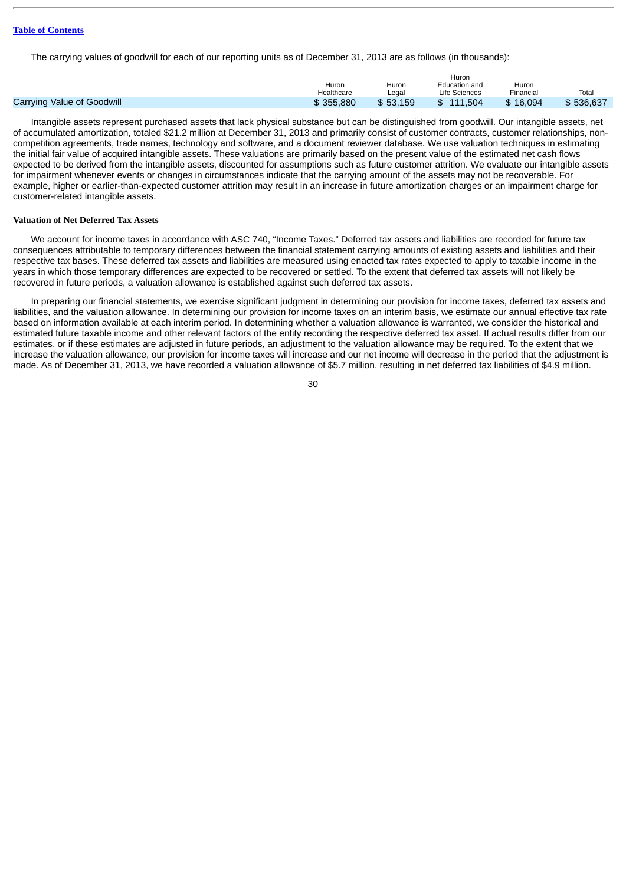[Table of Contents](#)

The carrying values of goodwill for each of our reporting units as of December 31, 2013 are as follows (in thousands):

| | Huron Healthcare | Huron Legal | Huron Education and Life Sciences | Huron Financial | Total |
|---|---|---|---|---|---|
| Carrying Value of Goodwill | $ 355,880 | $ 53,159 | $ 111,504 | $ 16,094 | $ 536,637 |

Intangible assets represent purchased assets that lack physical substance but can be distinguished from goodwill. Our intangible assets, net of accumulated amortization, totaled $21.2 million at December 31, 2013 and primarily consist of customer contracts, customer relationships, non-competition agreements, trade names, technology and software, and a document reviewer database. We use valuation techniques in estimating the initial fair value of acquired intangible assets. These valuations are primarily based on the present value of the estimated net cash flows expected to be derived from the intangible assets, discounted for assumptions such as future customer attrition. We evaluate our intangible assets for impairment whenever events or changes in circumstances indicate that the carrying amount of the assets may not be recoverable. For example, higher or earlier-than-expected customer attrition may result in an increase in future amortization charges or an impairment charge for customer-related intangible assets.

**Valuation of Net Deferred Tax Assets**

We account for income taxes in accordance with ASC 740, "Income Taxes." Deferred tax assets and liabilities are recorded for future tax consequences attributable to temporary differences between the financial statement carrying amounts of existing assets and liabilities and their respective tax bases. These deferred tax assets and liabilities are measured using enacted tax rates expected to apply to taxable income in the years in which those temporary differences are expected to be recovered or settled. To the extent that deferred tax assets will not likely be recovered in future periods, a valuation allowance is established against such deferred tax assets.

In preparing our financial statements, we exercise significant judgment in determining our provision for income taxes, deferred tax assets and liabilities, and the valuation allowance. In determining our provision for income taxes on an interim basis, we estimate our annual effective tax rate based on information available at each interim period. In determining whether a valuation allowance is warranted, we consider the historical and estimated future taxable income and other relevant factors of the entity recording the respective deferred tax asset. If actual results differ from our estimates, or if these estimates are adjusted in future periods, an adjustment to the valuation allowance may be required. To the extent that we increase the valuation allowance, our provision for income taxes will increase and our net income will decrease in the period that the adjustment is made. As of December 31, 2013, we have recorded a valuation allowance of $5.7 million, resulting in net deferred tax liabilities of $4.9 million.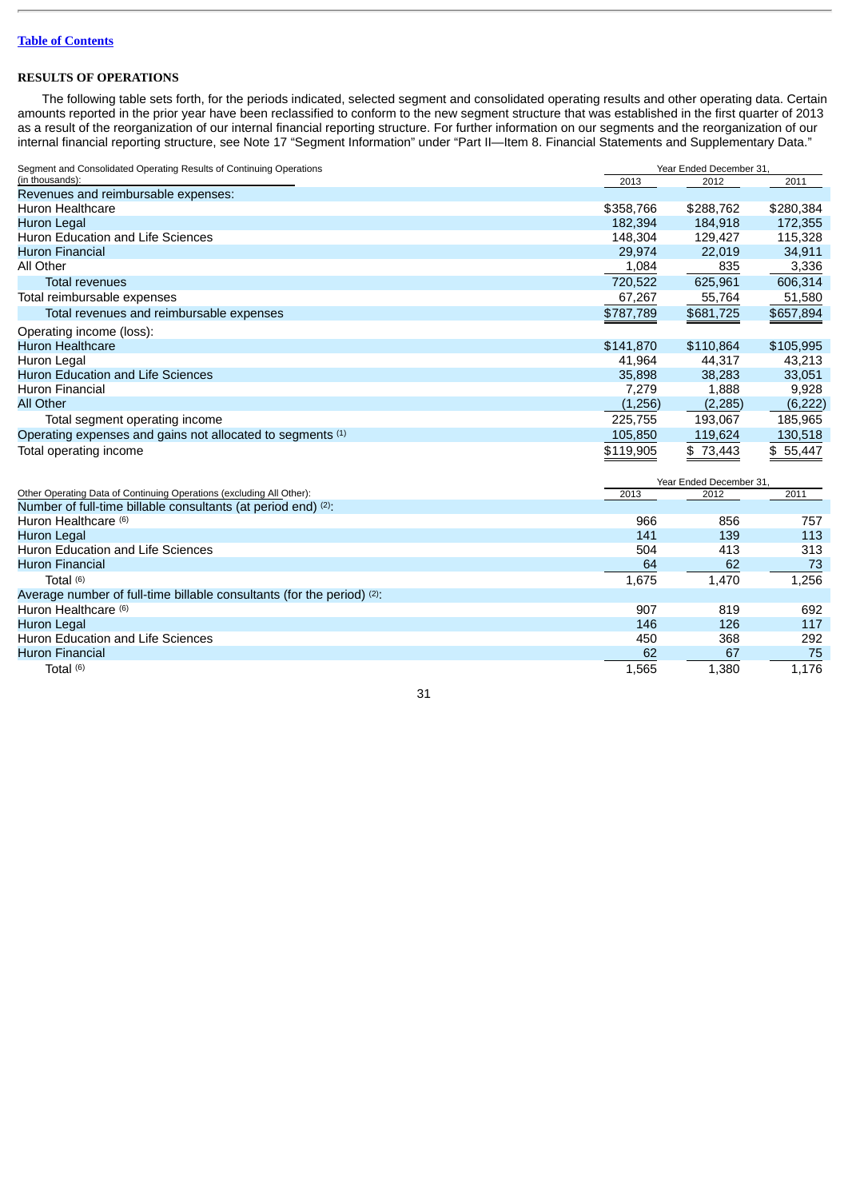[Table of Contents](#)

## RESULTS OF OPERATIONS

The following table sets forth, for the periods indicated, selected segment and consolidated operating results and other operating data. Certain amounts reported in the prior year have been reclassified to conform to the new segment structure that was established in the first quarter of 2013 as a result of the reorganization of our internal financial reporting structure. For further information on our segments and the reorganization of our internal financial reporting structure, see Note 17 "Segment Information" under "Part II—Item 8. Financial Statements and Supplementary Data."

| Segment and Consolidated Operating Results of Continuing Operations (in thousands): | Year Ended December 31, 2013 | 2012 | 2011 |
|---|---|---|---|
| Revenues and reimbursable expenses: | | | |
| Huron Healthcare | $358,766 | $288,762 | $280,384 |
| Huron Legal | 182,394 | 184,918 | 172,355 |
| Huron Education and Life Sciences | 148,304 | 129,427 | 115,328 |
| Huron Financial | 29,974 | 22,019 | 34,911 |
| All Other | 1,084 | 835 | 3,336 |
| Total revenues | 720,522 | 625,961 | 606,314 |
| Total reimbursable expenses | 67,267 | 55,764 | 51,580 |
| Total revenues and reimbursable expenses | $787,789 | $681,725 | $657,894 |
| Operating income (loss): | | | |
| Huron Healthcare | $141,870 | $110,864 | $105,995 |
| Huron Legal | 41,964 | 44,317 | 43,213 |
| Huron Education and Life Sciences | 35,898 | 38,283 | 33,051 |
| Huron Financial | 7,279 | 1,888 | 9,928 |
| All Other | (1,256) | (2,285) | (6,222) |
| Total segment operating income | 225,755 | 193,067 | 185,965 |
| Operating expenses and gains not allocated to segments [1] | 105,850 | 119,624 | 130,518 |
| Total operating income | $119,905 | $ 73,443 | $ 55,447 |

| Other Operating Data of Continuing Operations (excluding All Other): | Year Ended December 31, 2013 | 2012 | 2011 |
|---|---|---|---|
| Number of full-time billable consultants (at period end) [2]: | | | |
| Huron Healthcare [6] | 966 | 856 | 757 |
| Huron Legal | 141 | 139 | 113 |
| Huron Education and Life Sciences | 504 | 413 | 313 |
| Huron Financial | 64 | 62 | 73 |
| Total [6] | 1,675 | 1,470 | 1,256 |
| Average number of full-time billable consultants (for the period) [2]: | | | |
| Huron Healthcare [6] | 907 | 819 | 692 |
| Huron Legal | 146 | 126 | 117 |
| Huron Education and Life Sciences | 450 | 368 | 292 |
| Huron Financial | 62 | 67 | 75 |
| Total [6] | 1,565 | 1,380 | 1,176 |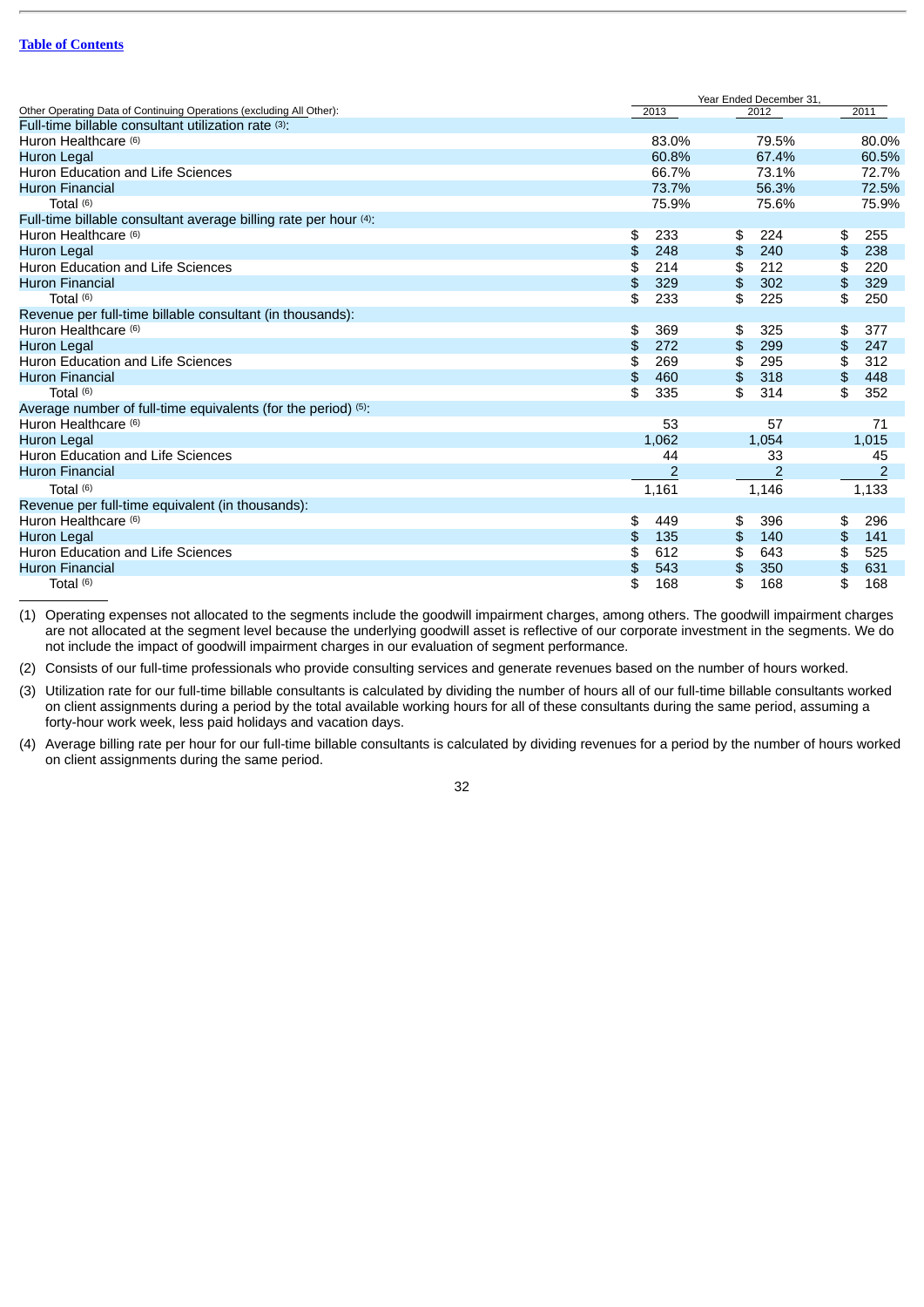[Table of Contents](#)

| Other Operating Data of Continuing Operations (excluding All Other): | Year Ended December 31, 2013 | 2012 | 2011 |
|---|---|---|---|
| Full-time billable consultant utilization rate (3): | | | |
| Huron Healthcare (6) | 83.0% | 79.5% | 80.0% |
| Huron Legal | 60.8% | 67.4% | 60.5% |
| Huron Education and Life Sciences | 66.7% | 73.1% | 72.7% |
| Huron Financial | 73.7% | 56.3% | 72.5% |
| Total (6) | 75.9% | 75.6% | 75.9% |
| Full-time billable consultant average billing rate per hour (4): | | | |
| Huron Healthcare (6) | $ 233 | $ 224 | $ 255 |
| Huron Legal | $ 248 | $ 240 | $ 238 |
| Huron Education and Life Sciences | $ 214 | $ 212 | $ 220 |
| Huron Financial | $ 329 | $ 302 | $ 329 |
| Total (6) | $ 233 | $ 225 | $ 250 |
| Revenue per full-time billable consultant (in thousands): | | | |
| Huron Healthcare (6) | $ 369 | $ 325 | $ 377 |
| Huron Legal | $ 272 | $ 299 | $ 247 |
| Huron Education and Life Sciences | $ 269 | $ 295 | $ 312 |
| Huron Financial | $ 460 | $ 318 | $ 448 |
| Total (6) | $ 335 | $ 314 | $ 352 |
| Average number of full-time equivalents (for the period) (5): | | | |
| Huron Healthcare (6) | 53 | 57 | 71 |
| Huron Legal | 1,062 | 1,054 | 1,015 |
| Huron Education and Life Sciences | 44 | 33 | 45 |
| Huron Financial | 2 | 2 | 2 |
| Total (6) | 1,161 | 1,146 | 1,133 |
| Revenue per full-time equivalent (in thousands): | | | |
| Huron Healthcare (6) | $ 449 | $ 396 | $ 296 |
| Huron Legal | $ 135 | $ 140 | $ 141 |
| Huron Education and Life Sciences | $ 612 | $ 643 | $ 525 |
| Huron Financial | $ 543 | $ 350 | $ 631 |
| Total (6) | $ 168 | $ 168 | $ 168 |

(1) Operating expenses not allocated to the segments include the goodwill impairment charges, among others. The goodwill impairment charges are not allocated at the segment level because the underlying goodwill asset is reflective of our corporate investment in the segments. We do not include the impact of goodwill impairment charges in our evaluation of segment performance.

(2) Consists of our full-time professionals who provide consulting services and generate revenues based on the number of hours worked.

(3) Utilization rate for our full-time billable consultants is calculated by dividing the number of hours all of our full-time billable consultants worked on client assignments during a period by the total available working hours for all of these consultants during the same period, assuming a forty-hour work week, less paid holidays and vacation days.

(4) Average billing rate per hour for our full-time billable consultants is calculated by dividing revenues for a period by the number of hours worked on client assignments during the same period.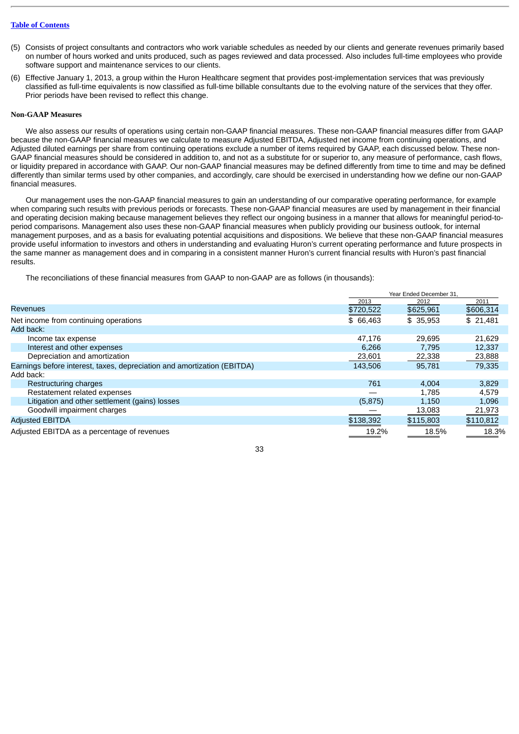[Table of Contents](#)

(5) Consists of project consultants and contractors who work variable schedules as needed by our clients and generate revenues primarily based on number of hours worked and units produced, such as pages reviewed and data processed. Also includes full-time employees who provide software support and maintenance services to our clients.

(6) Effective January 1, 2013, a group within the Huron Healthcare segment that provides post-implementation services that was previously classified as full-time equivalents is now classified as full-time billable consultants due to the evolving nature of the services that they offer. Prior periods have been revised to reflect this change.

**Non-GAAP Measures**

We also assess our results of operations using certain non-GAAP financial measures. These non-GAAP financial measures differ from GAAP because the non-GAAP financial measures we calculate to measure Adjusted EBITDA, Adjusted net income from continuing operations, and Adjusted diluted earnings per share from continuing operations exclude a number of items required by GAAP, each discussed below. These non-GAAP financial measures should be considered in addition to, and not as a substitute for or superior to, any measure of performance, cash flows, or liquidity prepared in accordance with GAAP. Our non-GAAP financial measures may be defined differently from time to time and may be defined differently than similar terms used by other companies, and accordingly, care should be exercised in understanding how we define our non-GAAP financial measures.

Our management uses the non-GAAP financial measures to gain an understanding of our comparative operating performance, for example when comparing such results with previous periods or forecasts. These non-GAAP financial measures are used by management in their financial and operating decision making because management believes they reflect our ongoing business in a manner that allows for meaningful period-to-period comparisons. Management also uses these non-GAAP financial measures when publicly providing our business outlook, for internal management purposes, and as a basis for evaluating potential acquisitions and dispositions. We believe that these non-GAAP financial measures provide useful information to investors and others in understanding and evaluating Huron's current operating performance and future prospects in the same manner as management does and in comparing in a consistent manner Huron's current financial results with Huron's past financial results.

The reconciliations of these financial measures from GAAP to non-GAAP are as follows (in thousands):

| | Year Ended December 31, | | |
|---|---|---|---|
| | 2013 | 2012 | 2011 |
| Revenues | $720,522 | $625,961 | $606,314 |
| Net income from continuing operations | $ 66,463 | $ 35,953 | $ 21,481 |
| Add back: | | | |
| Income tax expense | 47,176 | 29,695 | 21,629 |
| Interest and other expenses | 6,266 | 7,795 | 12,337 |
| Depreciation and amortization | 23,601 | 22,338 | 23,888 |
| Earnings before interest, taxes, depreciation and amortization (EBITDA) | 143,506 | 95,781 | 79,335 |
| Add back: | | | |
| Restructuring charges | 761 | 4,004 | 3,829 |
| Restatement related expenses | — | 1,785 | 4,579 |
| Litigation and other settlement (gains) losses | (5,875) | 1,150 | 1,096 |
| Goodwill impairment charges | — | 13,083 | 21,973 |
| Adjusted EBITDA | $138,392 | $115,803 | $110,812 |
| Adjusted EBITDA as a percentage of revenues | 19.2% | 18.5% | 18.3% |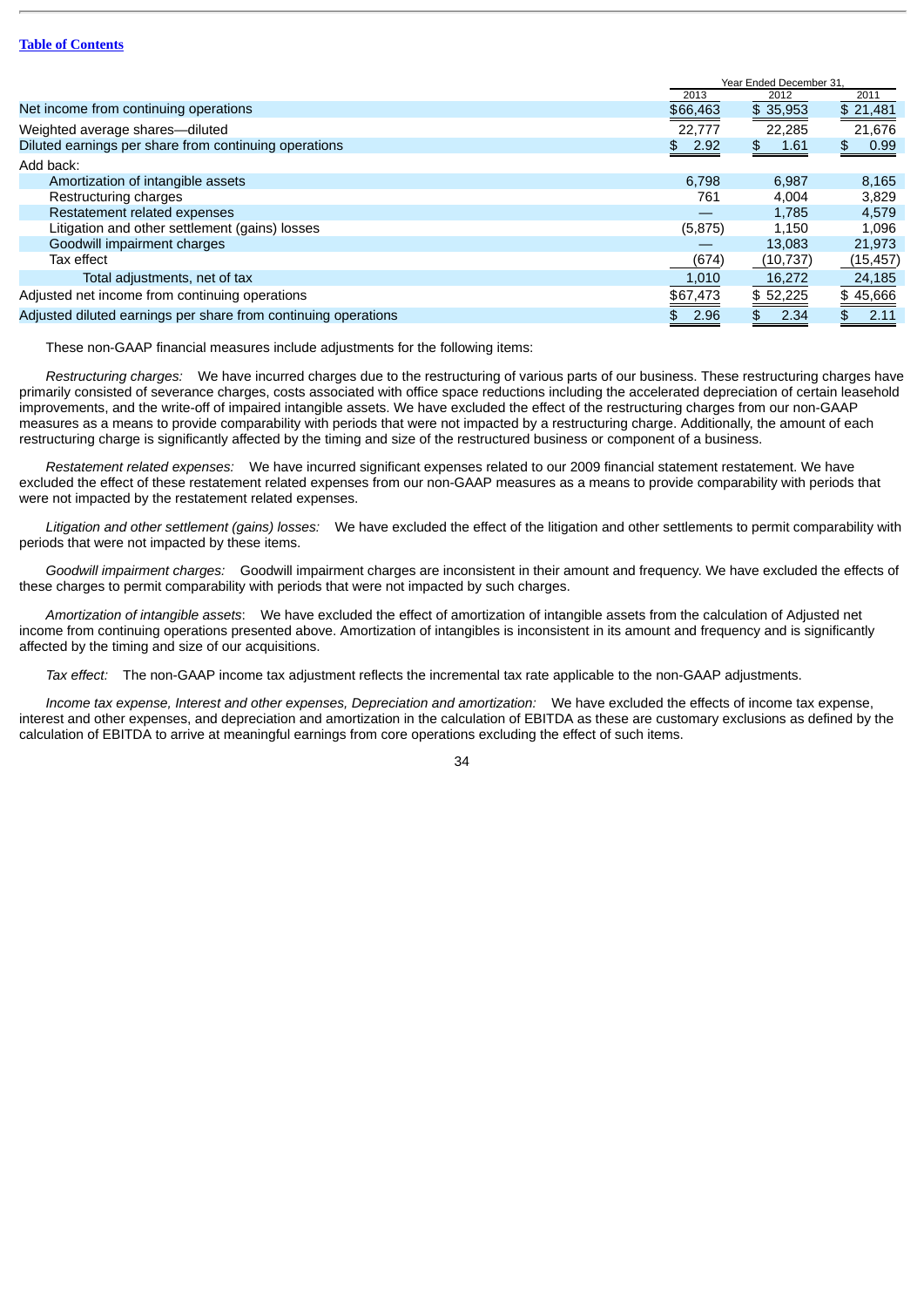[Table of Contents](#)

| | Year Ended December 31, | | |
|---|---|---|---|
| | 2013 | 2012 | 2011 |
| Net income from continuing operations | $66,463 | $ 35,953 | $ 21,481 |
| Weighted average shares—diluted | 22,777 | 22,285 | 21,676 |
| Diluted earnings per share from continuing operations | $ 2.92 | $ 1.61 | $ 0.99 |
| Add back: | | | |
| Amortization of intangible assets | 6,798 | 6,987 | 8,165 |
| Restructuring charges | 761 | 4,004 | 3,829 |
| Restatement related expenses | — | 1,785 | 4,579 |
| Litigation and other settlement (gains) losses | (5,875) | 1,150 | 1,096 |
| Goodwill impairment charges | — | 13,083 | 21,973 |
| Tax effect | (674) | (10,737) | (15,457) |
| Total adjustments, net of tax | 1,010 | 16,272 | 24,185 |
| Adjusted net income from continuing operations | $67,473 | $ 52,225 | $ 45,666 |
| Adjusted diluted earnings per share from continuing operations | $ 2.96 | $ 2.34 | $ 2.11 |

These non-GAAP financial measures include adjustments for the following items:

*Restructuring charges:* We have incurred charges due to the restructuring of various parts of our business. These restructuring charges have primarily consisted of severance charges, costs associated with office space reductions including the accelerated depreciation of certain leasehold improvements, and the write-off of impaired intangible assets. We have excluded the effect of the restructuring charges from our non-GAAP measures as a means to provide comparability with periods that were not impacted by a restructuring charge. Additionally, the amount of each restructuring charge is significantly affected by the timing and size of the restructured business or component of a business.

*Restatement related expenses:* We have incurred significant expenses related to our 2009 financial statement restatement. We have excluded the effect of these restatement related expenses from our non-GAAP measures as a means to provide comparability with periods that were not impacted by the restatement related expenses.

*Litigation and other settlement (gains) losses:* We have excluded the effect of the litigation and other settlements to permit comparability with periods that were not impacted by these items.

*Goodwill impairment charges:* Goodwill impairment charges are inconsistent in their amount and frequency. We have excluded the effects of these charges to permit comparability with periods that were not impacted by such charges.

*Amortization of intangible assets*: We have excluded the effect of amortization of intangible assets from the calculation of Adjusted net income from continuing operations presented above. Amortization of intangibles is inconsistent in its amount and frequency and is significantly affected by the timing and size of our acquisitions.

*Tax effect:* The non-GAAP income tax adjustment reflects the incremental tax rate applicable to the non-GAAP adjustments.

*Income tax expense, Interest and other expenses, Depreciation and amortization:* We have excluded the effects of income tax expense, interest and other expenses, and depreciation and amortization in the calculation of EBITDA as these are customary exclusions as defined by the calculation of EBITDA to arrive at meaningful earnings from core operations excluding the effect of such items.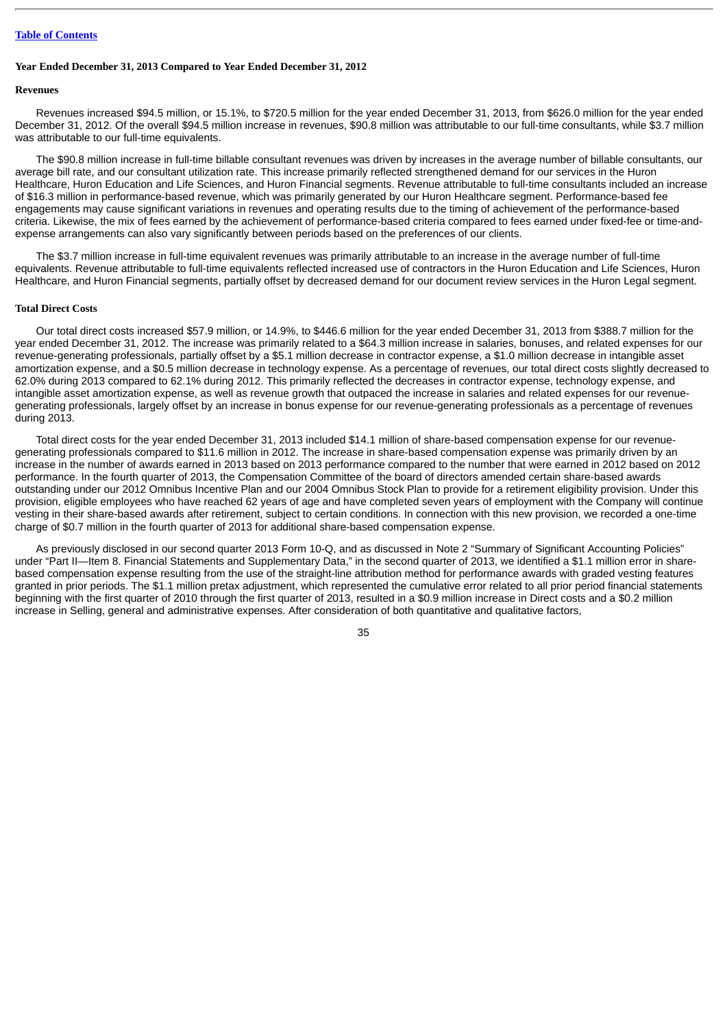[Table of Contents](#)

**Year Ended December 31, 2013 Compared to Year Ended December 31, 2012**

**Revenues**

Revenues increased $94.5 million, or 15.1%, to $720.5 million for the year ended December 31, 2013, from $626.0 million for the year ended December 31, 2012. Of the overall $94.5 million increase in revenues, $90.8 million was attributable to our full-time consultants, while $3.7 million was attributable to our full-time equivalents.

The $90.8 million increase in full-time billable consultant revenues was driven by increases in the average number of billable consultants, our average bill rate, and our consultant utilization rate. This increase primarily reflected strengthened demand for our services in the Huron Healthcare, Huron Education and Life Sciences, and Huron Financial segments. Revenue attributable to full-time consultants included an increase of $16.3 million in performance-based revenue, which was primarily generated by our Huron Healthcare segment. Performance-based fee engagements may cause significant variations in revenues and operating results due to the timing of achievement of the performance-based criteria. Likewise, the mix of fees earned by the achievement of performance-based criteria compared to fees earned under fixed-fee or time-and-expense arrangements can also vary significantly between periods based on the preferences of our clients.

The $3.7 million increase in full-time equivalent revenues was primarily attributable to an increase in the average number of full-time equivalents. Revenue attributable to full-time equivalents reflected increased use of contractors in the Huron Education and Life Sciences, Huron Healthcare, and Huron Financial segments, partially offset by decreased demand for our document review services in the Huron Legal segment.

**Total Direct Costs**

Our total direct costs increased $57.9 million, or 14.9%, to $446.6 million for the year ended December 31, 2013 from $388.7 million for the year ended December 31, 2012. The increase was primarily related to a $64.3 million increase in salaries, bonuses, and related expenses for our revenue-generating professionals, partially offset by a $5.1 million decrease in contractor expense, a $1.0 million decrease in intangible asset amortization expense, and a $0.5 million decrease in technology expense. As a percentage of revenues, our total direct costs slightly decreased to 62.0% during 2013 compared to 62.1% during 2012. This primarily reflected the decreases in contractor expense, technology expense, and intangible asset amortization expense, as well as revenue growth that outpaced the increase in salaries and related expenses for our revenue-generating professionals, largely offset by an increase in bonus expense for our revenue-generating professionals as a percentage of revenues during 2013.

Total direct costs for the year ended December 31, 2013 included $14.1 million of share-based compensation expense for our revenue-generating professionals compared to $11.6 million in 2012. The increase in share-based compensation expense was primarily driven by an increase in the number of awards earned in 2013 based on 2013 performance compared to the number that were earned in 2012 based on 2012 performance. In the fourth quarter of 2013, the Compensation Committee of the board of directors amended certain share-based awards outstanding under our 2012 Omnibus Incentive Plan and our 2004 Omnibus Stock Plan to provide for a retirement eligibility provision. Under this provision, eligible employees who have reached 62 years of age and have completed seven years of employment with the Company will continue vesting in their share-based awards after retirement, subject to certain conditions. In connection with this new provision, we recorded a one-time charge of $0.7 million in the fourth quarter of 2013 for additional share-based compensation expense.

As previously disclosed in our second quarter 2013 Form 10-Q, and as discussed in Note 2 "Summary of Significant Accounting Policies" under "Part II—Item 8. Financial Statements and Supplementary Data," in the second quarter of 2013, we identified a $1.1 million error in share-based compensation expense resulting from the use of the straight-line attribution method for performance awards with graded vesting features granted in prior periods. The $1.1 million pretax adjustment, which represented the cumulative error related to all prior period financial statements beginning with the first quarter of 2010 through the first quarter of 2013, resulted in a $0.9 million increase in Direct costs and a $0.2 million increase in Selling, general and administrative expenses. After consideration of both quantitative and qualitative factors,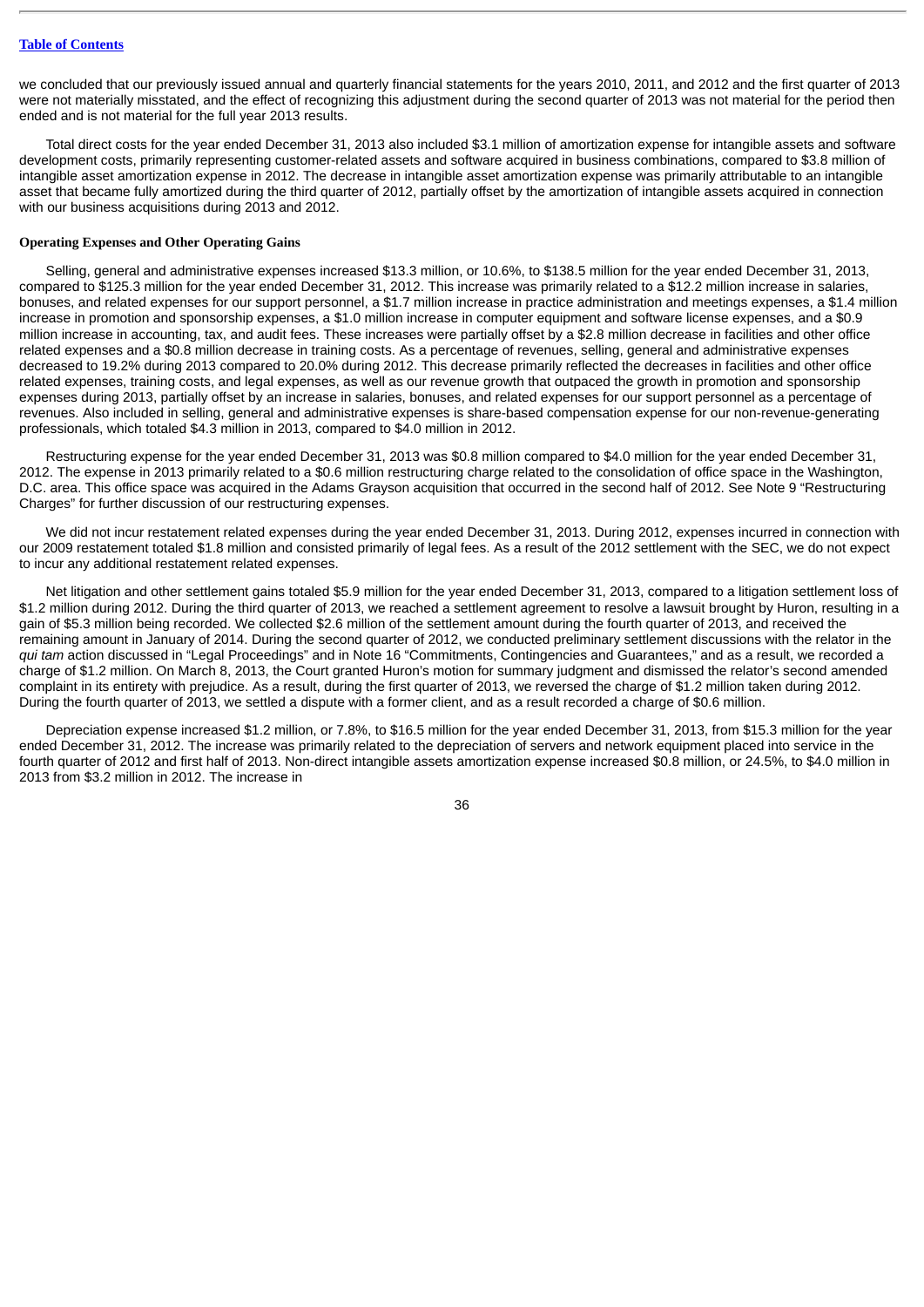we concluded that our previously issued annual and quarterly financial statements for the years 2010, 2011, and 2012 and the first quarter of 2013 were not materially misstated, and the effect of recognizing this adjustment during the second quarter of 2013 was not material for the period then ended and is not material for the full year 2013 results.

Total direct costs for the year ended December 31, 2013 also included $3.1 million of amortization expense for intangible assets and software development costs, primarily representing customer-related assets and software acquired in business combinations, compared to $3.8 million of intangible asset amortization expense in 2012. The decrease in intangible asset amortization expense was primarily attributable to an intangible asset that became fully amortized during the third quarter of 2012, partially offset by the amortization of intangible assets acquired in connection with our business acquisitions during 2013 and 2012.

**Operating Expenses and Other Operating Gains**

Selling, general and administrative expenses increased $13.3 million, or 10.6%, to $138.5 million for the year ended December 31, 2013, compared to $125.3 million for the year ended December 31, 2012. This increase was primarily related to a $12.2 million increase in salaries, bonuses, and related expenses for our support personnel, a $1.7 million increase in practice administration and meetings expenses, a $1.4 million increase in promotion and sponsorship expenses, a $1.0 million increase in computer equipment and software license expenses, and a $0.9 million increase in accounting, tax, and audit fees. These increases were partially offset by a $2.8 million decrease in facilities and other office related expenses and a $0.8 million decrease in training costs. As a percentage of revenues, selling, general and administrative expenses decreased to 19.2% during 2013 compared to 20.0% during 2012. This decrease primarily reflected the decreases in facilities and other office related expenses, training costs, and legal expenses, as well as our revenue growth that outpaced the growth in promotion and sponsorship expenses during 2013, partially offset by an increase in salaries, bonuses, and related expenses for our support personnel as a percentage of revenues. Also included in selling, general and administrative expenses is share-based compensation expense for our non-revenue-generating professionals, which totaled $4.3 million in 2013, compared to $4.0 million in 2012.

Restructuring expense for the year ended December 31, 2013 was $0.8 million compared to $4.0 million for the year ended December 31, 2012. The expense in 2013 primarily related to a $0.6 million restructuring charge related to the consolidation of office space in the Washington, D.C. area. This office space was acquired in the Adams Grayson acquisition that occurred in the second half of 2012. See Note 9 "Restructuring Charges" for further discussion of our restructuring expenses.

We did not incur restatement related expenses during the year ended December 31, 2013. During 2012, expenses incurred in connection with our 2009 restatement totaled $1.8 million and consisted primarily of legal fees. As a result of the 2012 settlement with the SEC, we do not expect to incur any additional restatement related expenses.

Net litigation and other settlement gains totaled $5.9 million for the year ended December 31, 2013, compared to a litigation settlement loss of $1.2 million during 2012. During the third quarter of 2013, we reached a settlement agreement to resolve a lawsuit brought by Huron, resulting in a gain of $5.3 million being recorded. We collected $2.6 million of the settlement amount during the fourth quarter of 2013, and received the remaining amount in January of 2014. During the second quarter of 2012, we conducted preliminary settlement discussions with the relator in the *qui tam* action discussed in "Legal Proceedings" and in Note 16 "Commitments, Contingencies and Guarantees," and as a result, we recorded a charge of $1.2 million. On March 8, 2013, the Court granted Huron's motion for summary judgment and dismissed the relator's second amended complaint in its entirety with prejudice. As a result, during the first quarter of 2013, we reversed the charge of $1.2 million taken during 2012. During the fourth quarter of 2013, we settled a dispute with a former client, and as a result recorded a charge of $0.6 million.

Depreciation expense increased $1.2 million, or 7.8%, to $16.5 million for the year ended December 31, 2013, from $15.3 million for the year ended December 31, 2012. The increase was primarily related to the depreciation of servers and network equipment placed into service in the fourth quarter of 2012 and first half of 2013. Non-direct intangible assets amortization expense increased $0.8 million, or 24.5%, to $4.0 million in 2013 from $3.2 million in 2012. The increase in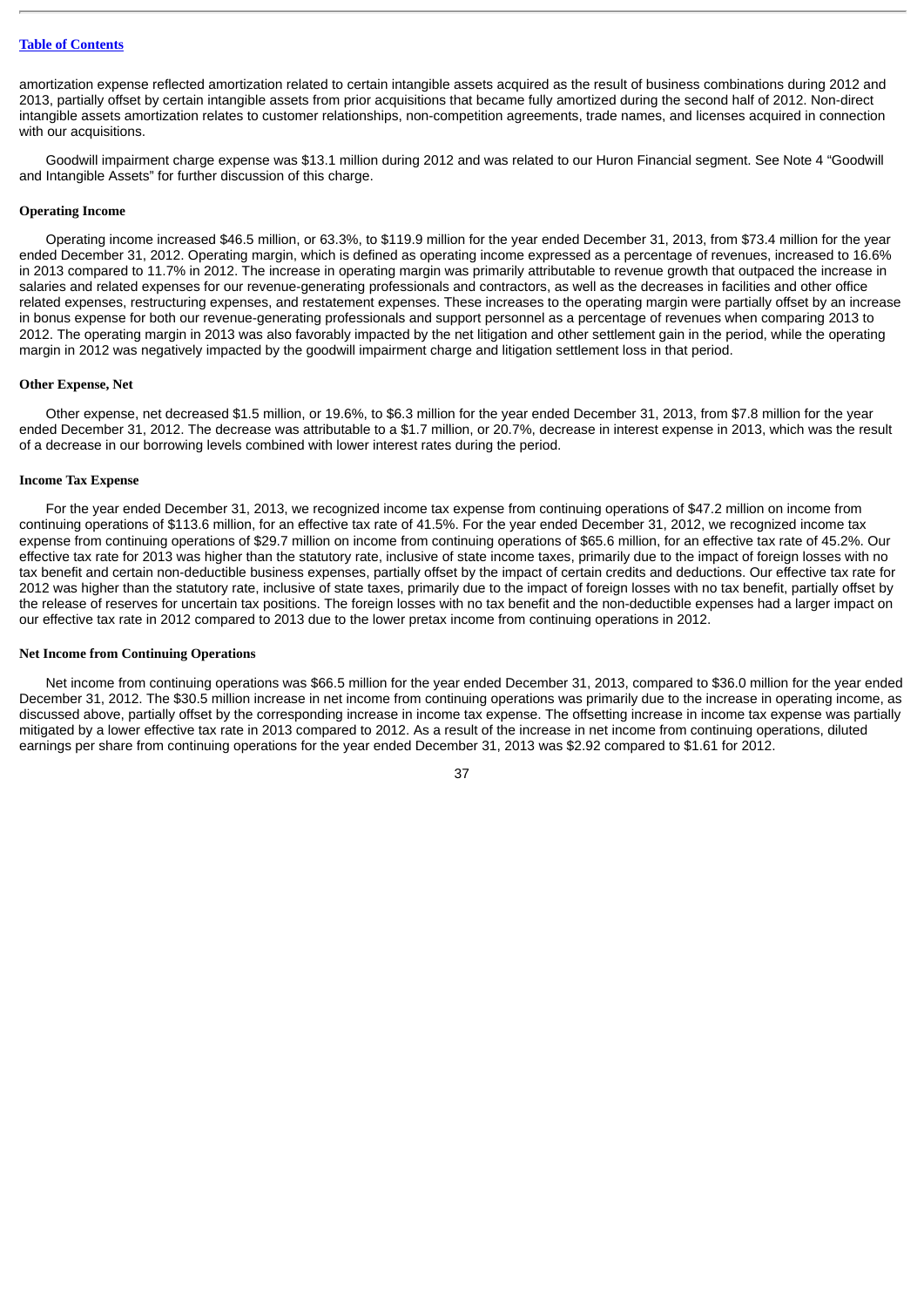amortization expense reflected amortization related to certain intangible assets acquired as the result of business combinations during 2012 and 2013, partially offset by certain intangible assets from prior acquisitions that became fully amortized during the second half of 2012. Non-direct intangible assets amortization relates to customer relationships, non-competition agreements, trade names, and licenses acquired in connection with our acquisitions.

Goodwill impairment charge expense was $13.1 million during 2012 and was related to our Huron Financial segment. See Note 4 "Goodwill and Intangible Assets" for further discussion of this charge.

**Operating Income**

Operating income increased $46.5 million, or 63.3%, to $119.9 million for the year ended December 31, 2013, from $73.4 million for the year ended December 31, 2012. Operating margin, which is defined as operating income expressed as a percentage of revenues, increased to 16.6% in 2013 compared to 11.7% in 2012. The increase in operating margin was primarily attributable to revenue growth that outpaced the increase in salaries and related expenses for our revenue-generating professionals and contractors, as well as the decreases in facilities and other office related expenses, restructuring expenses, and restatement expenses. These increases to the operating margin were partially offset by an increase in bonus expense for both our revenue-generating professionals and support personnel as a percentage of revenues when comparing 2013 to 2012. The operating margin in 2013 was also favorably impacted by the net litigation and other settlement gain in the period, while the operating margin in 2012 was negatively impacted by the goodwill impairment charge and litigation settlement loss in that period.

**Other Expense, Net**

Other expense, net decreased $1.5 million, or 19.6%, to $6.3 million for the year ended December 31, 2013, from $7.8 million for the year ended December 31, 2012. The decrease was attributable to a $1.7 million, or 20.7%, decrease in interest expense in 2013, which was the result of a decrease in our borrowing levels combined with lower interest rates during the period.

**Income Tax Expense**

For the year ended December 31, 2013, we recognized income tax expense from continuing operations of $47.2 million on income from continuing operations of $113.6 million, for an effective tax rate of 41.5%. For the year ended December 31, 2012, we recognized income tax expense from continuing operations of $29.7 million on income from continuing operations of $65.6 million, for an effective tax rate of 45.2%. Our effective tax rate for 2013 was higher than the statutory rate, inclusive of state income taxes, primarily due to the impact of foreign losses with no tax benefit and certain non-deductible business expenses, partially offset by the impact of certain credits and deductions. Our effective tax rate for 2012 was higher than the statutory rate, inclusive of state taxes, primarily due to the impact of foreign losses with no tax benefit, partially offset by the release of reserves for uncertain tax positions. The foreign losses with no tax benefit and the non-deductible expenses had a larger impact on our effective tax rate in 2012 compared to 2013 due to the lower pretax income from continuing operations in 2012.

**Net Income from Continuing Operations**

Net income from continuing operations was $66.5 million for the year ended December 31, 2013, compared to $36.0 million for the year ended December 31, 2012. The $30.5 million increase in net income from continuing operations was primarily due to the increase in operating income, as discussed above, partially offset by the corresponding increase in income tax expense. The offsetting increase in income tax expense was partially mitigated by a lower effective tax rate in 2013 compared to 2012. As a result of the increase in net income from continuing operations, diluted earnings per share from continuing operations for the year ended December 31, 2013 was $2.92 compared to $1.61 for 2012.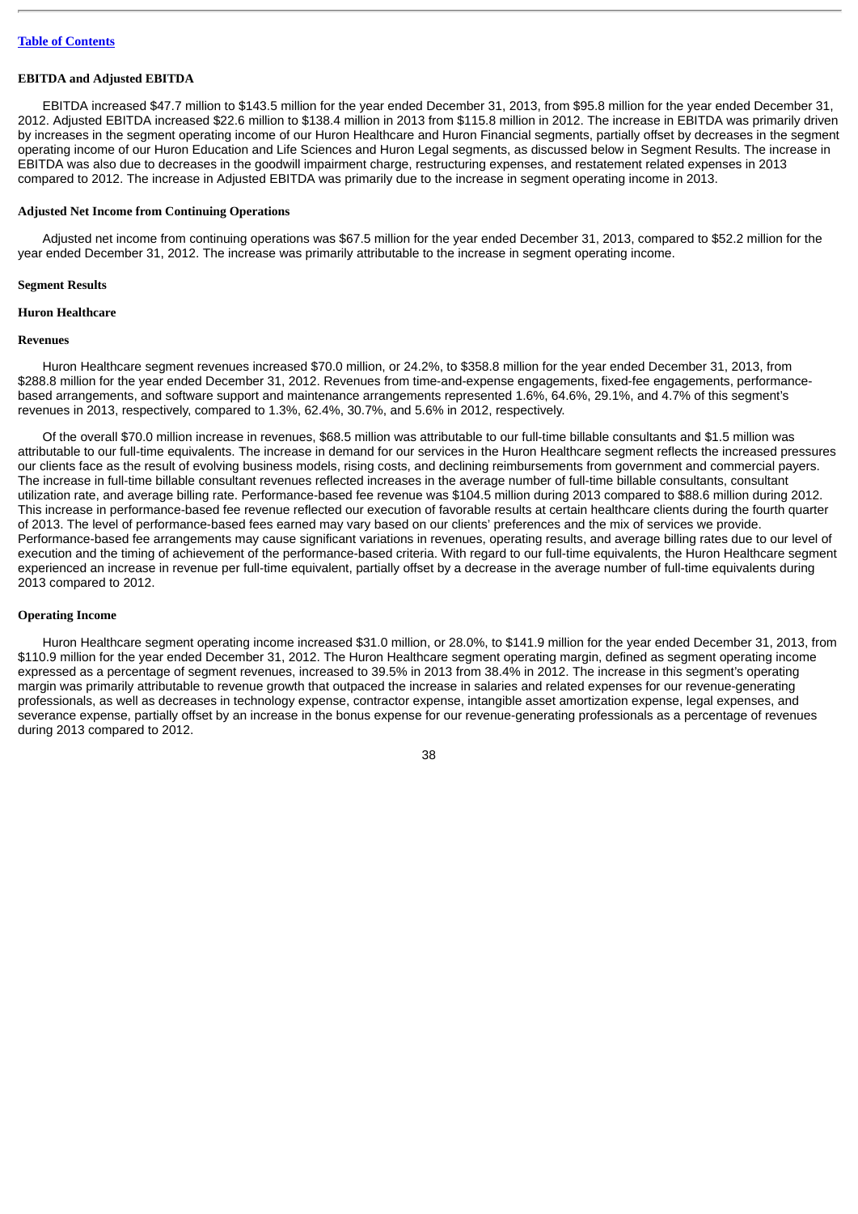#### EBITDA and Adjusted EBITDA

EBITDA increased $47.7 million to $143.5 million for the year ended December 31, 2013, from $95.8 million for the year ended December 31, 2012. Adjusted EBITDA increased $22.6 million to $138.4 million in 2013 from $115.8 million in 2012. The increase in EBITDA was primarily driven by increases in the segment operating income of our Huron Healthcare and Huron Financial segments, partially offset by decreases in the segment operating income of our Huron Education and Life Sciences and Huron Legal segments, as discussed below in Segment Results. The increase in EBITDA was also due to decreases in the goodwill impairment charge, restructuring expenses, and restatement related expenses in 2013 compared to 2012. The increase in Adjusted EBITDA was primarily due to the increase in segment operating income in 2013.

#### Adjusted Net Income from Continuing Operations

Adjusted net income from continuing operations was $67.5 million for the year ended December 31, 2013, compared to $52.2 million for the year ended December 31, 2012. The increase was primarily attributable to the increase in segment operating income.

#### Segment Results

#### Huron Healthcare

#### Revenues

Huron Healthcare segment revenues increased $70.0 million, or 24.2%, to $358.8 million for the year ended December 31, 2013, from $288.8 million for the year ended December 31, 2012. Revenues from time-and-expense engagements, fixed-fee engagements, performance-based arrangements, and software support and maintenance arrangements represented 1.6%, 64.6%, 29.1%, and 4.7% of this segment's revenues in 2013, respectively, compared to 1.3%, 62.4%, 30.7%, and 5.6% in 2012, respectively.

Of the overall $70.0 million increase in revenues, $68.5 million was attributable to our full-time billable consultants and $1.5 million was attributable to our full-time equivalents. The increase in demand for our services in the Huron Healthcare segment reflects the increased pressures our clients face as the result of evolving business models, rising costs, and declining reimbursements from government and commercial payers. The increase in full-time billable consultant revenues reflected increases in the average number of full-time billable consultants, consultant utilization rate, and average billing rate. Performance-based fee revenue was $104.5 million during 2013 compared to $88.6 million during 2012. This increase in performance-based fee revenue reflected our execution of favorable results at certain healthcare clients during the fourth quarter of 2013. The level of performance-based fees earned may vary based on our clients' preferences and the mix of services we provide. Performance-based fee arrangements may cause significant variations in revenues, operating results, and average billing rates due to our level of execution and the timing of achievement of the performance-based criteria. With regard to our full-time equivalents, the Huron Healthcare segment experienced an increase in revenue per full-time equivalent, partially offset by a decrease in the average number of full-time equivalents during 2013 compared to 2012.

#### Operating Income

Huron Healthcare segment operating income increased $31.0 million, or 28.0%, to $141.9 million for the year ended December 31, 2013, from $110.9 million for the year ended December 31, 2012. The Huron Healthcare segment operating margin, defined as segment operating income expressed as a percentage of segment revenues, increased to 39.5% in 2013 from 38.4% in 2012. The increase in this segment's operating margin was primarily attributable to revenue growth that outpaced the increase in salaries and related expenses for our revenue-generating professionals, as well as decreases in technology expense, contractor expense, intangible asset amortization expense, legal expenses, and severance expense, partially offset by an increase in the bonus expense for our revenue-generating professionals as a percentage of revenues during 2013 compared to 2012.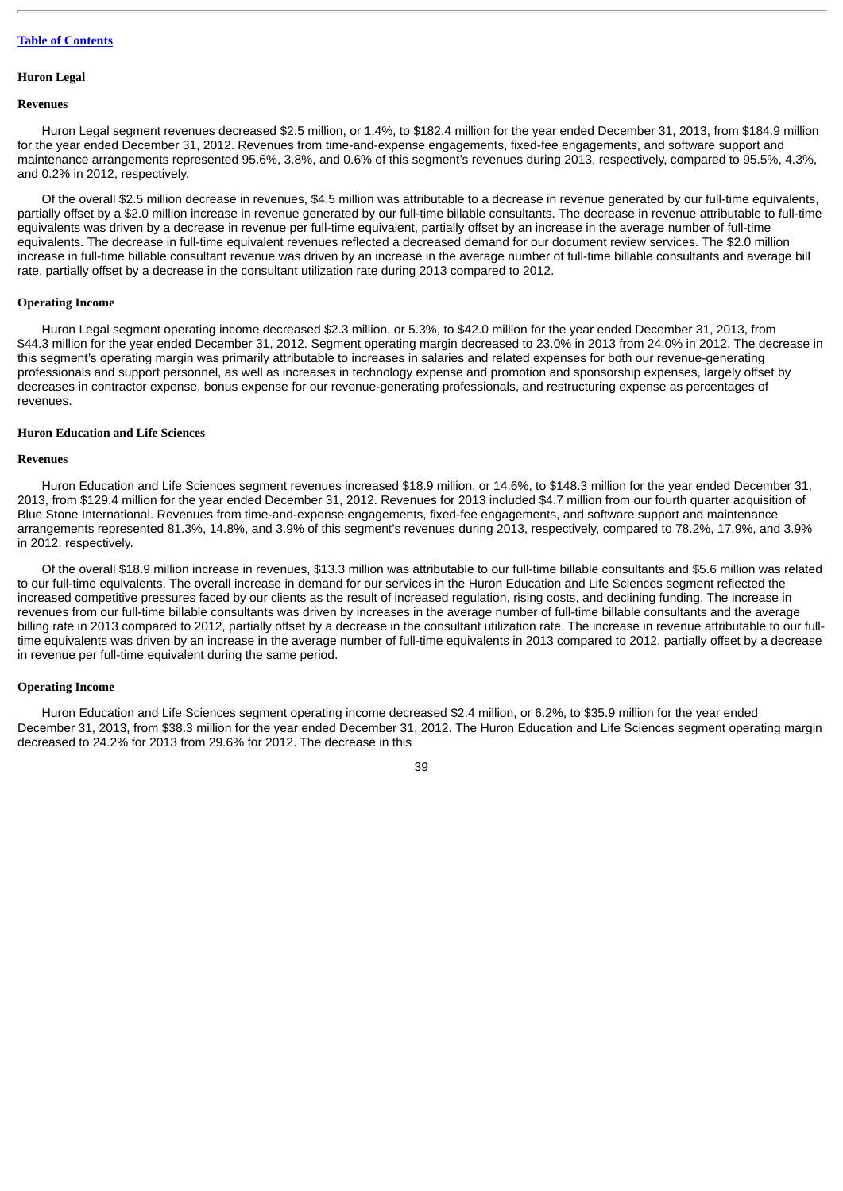### Huron Legal

#### Revenues

Huron Legal segment revenues decreased $2.5 million, or 1.4%, to $182.4 million for the year ended December 31, 2013, from $184.9 million for the year ended December 31, 2012. Revenues from time-and-expense engagements, fixed-fee engagements, and software support and maintenance arrangements represented 95.6%, 3.8%, and 0.6% of this segment's revenues during 2013, respectively, compared to 95.5%, 4.3%, and 0.2% in 2012, respectively.

Of the overall $2.5 million decrease in revenues, $4.5 million was attributable to a decrease in revenue generated by our full-time equivalents, partially offset by a $2.0 million increase in revenue generated by our full-time billable consultants. The decrease in revenue attributable to full-time equivalents was driven by a decrease in revenue per full-time equivalent, partially offset by an increase in the average number of full-time equivalents. The decrease in full-time equivalent revenues reflected a decreased demand for our document review services. The $2.0 million increase in full-time billable consultant revenue was driven by an increase in the average number of full-time billable consultants and average bill rate, partially offset by a decrease in the consultant utilization rate during 2013 compared to 2012.

#### Operating Income

Huron Legal segment operating income decreased $2.3 million, or 5.3%, to $42.0 million for the year ended December 31, 2013, from $44.3 million for the year ended December 31, 2012. Segment operating margin decreased to 23.0% in 2013 from 24.0% in 2012. The decrease in this segment's operating margin was primarily attributable to increases in salaries and related expenses for both our revenue-generating professionals and support personnel, as well as increases in technology expense and promotion and sponsorship expenses, largely offset by decreases in contractor expense, bonus expense for our revenue-generating professionals, and restructuring expense as percentages of revenues.

### Huron Education and Life Sciences

#### Revenues

Huron Education and Life Sciences segment revenues increased $18.9 million, or 14.6%, to $148.3 million for the year ended December 31, 2013, from $129.4 million for the year ended December 31, 2012. Revenues for 2013 included $4.7 million from our fourth quarter acquisition of Blue Stone International. Revenues from time-and-expense engagements, fixed-fee engagements, and software support and maintenance arrangements represented 81.3%, 14.8%, and 3.9% of this segment's revenues during 2013, respectively, compared to 78.2%, 17.9%, and 3.9% in 2012, respectively.

Of the overall $18.9 million increase in revenues, $13.3 million was attributable to our full-time billable consultants and $5.6 million was related to our full-time equivalents. The overall increase in demand for our services in the Huron Education and Life Sciences segment reflected the increased competitive pressures faced by our clients as the result of increased regulation, rising costs, and declining funding. The increase in revenues from our full-time billable consultants was driven by increases in the average number of full-time billable consultants and the average billing rate in 2013 compared to 2012, partially offset by a decrease in the consultant utilization rate. The increase in revenue attributable to our full-time equivalents was driven by an increase in the average number of full-time equivalents in 2013 compared to 2012, partially offset by a decrease in revenue per full-time equivalent during the same period.

#### Operating Income

Huron Education and Life Sciences segment operating income decreased $2.4 million, or 6.2%, to $35.9 million for the year ended December 31, 2013, from $38.3 million for the year ended December 31, 2012. The Huron Education and Life Sciences segment operating margin decreased to 24.2% for 2013 from 29.6% for 2012. The decrease in this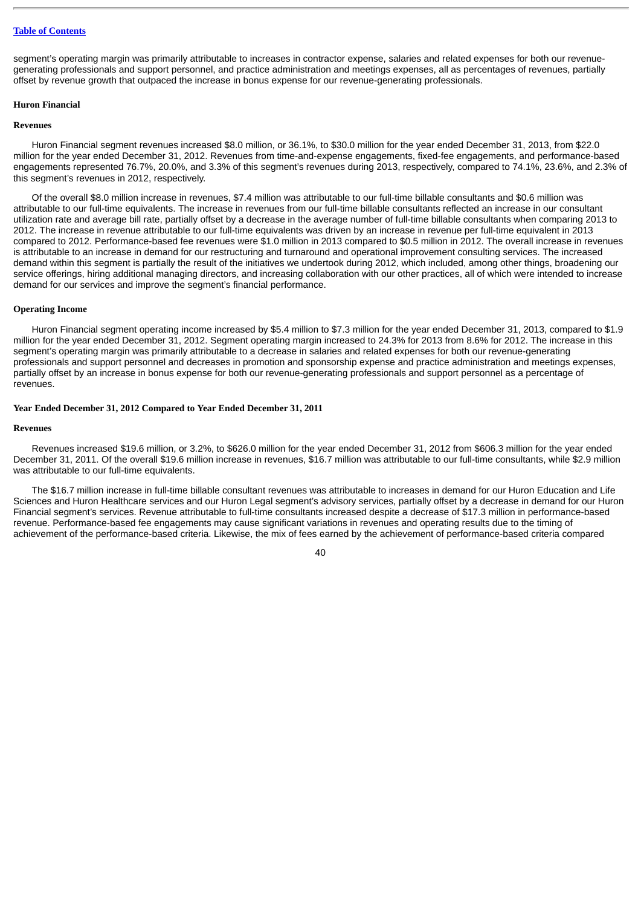segment's operating margin was primarily attributable to increases in contractor expense, salaries and related expenses for both our revenue-generating professionals and support personnel, and practice administration and meetings expenses, all as percentages of revenues, partially offset by revenue growth that outpaced the increase in bonus expense for our revenue-generating professionals.

### Huron Financial

#### Revenues

Huron Financial segment revenues increased $8.0 million, or 36.1%, to $30.0 million for the year ended December 31, 2013, from $22.0 million for the year ended December 31, 2012. Revenues from time-and-expense engagements, fixed-fee engagements, and performance-based engagements represented 76.7%, 20.0%, and 3.3% of this segment's revenues during 2013, respectively, compared to 74.1%, 23.6%, and 2.3% of this segment's revenues in 2012, respectively.

Of the overall $8.0 million increase in revenues, $7.4 million was attributable to our full-time billable consultants and $0.6 million was attributable to our full-time equivalents. The increase in revenues from our full-time billable consultants reflected an increase in our consultant utilization rate and average bill rate, partially offset by a decrease in the average number of full-time billable consultants when comparing 2013 to 2012. The increase in revenue attributable to our full-time equivalents was driven by an increase in revenue per full-time equivalent in 2013 compared to 2012. Performance-based fee revenues were $1.0 million in 2013 compared to $0.5 million in 2012. The overall increase in revenues is attributable to an increase in demand for our restructuring and turnaround and operational improvement consulting services. The increased demand within this segment is partially the result of the initiatives we undertook during 2012, which included, among other things, broadening our service offerings, hiring additional managing directors, and increasing collaboration with our other practices, all of which were intended to increase demand for our services and improve the segment's financial performance.

#### Operating Income

Huron Financial segment operating income increased by $5.4 million to $7.3 million for the year ended December 31, 2013, compared to $1.9 million for the year ended December 31, 2012. Segment operating margin increased to 24.3% for 2013 from 8.6% for 2012. The increase in this segment's operating margin was primarily attributable to a decrease in salaries and related expenses for both our revenue-generating professionals and support personnel and decreases in promotion and sponsorship expense and practice administration and meetings expenses, partially offset by an increase in bonus expense for both our revenue-generating professionals and support personnel as a percentage of revenues.

### Year Ended December 31, 2012 Compared to Year Ended December 31, 2011

#### Revenues

Revenues increased $19.6 million, or 3.2%, to $626.0 million for the year ended December 31, 2012 from $606.3 million for the year ended December 31, 2011. Of the overall $19.6 million increase in revenues, $16.7 million was attributable to our full-time consultants, while $2.9 million was attributable to our full-time equivalents.

The $16.7 million increase in full-time billable consultant revenues was attributable to increases in demand for our Huron Education and Life Sciences and Huron Healthcare services and our Huron Legal segment's advisory services, partially offset by a decrease in demand for our Huron Financial segment's services. Revenue attributable to full-time consultants increased despite a decrease of $17.3 million in performance-based revenue. Performance-based fee engagements may cause significant variations in revenues and operating results due to the timing of achievement of the performance-based criteria. Likewise, the mix of fees earned by the achievement of performance-based criteria compared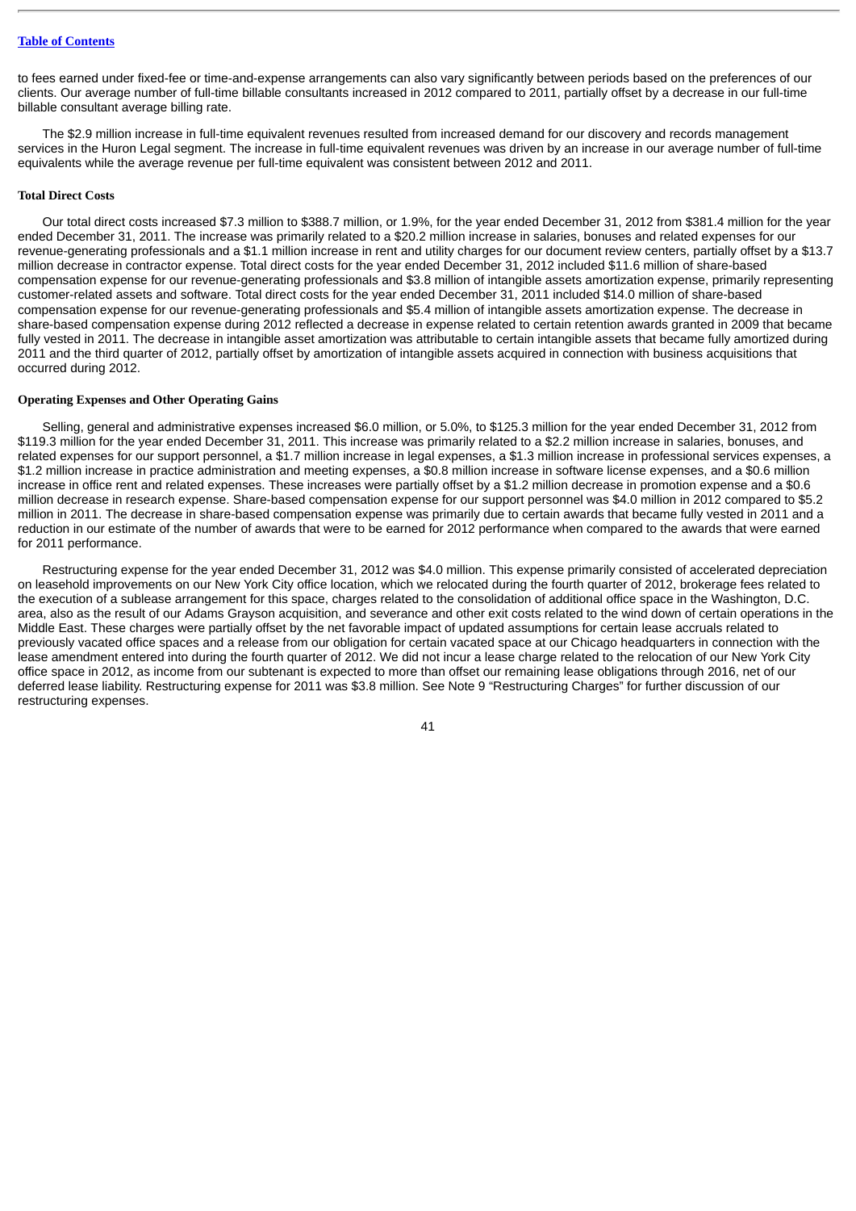to fees earned under fixed-fee or time-and-expense arrangements can also vary significantly between periods based on the preferences of our clients. Our average number of full-time billable consultants increased in 2012 compared to 2011, partially offset by a decrease in our full-time billable consultant average billing rate.

The $2.9 million increase in full-time equivalent revenues resulted from increased demand for our discovery and records management services in the Huron Legal segment. The increase in full-time equivalent revenues was driven by an increase in our average number of full-time equivalents while the average revenue per full-time equivalent was consistent between 2012 and 2011.

**Total Direct Costs**

Our total direct costs increased $7.3 million to $388.7 million, or 1.9%, for the year ended December 31, 2012 from $381.4 million for the year ended December 31, 2011. The increase was primarily related to a $20.2 million increase in salaries, bonuses and related expenses for our revenue-generating professionals and a $1.1 million increase in rent and utility charges for our document review centers, partially offset by a $13.7 million decrease in contractor expense. Total direct costs for the year ended December 31, 2012 included $11.6 million of share-based compensation expense for our revenue-generating professionals and $3.8 million of intangible assets amortization expense, primarily representing customer-related assets and software. Total direct costs for the year ended December 31, 2011 included $14.0 million of share-based compensation expense for our revenue-generating professionals and $5.4 million of intangible assets amortization expense. The decrease in share-based compensation expense during 2012 reflected a decrease in expense related to certain retention awards granted in 2009 that became fully vested in 2011. The decrease in intangible asset amortization was attributable to certain intangible assets that became fully amortized during 2011 and the third quarter of 2012, partially offset by amortization of intangible assets acquired in connection with business acquisitions that occurred during 2012.

**Operating Expenses and Other Operating Gains**

Selling, general and administrative expenses increased $6.0 million, or 5.0%, to $125.3 million for the year ended December 31, 2012 from $119.3 million for the year ended December 31, 2011. This increase was primarily related to a $2.2 million increase in salaries, bonuses, and related expenses for our support personnel, a $1.7 million increase in legal expenses, a $1.3 million increase in professional services expenses, a $1.2 million increase in practice administration and meeting expenses, a $0.8 million increase in software license expenses, and a $0.6 million increase in office rent and related expenses. These increases were partially offset by a $1.2 million decrease in promotion expense and a $0.6 million decrease in research expense. Share-based compensation expense for our support personnel was $4.0 million in 2012 compared to $5.2 million in 2011. The decrease in share-based compensation expense was primarily due to certain awards that became fully vested in 2011 and a reduction in our estimate of the number of awards that were to be earned for 2012 performance when compared to the awards that were earned for 2011 performance.

Restructuring expense for the year ended December 31, 2012 was $4.0 million. This expense primarily consisted of accelerated depreciation on leasehold improvements on our New York City office location, which we relocated during the fourth quarter of 2012, brokerage fees related to the execution of a sublease arrangement for this space, charges related to the consolidation of additional office space in the Washington, D.C. area, also as the result of our Adams Grayson acquisition, and severance and other exit costs related to the wind down of certain operations in the Middle East. These charges were partially offset by the net favorable impact of updated assumptions for certain lease accruals related to previously vacated office spaces and a release from our obligation for certain vacated space at our Chicago headquarters in connection with the lease amendment entered into during the fourth quarter of 2012. We did not incur a lease charge related to the relocation of our New York City office space in 2012, as income from our subtenant is expected to more than offset our remaining lease obligations through 2016, net of our deferred lease liability. Restructuring expense for 2011 was $3.8 million. See Note 9 "Restructuring Charges" for further discussion of our restructuring expenses.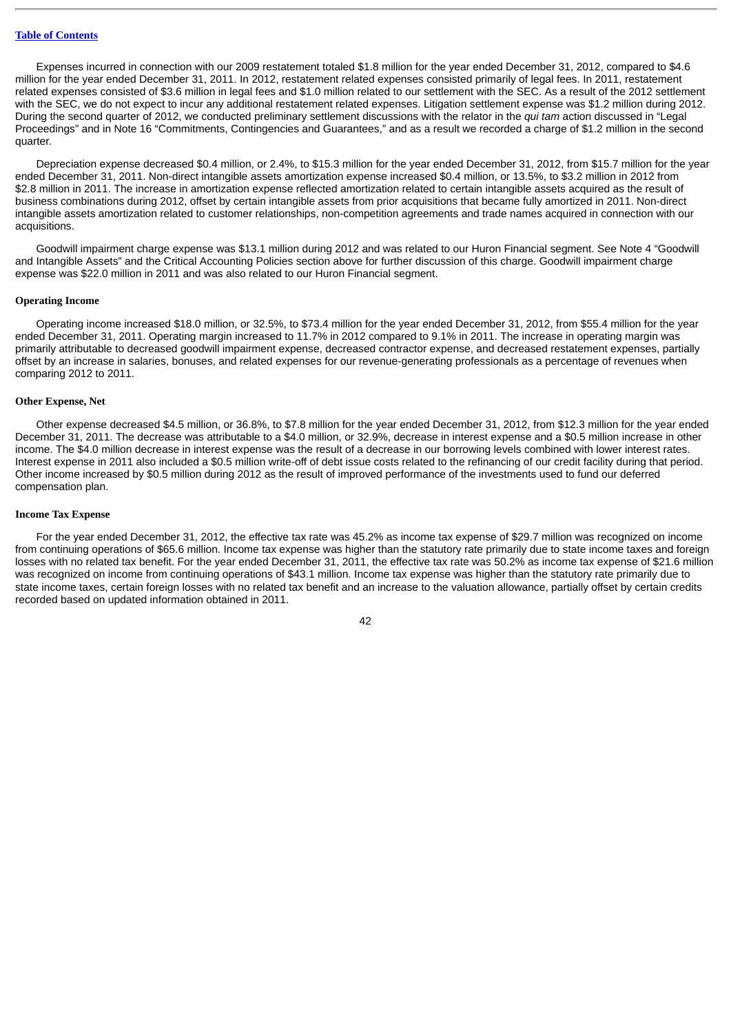Expenses incurred in connection with our 2009 restatement totaled $1.8 million for the year ended December 31, 2012, compared to $4.6 million for the year ended December 31, 2011. In 2012, restatement related expenses consisted primarily of legal fees. In 2011, restatement related expenses consisted of $3.6 million in legal fees and $1.0 million related to our settlement with the SEC. As a result of the 2012 settlement with the SEC, we do not expect to incur any additional restatement related expenses. Litigation settlement expense was $1.2 million during 2012. During the second quarter of 2012, we conducted preliminary settlement discussions with the relator in the *qui tam* action discussed in "Legal Proceedings" and in Note 16 "Commitments, Contingencies and Guarantees," and as a result we recorded a charge of $1.2 million in the second quarter.

Depreciation expense decreased $0.4 million, or 2.4%, to $15.3 million for the year ended December 31, 2012, from $15.7 million for the year ended December 31, 2011. Non-direct intangible assets amortization expense increased $0.4 million, or 13.5%, to $3.2 million in 2012 from $2.8 million in 2011. The increase in amortization expense reflected amortization related to certain intangible assets acquired as the result of business combinations during 2012, offset by certain intangible assets from prior acquisitions that became fully amortized in 2011. Non-direct intangible assets amortization related to customer relationships, non-competition agreements and trade names acquired in connection with our acquisitions.

Goodwill impairment charge expense was $13.1 million during 2012 and was related to our Huron Financial segment. See Note 4 "Goodwill and Intangible Assets" and the Critical Accounting Policies section above for further discussion of this charge. Goodwill impairment charge expense was $22.0 million in 2011 and was also related to our Huron Financial segment.

**Operating Income**

Operating income increased $18.0 million, or 32.5%, to $73.4 million for the year ended December 31, 2012, from $55.4 million for the year ended December 31, 2011. Operating margin increased to 11.7% in 2012 compared to 9.1% in 2011. The increase in operating margin was primarily attributable to decreased goodwill impairment expense, decreased contractor expense, and decreased restatement expenses, partially offset by an increase in salaries, bonuses, and related expenses for our revenue-generating professionals as a percentage of revenues when comparing 2012 to 2011.

**Other Expense, Net**

Other expense decreased $4.5 million, or 36.8%, to $7.8 million for the year ended December 31, 2012, from $12.3 million for the year ended December 31, 2011. The decrease was attributable to a $4.0 million, or 32.9%, decrease in interest expense and a $0.5 million increase in other income. The $4.0 million decrease in interest expense was the result of a decrease in our borrowing levels combined with lower interest rates. Interest expense in 2011 also included a $0.5 million write-off of debt issue costs related to the refinancing of our credit facility during that period. Other income increased by $0.5 million during 2012 as the result of improved performance of the investments used to fund our deferred compensation plan.

**Income Tax Expense**

For the year ended December 31, 2012, the effective tax rate was 45.2% as income tax expense of $29.7 million was recognized on income from continuing operations of $65.6 million. Income tax expense was higher than the statutory rate primarily due to state income taxes and foreign losses with no related tax benefit. For the year ended December 31, 2011, the effective tax rate was 50.2% as income tax expense of $21.6 million was recognized on income from continuing operations of $43.1 million. Income tax expense was higher than the statutory rate primarily due to state income taxes, certain foreign losses with no related tax benefit and an increase to the valuation allowance, partially offset by certain credits recorded based on updated information obtained in 2011.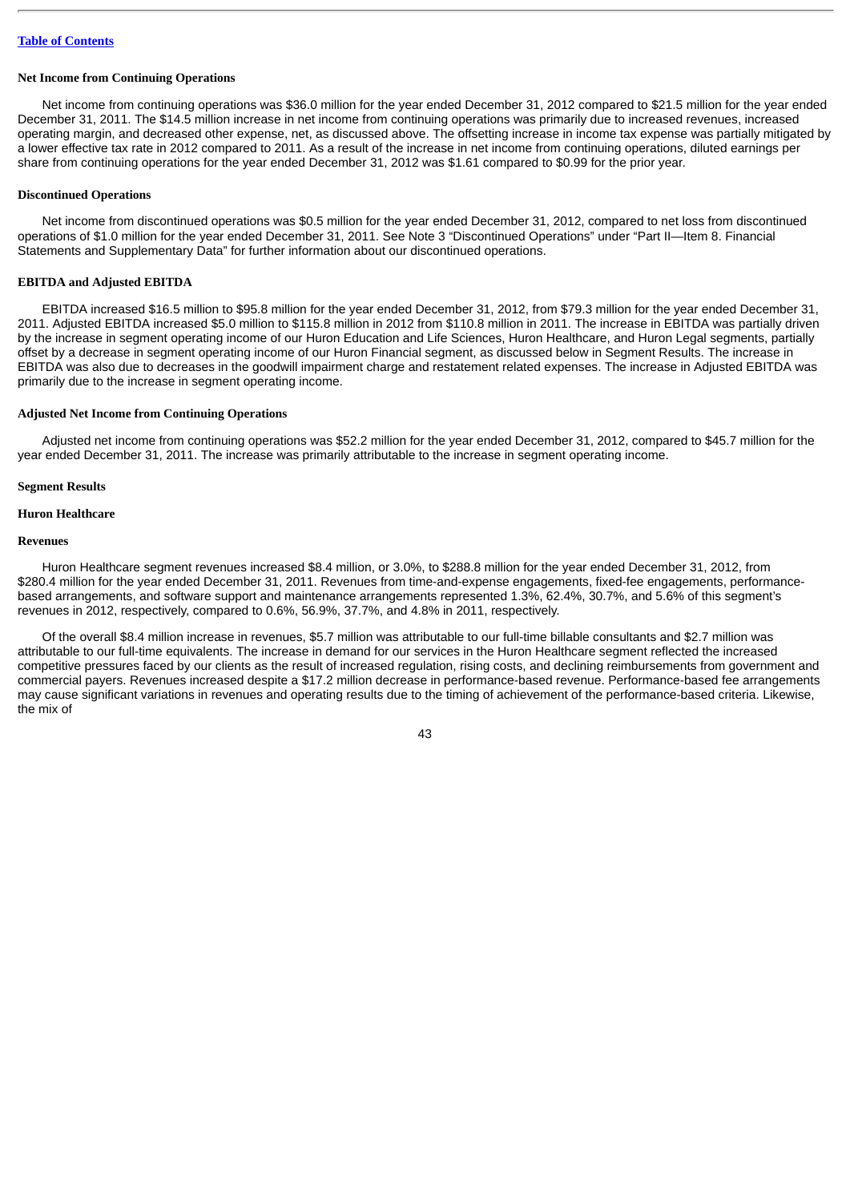**Net Income from Continuing Operations**

Net income from continuing operations was $36.0 million for the year ended December 31, 2012 compared to $21.5 million for the year ended December 31, 2011. The $14.5 million increase in net income from continuing operations was primarily due to increased revenues, increased operating margin, and decreased other expense, net, as discussed above. The offsetting increase in income tax expense was partially mitigated by a lower effective tax rate in 2012 compared to 2011. As a result of the increase in net income from continuing operations, diluted earnings per share from continuing operations for the year ended December 31, 2012 was $1.61 compared to $0.99 for the prior year.

**Discontinued Operations**

Net income from discontinued operations was $0.5 million for the year ended December 31, 2012, compared to net loss from discontinued operations of $1.0 million for the year ended December 31, 2011. See Note 3 "Discontinued Operations" under "Part II—Item 8. Financial Statements and Supplementary Data" for further information about our discontinued operations.

**EBITDA and Adjusted EBITDA**

EBITDA increased $16.5 million to $95.8 million for the year ended December 31, 2012, from $79.3 million for the year ended December 31, 2011. Adjusted EBITDA increased $5.0 million to $115.8 million in 2012 from $110.8 million in 2011. The increase in EBITDA was partially driven by the increase in segment operating income of our Huron Education and Life Sciences, Huron Healthcare, and Huron Legal segments, partially offset by a decrease in segment operating income of our Huron Financial segment, as discussed below in Segment Results. The increase in EBITDA was also due to decreases in the goodwill impairment charge and restatement related expenses. The increase in Adjusted EBITDA was primarily due to the increase in segment operating income.

**Adjusted Net Income from Continuing Operations**

Adjusted net income from continuing operations was $52.2 million for the year ended December 31, 2012, compared to $45.7 million for the year ended December 31, 2011. The increase was primarily attributable to the increase in segment operating income.

**Segment Results**

**Huron Healthcare**

**Revenues**

Huron Healthcare segment revenues increased $8.4 million, or 3.0%, to $288.8 million for the year ended December 31, 2012, from $280.4 million for the year ended December 31, 2011. Revenues from time-and-expense engagements, fixed-fee engagements, performance-based arrangements, and software support and maintenance arrangements represented 1.3%, 62.4%, 30.7%, and 5.6% of this segment's revenues in 2012, respectively, compared to 0.6%, 56.9%, 37.7%, and 4.8% in 2011, respectively.

Of the overall $8.4 million increase in revenues, $5.7 million was attributable to our full-time billable consultants and $2.7 million was attributable to our full-time equivalents. The increase in demand for our services in the Huron Healthcare segment reflected the increased competitive pressures faced by our clients as the result of increased regulation, rising costs, and declining reimbursements from government and commercial payers. Revenues increased despite a $17.2 million decrease in performance-based revenue. Performance-based fee arrangements may cause significant variations in revenues and operating results due to the timing of achievement of the performance-based criteria. Likewise, the mix of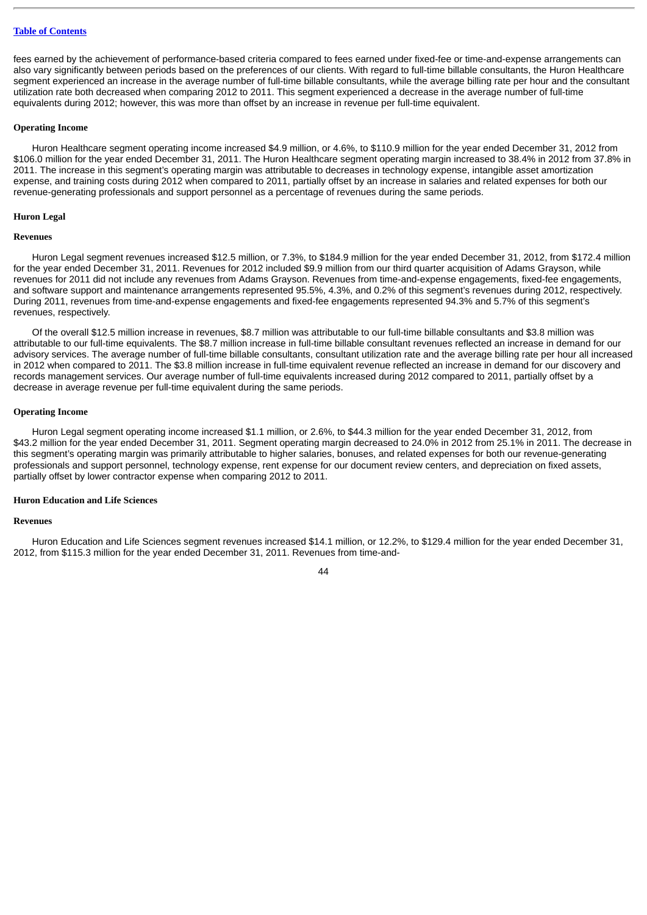fees earned by the achievement of performance-based criteria compared to fees earned under fixed-fee or time-and-expense arrangements can also vary significantly between periods based on the preferences of our clients. With regard to full-time billable consultants, the Huron Healthcare segment experienced an increase in the average number of full-time billable consultants, while the average billing rate per hour and the consultant utilization rate both decreased when comparing 2012 to 2011. This segment experienced a decrease in the average number of full-time equivalents during 2012; however, this was more than offset by an increase in revenue per full-time equivalent.

**Operating Income**

Huron Healthcare segment operating income increased $4.9 million, or 4.6%, to $110.9 million for the year ended December 31, 2012 from $106.0 million for the year ended December 31, 2011. The Huron Healthcare segment operating margin increased to 38.4% in 2012 from 37.8% in 2011. The increase in this segment's operating margin was attributable to decreases in technology expense, intangible asset amortization expense, and training costs during 2012 when compared to 2011, partially offset by an increase in salaries and related expenses for both our revenue-generating professionals and support personnel as a percentage of revenues during the same periods.

**Huron Legal**

**Revenues**

Huron Legal segment revenues increased $12.5 million, or 7.3%, to $184.9 million for the year ended December 31, 2012, from $172.4 million for the year ended December 31, 2011. Revenues for 2012 included $9.9 million from our third quarter acquisition of Adams Grayson, while revenues for 2011 did not include any revenues from Adams Grayson. Revenues from time-and-expense engagements, fixed-fee engagements, and software support and maintenance arrangements represented 95.5%, 4.3%, and 0.2% of this segment's revenues during 2012, respectively. During 2011, revenues from time-and-expense engagements and fixed-fee engagements represented 94.3% and 5.7% of this segment's revenues, respectively.

Of the overall $12.5 million increase in revenues, $8.7 million was attributable to our full-time billable consultants and $3.8 million was attributable to our full-time equivalents. The $8.7 million increase in full-time billable consultant revenues reflected an increase in demand for our advisory services. The average number of full-time billable consultants, consultant utilization rate and the average billing rate per hour all increased in 2012 when compared to 2011. The $3.8 million increase in full-time equivalent revenue reflected an increase in demand for our discovery and records management services. Our average number of full-time equivalents increased during 2012 compared to 2011, partially offset by a decrease in average revenue per full-time equivalent during the same periods.

**Operating Income**

Huron Legal segment operating income increased $1.1 million, or 2.6%, to $44.3 million for the year ended December 31, 2012, from $43.2 million for the year ended December 31, 2011. Segment operating margin decreased to 24.0% in 2012 from 25.1% in 2011. The decrease in this segment's operating margin was primarily attributable to higher salaries, bonuses, and related expenses for both our revenue-generating professionals and support personnel, technology expense, rent expense for our document review centers, and depreciation on fixed assets, partially offset by lower contractor expense when comparing 2012 to 2011.

**Huron Education and Life Sciences**

**Revenues**

Huron Education and Life Sciences segment revenues increased $14.1 million, or 12.2%, to $129.4 million for the year ended December 31, 2012, from $115.3 million for the year ended December 31, 2011. Revenues from time-and-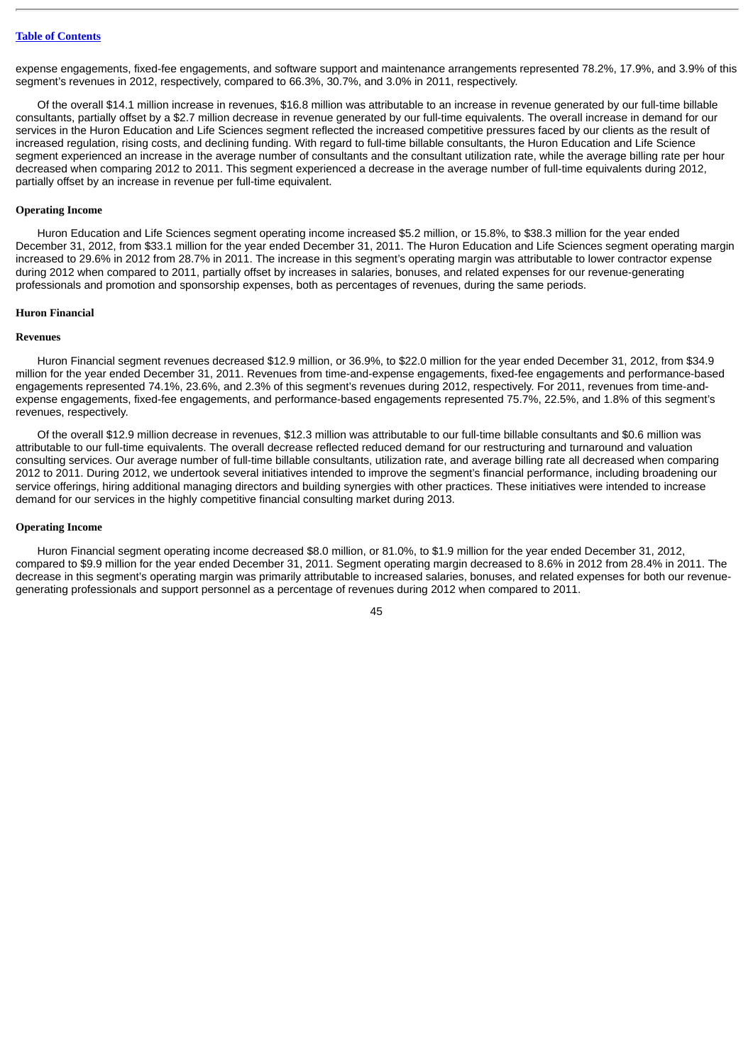expense engagements, fixed-fee engagements, and software support and maintenance arrangements represented 78.2%, 17.9%, and 3.9% of this segment's revenues in 2012, respectively, compared to 66.3%, 30.7%, and 3.0% in 2011, respectively.

Of the overall $14.1 million increase in revenues, $16.8 million was attributable to an increase in revenue generated by our full-time billable consultants, partially offset by a $2.7 million decrease in revenue generated by our full-time equivalents. The overall increase in demand for our services in the Huron Education and Life Sciences segment reflected the increased competitive pressures faced by our clients as the result of increased regulation, rising costs, and declining funding. With regard to full-time billable consultants, the Huron Education and Life Science segment experienced an increase in the average number of consultants and the consultant utilization rate, while the average billing rate per hour decreased when comparing 2012 to 2011. This segment experienced a decrease in the average number of full-time equivalents during 2012, partially offset by an increase in revenue per full-time equivalent.

**Operating Income**

Huron Education and Life Sciences segment operating income increased $5.2 million, or 15.8%, to $38.3 million for the year ended December 31, 2012, from $33.1 million for the year ended December 31, 2011. The Huron Education and Life Sciences segment operating margin increased to 29.6% in 2012 from 28.7% in 2011. The increase in this segment's operating margin was attributable to lower contractor expense during 2012 when compared to 2011, partially offset by increases in salaries, bonuses, and related expenses for our revenue-generating professionals and promotion and sponsorship expenses, both as percentages of revenues, during the same periods.

**Huron Financial**

**Revenues**

Huron Financial segment revenues decreased $12.9 million, or 36.9%, to $22.0 million for the year ended December 31, 2012, from $34.9 million for the year ended December 31, 2011. Revenues from time-and-expense engagements, fixed-fee engagements and performance-based engagements represented 74.1%, 23.6%, and 2.3% of this segment's revenues during 2012, respectively. For 2011, revenues from time-and-expense engagements, fixed-fee engagements, and performance-based engagements represented 75.7%, 22.5%, and 1.8% of this segment's revenues, respectively.

Of the overall $12.9 million decrease in revenues, $12.3 million was attributable to our full-time billable consultants and $0.6 million was attributable to our full-time equivalents. The overall decrease reflected reduced demand for our restructuring and turnaround and valuation consulting services. Our average number of full-time billable consultants, utilization rate, and average billing rate all decreased when comparing 2012 to 2011. During 2012, we undertook several initiatives intended to improve the segment's financial performance, including broadening our service offerings, hiring additional managing directors and building synergies with other practices. These initiatives were intended to increase demand for our services in the highly competitive financial consulting market during 2013.

**Operating Income**

Huron Financial segment operating income decreased $8.0 million, or 81.0%, to $1.9 million for the year ended December 31, 2012, compared to $9.9 million for the year ended December 31, 2011. Segment operating margin decreased to 8.6% in 2012 from 28.4% in 2011. The decrease in this segment's operating margin was primarily attributable to increased salaries, bonuses, and related expenses for both our revenue-generating professionals and support personnel as a percentage of revenues during 2012 when compared to 2011.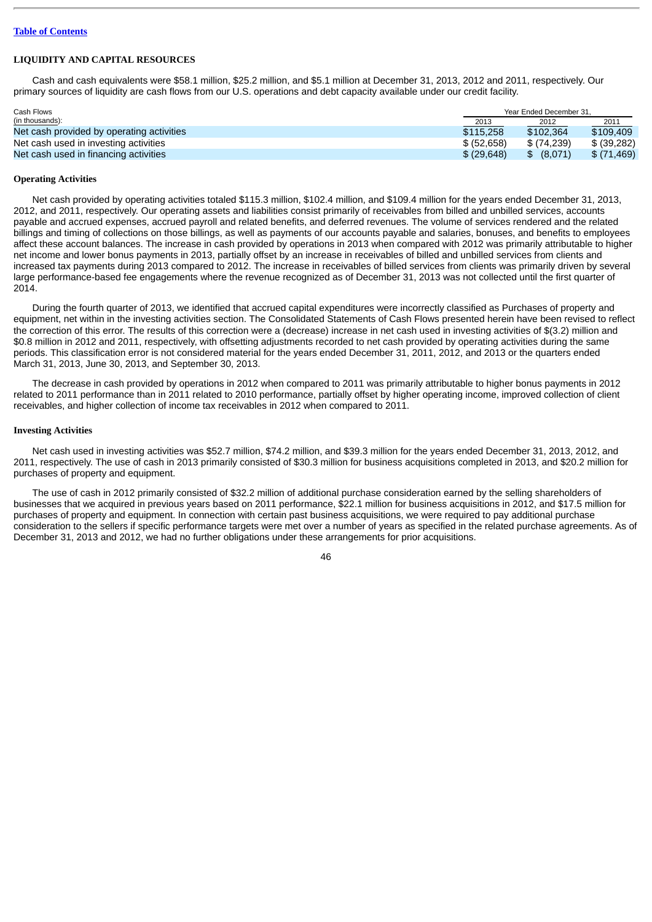[Table of Contents](#)

## LIQUIDITY AND CAPITAL RESOURCES

Cash and cash equivalents were $58.1 million, $25.2 million, and $5.1 million at December 31, 2013, 2012 and 2011, respectively. Our primary sources of liquidity are cash flows from our U.S. operations and debt capacity available under our credit facility.

| Cash Flows (in thousands): | Year Ended December 31, | | |
|---|---|---|---|
| | 2013 | 2012 | 2011 |
| Net cash provided by operating activities | $115,258 | $102,364 | $109,409 |
| Net cash used in investing activities | $ (52,658) | $ (74,239) | $ (39,282) |
| Net cash used in financing activities | $ (29,648) | $ (8,071) | $ (71,469) |

### Operating Activities

Net cash provided by operating activities totaled $115.3 million, $102.4 million, and $109.4 million for the years ended December 31, 2013, 2012, and 2011, respectively. Our operating assets and liabilities consist primarily of receivables from billed and unbilled services, accounts payable and accrued expenses, accrued payroll and related benefits, and deferred revenues. The volume of services rendered and the related billings and timing of collections on those billings, as well as payments of our accounts payable and salaries, bonuses, and benefits to employees affect these account balances. The increase in cash provided by operations in 2013 when compared with 2012 was primarily attributable to higher net income and lower bonus payments in 2013, partially offset by an increase in receivables of billed and unbilled services from clients and increased tax payments during 2013 compared to 2012. The increase in receivables of billed services from clients was primarily driven by several large performance-based fee engagements where the revenue recognized as of December 31, 2013 was not collected until the first quarter of 2014.

During the fourth quarter of 2013, we identified that accrued capital expenditures were incorrectly classified as Purchases of property and equipment, net within in the investing activities section. The Consolidated Statements of Cash Flows presented herein have been revised to reflect the correction of this error. The results of this correction were a (decrease) increase in net cash used in investing activities of $(3.2) million and $0.8 million in 2012 and 2011, respectively, with offsetting adjustments recorded to net cash provided by operating activities during the same periods. This classification error is not considered material for the years ended December 31, 2011, 2012, and 2013 or the quarters ended March 31, 2013, June 30, 2013, and September 30, 2013.

The decrease in cash provided by operations in 2012 when compared to 2011 was primarily attributable to higher bonus payments in 2012 related to 2011 performance than in 2011 related to 2010 performance, partially offset by higher operating income, improved collection of client receivables, and higher collection of income tax receivables in 2012 when compared to 2011.

### Investing Activities

Net cash used in investing activities was $52.7 million, $74.2 million, and $39.3 million for the years ended December 31, 2013, 2012, and 2011, respectively. The use of cash in 2013 primarily consisted of $30.3 million for business acquisitions completed in 2013, and $20.2 million for purchases of property and equipment.

The use of cash in 2012 primarily consisted of $32.2 million of additional purchase consideration earned by the selling shareholders of businesses that we acquired in previous years based on 2011 performance, $22.1 million for business acquisitions in 2012, and $17.5 million for purchases of property and equipment. In connection with certain past business acquisitions, we were required to pay additional purchase consideration to the sellers if specific performance targets were met over a number of years as specified in the related purchase agreements. As of December 31, 2013 and 2012, we had no further obligations under these arrangements for prior acquisitions.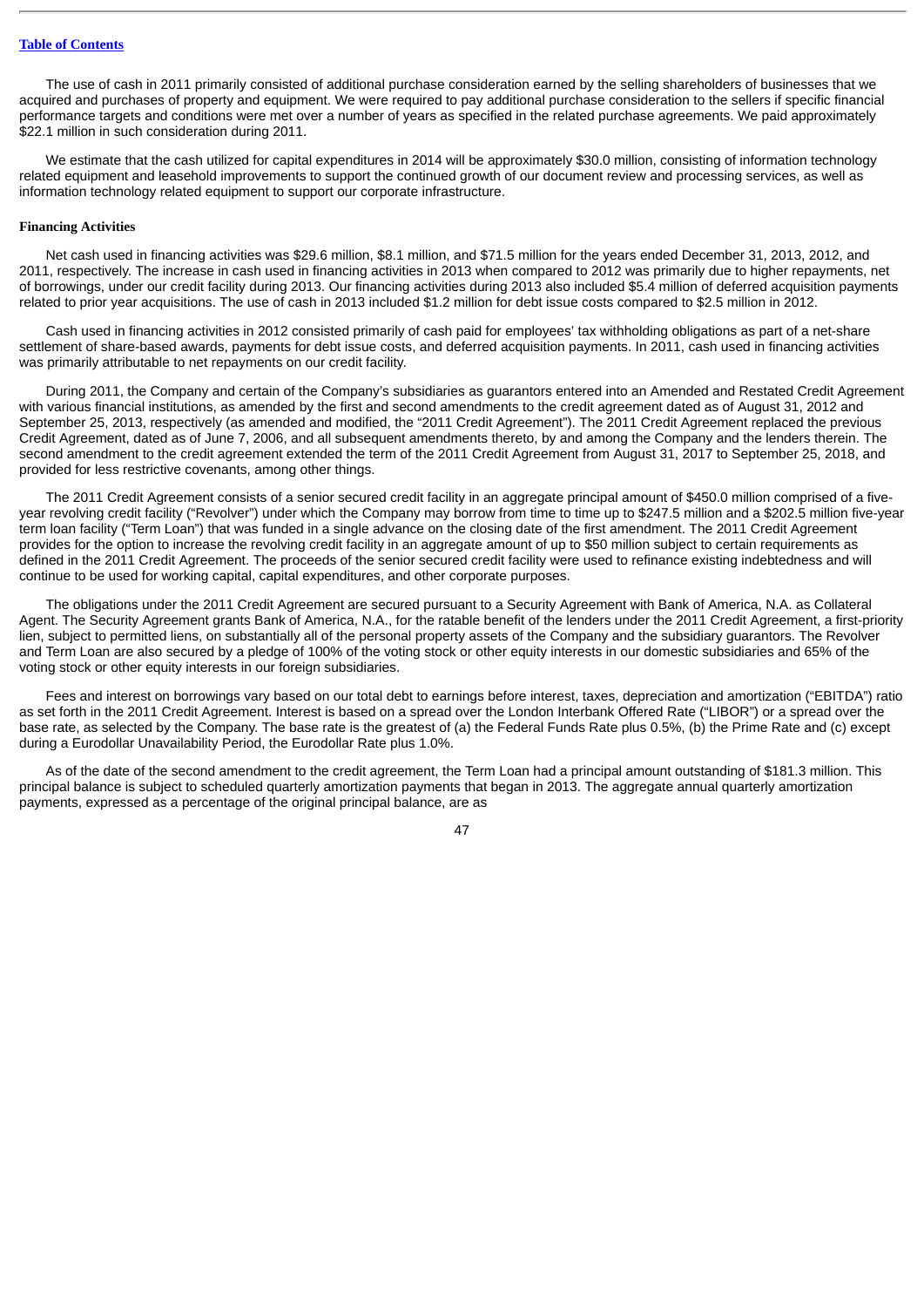The use of cash in 2011 primarily consisted of additional purchase consideration earned by the selling shareholders of businesses that we acquired and purchases of property and equipment. We were required to pay additional purchase consideration to the sellers if specific financial performance targets and conditions were met over a number of years as specified in the related purchase agreements. We paid approximately $22.1 million in such consideration during 2011.

We estimate that the cash utilized for capital expenditures in 2014 will be approximately $30.0 million, consisting of information technology related equipment and leasehold improvements to support the continued growth of our document review and processing services, as well as information technology related equipment to support our corporate infrastructure.

**Financing Activities**

Net cash used in financing activities was $29.6 million, $8.1 million, and $71.5 million for the years ended December 31, 2013, 2012, and 2011, respectively. The increase in cash used in financing activities in 2013 when compared to 2012 was primarily due to higher repayments, net of borrowings, under our credit facility during 2013. Our financing activities during 2013 also included $5.4 million of deferred acquisition payments related to prior year acquisitions. The use of cash in 2013 included $1.2 million for debt issue costs compared to $2.5 million in 2012.

Cash used in financing activities in 2012 consisted primarily of cash paid for employees' tax withholding obligations as part of a net-share settlement of share-based awards, payments for debt issue costs, and deferred acquisition payments. In 2011, cash used in financing activities was primarily attributable to net repayments on our credit facility.

During 2011, the Company and certain of the Company's subsidiaries as guarantors entered into an Amended and Restated Credit Agreement with various financial institutions, as amended by the first and second amendments to the credit agreement dated as of August 31, 2012 and September 25, 2013, respectively (as amended and modified, the "2011 Credit Agreement"). The 2011 Credit Agreement replaced the previous Credit Agreement, dated as of June 7, 2006, and all subsequent amendments thereto, by and among the Company and the lenders therein. The second amendment to the credit agreement extended the term of the 2011 Credit Agreement from August 31, 2017 to September 25, 2018, and provided for less restrictive covenants, among other things.

The 2011 Credit Agreement consists of a senior secured credit facility in an aggregate principal amount of $450.0 million comprised of a five-year revolving credit facility ("Revolver") under which the Company may borrow from time to time up to $247.5 million and a $202.5 million five-year term loan facility ("Term Loan") that was funded in a single advance on the closing date of the first amendment. The 2011 Credit Agreement provides for the option to increase the revolving credit facility in an aggregate amount of up to $50 million subject to certain requirements as defined in the 2011 Credit Agreement. The proceeds of the senior secured credit facility were used to refinance existing indebtedness and will continue to be used for working capital, capital expenditures, and other corporate purposes.

The obligations under the 2011 Credit Agreement are secured pursuant to a Security Agreement with Bank of America, N.A. as Collateral Agent. The Security Agreement grants Bank of America, N.A., for the ratable benefit of the lenders under the 2011 Credit Agreement, a first-priority lien, subject to permitted liens, on substantially all of the personal property assets of the Company and the subsidiary guarantors. The Revolver and Term Loan are also secured by a pledge of 100% of the voting stock or other equity interests in our domestic subsidiaries and 65% of the voting stock or other equity interests in our foreign subsidiaries.

Fees and interest on borrowings vary based on our total debt to earnings before interest, taxes, depreciation and amortization ("EBITDA") ratio as set forth in the 2011 Credit Agreement. Interest is based on a spread over the London Interbank Offered Rate ("LIBOR") or a spread over the base rate, as selected by the Company. The base rate is the greatest of (a) the Federal Funds Rate plus 0.5%, (b) the Prime Rate and (c) except during a Eurodollar Unavailability Period, the Eurodollar Rate plus 1.0%.

As of the date of the second amendment to the credit agreement, the Term Loan had a principal amount outstanding of $181.3 million. This principal balance is subject to scheduled quarterly amortization payments that began in 2013. The aggregate annual quarterly amortization payments, expressed as a percentage of the original principal balance, are as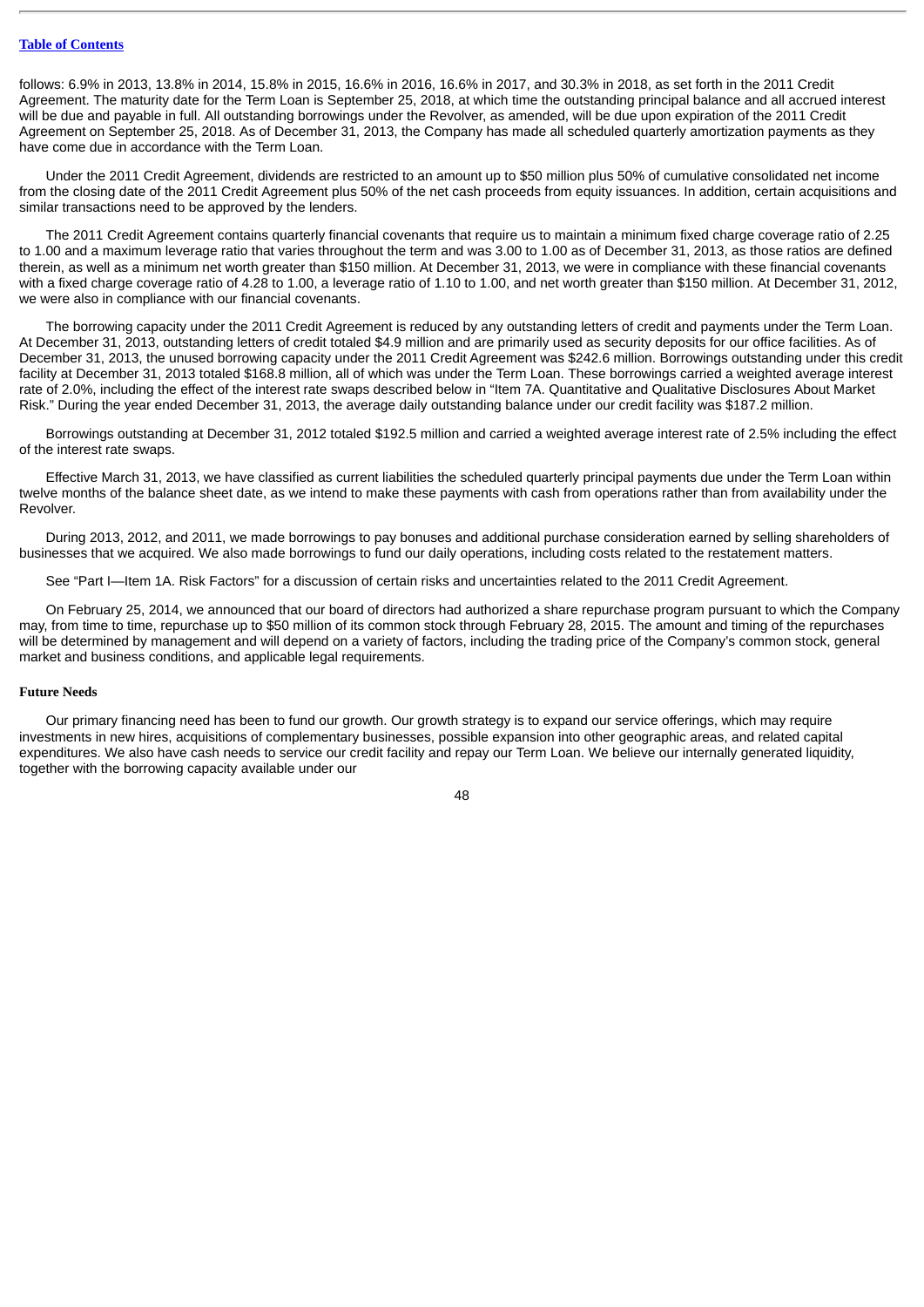follows: 6.9% in 2013, 13.8% in 2014, 15.8% in 2015, 16.6% in 2016, 16.6% in 2017, and 30.3% in 2018, as set forth in the 2011 Credit Agreement. The maturity date for the Term Loan is September 25, 2018, at which time the outstanding principal balance and all accrued interest will be due and payable in full. All outstanding borrowings under the Revolver, as amended, will be due upon expiration of the 2011 Credit Agreement on September 25, 2018. As of December 31, 2013, the Company has made all scheduled quarterly amortization payments as they have come due in accordance with the Term Loan.

Under the 2011 Credit Agreement, dividends are restricted to an amount up to $50 million plus 50% of cumulative consolidated net income from the closing date of the 2011 Credit Agreement plus 50% of the net cash proceeds from equity issuances. In addition, certain acquisitions and similar transactions need to be approved by the lenders.

The 2011 Credit Agreement contains quarterly financial covenants that require us to maintain a minimum fixed charge coverage ratio of 2.25 to 1.00 and a maximum leverage ratio that varies throughout the term and was 3.00 to 1.00 as of December 31, 2013, as those ratios are defined therein, as well as a minimum net worth greater than $150 million. At December 31, 2013, we were in compliance with these financial covenants with a fixed charge coverage ratio of 4.28 to 1.00, a leverage ratio of 1.10 to 1.00, and net worth greater than $150 million. At December 31, 2012, we were also in compliance with our financial covenants.

The borrowing capacity under the 2011 Credit Agreement is reduced by any outstanding letters of credit and payments under the Term Loan. At December 31, 2013, outstanding letters of credit totaled $4.9 million and are primarily used as security deposits for our office facilities. As of December 31, 2013, the unused borrowing capacity under the 2011 Credit Agreement was $242.6 million. Borrowings outstanding under this credit facility at December 31, 2013 totaled $168.8 million, all of which was under the Term Loan. These borrowings carried a weighted average interest rate of 2.0%, including the effect of the interest rate swaps described below in "Item 7A. Quantitative and Qualitative Disclosures About Market Risk." During the year ended December 31, 2013, the average daily outstanding balance under our credit facility was $187.2 million.

Borrowings outstanding at December 31, 2012 totaled $192.5 million and carried a weighted average interest rate of 2.5% including the effect of the interest rate swaps.

Effective March 31, 2013, we have classified as current liabilities the scheduled quarterly principal payments due under the Term Loan within twelve months of the balance sheet date, as we intend to make these payments with cash from operations rather than from availability under the Revolver.

During 2013, 2012, and 2011, we made borrowings to pay bonuses and additional purchase consideration earned by selling shareholders of businesses that we acquired. We also made borrowings to fund our daily operations, including costs related to the restatement matters.

See "Part I—Item 1A. Risk Factors" for a discussion of certain risks and uncertainties related to the 2011 Credit Agreement.

On February 25, 2014, we announced that our board of directors had authorized a share repurchase program pursuant to which the Company may, from time to time, repurchase up to $50 million of its common stock through February 28, 2015. The amount and timing of the repurchases will be determined by management and will depend on a variety of factors, including the trading price of the Company's common stock, general market and business conditions, and applicable legal requirements.

#### Future Needs

Our primary financing need has been to fund our growth. Our growth strategy is to expand our service offerings, which may require investments in new hires, acquisitions of complementary businesses, possible expansion into other geographic areas, and related capital expenditures. We also have cash needs to service our credit facility and repay our Term Loan. We believe our internally generated liquidity, together with the borrowing capacity available under our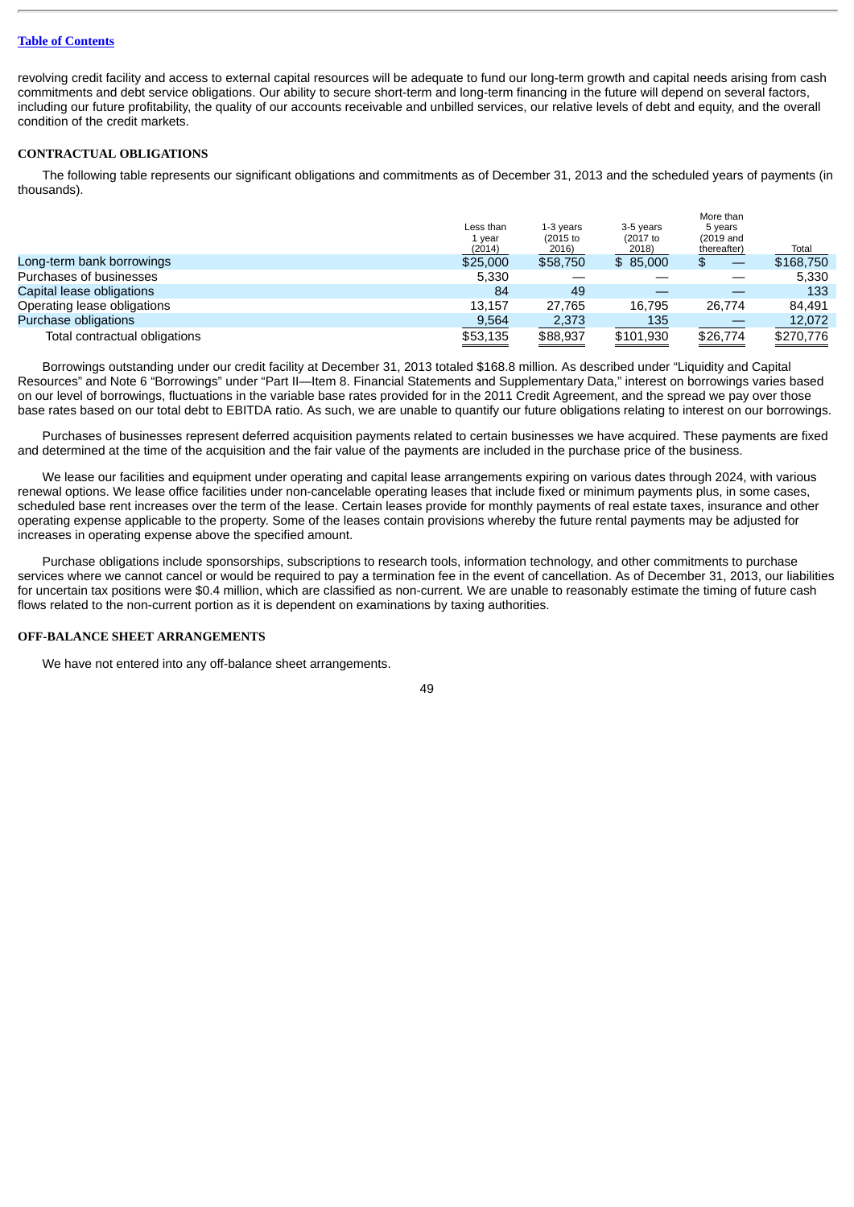revolving credit facility and access to external capital resources will be adequate to fund our long-term growth and capital needs arising from cash commitments and debt service obligations. Our ability to secure short-term and long-term financing in the future will depend on several factors, including our future profitability, the quality of our accounts receivable and unbilled services, our relative levels of debt and equity, and the overall condition of the credit markets.

### CONTRACTUAL OBLIGATIONS

The following table represents our significant obligations and commitments as of December 31, 2013 and the scheduled years of payments (in thousands).

| | Less than 1 year (2014) | 1-3 years (2015 to 2016) | 3-5 years (2017 to 2018) | More than 5 years (2019 and thereafter) | Total |
|---|---|---|---|---|---|
| Long-term bank borrowings | $25,000 | $58,750 | $ 85,000 | $ — | $168,750 |
| Purchases of businesses | 5,330 | — | — | — | 5,330 |
| Capital lease obligations | 84 | 49 | — | — | 133 |
| Operating lease obligations | 13,157 | 27,765 | 16,795 | 26,774 | 84,491 |
| Purchase obligations | 9,564 | 2,373 | 135 | — | 12,072 |
| Total contractual obligations | $53,135 | $88,937 | $101,930 | $26,774 | $270,776 |

Borrowings outstanding under our credit facility at December 31, 2013 totaled $168.8 million. As described under "Liquidity and Capital Resources" and Note 6 "Borrowings" under "Part II—Item 8. Financial Statements and Supplementary Data," interest on borrowings varies based on our level of borrowings, fluctuations in the variable base rates provided for in the 2011 Credit Agreement, and the spread we pay over those base rates based on our total debt to EBITDA ratio. As such, we are unable to quantify our future obligations relating to interest on our borrowings.

Purchases of businesses represent deferred acquisition payments related to certain businesses we have acquired. These payments are fixed and determined at the time of the acquisition and the fair value of the payments are included in the purchase price of the business.

We lease our facilities and equipment under operating and capital lease arrangements expiring on various dates through 2024, with various renewal options. We lease office facilities under non-cancelable operating leases that include fixed or minimum payments plus, in some cases, scheduled base rent increases over the term of the lease. Certain leases provide for monthly payments of real estate taxes, insurance and other operating expense applicable to the property. Some of the leases contain provisions whereby the future rental payments may be adjusted for increases in operating expense above the specified amount.

Purchase obligations include sponsorships, subscriptions to research tools, information technology, and other commitments to purchase services where we cannot cancel or would be required to pay a termination fee in the event of cancellation. As of December 31, 2013, our liabilities for uncertain tax positions were $0.4 million, which are classified as non-current. We are unable to reasonably estimate the timing of future cash flows related to the non-current portion as it is dependent on examinations by taxing authorities.

### OFF-BALANCE SHEET ARRANGEMENTS

We have not entered into any off-balance sheet arrangements.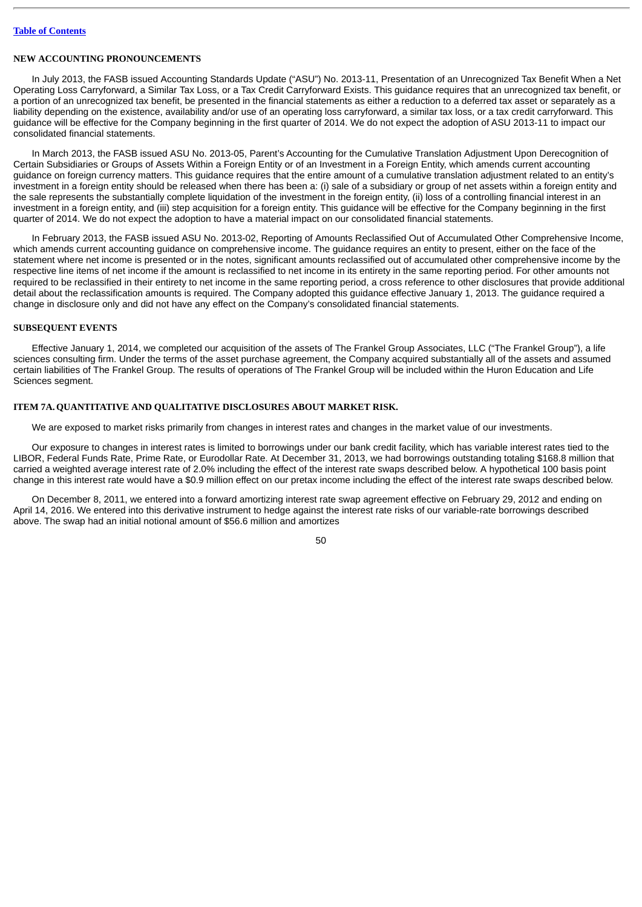## NEW ACCOUNTING PRONOUNCEMENTS

In July 2013, the FASB issued Accounting Standards Update ("ASU") No. 2013-11, Presentation of an Unrecognized Tax Benefit When a Net Operating Loss Carryforward, a Similar Tax Loss, or a Tax Credit Carryforward Exists. This guidance requires that an unrecognized tax benefit, or a portion of an unrecognized tax benefit, be presented in the financial statements as either a reduction to a deferred tax asset or separately as a liability depending on the existence, availability and/or use of an operating loss carryforward, a similar tax loss, or a tax credit carryforward. This guidance will be effective for the Company beginning in the first quarter of 2014. We do not expect the adoption of ASU 2013-11 to impact our consolidated financial statements.

In March 2013, the FASB issued ASU No. 2013-05, Parent's Accounting for the Cumulative Translation Adjustment Upon Derecognition of Certain Subsidiaries or Groups of Assets Within a Foreign Entity or of an Investment in a Foreign Entity, which amends current accounting guidance on foreign currency matters. This guidance requires that the entire amount of a cumulative translation adjustment related to an entity's investment in a foreign entity should be released when there has been a: (i) sale of a subsidiary or group of net assets within a foreign entity and the sale represents the substantially complete liquidation of the investment in the foreign entity, (ii) loss of a controlling financial interest in an investment in a foreign entity, and (iii) step acquisition for a foreign entity. This guidance will be effective for the Company beginning in the first quarter of 2014. We do not expect the adoption to have a material impact on our consolidated financial statements.

In February 2013, the FASB issued ASU No. 2013-02, Reporting of Amounts Reclassified Out of Accumulated Other Comprehensive Income, which amends current accounting guidance on comprehensive income. The guidance requires an entity to present, either on the face of the statement where net income is presented or in the notes, significant amounts reclassified out of accumulated other comprehensive income by the respective line items of net income if the amount is reclassified to net income in its entirety in the same reporting period. For other amounts not required to be reclassified in their entirety to net income in the same reporting period, a cross reference to other disclosures that provide additional detail about the reclassification amounts is required. The Company adopted this guidance effective January 1, 2013. The guidance required a change in disclosure only and did not have any effect on the Company's consolidated financial statements.

## SUBSEQUENT EVENTS

Effective January 1, 2014, we completed our acquisition of the assets of The Frankel Group Associates, LLC ("The Frankel Group"), a life sciences consulting firm. Under the terms of the asset purchase agreement, the Company acquired substantially all of the assets and assumed certain liabilities of The Frankel Group. The results of operations of The Frankel Group will be included within the Huron Education and Life Sciences segment.

## ITEM 7A. QUANTITATIVE AND QUALITATIVE DISCLOSURES ABOUT MARKET RISK.

We are exposed to market risks primarily from changes in interest rates and changes in the market value of our investments.

Our exposure to changes in interest rates is limited to borrowings under our bank credit facility, which has variable interest rates tied to the LIBOR, Federal Funds Rate, Prime Rate, or Eurodollar Rate. At December 31, 2013, we had borrowings outstanding totaling $168.8 million that carried a weighted average interest rate of 2.0% including the effect of the interest rate swaps described below. A hypothetical 100 basis point change in this interest rate would have a $0.9 million effect on our pretax income including the effect of the interest rate swaps described below.

On December 8, 2011, we entered into a forward amortizing interest rate swap agreement effective on February 29, 2012 and ending on April 14, 2016. We entered into this derivative instrument to hedge against the interest rate risks of our variable-rate borrowings described above. The swap had an initial notional amount of $56.6 million and amortizes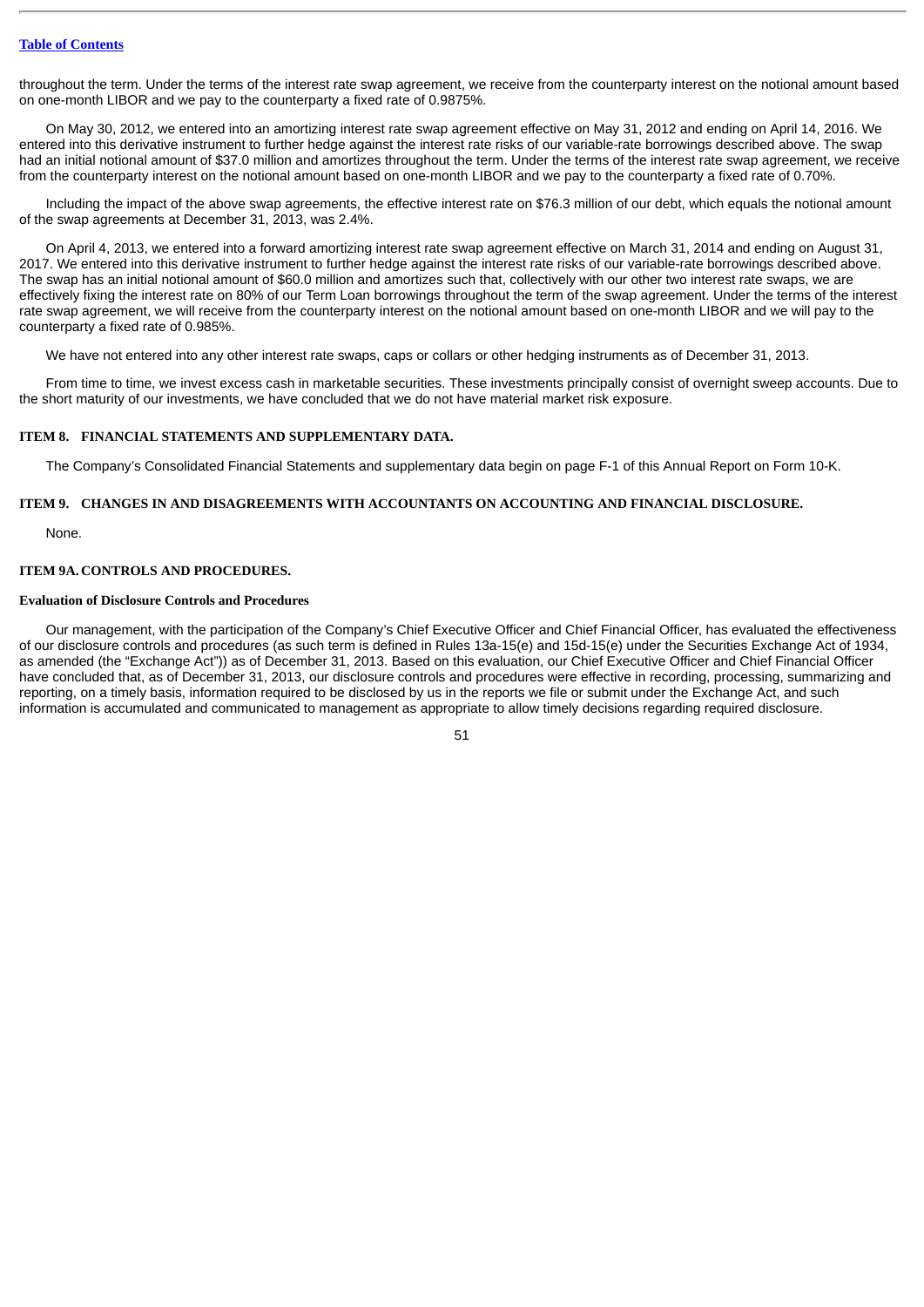throughout the term. Under the terms of the interest rate swap agreement, we receive from the counterparty interest on the notional amount based on one-month LIBOR and we pay to the counterparty a fixed rate of 0.9875%.

On May 30, 2012, we entered into an amortizing interest rate swap agreement effective on May 31, 2012 and ending on April 14, 2016. We entered into this derivative instrument to further hedge against the interest rate risks of our variable-rate borrowings described above. The swap had an initial notional amount of $37.0 million and amortizes throughout the term. Under the terms of the interest rate swap agreement, we receive from the counterparty interest on the notional amount based on one-month LIBOR and we pay to the counterparty a fixed rate of 0.70%.

Including the impact of the above swap agreements, the effective interest rate on $76.3 million of our debt, which equals the notional amount of the swap agreements at December 31, 2013, was 2.4%.

On April 4, 2013, we entered into a forward amortizing interest rate swap agreement effective on March 31, 2014 and ending on August 31, 2017. We entered into this derivative instrument to further hedge against the interest rate risks of our variable-rate borrowings described above. The swap has an initial notional amount of $60.0 million and amortizes such that, collectively with our other two interest rate swaps, we are effectively fixing the interest rate on 80% of our Term Loan borrowings throughout the term of the swap agreement. Under the terms of the interest rate swap agreement, we will receive from the counterparty interest on the notional amount based on one-month LIBOR and we will pay to the counterparty a fixed rate of 0.985%.

We have not entered into any other interest rate swaps, caps or collars or other hedging instruments as of December 31, 2013.

From time to time, we invest excess cash in marketable securities. These investments principally consist of overnight sweep accounts. Due to the short maturity of our investments, we have concluded that we do not have material market risk exposure.

## ITEM 8. FINANCIAL STATEMENTS AND SUPPLEMENTARY DATA.

The Company's Consolidated Financial Statements and supplementary data begin on page F-1 of this Annual Report on Form 10-K.

## ITEM 9. CHANGES IN AND DISAGREEMENTS WITH ACCOUNTANTS ON ACCOUNTING AND FINANCIAL DISCLOSURE.

None.

## ITEM 9A. CONTROLS AND PROCEDURES.

### Evaluation of Disclosure Controls and Procedures

Our management, with the participation of the Company's Chief Executive Officer and Chief Financial Officer, has evaluated the effectiveness of our disclosure controls and procedures (as such term is defined in Rules 13a-15(e) and 15d-15(e) under the Securities Exchange Act of 1934, as amended (the "Exchange Act")) as of December 31, 2013. Based on this evaluation, our Chief Executive Officer and Chief Financial Officer have concluded that, as of December 31, 2013, our disclosure controls and procedures were effective in recording, processing, summarizing and reporting, on a timely basis, information required to be disclosed by us in the reports we file or submit under the Exchange Act, and such information is accumulated and communicated to management as appropriate to allow timely decisions regarding required disclosure.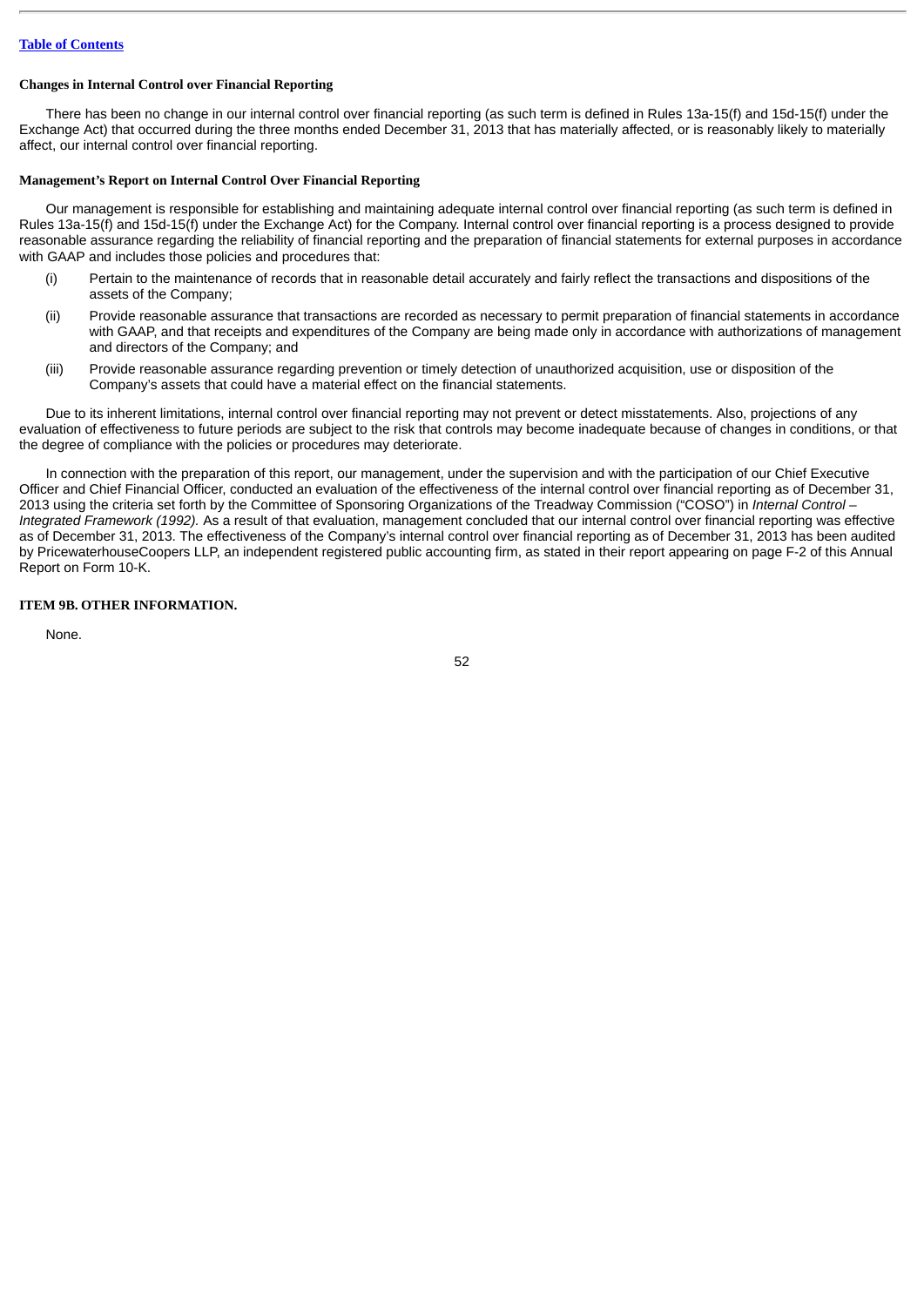### Changes in Internal Control over Financial Reporting

There has been no change in our internal control over financial reporting (as such term is defined in Rules 13a-15(f) and 15d-15(f) under the Exchange Act) that occurred during the three months ended December 31, 2013 that has materially affected, or is reasonably likely to materially affect, our internal control over financial reporting.

### Management's Report on Internal Control Over Financial Reporting

Our management is responsible for establishing and maintaining adequate internal control over financial reporting (as such term is defined in Rules 13a-15(f) and 15d-15(f) under the Exchange Act) for the Company. Internal control over financial reporting is a process designed to provide reasonable assurance regarding the reliability of financial reporting and the preparation of financial statements for external purposes in accordance with GAAP and includes those policies and procedures that:

(i) Pertain to the maintenance of records that in reasonable detail accurately and fairly reflect the transactions and dispositions of the assets of the Company;

(ii) Provide reasonable assurance that transactions are recorded as necessary to permit preparation of financial statements in accordance with GAAP, and that receipts and expenditures of the Company are being made only in accordance with authorizations of management and directors of the Company; and

(iii) Provide reasonable assurance regarding prevention or timely detection of unauthorized acquisition, use or disposition of the Company's assets that could have a material effect on the financial statements.

Due to its inherent limitations, internal control over financial reporting may not prevent or detect misstatements. Also, projections of any evaluation of effectiveness to future periods are subject to the risk that controls may become inadequate because of changes in conditions, or that the degree of compliance with the policies or procedures may deteriorate.

In connection with the preparation of this report, our management, under the supervision and with the participation of our Chief Executive Officer and Chief Financial Officer, conducted an evaluation of the effectiveness of the internal control over financial reporting as of December 31, 2013 using the criteria set forth by the Committee of Sponsoring Organizations of the Treadway Commission ("COSO") in *Internal Control – Integrated Framework (1992).* As a result of that evaluation, management concluded that our internal control over financial reporting was effective as of December 31, 2013. The effectiveness of the Company's internal control over financial reporting as of December 31, 2013 has been audited by PricewaterhouseCoopers LLP, an independent registered public accounting firm, as stated in their report appearing on page F-2 of this Annual Report on Form 10-K.

### ITEM 9B. OTHER INFORMATION.

None.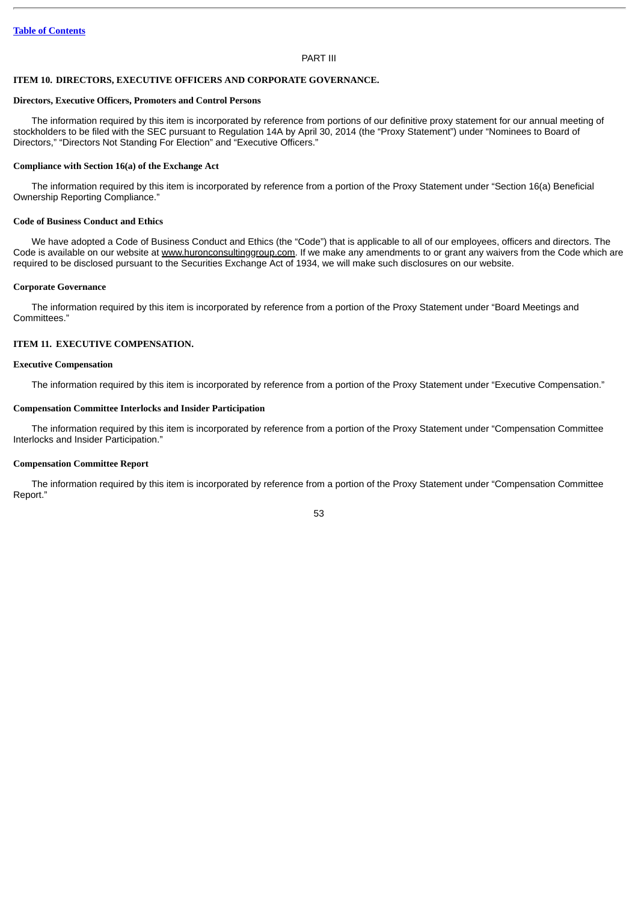PART III

## ITEM 10. DIRECTORS, EXECUTIVE OFFICERS AND CORPORATE GOVERNANCE.

### Directors, Executive Officers, Promoters and Control Persons

The information required by this item is incorporated by reference from portions of our definitive proxy statement for our annual meeting of stockholders to be filed with the SEC pursuant to Regulation 14A by April 30, 2014 (the "Proxy Statement") under "Nominees to Board of Directors," "Directors Not Standing For Election" and "Executive Officers."

### Compliance with Section 16(a) of the Exchange Act

The information required by this item is incorporated by reference from a portion of the Proxy Statement under "Section 16(a) Beneficial Ownership Reporting Compliance."

### Code of Business Conduct and Ethics

We have adopted a Code of Business Conduct and Ethics (the "Code") that is applicable to all of our employees, officers and directors. The Code is available on our website at www.huronconsultinggroup.com. If we make any amendments to or grant any waivers from the Code which are required to be disclosed pursuant to the Securities Exchange Act of 1934, we will make such disclosures on our website.

### Corporate Governance

The information required by this item is incorporated by reference from a portion of the Proxy Statement under "Board Meetings and Committees."

## ITEM 11. EXECUTIVE COMPENSATION.

### Executive Compensation

The information required by this item is incorporated by reference from a portion of the Proxy Statement under "Executive Compensation."

### Compensation Committee Interlocks and Insider Participation

The information required by this item is incorporated by reference from a portion of the Proxy Statement under "Compensation Committee Interlocks and Insider Participation."

### Compensation Committee Report

The information required by this item is incorporated by reference from a portion of the Proxy Statement under "Compensation Committee Report."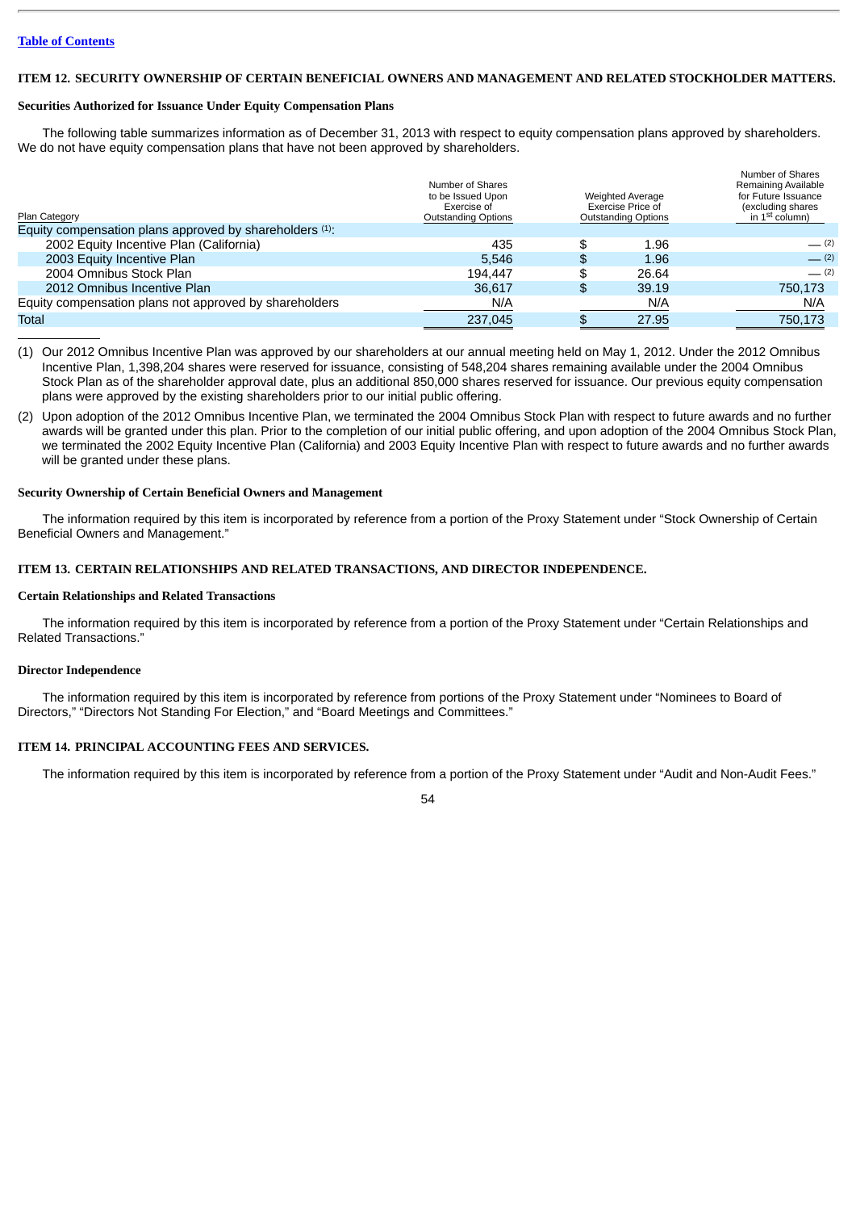[Table of Contents](#)

### ITEM 12. SECURITY OWNERSHIP OF CERTAIN BENEFICIAL OWNERS AND MANAGEMENT AND RELATED STOCKHOLDER MATTERS.

#### Securities Authorized for Issuance Under Equity Compensation Plans

The following table summarizes information as of December 31, 2013 with respect to equity compensation plans approved by shareholders. We do not have equity compensation plans that have not been approved by shareholders.

| Plan Category | Number of Shares to be Issued Upon Exercise of Outstanding Options | Weighted Average Exercise Price of Outstanding Options | Number of Shares Remaining Available for Future Issuance (excluding shares in 1st column) |
|---|---|---|---|
| Equity compensation plans approved by shareholders [(1)]: | | | |
| 2002 Equity Incentive Plan (California) | 435 | $ 1.96 | — [(2)] |
| 2003 Equity Incentive Plan | 5,546 | $ 1.96 | — [(2)] |
| 2004 Omnibus Stock Plan | 194,447 | $ 26.64 | — [(2)] |
| 2012 Omnibus Incentive Plan | 36,617 | $ 39.19 | 750,173 |
| Equity compensation plans not approved by shareholders | N/A | N/A | N/A |
| Total | 237,045 | $ 27.95 | 750,173 |

(1) Our 2012 Omnibus Incentive Plan was approved by our shareholders at our annual meeting held on May 1, 2012. Under the 2012 Omnibus Incentive Plan, 1,398,204 shares were reserved for issuance, consisting of 548,204 shares remaining available under the 2004 Omnibus Stock Plan as of the shareholder approval date, plus an additional 850,000 shares reserved for issuance. Our previous equity compensation plans were approved by the existing shareholders prior to our initial public offering.

(2) Upon adoption of the 2012 Omnibus Incentive Plan, we terminated the 2004 Omnibus Stock Plan with respect to future awards and no further awards will be granted under this plan. Prior to the completion of our initial public offering, and upon adoption of the 2004 Omnibus Stock Plan, we terminated the 2002 Equity Incentive Plan (California) and 2003 Equity Incentive Plan with respect to future awards and no further awards will be granted under these plans.

#### Security Ownership of Certain Beneficial Owners and Management

The information required by this item is incorporated by reference from a portion of the Proxy Statement under "Stock Ownership of Certain Beneficial Owners and Management."

### ITEM 13. CERTAIN RELATIONSHIPS AND RELATED TRANSACTIONS, AND DIRECTOR INDEPENDENCE.

#### Certain Relationships and Related Transactions

The information required by this item is incorporated by reference from a portion of the Proxy Statement under "Certain Relationships and Related Transactions."

#### Director Independence

The information required by this item is incorporated by reference from portions of the Proxy Statement under "Nominees to Board of Directors," "Directors Not Standing For Election," and "Board Meetings and Committees."

### ITEM 14. PRINCIPAL ACCOUNTING FEES AND SERVICES.

The information required by this item is incorporated by reference from a portion of the Proxy Statement under "Audit and Non-Audit Fees."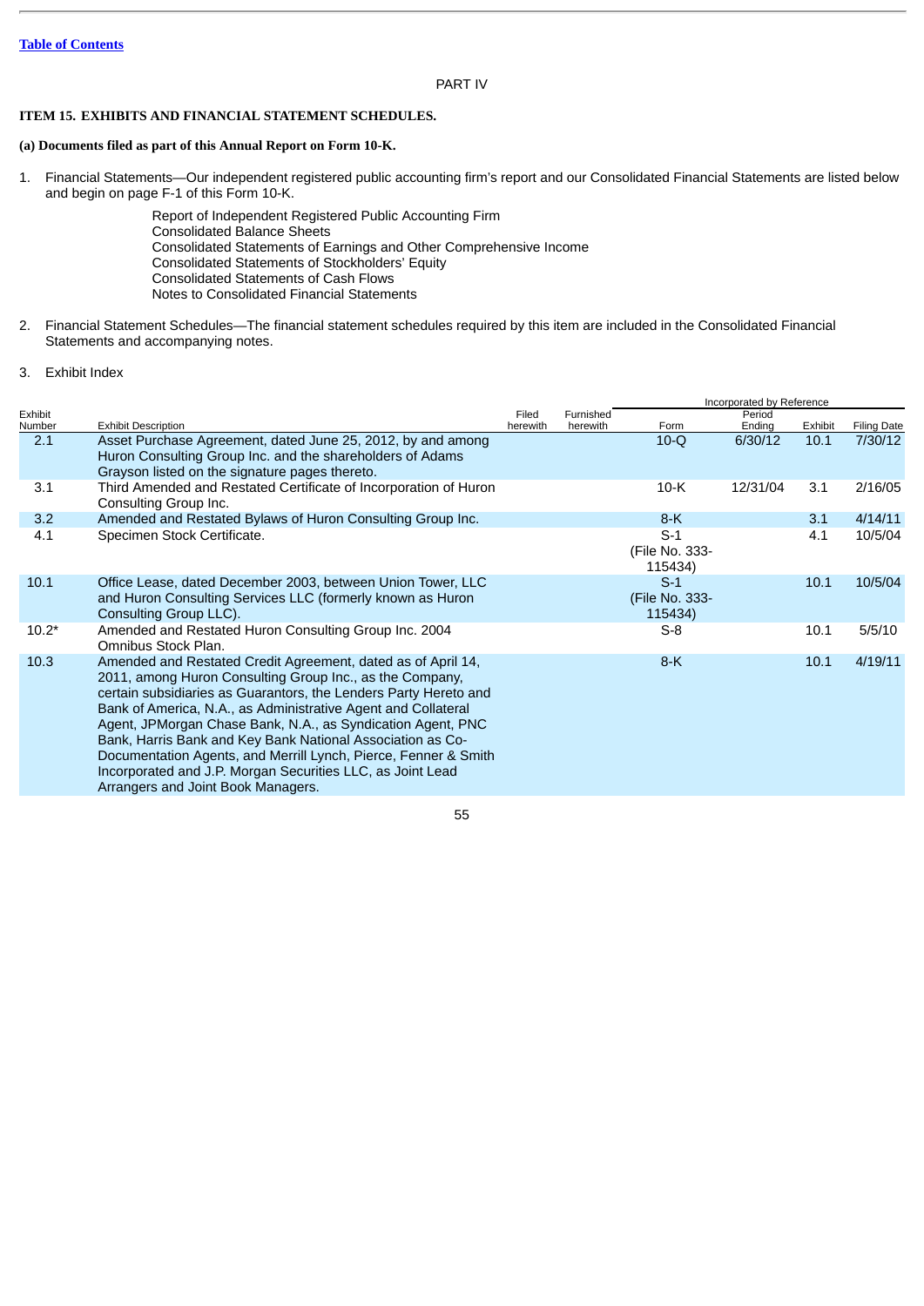PART IV

**ITEM 15. EXHIBITS AND FINANCIAL STATEMENT SCHEDULES.**

**(a) Documents filed as part of this Annual Report on Form 10-K.**

1. Financial Statements—Our independent registered public accounting firm's report and our Consolidated Financial Statements are listed below and begin on page F-1 of this Form 10-K.

   Report of Independent Registered Public Accounting Firm
   Consolidated Balance Sheets
   Consolidated Statements of Earnings and Other Comprehensive Income
   Consolidated Statements of Stockholders' Equity
   Consolidated Statements of Cash Flows
   Notes to Consolidated Financial Statements

2. Financial Statement Schedules—The financial statement schedules required by this item are included in the Consolidated Financial Statements and accompanying notes.

3. Exhibit Index

| Exhibit Number | Exhibit Description | Filed herewith | Furnished herewith | Incorporated by Reference | | | |
|---|---|---|---|---|---|---|---|
| | | | | Form | Period Ending | Exhibit | Filing Date |
| 2.1 | Asset Purchase Agreement, dated June 25, 2012, by and among Huron Consulting Group Inc. and the shareholders of Adams Grayson listed on the signature pages thereto. | | | 10-Q | 6/30/12 | 10.1 | 7/30/12 |
| 3.1 | Third Amended and Restated Certificate of Incorporation of Huron Consulting Group Inc. | | | 10-K | 12/31/04 | 3.1 | 2/16/05 |
| 3.2 | Amended and Restated Bylaws of Huron Consulting Group Inc. | | | 8-K | | 3.1 | 4/14/11 |
| 4.1 | Specimen Stock Certificate. | | | S-1 (File No. 333-115434) | | 4.1 | 10/5/04 |
| 10.1 | Office Lease, dated December 2003, between Union Tower, LLC and Huron Consulting Services LLC (formerly known as Huron Consulting Group LLC). | | | S-1 (File No. 333-115434) | | 10.1 | 10/5/04 |
| 10.2* | Amended and Restated Huron Consulting Group Inc. 2004 Omnibus Stock Plan. | | | S-8 | | 10.1 | 5/5/10 |
| 10.3 | Amended and Restated Credit Agreement, dated as of April 14, 2011, among Huron Consulting Group Inc., as the Company, certain subsidiaries as Guarantors, the Lenders Party Hereto and Bank of America, N.A., as Administrative Agent and Collateral Agent, JPMorgan Chase Bank, N.A., as Syndication Agent, PNC Bank, Harris Bank and Key Bank National Association as Co-Documentation Agents, and Merrill Lynch, Pierce, Fenner & Smith Incorporated and J.P. Morgan Securities LLC, as Joint Lead Arrangers and Joint Book Managers. | | | 8-K | | 10.1 | 4/19/11 |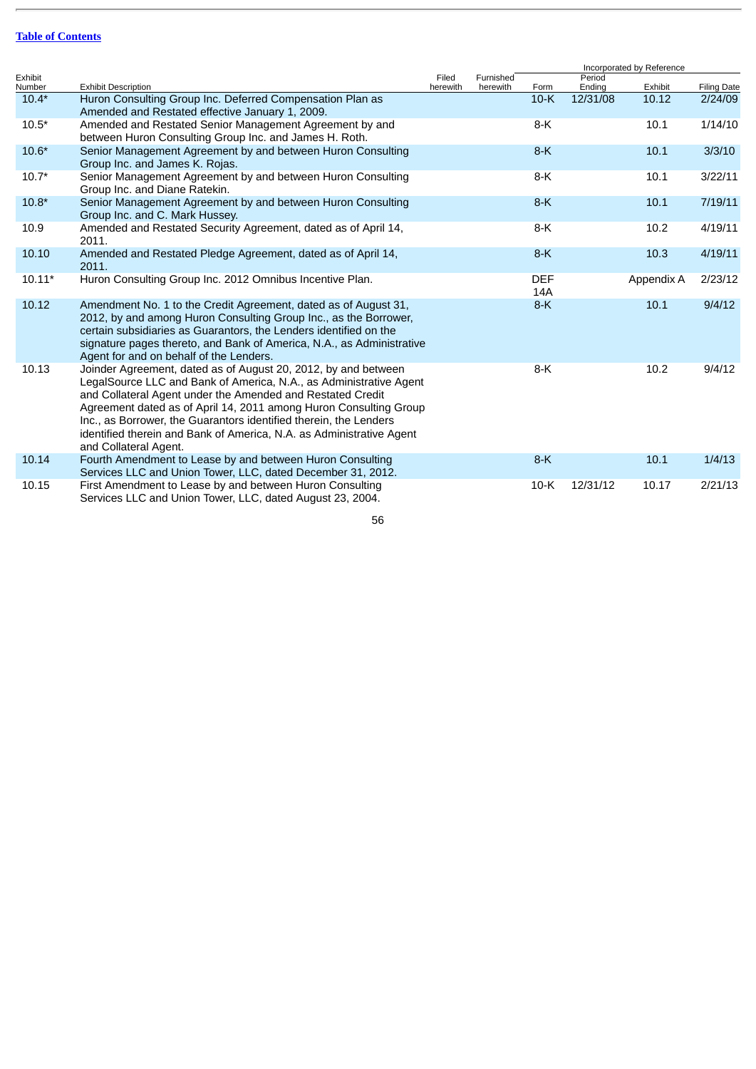[Table of Contents](#)

| Exhibit Number | Exhibit Description | Filed herewith | Furnished herewith | Incorporated by Reference | | | |
|---|---|---|---|---|---|---|---|
| | | | | Form | Period Ending | Exhibit | Filing Date |
| 10.4* | Huron Consulting Group Inc. Deferred Compensation Plan as Amended and Restated effective January 1, 2009. | | | 10-K | 12/31/08 | 10.12 | 2/24/09 |
| 10.5* | Amended and Restated Senior Management Agreement by and between Huron Consulting Group Inc. and James H. Roth. | | | 8-K | | 10.1 | 1/14/10 |
| 10.6* | Senior Management Agreement by and between Huron Consulting Group Inc. and James K. Rojas. | | | 8-K | | 10.1 | 3/3/10 |
| 10.7* | Senior Management Agreement by and between Huron Consulting Group Inc. and Diane Ratekin. | | | 8-K | | 10.1 | 3/22/11 |
| 10.8* | Senior Management Agreement by and between Huron Consulting Group Inc. and C. Mark Hussey. | | | 8-K | | 10.1 | 7/19/11 |
| 10.9 | Amended and Restated Security Agreement, dated as of April 14, 2011. | | | 8-K | | 10.2 | 4/19/11 |
| 10.10 | Amended and Restated Pledge Agreement, dated as of April 14, 2011. | | | 8-K | | 10.3 | 4/19/11 |
| 10.11* | Huron Consulting Group Inc. 2012 Omnibus Incentive Plan. | | | DEF 14A | | Appendix A | 2/23/12 |
| 10.12 | Amendment No. 1 to the Credit Agreement, dated as of August 31, 2012, by and among Huron Consulting Group Inc., as the Borrower, certain subsidiaries as Guarantors, the Lenders identified on the signature pages thereto, and Bank of America, N.A., as Administrative Agent for and on behalf of the Lenders. | | | 8-K | | 10.1 | 9/4/12 |
| 10.13 | Joinder Agreement, dated as of August 20, 2012, by and between LegalSource LLC and Bank of America, N.A., as Administrative Agent and Collateral Agent under the Amended and Restated Credit Agreement dated as of April 14, 2011 among Huron Consulting Group Inc., as Borrower, the Guarantors identified therein, the Lenders identified therein and Bank of America, N.A. as Administrative Agent and Collateral Agent. | | | 8-K | | 10.2 | 9/4/12 |
| 10.14 | Fourth Amendment to Lease by and between Huron Consulting Services LLC and Union Tower, LLC, dated December 31, 2012. | | | 8-K | | 10.1 | 1/4/13 |
| 10.15 | First Amendment to Lease by and between Huron Consulting Services LLC and Union Tower, LLC, dated August 23, 2004. | | | 10-K | 12/31/12 | 10.17 | 2/21/13 |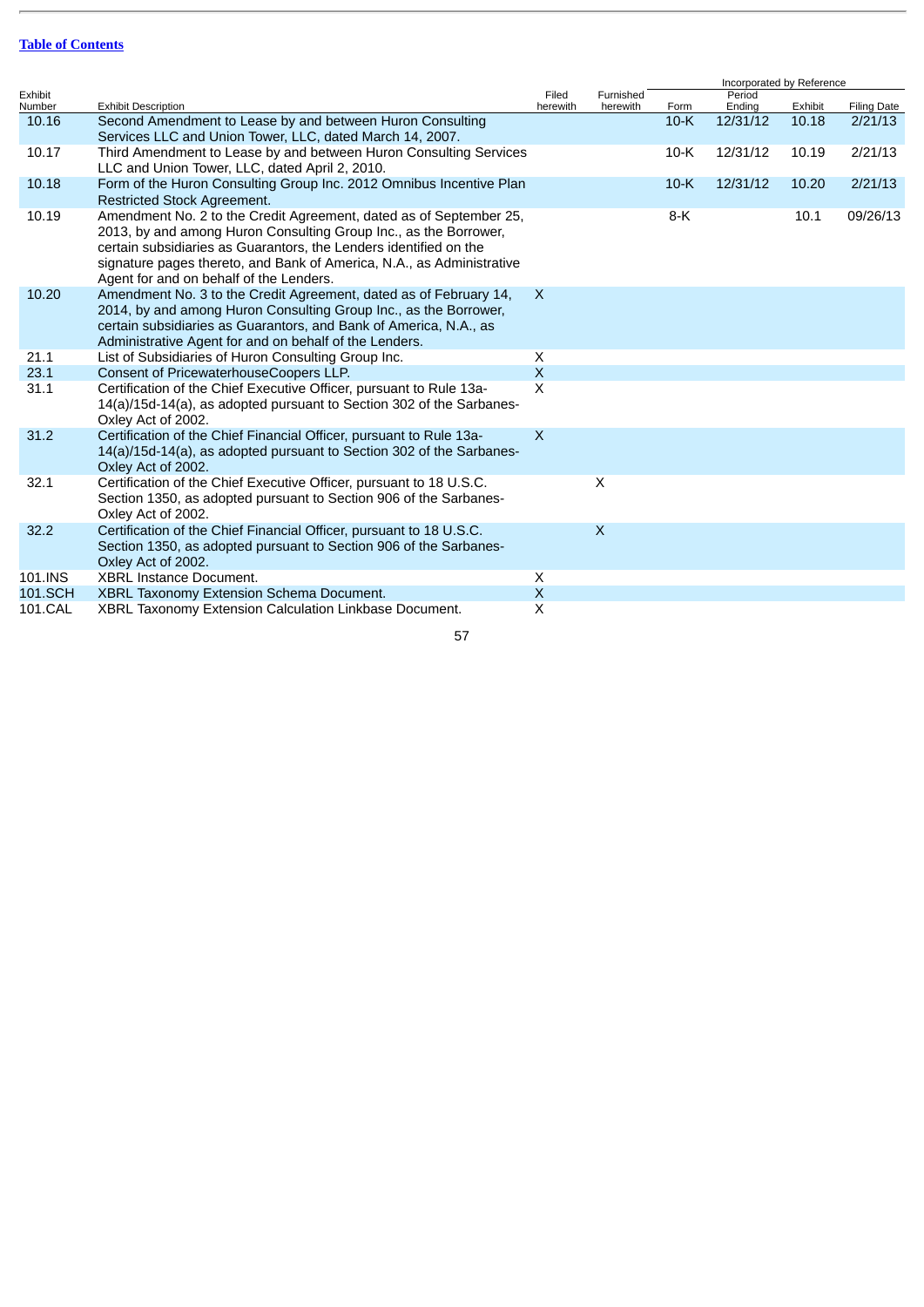[Table of Contents](#)

| Exhibit Number | Exhibit Description | Filed herewith | Furnished herewith | Incorporated by Reference | | | |
|---|---|---|---|---|---|---|---|
| | | | | Form | Period Ending | Exhibit | Filing Date |
| 10.16 | Second Amendment to Lease by and between Huron Consulting Services LLC and Union Tower, LLC, dated March 14, 2007. | | | 10-K | 12/31/12 | 10.18 | 2/21/13 |
| 10.17 | Third Amendment to Lease by and between Huron Consulting Services LLC and Union Tower, LLC, dated April 2, 2010. | | | 10-K | 12/31/12 | 10.19 | 2/21/13 |
| 10.18 | Form of the Huron Consulting Group Inc. 2012 Omnibus Incentive Plan Restricted Stock Agreement. | | | 10-K | 12/31/12 | 10.20 | 2/21/13 |
| 10.19 | Amendment No. 2 to the Credit Agreement, dated as of September 25, 2013, by and among Huron Consulting Group Inc., as the Borrower, certain subsidiaries as Guarantors, the Lenders identified on the signature pages thereto, and Bank of America, N.A., as Administrative Agent for and on behalf of the Lenders. | | | 8-K | | 10.1 | 09/26/13 |
| 10.20 | Amendment No. 3 to the Credit Agreement, dated as of February 14, 2014, by and among Huron Consulting Group Inc., as the Borrower, certain subsidiaries as Guarantors, and Bank of America, N.A., as Administrative Agent for and on behalf of the Lenders. | X | | | | | |
| 21.1 | List of Subsidiaries of Huron Consulting Group Inc. | X | | | | | |
| 23.1 | Consent of PricewaterhouseCoopers LLP. | X | | | | | |
| 31.1 | Certification of the Chief Executive Officer, pursuant to Rule 13a-14(a)/15d-14(a), as adopted pursuant to Section 302 of the Sarbanes-Oxley Act of 2002. | X | | | | | |
| 31.2 | Certification of the Chief Financial Officer, pursuant to Rule 13a-14(a)/15d-14(a), as adopted pursuant to Section 302 of the Sarbanes-Oxley Act of 2002. | X | | | | | |
| 32.1 | Certification of the Chief Executive Officer, pursuant to 18 U.S.C. Section 1350, as adopted pursuant to Section 906 of the Sarbanes-Oxley Act of 2002. | | X | | | | |
| 32.2 | Certification of the Chief Financial Officer, pursuant to 18 U.S.C. Section 1350, as adopted pursuant to Section 906 of the Sarbanes-Oxley Act of 2002. | | X | | | | |
| 101.INS | XBRL Instance Document. | X | | | | | |
| 101.SCH | XBRL Taxonomy Extension Schema Document. | X | | | | | |
| 101.CAL | XBRL Taxonomy Extension Calculation Linkbase Document. | X | | | | | |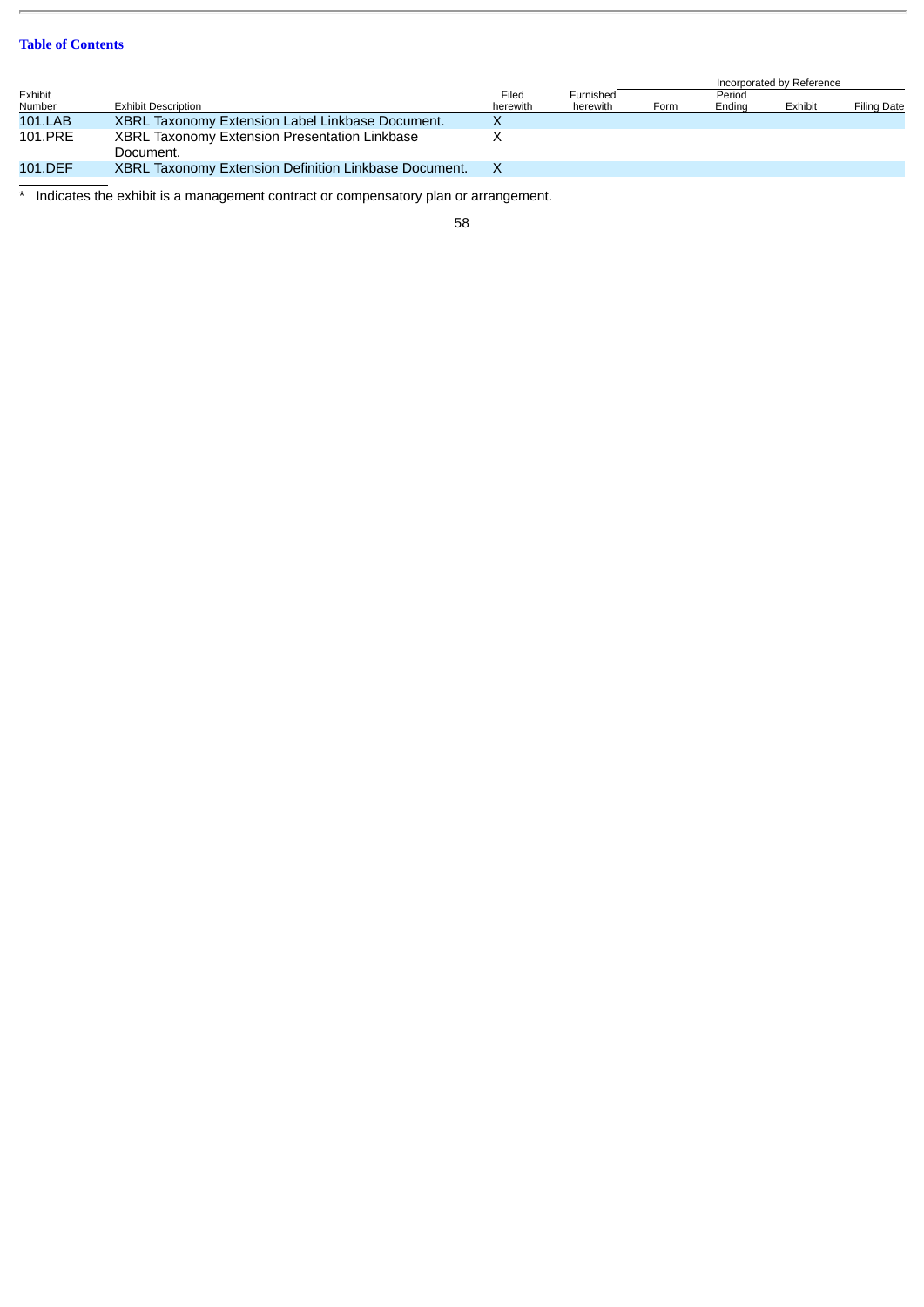[Table of Contents](#)

| Exhibit Number | Exhibit Description | Filed herewith | Furnished herewith | Incorporated by Reference | | | |
|---|---|---|---|---|---|---|---|
| | | | | Form | Period Ending | Exhibit | Filing Date |
| 101.LAB | XBRL Taxonomy Extension Label Linkbase Document. | X | | | | | |
| 101.PRE | XBRL Taxonomy Extension Presentation Linkbase Document. | X | | | | | |
| 101.DEF | XBRL Taxonomy Extension Definition Linkbase Document. | X | | | | | |

* Indicates the exhibit is a management contract or compensatory plan or arrangement.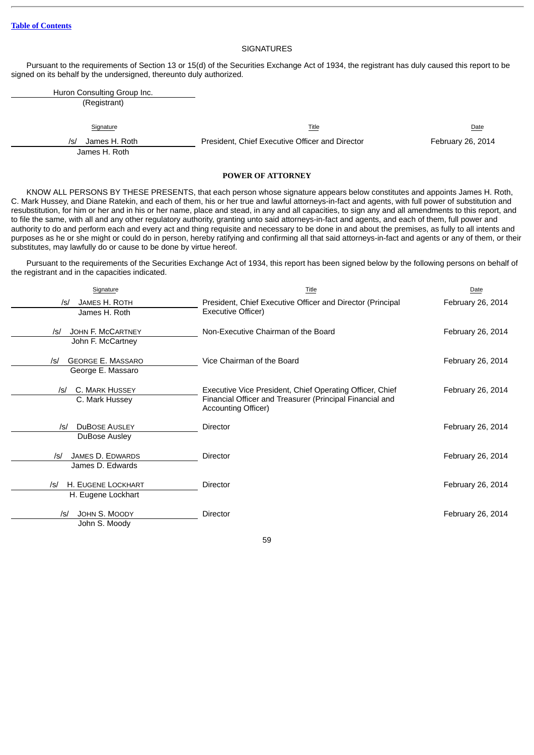SIGNATURES

Pursuant to the requirements of Section 13 or 15(d) of the Securities Exchange Act of 1934, the registrant has duly caused this report to be signed on its behalf by the undersigned, thereunto duly authorized.

Huron Consulting Group Inc.
(Registrant)

| Signature | Title | Date |
|---|---|---|
| /s/ James H. Roth<br>James H. Roth | President, Chief Executive Officer and Director | February 26, 2014 |

**POWER OF ATTORNEY**

KNOW ALL PERSONS BY THESE PRESENTS, that each person whose signature appears below constitutes and appoints James H. Roth, C. Mark Hussey, and Diane Ratekin, and each of them, his or her true and lawful attorneys-in-fact and agents, with full power of substitution and resubstitution, for him or her and in his or her name, place and stead, in any and all capacities, to sign any and all amendments to this report, and to file the same, with all and any other regulatory authority, granting unto said attorneys-in-fact and agents, and each of them, full power and authority to do and perform each and every act and thing requisite and necessary to be done in and about the premises, as fully to all intents and purposes as he or she might or could do in person, hereby ratifying and confirming all that said attorneys-in-fact and agents or any of them, or their substitutes, may lawfully do or cause to be done by virtue hereof.

Pursuant to the requirements of the Securities Exchange Act of 1934, this report has been signed below by the following persons on behalf of the registrant and in the capacities indicated.

| Signature | Title | Date |
|---|---|---|
| /s/ James H. Roth<br>James H. Roth | President, Chief Executive Officer and Director (Principal Executive Officer) | February 26, 2014 |
| /s/ John F. McCartney<br>John F. McCartney | Non-Executive Chairman of the Board | February 26, 2014 |
| /s/ George E. Massaro<br>George E. Massaro | Vice Chairman of the Board | February 26, 2014 |
| /s/ C. Mark Hussey<br>C. Mark Hussey | Executive Vice President, Chief Operating Officer, Chief Financial Officer and Treasurer (Principal Financial and Accounting Officer) | February 26, 2014 |
| /s/ DuBose Ausley<br>DuBose Ausley | Director | February 26, 2014 |
| /s/ James D. Edwards<br>James D. Edwards | Director | February 26, 2014 |
| /s/ H. Eugene Lockhart<br>H. Eugene Lockhart | Director | February 26, 2014 |
| /s/ John S. Moody<br>John S. Moody | Director | February 26, 2014 |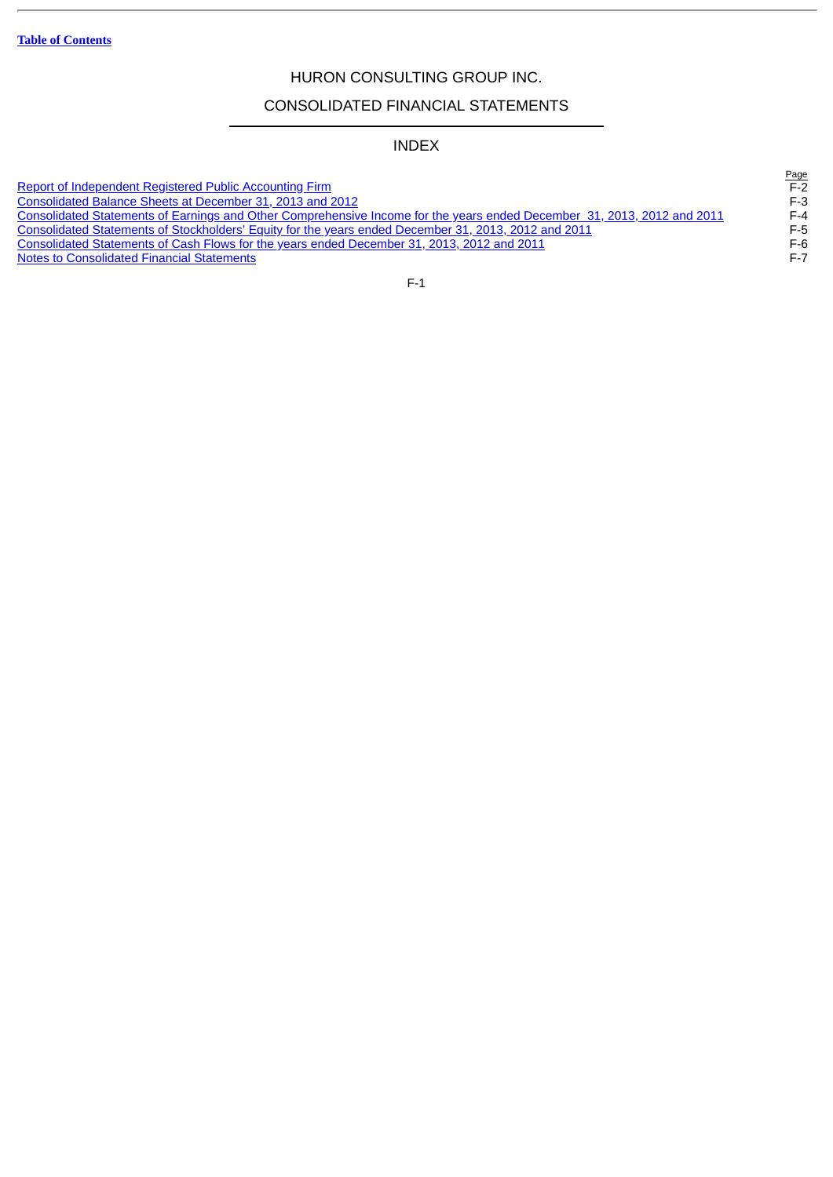# HURON CONSULTING GROUP INC.

## CONSOLIDATED FINANCIAL STATEMENTS

### INDEX

| | Page |
|---|---|
| Report of Independent Registered Public Accounting Firm | F-2 |
| Consolidated Balance Sheets at December 31, 2013 and 2012 | F-3 |
| Consolidated Statements of Earnings and Other Comprehensive Income for the years ended December 31, 2013, 2012 and 2011 | F-4 |
| Consolidated Statements of Stockholders' Equity for the years ended December 31, 2013, 2012 and 2011 | F-5 |
| Consolidated Statements of Cash Flows for the years ended December 31, 2013, 2012 and 2011 | F-6 |
| Notes to Consolidated Financial Statements | F-7 |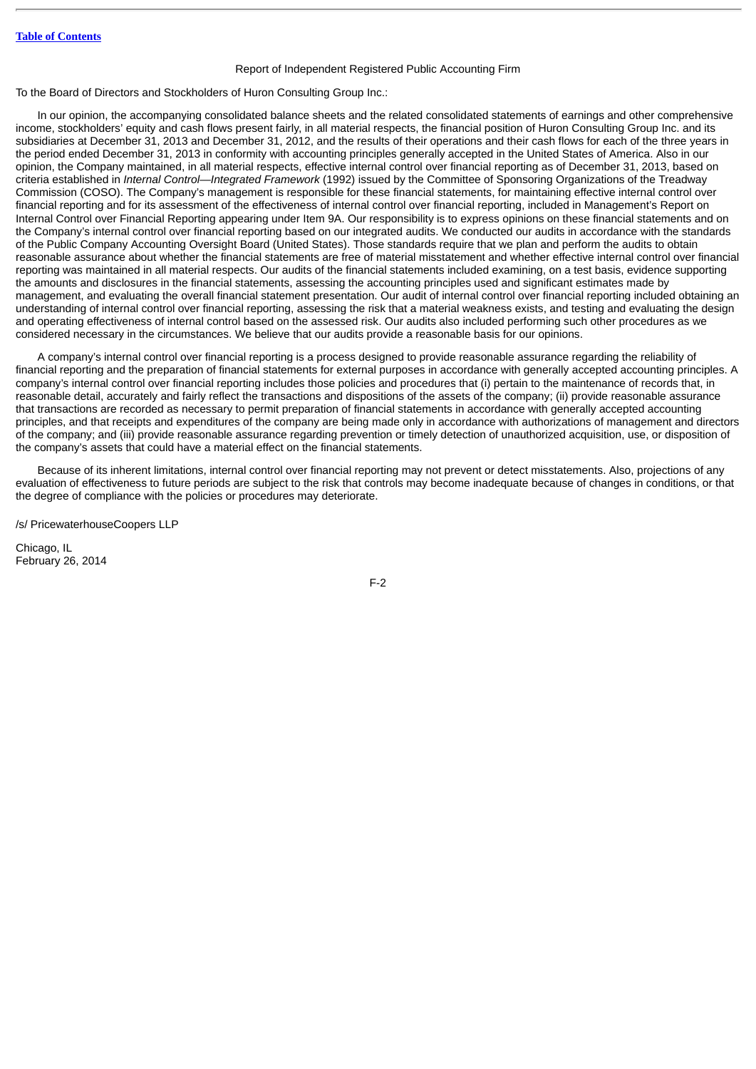# Report of Independent Registered Public Accounting Firm

To the Board of Directors and Stockholders of Huron Consulting Group Inc.:

In our opinion, the accompanying consolidated balance sheets and the related consolidated statements of earnings and other comprehensive income, stockholders' equity and cash flows present fairly, in all material respects, the financial position of Huron Consulting Group Inc. and its subsidiaries at December 31, 2013 and December 31, 2012, and the results of their operations and their cash flows for each of the three years in the period ended December 31, 2013 in conformity with accounting principles generally accepted in the United States of America. Also in our opinion, the Company maintained, in all material respects, effective internal control over financial reporting as of December 31, 2013, based on criteria established in *Internal Control—Integrated Framework* (1992) issued by the Committee of Sponsoring Organizations of the Treadway Commission (COSO). The Company's management is responsible for these financial statements, for maintaining effective internal control over financial reporting and for its assessment of the effectiveness of internal control over financial reporting, included in Management's Report on Internal Control over Financial Reporting appearing under Item 9A. Our responsibility is to express opinions on these financial statements and on the Company's internal control over financial reporting based on our integrated audits. We conducted our audits in accordance with the standards of the Public Company Accounting Oversight Board (United States). Those standards require that we plan and perform the audits to obtain reasonable assurance about whether the financial statements are free of material misstatement and whether effective internal control over financial reporting was maintained in all material respects. Our audits of the financial statements included examining, on a test basis, evidence supporting the amounts and disclosures in the financial statements, assessing the accounting principles used and significant estimates made by management, and evaluating the overall financial statement presentation. Our audit of internal control over financial reporting included obtaining an understanding of internal control over financial reporting, assessing the risk that a material weakness exists, and testing and evaluating the design and operating effectiveness of internal control based on the assessed risk. Our audits also included performing such other procedures as we considered necessary in the circumstances. We believe that our audits provide a reasonable basis for our opinions.

A company's internal control over financial reporting is a process designed to provide reasonable assurance regarding the reliability of financial reporting and the preparation of financial statements for external purposes in accordance with generally accepted accounting principles. A company's internal control over financial reporting includes those policies and procedures that (i) pertain to the maintenance of records that, in reasonable detail, accurately and fairly reflect the transactions and dispositions of the assets of the company; (ii) provide reasonable assurance that transactions are recorded as necessary to permit preparation of financial statements in accordance with generally accepted accounting principles, and that receipts and expenditures of the company are being made only in accordance with authorizations of management and directors of the company; and (iii) provide reasonable assurance regarding prevention or timely detection of unauthorized acquisition, use, or disposition of the company's assets that could have a material effect on the financial statements.

Because of its inherent limitations, internal control over financial reporting may not prevent or detect misstatements. Also, projections of any evaluation of effectiveness to future periods are subject to the risk that controls may become inadequate because of changes in conditions, or that the degree of compliance with the policies or procedures may deteriorate.

/s/ PricewaterhouseCoopers LLP

Chicago, IL
February 26, 2014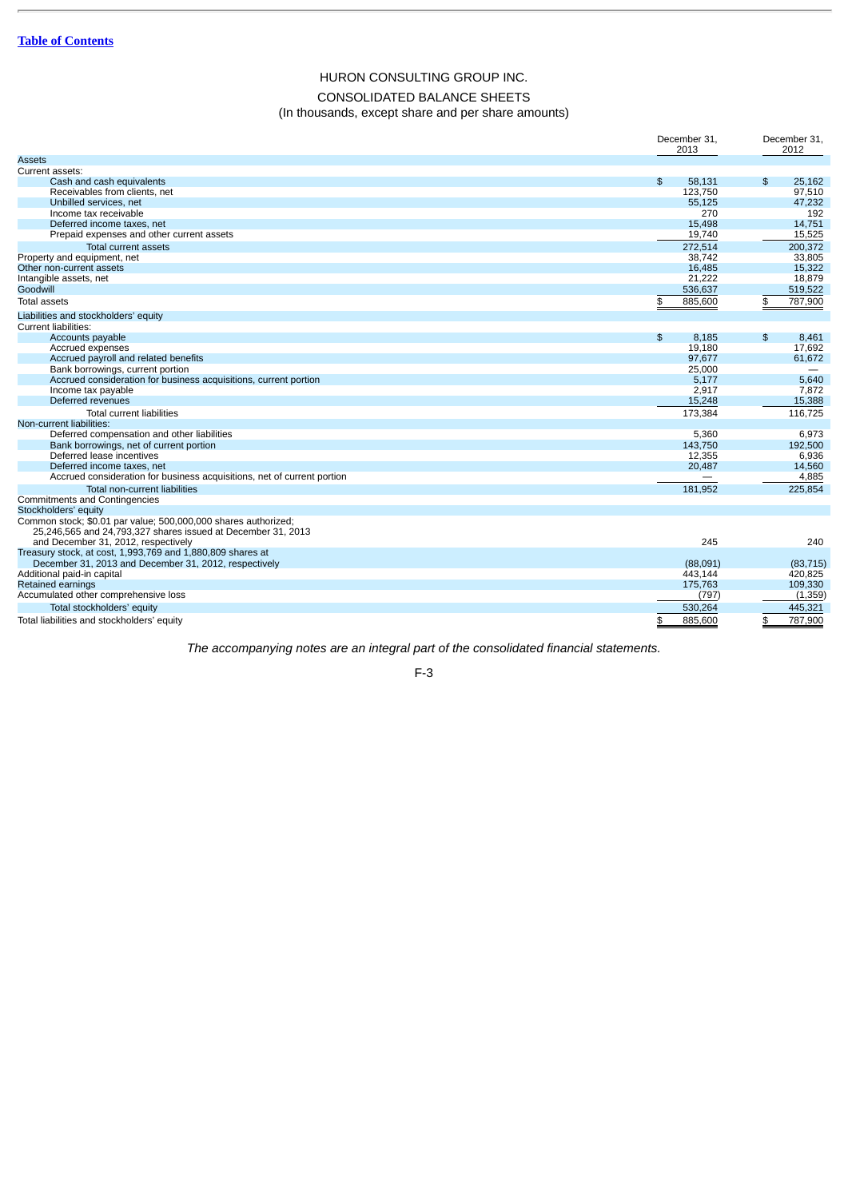[Table of Contents]

# HURON CONSULTING GROUP INC.

## CONSOLIDATED BALANCE SHEETS

(In thousands, except share and per share amounts)

| | December 31, 2013 | December 31, 2012 |
|---|---|---|
| **Assets** | | |
| Current assets: | | |
| Cash and cash equivalents | $ 58,131 | $ 25,162 |
| Receivables from clients, net | 123,750 | 97,510 |
| Unbilled services, net | 55,125 | 47,232 |
| Income tax receivable | 270 | 192 |
| Deferred income taxes, net | 15,498 | 14,751 |
| Prepaid expenses and other current assets | 19,740 | 15,525 |
| Total current assets | 272,514 | 200,372 |
| Property and equipment, net | 38,742 | 33,805 |
| Other non-current assets | 16,485 | 15,322 |
| Intangible assets, net | 21,222 | 18,879 |
| Goodwill | 536,637 | 519,522 |
| Total assets | $ 885,600 | $ 787,900 |
| **Liabilities and stockholders' equity** | | |
| Current liabilities: | | |
| Accounts payable | $ 8,185 | $ 8,461 |
| Accrued expenses | 19,180 | 17,692 |
| Accrued payroll and related benefits | 97,677 | 61,672 |
| Bank borrowings, current portion | 25,000 | — |
| Accrued consideration for business acquisitions, current portion | 5,177 | 5,640 |
| Income tax payable | 2,917 | 7,872 |
| Deferred revenues | 15,248 | 15,388 |
| Total current liabilities | 173,384 | 116,725 |
| Non-current liabilities: | | |
| Deferred compensation and other liabilities | 5,360 | 6,973 |
| Bank borrowings, net of current portion | 143,750 | 192,500 |
| Deferred lease incentives | 12,355 | 6,936 |
| Deferred income taxes, net | 20,487 | 14,560 |
| Accrued consideration for business acquisitions, net of current portion | — | 4,885 |
| Total non-current liabilities | 181,952 | 225,854 |
| Commitments and Contingencies | | |
| Stockholders' equity | | |
| Common stock; $0.01 par value; 500,000,000 shares authorized; 25,246,565 and 24,793,327 shares issued at December 31, 2013 and December 31, 2012, respectively | 245 | 240 |
| Treasury stock, at cost, 1,993,769 and 1,880,809 shares at December 31, 2013 and December 31, 2012, respectively | (88,091) | (83,715) |
| Additional paid-in capital | 443,144 | 420,825 |
| Retained earnings | 175,763 | 109,330 |
| Accumulated other comprehensive loss | (797) | (1,359) |
| Total stockholders' equity | 530,264 | 445,321 |
| Total liabilities and stockholders' equity | $ 885,600 | $ 787,900 |

*The accompanying notes are an integral part of the consolidated financial statements.*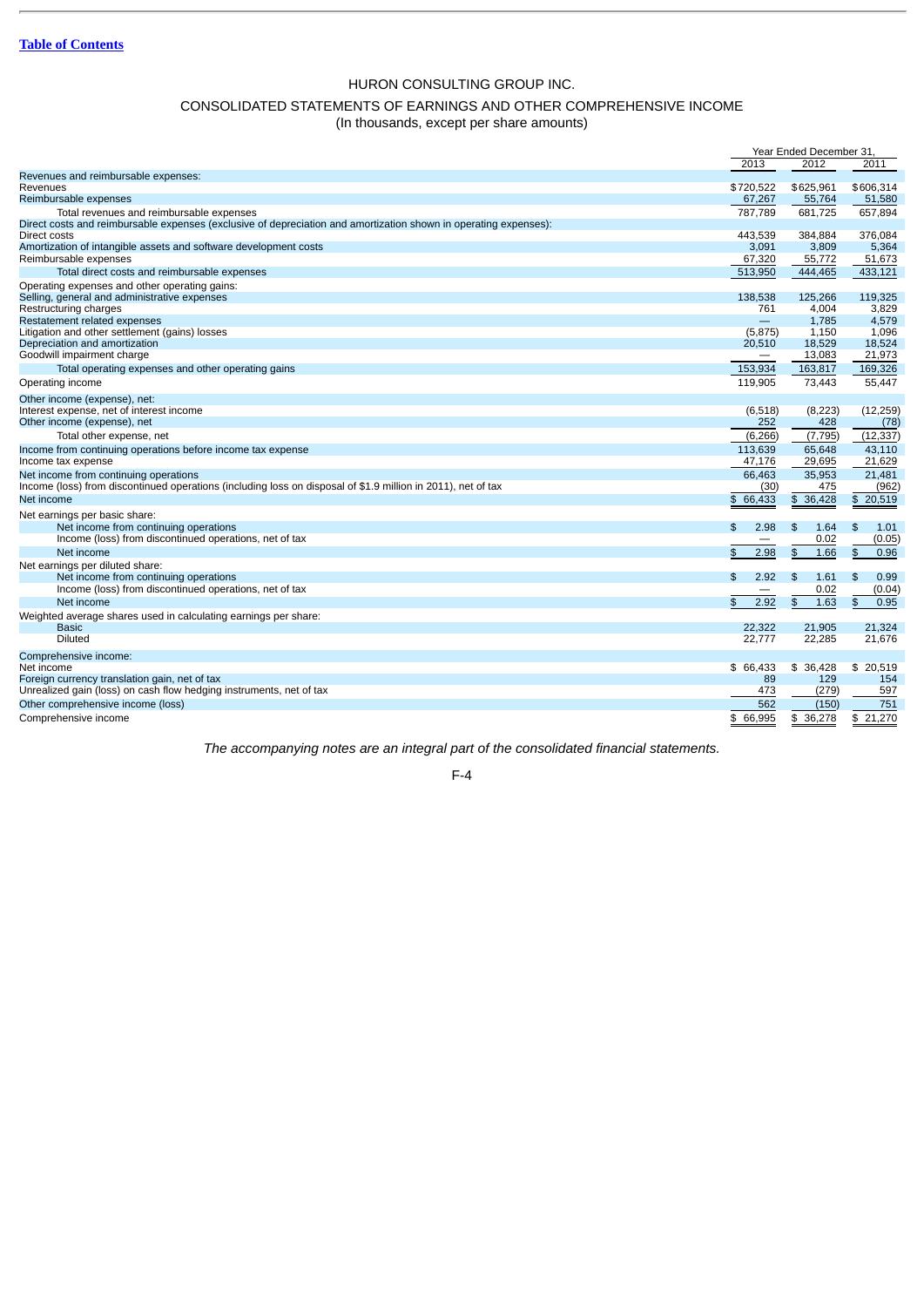[Table of Contents](#)

# HURON CONSULTING GROUP INC.

## CONSOLIDATED STATEMENTS OF EARNINGS AND OTHER COMPREHENSIVE INCOME

(In thousands, except per share amounts)

| | Year Ended December 31, | | |
|---|---|---|---|
| | 2013 | 2012 | 2011 |
| Revenues and reimbursable expenses: | | | |
| Revenues | $720,522 | $625,961 | $606,314 |
| Reimbursable expenses | 67,267 | 55,764 | 51,580 |
| Total revenues and reimbursable expenses | 787,789 | 681,725 | 657,894 |
| Direct costs and reimbursable expenses (exclusive of depreciation and amortization shown in operating expenses): | | | |
| Direct costs | 443,539 | 384,884 | 376,084 |
| Amortization of intangible assets and software development costs | 3,091 | 3,809 | 5,364 |
| Reimbursable expenses | 67,320 | 55,772 | 51,673 |
| Total direct costs and reimbursable expenses | 513,950 | 444,465 | 433,121 |
| Operating expenses and other operating gains: | | | |
| Selling, general and administrative expenses | 138,538 | 125,266 | 119,325 |
| Restructuring charges | 761 | 4,004 | 3,829 |
| Restatement related expenses | — | 1,785 | 4,579 |
| Litigation and other settlement (gains) losses | (5,875) | 1,150 | 1,096 |
| Depreciation and amortization | 20,510 | 18,529 | 18,524 |
| Goodwill impairment charge | — | 13,083 | 21,973 |
| Total operating expenses and other operating gains | 153,934 | 163,817 | 169,326 |
| Operating income | 119,905 | 73,443 | 55,447 |
| Other income (expense), net: | | | |
| Interest expense, net of interest income | (6,518) | (8,223) | (12,259) |
| Other income (expense), net | 252 | 428 | (78) |
| Total other expense, net | (6,266) | (7,795) | (12,337) |
| Income from continuing operations before income tax expense | 113,639 | 65,648 | 43,110 |
| Income tax expense | 47,176 | 29,695 | 21,629 |
| Net income from continuing operations | 66,463 | 35,953 | 21,481 |
| Income (loss) from discontinued operations (including loss on disposal of $1.9 million in 2011), net of tax | (30) | 475 | (962) |
| Net income | $ 66,433 | $ 36,428 | $ 20,519 |
| Net earnings per basic share: | | | |
| Net income from continuing operations | $ 2.98 | $ 1.64 | $ 1.01 |
| Income (loss) from discontinued operations, net of tax | — | 0.02 | (0.05) |
| Net income | $ 2.98 | $ 1.66 | $ 0.96 |
| Net earnings per diluted share: | | | |
| Net income from continuing operations | $ 2.92 | $ 1.61 | $ 0.99 |
| Income (loss) from discontinued operations, net of tax | — | 0.02 | (0.04) |
| Net income | $ 2.92 | $ 1.63 | $ 0.95 |
| Weighted average shares used in calculating earnings per share: | | | |
| Basic | 22,322 | 21,905 | 21,324 |
| Diluted | 22,777 | 22,285 | 21,676 |
| Comprehensive income: | | | |
| Net income | $ 66,433 | $ 36,428 | $ 20,519 |
| Foreign currency translation gain, net of tax | 89 | 129 | 154 |
| Unrealized gain (loss) on cash flow hedging instruments, net of tax | 473 | (279) | 597 |
| Other comprehensive income (loss) | 562 | (150) | 751 |
| Comprehensive income | $ 66,995 | $ 36,278 | $ 21,270 |

*The accompanying notes are an integral part of the consolidated financial statements.*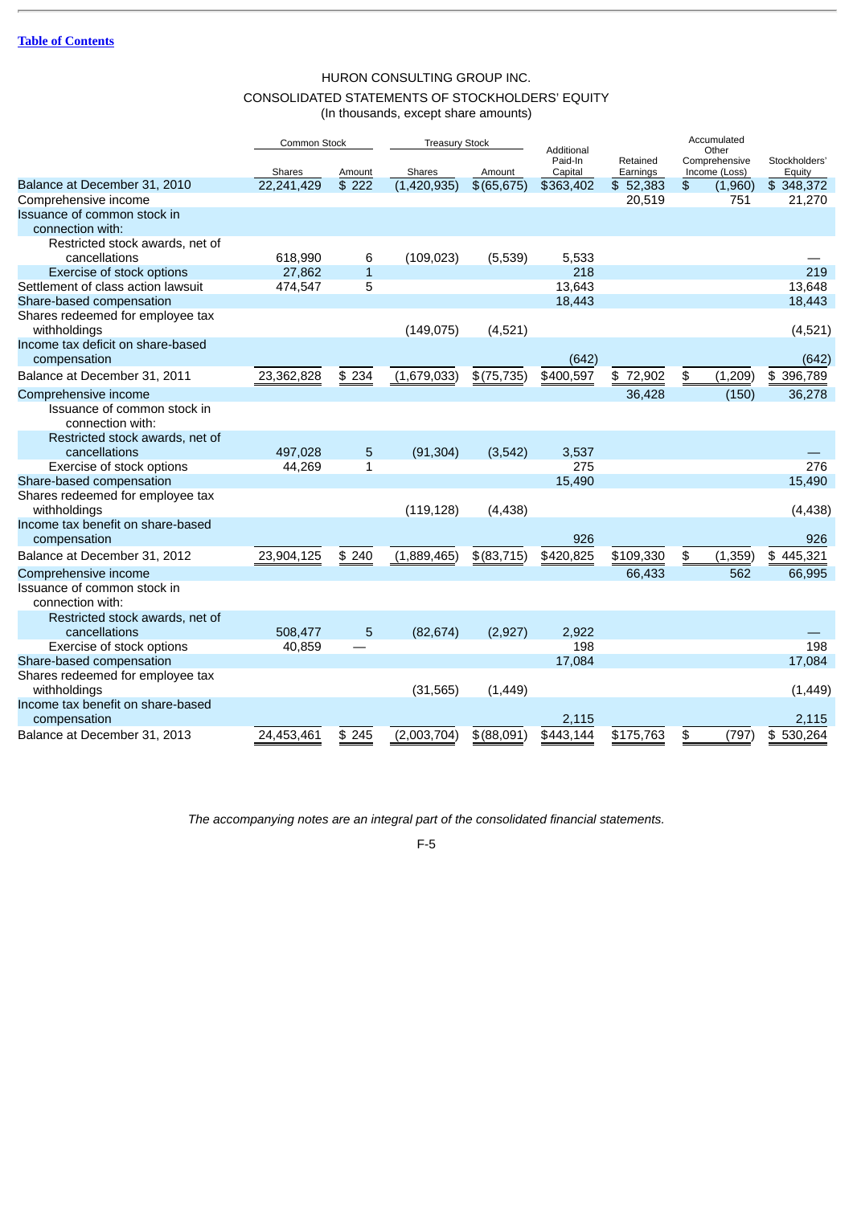[Table of Contents](#)

HURON CONSULTING GROUP INC.

CONSOLIDATED STATEMENTS OF STOCKHOLDERS' EQUITY

(In thousands, except share amounts)

| | Common Stock | | Treasury Stock | | Additional Paid-In Capital | Retained Earnings | Accumulated Other Comprehensive Income (Loss) | Stockholders' Equity |
|---|---|---|---|---|---|---|---|---|
| | Shares | Amount | Shares | Amount | | | | |
| Balance at December 31, 2010 | 22,241,429 | $ 222 | (1,420,935) | $ (65,675) | $363,402 | $ 52,383 | $ (1,960) | $ 348,372 |
| Comprehensive income | | | | | | 20,519 | 751 | 21,270 |
| Issuance of common stock in connection with: | | | | | | | | |
| Restricted stock awards, net of cancellations | 618,990 | 6 | (109,023) | (5,539) | 5,533 | | | — |
| Exercise of stock options | 27,862 | 1 | | | 218 | | | 219 |
| Settlement of class action lawsuit | 474,547 | 5 | | | 13,643 | | | 13,648 |
| Share-based compensation | | | | | 18,443 | | | 18,443 |
| Shares redeemed for employee tax withholdings | | | (149,075) | (4,521) | | | | (4,521) |
| Income tax deficit on share-based compensation | | | | | (642) | | | (642) |
| Balance at December 31, 2011 | 23,362,828 | $ 234 | (1,679,033) | $ (75,735) | $400,597 | $ 72,902 | $ (1,209) | $ 396,789 |
| Comprehensive income | | | | | | 36,428 | (150) | 36,278 |
| Issuance of common stock in connection with: | | | | | | | | |
| Restricted stock awards, net of cancellations | 497,028 | 5 | (91,304) | (3,542) | 3,537 | | | — |
| Exercise of stock options | 44,269 | 1 | | | 275 | | | 276 |
| Share-based compensation | | | | | 15,490 | | | 15,490 |
| Shares redeemed for employee tax withholdings | | | (119,128) | (4,438) | | | | (4,438) |
| Income tax benefit on share-based compensation | | | | | 926 | | | 926 |
| Balance at December 31, 2012 | 23,904,125 | $ 240 | (1,889,465) | $ (83,715) | $420,825 | $109,330 | $ (1,359) | $ 445,321 |
| Comprehensive income | | | | | | 66,433 | 562 | 66,995 |
| Issuance of common stock in connection with: | | | | | | | | |
| Restricted stock awards, net of cancellations | 508,477 | 5 | (82,674) | (2,927) | 2,922 | | | — |
| Exercise of stock options | 40,859 | — | | | 198 | | | 198 |
| Share-based compensation | | | | | 17,084 | | | 17,084 |
| Shares redeemed for employee tax withholdings | | | (31,565) | (1,449) | | | | (1,449) |
| Income tax benefit on share-based compensation | | | | | 2,115 | | | 2,115 |
| Balance at December 31, 2013 | 24,453,461 | $ 245 | (2,003,704) | $ (88,091) | $443,144 | $175,763 | $ (797) | $ 530,264 |

*The accompanying notes are an integral part of the consolidated financial statements.*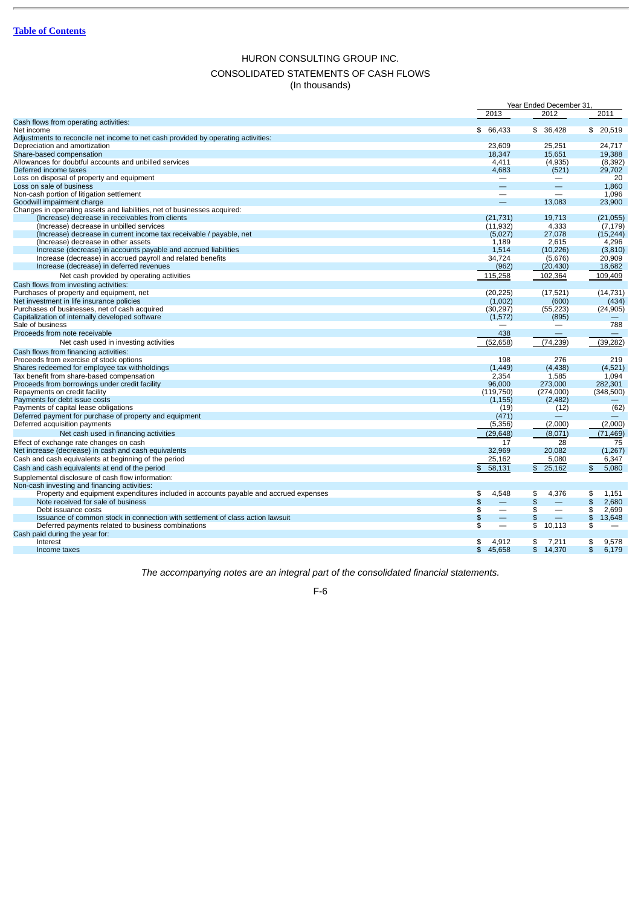[Table of Contents](#)

# HURON CONSULTING GROUP INC.

## CONSOLIDATED STATEMENTS OF CASH FLOWS

(In thousands)

| | Year Ended December 31, | | |
|---|---|---|---|
| | 2013 | 2012 | 2011 |
| Cash flows from operating activities: | | | |
| Net income | $ 66,433 | $ 36,428 | $ 20,519 |
| Adjustments to reconcile net income to net cash provided by operating activities: | | | |
| Depreciation and amortization | 23,609 | 25,251 | 24,717 |
| Share-based compensation | 18,347 | 15,651 | 19,388 |
| Allowances for doubtful accounts and unbilled services | 4,411 | (4,935) | (8,392) |
| Deferred income taxes | 4,683 | (521) | 29,702 |
| Loss on disposal of property and equipment | — | — | 20 |
| Loss on sale of business | — | — | 1,860 |
| Non-cash portion of litigation settlement | — | — | 1,096 |
| Goodwill impairment charge | — | 13,083 | 23,900 |
| Changes in operating assets and liabilities, net of businesses acquired: | | | |
| (Increase) decrease in receivables from clients | (21,731) | 19,713 | (21,055) |
| (Increase) decrease in unbilled services | (11,932) | 4,333 | (7,179) |
| (Increase) decrease in current income tax receivable / payable, net | (5,027) | 27,078 | (15,244) |
| (Increase) decrease in other assets | 1,189 | 2,615 | 4,296 |
| Increase (decrease) in accounts payable and accrued liabilities | 1,514 | (10,226) | (3,810) |
| Increase (decrease) in accrued payroll and related benefits | 34,724 | (5,676) | 20,909 |
| Increase (decrease) in deferred revenues | (962) | (20,430) | 18,682 |
| Net cash provided by operating activities | 115,258 | 102,364 | 109,409 |
| Cash flows from investing activities: | | | |
| Purchases of property and equipment, net | (20,225) | (17,521) | (14,731) |
| Net investment in life insurance policies | (1,002) | (600) | (434) |
| Purchases of businesses, net of cash acquired | (30,297) | (55,223) | (24,905) |
| Capitalization of internally developed software | (1,572) | (895) | — |
| Sale of business | — | — | 788 |
| Proceeds from note receivable | 438 | — | — |
| Net cash used in investing activities | (52,658) | (74,239) | (39,282) |
| Cash flows from financing activities: | | | |
| Proceeds from exercise of stock options | 198 | 276 | 219 |
| Shares redeemed for employee tax withholdings | (1,449) | (4,438) | (4,521) |
| Tax benefit from share-based compensation | 2,354 | 1,585 | 1,094 |
| Proceeds from borrowings under credit facility | 96,000 | 273,000 | 282,301 |
| Repayments on credit facility | (119,750) | (274,000) | (348,500) |
| Payments for debt issue costs | (1,155) | (2,482) | — |
| Payments of capital lease obligations | (19) | (12) | (62) |
| Deferred payment for purchase of property and equipment | (471) | — | — |
| Deferred acquisition payments | (5,356) | (2,000) | (2,000) |
| Net cash used in financing activities | (29,648) | (8,071) | (71,469) |
| Effect of exchange rate changes on cash | 17 | 28 | 75 |
| Net increase (decrease) in cash and cash equivalents | 32,969 | 20,082 | (1,267) |
| Cash and cash equivalents at beginning of the period | 25,162 | 5,080 | 6,347 |
| Cash and cash equivalents at end of the period | $ 58,131 | $ 25,162 | $ 5,080 |
| Supplemental disclosure of cash flow information: | | | |
| Non-cash investing and financing activities: | | | |
| Property and equipment expenditures included in accounts payable and accrued expenses | $ 4,548 | $ 4,376 | $ 1,151 |
| Note received for sale of business | $ — | $ — | $ 2,680 |
| Debt issuance costs | $ — | $ — | $ 2,699 |
| Issuance of common stock in connection with settlement of class action lawsuit | $ — | $ — | $ 13,648 |
| Deferred payments related to business combinations | $ — | $ 10,113 | $ — |
| Cash paid during the year for: | | | |
| Interest | $ 4,912 | $ 7,211 | $ 9,578 |
| Income taxes | $ 45,658 | $ 14,370 | $ 6,179 |

*The accompanying notes are an integral part of the consolidated financial statements.*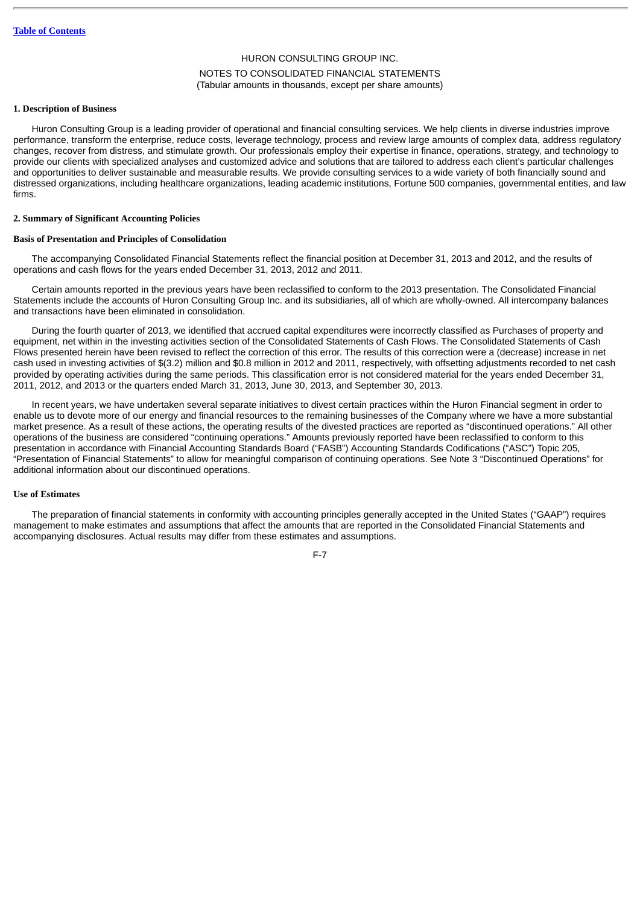HURON CONSULTING GROUP INC.

NOTES TO CONSOLIDATED FINANCIAL STATEMENTS
(Tabular amounts in thousands, except per share amounts)

**1. Description of Business**

Huron Consulting Group is a leading provider of operational and financial consulting services. We help clients in diverse industries improve performance, transform the enterprise, reduce costs, leverage technology, process and review large amounts of complex data, address regulatory changes, recover from distress, and stimulate growth. Our professionals employ their expertise in finance, operations, strategy, and technology to provide our clients with specialized analyses and customized advice and solutions that are tailored to address each client's particular challenges and opportunities to deliver sustainable and measurable results. We provide consulting services to a wide variety of both financially sound and distressed organizations, including healthcare organizations, leading academic institutions, Fortune 500 companies, governmental entities, and law firms.

**2. Summary of Significant Accounting Policies**

**Basis of Presentation and Principles of Consolidation**

The accompanying Consolidated Financial Statements reflect the financial position at December 31, 2013 and 2012, and the results of operations and cash flows for the years ended December 31, 2013, 2012 and 2011.

Certain amounts reported in the previous years have been reclassified to conform to the 2013 presentation. The Consolidated Financial Statements include the accounts of Huron Consulting Group Inc. and its subsidiaries, all of which are wholly-owned. All intercompany balances and transactions have been eliminated in consolidation.

During the fourth quarter of 2013, we identified that accrued capital expenditures were incorrectly classified as Purchases of property and equipment, net within in the investing activities section of the Consolidated Statements of Cash Flows. The Consolidated Statements of Cash Flows presented herein have been revised to reflect the correction of this error. The results of this correction were a (decrease) increase in net cash used in investing activities of $(3.2) million and $0.8 million in 2012 and 2011, respectively, with offsetting adjustments recorded to net cash provided by operating activities during the same periods. This classification error is not considered material for the years ended December 31, 2011, 2012, and 2013 or the quarters ended March 31, 2013, June 30, 2013, and September 30, 2013.

In recent years, we have undertaken several separate initiatives to divest certain practices within the Huron Financial segment in order to enable us to devote more of our energy and financial resources to the remaining businesses of the Company where we have a more substantial market presence. As a result of these actions, the operating results of the divested practices are reported as "discontinued operations." All other operations of the business are considered "continuing operations." Amounts previously reported have been reclassified to conform to this presentation in accordance with Financial Accounting Standards Board ("FASB") Accounting Standards Codifications ("ASC") Topic 205, "Presentation of Financial Statements" to allow for meaningful comparison of continuing operations. See Note 3 "Discontinued Operations" for additional information about our discontinued operations.

**Use of Estimates**

The preparation of financial statements in conformity with accounting principles generally accepted in the United States ("GAAP") requires management to make estimates and assumptions that affect the amounts that are reported in the Consolidated Financial Statements and accompanying disclosures. Actual results may differ from these estimates and assumptions.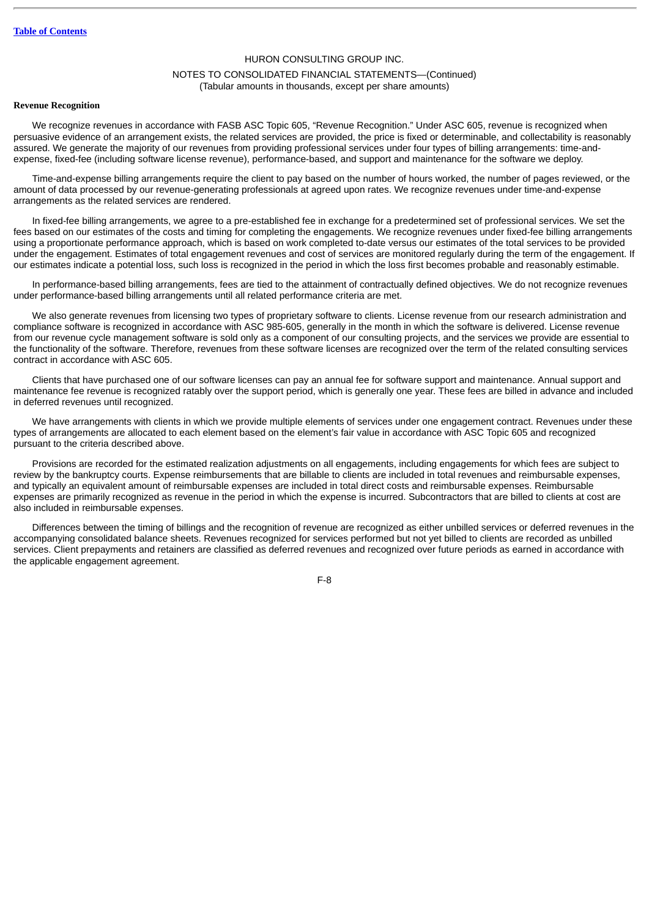HURON CONSULTING GROUP INC.

NOTES TO CONSOLIDATED FINANCIAL STATEMENTS—(Continued)
(Tabular amounts in thousands, except per share amounts)

**Revenue Recognition**

We recognize revenues in accordance with FASB ASC Topic 605, "Revenue Recognition." Under ASC 605, revenue is recognized when persuasive evidence of an arrangement exists, the related services are provided, the price is fixed or determinable, and collectability is reasonably assured. We generate the majority of our revenues from providing professional services under four types of billing arrangements: time-and-expense, fixed-fee (including software license revenue), performance-based, and support and maintenance for the software we deploy.

Time-and-expense billing arrangements require the client to pay based on the number of hours worked, the number of pages reviewed, or the amount of data processed by our revenue-generating professionals at agreed upon rates. We recognize revenues under time-and-expense arrangements as the related services are rendered.

In fixed-fee billing arrangements, we agree to a pre-established fee in exchange for a predetermined set of professional services. We set the fees based on our estimates of the costs and timing for completing the engagements. We recognize revenues under fixed-fee billing arrangements using a proportionate performance approach, which is based on work completed to-date versus our estimates of the total services to be provided under the engagement. Estimates of total engagement revenues and cost of services are monitored regularly during the term of the engagement. If our estimates indicate a potential loss, such loss is recognized in the period in which the loss first becomes probable and reasonably estimable.

In performance-based billing arrangements, fees are tied to the attainment of contractually defined objectives. We do not recognize revenues under performance-based billing arrangements until all related performance criteria are met.

We also generate revenues from licensing two types of proprietary software to clients. License revenue from our research administration and compliance software is recognized in accordance with ASC 985-605, generally in the month in which the software is delivered. License revenue from our revenue cycle management software is sold only as a component of our consulting projects, and the services we provide are essential to the functionality of the software. Therefore, revenues from these software licenses are recognized over the term of the related consulting services contract in accordance with ASC 605.

Clients that have purchased one of our software licenses can pay an annual fee for software support and maintenance. Annual support and maintenance fee revenue is recognized ratably over the support period, which is generally one year. These fees are billed in advance and included in deferred revenues until recognized.

We have arrangements with clients in which we provide multiple elements of services under one engagement contract. Revenues under these types of arrangements are allocated to each element based on the element's fair value in accordance with ASC Topic 605 and recognized pursuant to the criteria described above.

Provisions are recorded for the estimated realization adjustments on all engagements, including engagements for which fees are subject to review by the bankruptcy courts. Expense reimbursements that are billable to clients are included in total revenues and reimbursable expenses, and typically an equivalent amount of reimbursable expenses are included in total direct costs and reimbursable expenses. Reimbursable expenses are primarily recognized as revenue in the period in which the expense is incurred. Subcontractors that are billed to clients at cost are also included in reimbursable expenses.

Differences between the timing of billings and the recognition of revenue are recognized as either unbilled services or deferred revenues in the accompanying consolidated balance sheets. Revenues recognized for services performed but not yet billed to clients are recorded as unbilled services. Client prepayments and retainers are classified as deferred revenues and recognized over future periods as earned in accordance with the applicable engagement agreement.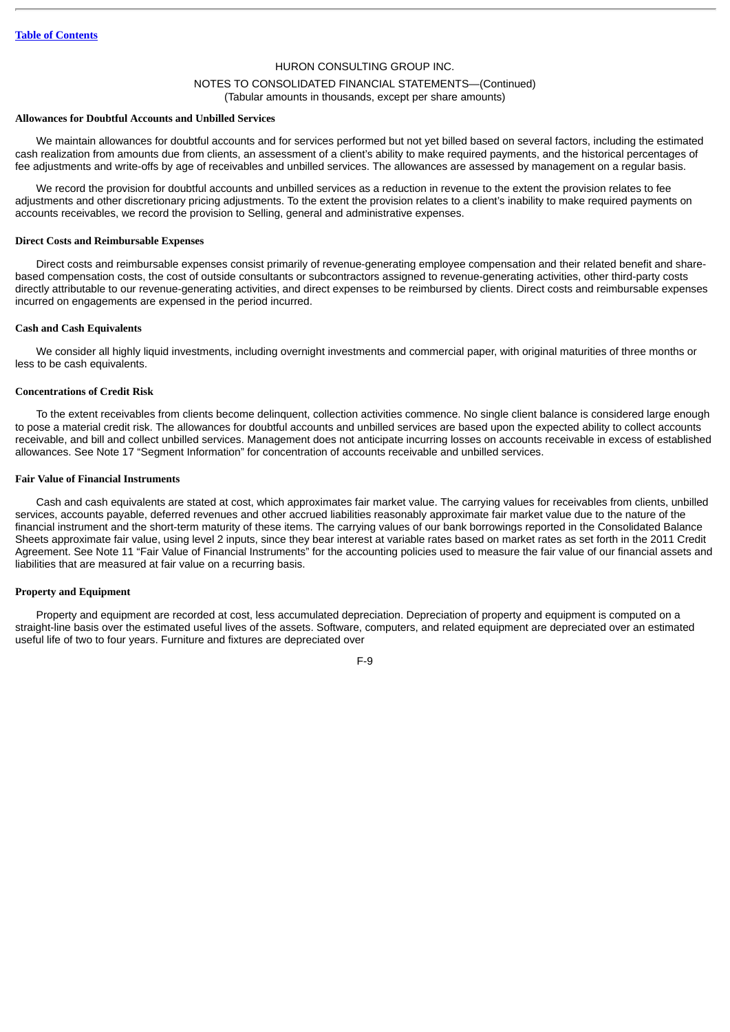**Allowances for Doubtful Accounts and Unbilled Services**

We maintain allowances for doubtful accounts and for services performed but not yet billed based on several factors, including the estimated cash realization from amounts due from clients, an assessment of a client's ability to make required payments, and the historical percentages of fee adjustments and write-offs by age of receivables and unbilled services. The allowances are assessed by management on a regular basis.

We record the provision for doubtful accounts and unbilled services as a reduction in revenue to the extent the provision relates to fee adjustments and other discretionary pricing adjustments. To the extent the provision relates to a client's inability to make required payments on accounts receivables, we record the provision to Selling, general and administrative expenses.

**Direct Costs and Reimbursable Expenses**

Direct costs and reimbursable expenses consist primarily of revenue-generating employee compensation and their related benefit and share-based compensation costs, the cost of outside consultants or subcontractors assigned to revenue-generating activities, other third-party costs directly attributable to our revenue-generating activities, and direct expenses to be reimbursed by clients. Direct costs and reimbursable expenses incurred on engagements are expensed in the period incurred.

**Cash and Cash Equivalents**

We consider all highly liquid investments, including overnight investments and commercial paper, with original maturities of three months or less to be cash equivalents.

**Concentrations of Credit Risk**

To the extent receivables from clients become delinquent, collection activities commence. No single client balance is considered large enough to pose a material credit risk. The allowances for doubtful accounts and unbilled services are based upon the expected ability to collect accounts receivable, and bill and collect unbilled services. Management does not anticipate incurring losses on accounts receivable in excess of established allowances. See Note 17 "Segment Information" for concentration of accounts receivable and unbilled services.

**Fair Value of Financial Instruments**

Cash and cash equivalents are stated at cost, which approximates fair market value. The carrying values for receivables from clients, unbilled services, accounts payable, deferred revenues and other accrued liabilities reasonably approximate fair market value due to the nature of the financial instrument and the short-term maturity of these items. The carrying values of our bank borrowings reported in the Consolidated Balance Sheets approximate fair value, using level 2 inputs, since they bear interest at variable rates based on market rates as set forth in the 2011 Credit Agreement. See Note 11 "Fair Value of Financial Instruments" for the accounting policies used to measure the fair value of our financial assets and liabilities that are measured at fair value on a recurring basis.

**Property and Equipment**

Property and equipment are recorded at cost, less accumulated depreciation. Depreciation of property and equipment is computed on a straight-line basis over the estimated useful lives of the assets. Software, computers, and related equipment are depreciated over an estimated useful life of two to four years. Furniture and fixtures are depreciated over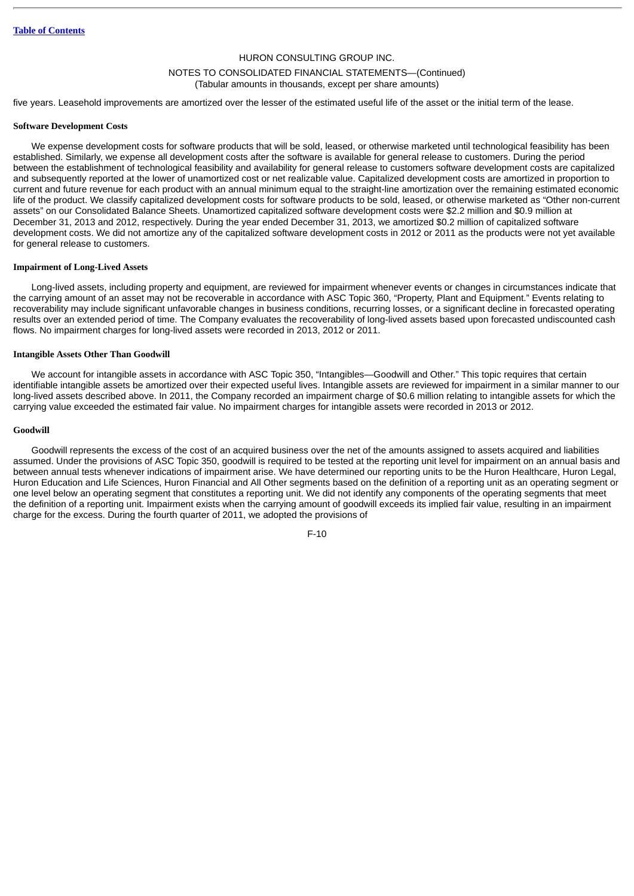five years. Leasehold improvements are amortized over the lesser of the estimated useful life of the asset or the initial term of the lease.

**Software Development Costs**

We expense development costs for software products that will be sold, leased, or otherwise marketed until technological feasibility has been established. Similarly, we expense all development costs after the software is available for general release to customers. During the period between the establishment of technological feasibility and availability for general release to customers software development costs are capitalized and subsequently reported at the lower of unamortized cost or net realizable value. Capitalized development costs are amortized in proportion to current and future revenue for each product with an annual minimum equal to the straight-line amortization over the remaining estimated economic life of the product. We classify capitalized development costs for software products to be sold, leased, or otherwise marketed as "Other non-current assets" on our Consolidated Balance Sheets. Unamortized capitalized software development costs were $2.2 million and $0.9 million at December 31, 2013 and 2012, respectively. During the year ended December 31, 2013, we amortized $0.2 million of capitalized software development costs. We did not amortize any of the capitalized software development costs in 2012 or 2011 as the products were not yet available for general release to customers.

**Impairment of Long-Lived Assets**

Long-lived assets, including property and equipment, are reviewed for impairment whenever events or changes in circumstances indicate that the carrying amount of an asset may not be recoverable in accordance with ASC Topic 360, "Property, Plant and Equipment." Events relating to recoverability may include significant unfavorable changes in business conditions, recurring losses, or a significant decline in forecasted operating results over an extended period of time. The Company evaluates the recoverability of long-lived assets based upon forecasted undiscounted cash flows. No impairment charges for long-lived assets were recorded in 2013, 2012 or 2011.

**Intangible Assets Other Than Goodwill**

We account for intangible assets in accordance with ASC Topic 350, "Intangibles—Goodwill and Other." This topic requires that certain identifiable intangible assets be amortized over their expected useful lives. Intangible assets are reviewed for impairment in a similar manner to our long-lived assets described above. In 2011, the Company recorded an impairment charge of $0.6 million relating to intangible assets for which the carrying value exceeded the estimated fair value. No impairment charges for intangible assets were recorded in 2013 or 2012.

**Goodwill**

Goodwill represents the excess of the cost of an acquired business over the net of the amounts assigned to assets acquired and liabilities assumed. Under the provisions of ASC Topic 350, goodwill is required to be tested at the reporting unit level for impairment on an annual basis and between annual tests whenever indications of impairment arise. We have determined our reporting units to be the Huron Healthcare, Huron Legal, Huron Education and Life Sciences, Huron Financial and All Other segments based on the definition of a reporting unit as an operating segment or one level below an operating segment that constitutes a reporting unit. We did not identify any components of the operating segments that meet the definition of a reporting unit. Impairment exists when the carrying amount of goodwill exceeds its implied fair value, resulting in an impairment charge for the excess. During the fourth quarter of 2011, we adopted the provisions of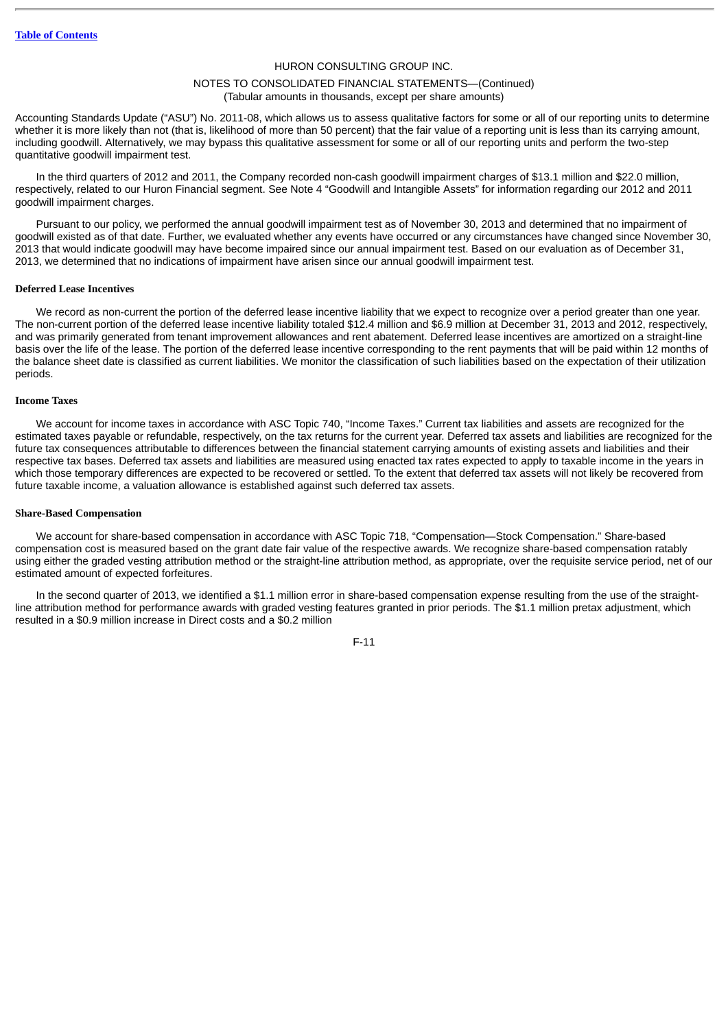Accounting Standards Update ("ASU") No. 2011-08, which allows us to assess qualitative factors for some or all of our reporting units to determine whether it is more likely than not (that is, likelihood of more than 50 percent) that the fair value of a reporting unit is less than its carrying amount, including goodwill. Alternatively, we may bypass this qualitative assessment for some or all of our reporting units and perform the two-step quantitative goodwill impairment test.

In the third quarters of 2012 and 2011, the Company recorded non-cash goodwill impairment charges of $13.1 million and $22.0 million, respectively, related to our Huron Financial segment. See Note 4 "Goodwill and Intangible Assets" for information regarding our 2012 and 2011 goodwill impairment charges.

Pursuant to our policy, we performed the annual goodwill impairment test as of November 30, 2013 and determined that no impairment of goodwill existed as of that date. Further, we evaluated whether any events have occurred or any circumstances have changed since November 30, 2013 that would indicate goodwill may have become impaired since our annual impairment test. Based on our evaluation as of December 31, 2013, we determined that no indications of impairment have arisen since our annual goodwill impairment test.

**Deferred Lease Incentives**

We record as non-current the portion of the deferred lease incentive liability that we expect to recognize over a period greater than one year. The non-current portion of the deferred lease incentive liability totaled $12.4 million and $6.9 million at December 31, 2013 and 2012, respectively, and was primarily generated from tenant improvement allowances and rent abatement. Deferred lease incentives are amortized on a straight-line basis over the life of the lease. The portion of the deferred lease incentive corresponding to the rent payments that will be paid within 12 months of the balance sheet date is classified as current liabilities. We monitor the classification of such liabilities based on the expectation of their utilization periods.

**Income Taxes**

We account for income taxes in accordance with ASC Topic 740, "Income Taxes." Current tax liabilities and assets are recognized for the estimated taxes payable or refundable, respectively, on the tax returns for the current year. Deferred tax assets and liabilities are recognized for the future tax consequences attributable to differences between the financial statement carrying amounts of existing assets and liabilities and their respective tax bases. Deferred tax assets and liabilities are measured using enacted tax rates expected to apply to taxable income in the years in which those temporary differences are expected to be recovered or settled. To the extent that deferred tax assets will not likely be recovered from future taxable income, a valuation allowance is established against such deferred tax assets.

**Share-Based Compensation**

We account for share-based compensation in accordance with ASC Topic 718, "Compensation—Stock Compensation." Share-based compensation cost is measured based on the grant date fair value of the respective awards. We recognize share-based compensation ratably using either the graded vesting attribution method or the straight-line attribution method, as appropriate, over the requisite service period, net of our estimated amount of expected forfeitures.

In the second quarter of 2013, we identified a $1.1 million error in share-based compensation expense resulting from the use of the straight-line attribution method for performance awards with graded vesting features granted in prior periods. The $1.1 million pretax adjustment, which resulted in a $0.9 million increase in Direct costs and a $0.2 million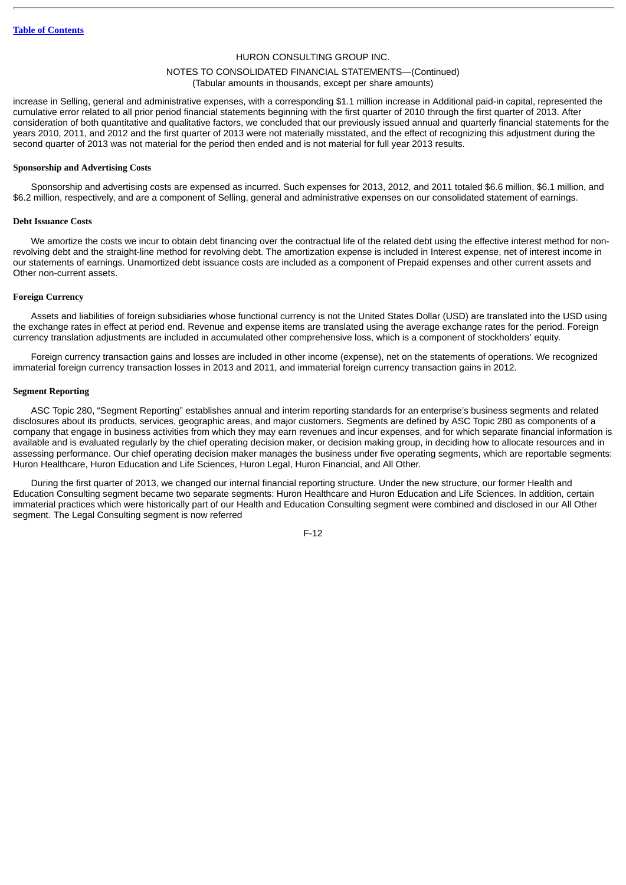increase in Selling, general and administrative expenses, with a corresponding $1.1 million increase in Additional paid-in capital, represented the cumulative error related to all prior period financial statements beginning with the first quarter of 2010 through the first quarter of 2013. After consideration of both quantitative and qualitative factors, we concluded that our previously issued annual and quarterly financial statements for the years 2010, 2011, and 2012 and the first quarter of 2013 were not materially misstated, and the effect of recognizing this adjustment during the second quarter of 2013 was not material for the period then ended and is not material for full year 2013 results.

**Sponsorship and Advertising Costs**

Sponsorship and advertising costs are expensed as incurred. Such expenses for 2013, 2012, and 2011 totaled $6.6 million, $6.1 million, and $6.2 million, respectively, and are a component of Selling, general and administrative expenses on our consolidated statement of earnings.

**Debt Issuance Costs**

We amortize the costs we incur to obtain debt financing over the contractual life of the related debt using the effective interest method for non-revolving debt and the straight-line method for revolving debt. The amortization expense is included in Interest expense, net of interest income in our statements of earnings. Unamortized debt issuance costs are included as a component of Prepaid expenses and other current assets and Other non-current assets.

**Foreign Currency**

Assets and liabilities of foreign subsidiaries whose functional currency is not the United States Dollar (USD) are translated into the USD using the exchange rates in effect at period end. Revenue and expense items are translated using the average exchange rates for the period. Foreign currency translation adjustments are included in accumulated other comprehensive loss, which is a component of stockholders' equity.

Foreign currency transaction gains and losses are included in other income (expense), net on the statements of operations. We recognized immaterial foreign currency transaction losses in 2013 and 2011, and immaterial foreign currency transaction gains in 2012.

**Segment Reporting**

ASC Topic 280, "Segment Reporting" establishes annual and interim reporting standards for an enterprise's business segments and related disclosures about its products, services, geographic areas, and major customers. Segments are defined by ASC Topic 280 as components of a company that engage in business activities from which they may earn revenues and incur expenses, and for which separate financial information is available and is evaluated regularly by the chief operating decision maker, or decision making group, in deciding how to allocate resources and in assessing performance. Our chief operating decision maker manages the business under five operating segments, which are reportable segments: Huron Healthcare, Huron Education and Life Sciences, Huron Legal, Huron Financial, and All Other.

During the first quarter of 2013, we changed our internal financial reporting structure. Under the new structure, our former Health and Education Consulting segment became two separate segments: Huron Healthcare and Huron Education and Life Sciences. In addition, certain immaterial practices which were historically part of our Health and Education Consulting segment were combined and disclosed in our All Other segment. The Legal Consulting segment is now referred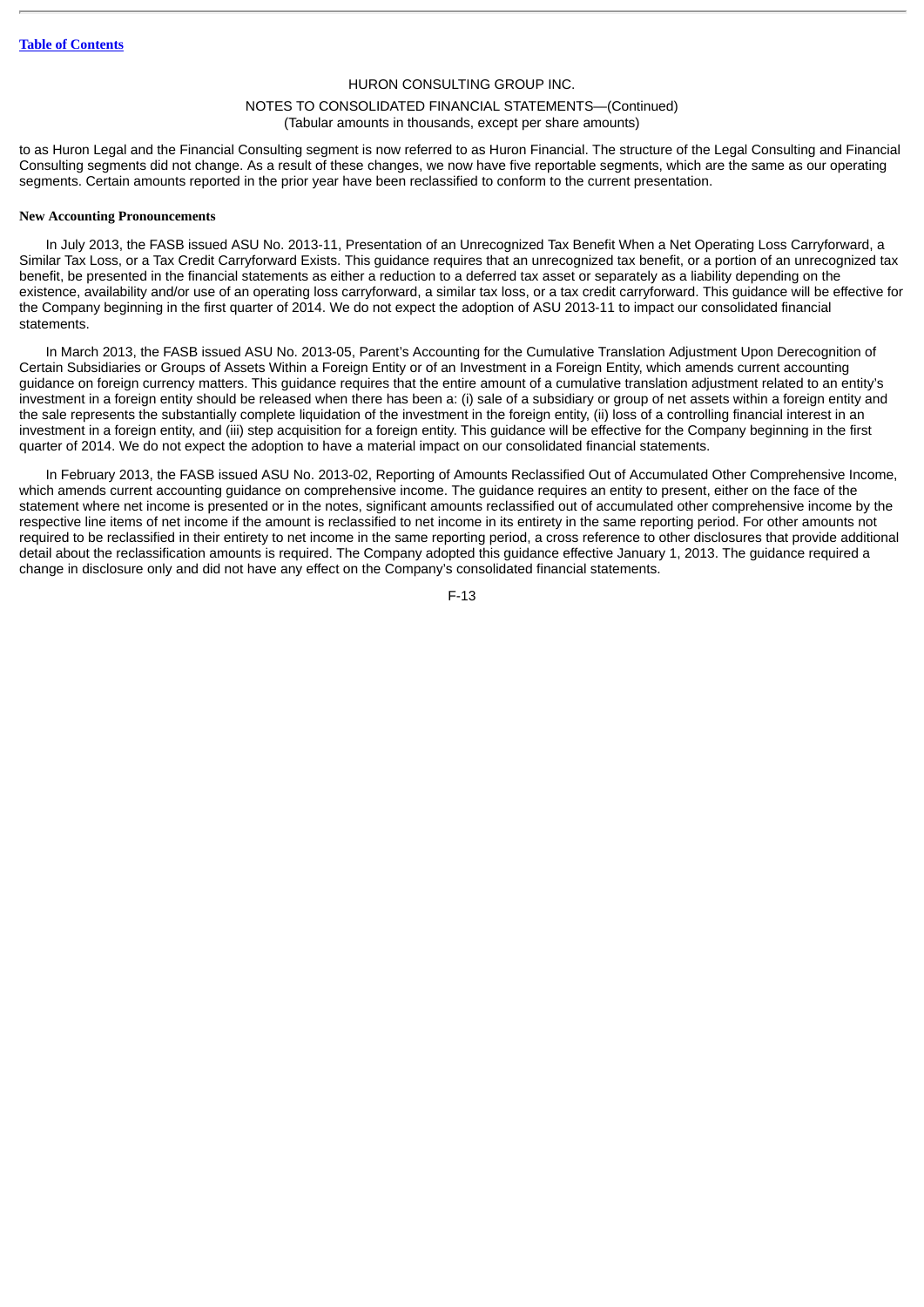to as Huron Legal and the Financial Consulting segment is now referred to as Huron Financial. The structure of the Legal Consulting and Financial Consulting segments did not change. As a result of these changes, we now have five reportable segments, which are the same as our operating segments. Certain amounts reported in the prior year have been reclassified to conform to the current presentation.

**New Accounting Pronouncements**

In July 2013, the FASB issued ASU No. 2013-11, Presentation of an Unrecognized Tax Benefit When a Net Operating Loss Carryforward, a Similar Tax Loss, or a Tax Credit Carryforward Exists. This guidance requires that an unrecognized tax benefit, or a portion of an unrecognized tax benefit, be presented in the financial statements as either a reduction to a deferred tax asset or separately as a liability depending on the existence, availability and/or use of an operating loss carryforward, a similar tax loss, or a tax credit carryforward. This guidance will be effective for the Company beginning in the first quarter of 2014. We do not expect the adoption of ASU 2013-11 to impact our consolidated financial statements.

In March 2013, the FASB issued ASU No. 2013-05, Parent's Accounting for the Cumulative Translation Adjustment Upon Derecognition of Certain Subsidiaries or Groups of Assets Within a Foreign Entity or of an Investment in a Foreign Entity, which amends current accounting guidance on foreign currency matters. This guidance requires that the entire amount of a cumulative translation adjustment related to an entity's investment in a foreign entity should be released when there has been a: (i) sale of a subsidiary or group of net assets within a foreign entity and the sale represents the substantially complete liquidation of the investment in the foreign entity, (ii) loss of a controlling financial interest in an investment in a foreign entity, and (iii) step acquisition for a foreign entity. This guidance will be effective for the Company beginning in the first quarter of 2014. We do not expect the adoption to have a material impact on our consolidated financial statements.

In February 2013, the FASB issued ASU No. 2013-02, Reporting of Amounts Reclassified Out of Accumulated Other Comprehensive Income, which amends current accounting guidance on comprehensive income. The guidance requires an entity to present, either on the face of the statement where net income is presented or in the notes, significant amounts reclassified out of accumulated other comprehensive income by the respective line items of net income if the amount is reclassified to net income in its entirety in the same reporting period. For other amounts not required to be reclassified in their entirety to net income in the same reporting period, a cross reference to other disclosures that provide additional detail about the reclassification amounts is required. The Company adopted this guidance effective January 1, 2013. The guidance required a change in disclosure only and did not have any effect on the Company's consolidated financial statements.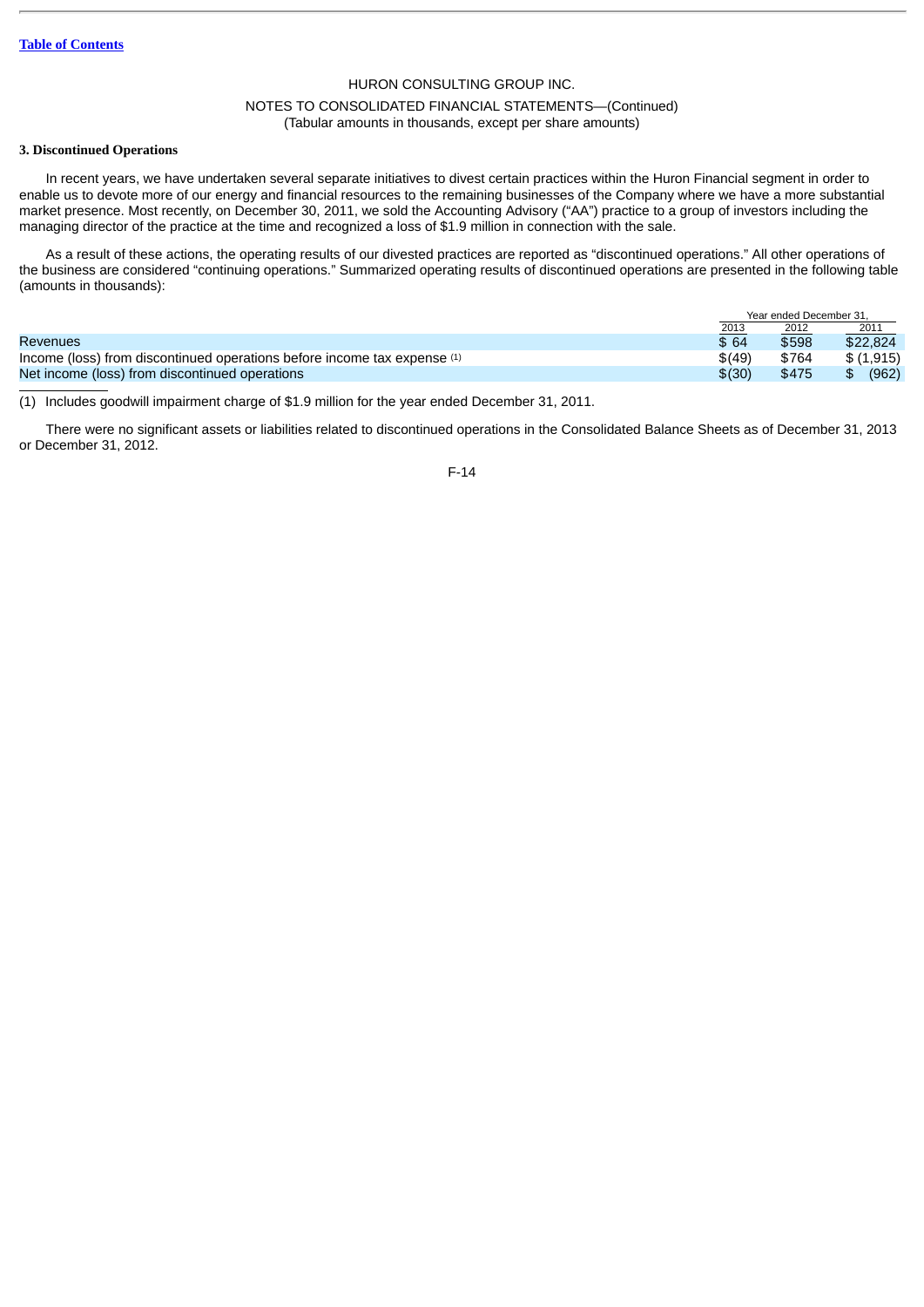HURON CONSULTING GROUP INC.

NOTES TO CONSOLIDATED FINANCIAL STATEMENTS—(Continued)
(Tabular amounts in thousands, except per share amounts)

**3. Discontinued Operations**

In recent years, we have undertaken several separate initiatives to divest certain practices within the Huron Financial segment in order to enable us to devote more of our energy and financial resources to the remaining businesses of the Company where we have a more substantial market presence. Most recently, on December 30, 2011, we sold the Accounting Advisory ("AA") practice to a group of investors including the managing director of the practice at the time and recognized a loss of $1.9 million in connection with the sale.

As a result of these actions, the operating results of our divested practices are reported as "discontinued operations." All other operations of the business are considered "continuing operations." Summarized operating results of discontinued operations are presented in the following table (amounts in thousands):

| | Year ended December 31, | | |
|---|---|---|---|
| | 2013 | 2012 | 2011 |
| Revenues | $ 64 | $598 | $22,824 |
| Income (loss) from discontinued operations before income tax expense (1) | $(49) | $764 | $ (1,915) |
| Net income (loss) from discontinued operations | $(30) | $475 | $ (962) |

(1) Includes goodwill impairment charge of $1.9 million for the year ended December 31, 2011.

There were no significant assets or liabilities related to discontinued operations in the Consolidated Balance Sheets as of December 31, 2013 or December 31, 2012.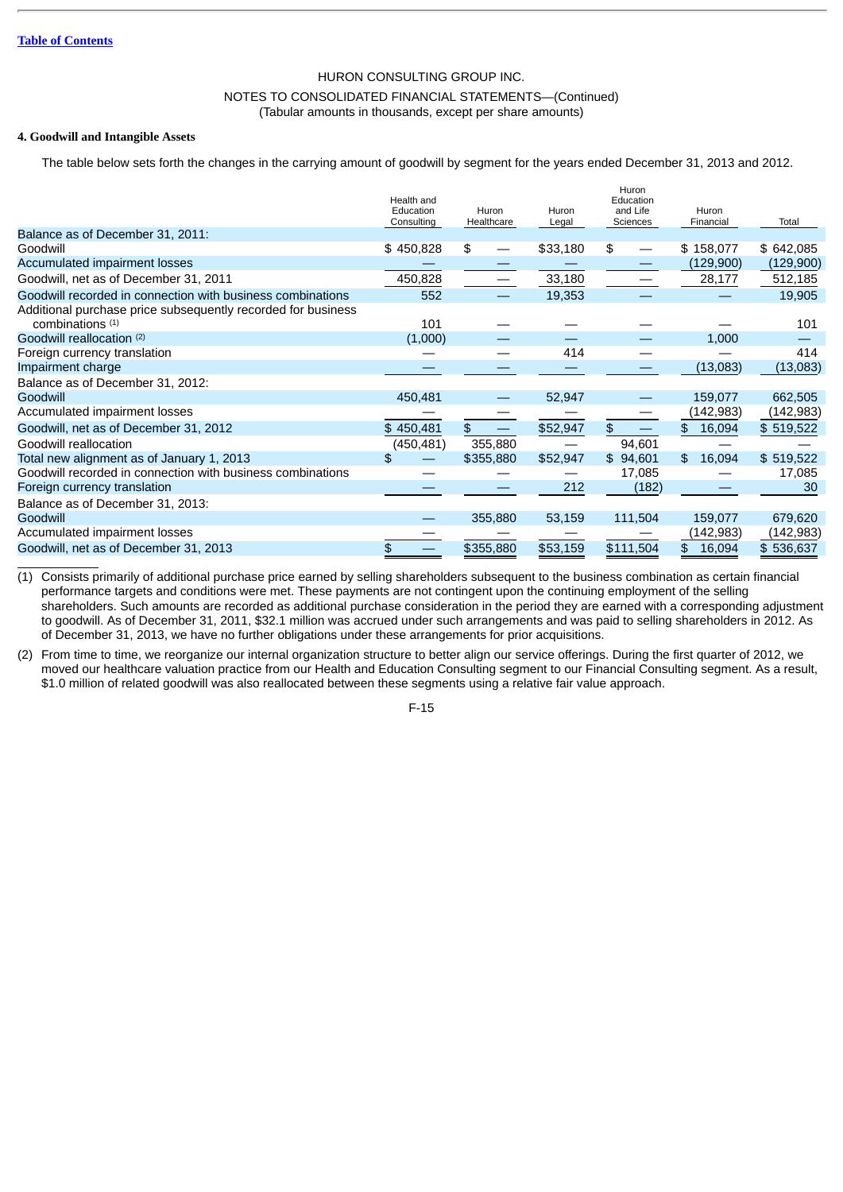HURON CONSULTING GROUP INC.

NOTES TO CONSOLIDATED FINANCIAL STATEMENTS—(Continued)
(Tabular amounts in thousands, except per share amounts)

**4. Goodwill and Intangible Assets**

The table below sets forth the changes in the carrying amount of goodwill by segment for the years ended December 31, 2013 and 2012.

| | Health and Education Consulting | Huron Healthcare | Huron Legal | Huron Education and Life Sciences | Huron Financial | Total |
|---|---|---|---|---|---|---|
| Balance as of December 31, 2011: | | | | | | |
| Goodwill | $ 450,828 | $ — | $33,180 | $ — | $ 158,077 | $ 642,085 |
| Accumulated impairment losses | — | — | — | — | (129,900) | (129,900) |
| Goodwill, net as of December 31, 2011 | 450,828 | — | 33,180 | — | 28,177 | 512,185 |
| Goodwill recorded in connection with business combinations | 552 | — | 19,353 | — | — | 19,905 |
| Additional purchase price subsequently recorded for business combinations [1] | 101 | — | — | — | — | 101 |
| Goodwill reallocation [2] | (1,000) | — | — | — | 1,000 | — |
| Foreign currency translation | — | — | 414 | — | — | 414 |
| Impairment charge | — | — | — | — | (13,083) | (13,083) |
| Balance as of December 31, 2012: | | | | | | |
| Goodwill | 450,481 | — | 52,947 | — | 159,077 | 662,505 |
| Accumulated impairment losses | — | — | — | — | (142,983) | (142,983) |
| Goodwill, net as of December 31, 2012 | $ 450,481 | $ — | $52,947 | $ — | $ 16,094 | $ 519,522 |
| Goodwill reallocation | (450,481) | 355,880 | — | 94,601 | — | — |
| Total new alignment as of January 1, 2013 | $ — | $355,880 | $52,947 | $ 94,601 | $ 16,094 | $ 519,522 |
| Goodwill recorded in connection with business combinations | — | — | — | 17,085 | — | 17,085 |
| Foreign currency translation | — | — | 212 | (182) | — | 30 |
| Balance as of December 31, 2013: | | | | | | |
| Goodwill | — | 355,880 | 53,159 | 111,504 | 159,077 | 679,620 |
| Accumulated impairment losses | — | — | — | — | (142,983) | (142,983) |
| Goodwill, net as of December 31, 2013 | $ — | $355,880 | $53,159 | $111,504 | $ 16,094 | $ 536,637 |

(1) Consists primarily of additional purchase price earned by selling shareholders subsequent to the business combination as certain financial performance targets and conditions were met. These payments are not contingent upon the continuing employment of the selling shareholders. Such amounts are recorded as additional purchase consideration in the period they are earned with a corresponding adjustment to goodwill. As of December 31, 2011, $32.1 million was accrued under such arrangements and was paid to selling shareholders in 2012. As of December 31, 2013, we have no further obligations under these arrangements for prior acquisitions.

(2) From time to time, we reorganize our internal organization structure to better align our service offerings. During the first quarter of 2012, we moved our healthcare valuation practice from our Health and Education Consulting segment to our Financial Consulting segment. As a result, $1.0 million of related goodwill was also reallocated between these segments using a relative fair value approach.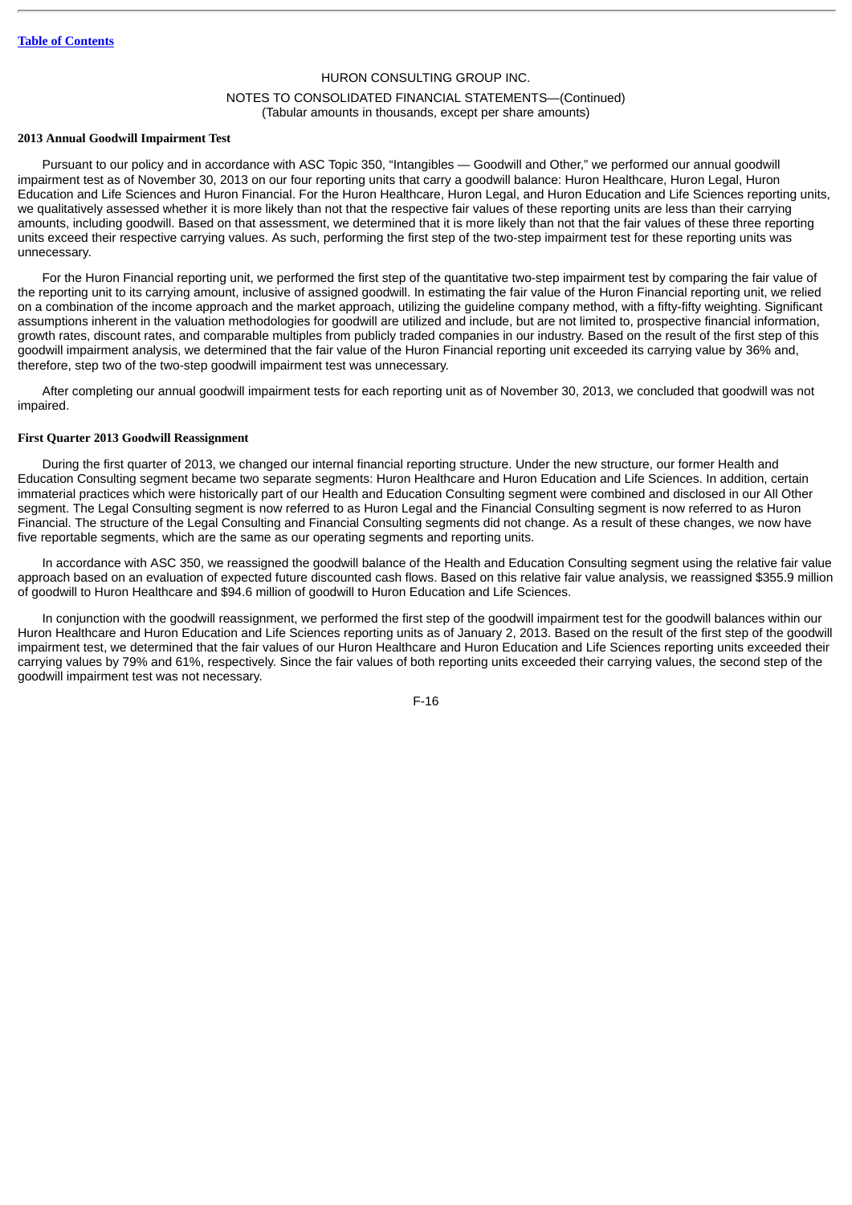#### 2013 Annual Goodwill Impairment Test

Pursuant to our policy and in accordance with ASC Topic 350, "Intangibles — Goodwill and Other," we performed our annual goodwill impairment test as of November 30, 2013 on our four reporting units that carry a goodwill balance: Huron Healthcare, Huron Legal, Huron Education and Life Sciences and Huron Financial. For the Huron Healthcare, Huron Legal, and Huron Education and Life Sciences reporting units, we qualitatively assessed whether it is more likely than not that the respective fair values of these reporting units are less than their carrying amounts, including goodwill. Based on that assessment, we determined that it is more likely than not that the fair values of these three reporting units exceed their respective carrying values. As such, performing the first step of the two-step impairment test for these reporting units was unnecessary.

For the Huron Financial reporting unit, we performed the first step of the quantitative two-step impairment test by comparing the fair value of the reporting unit to its carrying amount, inclusive of assigned goodwill. In estimating the fair value of the Huron Financial reporting unit, we relied on a combination of the income approach and the market approach, utilizing the guideline company method, with a fifty-fifty weighting. Significant assumptions inherent in the valuation methodologies for goodwill are utilized and include, but are not limited to, prospective financial information, growth rates, discount rates, and comparable multiples from publicly traded companies in our industry. Based on the result of the first step of this goodwill impairment analysis, we determined that the fair value of the Huron Financial reporting unit exceeded its carrying value by 36% and, therefore, step two of the two-step goodwill impairment test was unnecessary.

After completing our annual goodwill impairment tests for each reporting unit as of November 30, 2013, we concluded that goodwill was not impaired.

#### First Quarter 2013 Goodwill Reassignment

During the first quarter of 2013, we changed our internal financial reporting structure. Under the new structure, our former Health and Education Consulting segment became two separate segments: Huron Healthcare and Huron Education and Life Sciences. In addition, certain immaterial practices which were historically part of our Health and Education Consulting segment were combined and disclosed in our All Other segment. The Legal Consulting segment is now referred to as Huron Legal and the Financial Consulting segment is now referred to as Huron Financial. The structure of the Legal Consulting and Financial Consulting segments did not change. As a result of these changes, we now have five reportable segments, which are the same as our operating segments and reporting units.

In accordance with ASC 350, we reassigned the goodwill balance of the Health and Education Consulting segment using the relative fair value approach based on an evaluation of expected future discounted cash flows. Based on this relative fair value analysis, we reassigned $355.9 million of goodwill to Huron Healthcare and $94.6 million of goodwill to Huron Education and Life Sciences.

In conjunction with the goodwill reassignment, we performed the first step of the goodwill impairment test for the goodwill balances within our Huron Healthcare and Huron Education and Life Sciences reporting units as of January 2, 2013. Based on the result of the first step of the goodwill impairment test, we determined that the fair values of our Huron Healthcare and Huron Education and Life Sciences reporting units exceeded their carrying values by 79% and 61%, respectively. Since the fair values of both reporting units exceeded their carrying values, the second step of the goodwill impairment test was not necessary.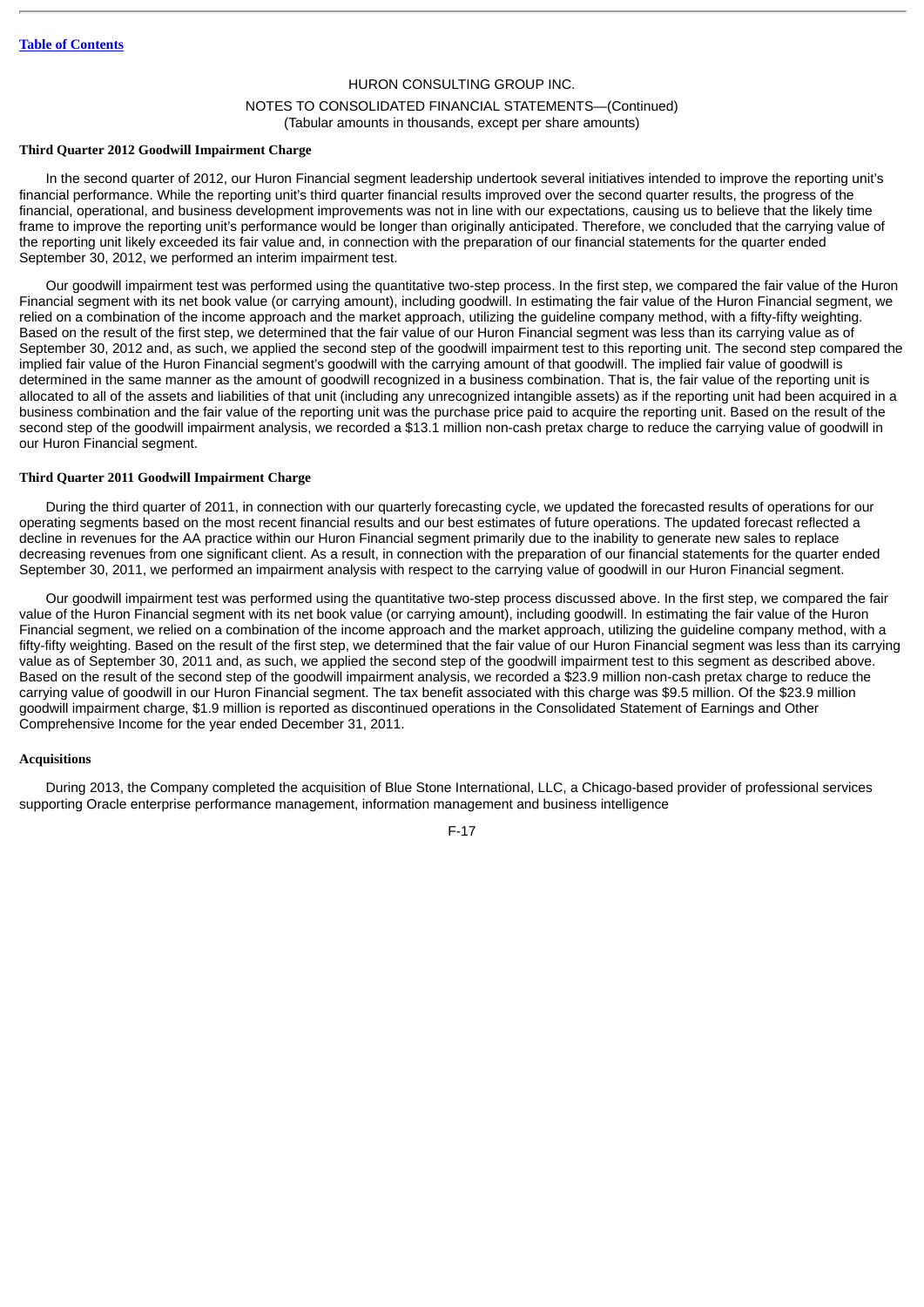**Third Quarter 2012 Goodwill Impairment Charge**

In the second quarter of 2012, our Huron Financial segment leadership undertook several initiatives intended to improve the reporting unit's financial performance. While the reporting unit's third quarter financial results improved over the second quarter results, the progress of the financial, operational, and business development improvements was not in line with our expectations, causing us to believe that the likely time frame to improve the reporting unit's performance would be longer than originally anticipated. Therefore, we concluded that the carrying value of the reporting unit likely exceeded its fair value and, in connection with the preparation of our financial statements for the quarter ended September 30, 2012, we performed an interim impairment test.

Our goodwill impairment test was performed using the quantitative two-step process. In the first step, we compared the fair value of the Huron Financial segment with its net book value (or carrying amount), including goodwill. In estimating the fair value of the Huron Financial segment, we relied on a combination of the income approach and the market approach, utilizing the guideline company method, with a fifty-fifty weighting. Based on the result of the first step, we determined that the fair value of our Huron Financial segment was less than its carrying value as of September 30, 2012 and, as such, we applied the second step of the goodwill impairment test to this reporting unit. The second step compared the implied fair value of the Huron Financial segment's goodwill with the carrying amount of that goodwill. The implied fair value of goodwill is determined in the same manner as the amount of goodwill recognized in a business combination. That is, the fair value of the reporting unit is allocated to all of the assets and liabilities of that unit (including any unrecognized intangible assets) as if the reporting unit had been acquired in a business combination and the fair value of the reporting unit was the purchase price paid to acquire the reporting unit. Based on the result of the second step of the goodwill impairment analysis, we recorded a $13.1 million non-cash pretax charge to reduce the carrying value of goodwill in our Huron Financial segment.

**Third Quarter 2011 Goodwill Impairment Charge**

During the third quarter of 2011, in connection with our quarterly forecasting cycle, we updated the forecasted results of operations for our operating segments based on the most recent financial results and our best estimates of future operations. The updated forecast reflected a decline in revenues for the AA practice within our Huron Financial segment primarily due to the inability to generate new sales to replace decreasing revenues from one significant client. As a result, in connection with the preparation of our financial statements for the quarter ended September 30, 2011, we performed an impairment analysis with respect to the carrying value of goodwill in our Huron Financial segment.

Our goodwill impairment test was performed using the quantitative two-step process discussed above. In the first step, we compared the fair value of the Huron Financial segment with its net book value (or carrying amount), including goodwill. In estimating the fair value of the Huron Financial segment, we relied on a combination of the income approach and the market approach, utilizing the guideline company method, with a fifty-fifty weighting. Based on the result of the first step, we determined that the fair value of our Huron Financial segment was less than its carrying value as of September 30, 2011 and, as such, we applied the second step of the goodwill impairment test to this segment as described above. Based on the result of the second step of the goodwill impairment analysis, we recorded a $23.9 million non-cash pretax charge to reduce the carrying value of goodwill in our Huron Financial segment. The tax benefit associated with this charge was $9.5 million. Of the $23.9 million goodwill impairment charge, $1.9 million is reported as discontinued operations in the Consolidated Statement of Earnings and Other Comprehensive Income for the year ended December 31, 2011.

**Acquisitions**

During 2013, the Company completed the acquisition of Blue Stone International, LLC, a Chicago-based provider of professional services supporting Oracle enterprise performance management, information management and business intelligence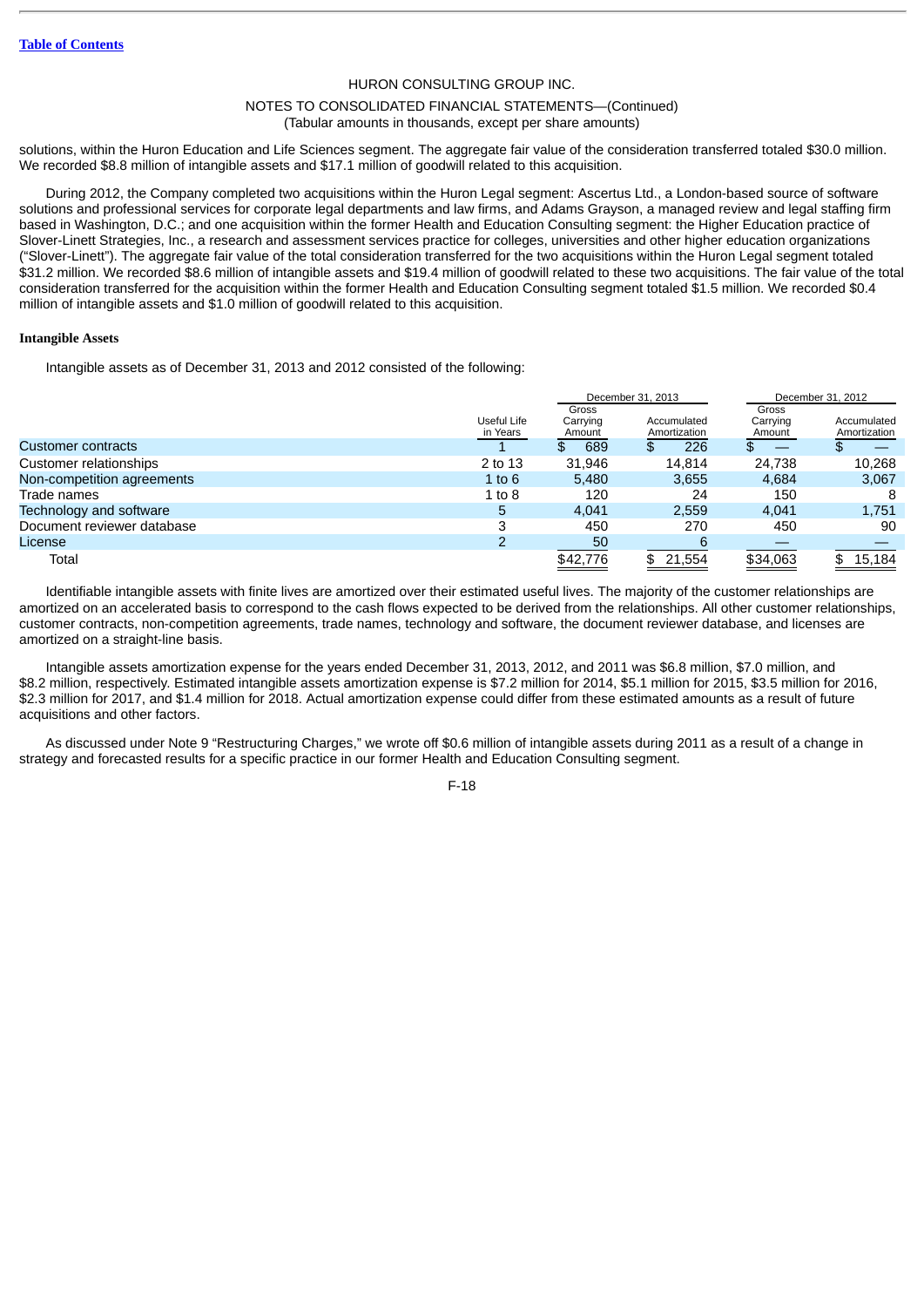solutions, within the Huron Education and Life Sciences segment. The aggregate fair value of the consideration transferred totaled $30.0 million. We recorded $8.8 million of intangible assets and $17.1 million of goodwill related to this acquisition.

During 2012, the Company completed two acquisitions within the Huron Legal segment: Ascertus Ltd., a London-based source of software solutions and professional services for corporate legal departments and law firms, and Adams Grayson, a managed review and legal staffing firm based in Washington, D.C.; and one acquisition within the former Health and Education Consulting segment: the Higher Education practice of Slover-Linett Strategies, Inc., a research and assessment services practice for colleges, universities and other higher education organizations ("Slover-Linett"). The aggregate fair value of the total consideration transferred for the two acquisitions within the Huron Legal segment totaled $31.2 million. We recorded $8.6 million of intangible assets and $19.4 million of goodwill related to these two acquisitions. The fair value of the total consideration transferred for the acquisition within the former Health and Education Consulting segment totaled $1.5 million. We recorded $0.4 million of intangible assets and $1.0 million of goodwill related to this acquisition.

**Intangible Assets**

Intangible assets as of December 31, 2013 and 2012 consisted of the following:

| | | December 31, 2013 | | December 31, 2012 | |
|---|---|---|---|---|---|
| | Useful Life in Years | Gross Carrying Amount | Accumulated Amortization | Gross Carrying Amount | Accumulated Amortization |
| Customer contracts | 1 | $ 689 | $ 226 | $ — | $ — |
| Customer relationships | 2 to 13 | 31,946 | 14,814 | 24,738 | 10,268 |
| Non-competition agreements | 1 to 6 | 5,480 | 3,655 | 4,684 | 3,067 |
| Trade names | 1 to 8 | 120 | 24 | 150 | 8 |
| Technology and software | 5 | 4,041 | 2,559 | 4,041 | 1,751 |
| Document reviewer database | 3 | 450 | 270 | 450 | 90 |
| License | 2 | 50 | 6 | — | — |
| Total | | $42,776 | $ 21,554 | $34,063 | $ 15,184 |

Identifiable intangible assets with finite lives are amortized over their estimated useful lives. The majority of the customer relationships are amortized on an accelerated basis to correspond to the cash flows expected to be derived from the relationships. All other customer relationships, customer contracts, non-competition agreements, trade names, technology and software, the document reviewer database, and licenses are amortized on a straight-line basis.

Intangible assets amortization expense for the years ended December 31, 2013, 2012, and 2011 was $6.8 million, $7.0 million, and $8.2 million, respectively. Estimated intangible assets amortization expense is $7.2 million for 2014, $5.1 million for 2015, $3.5 million for 2016, $2.3 million for 2017, and $1.4 million for 2018. Actual amortization expense could differ from these estimated amounts as a result of future acquisitions and other factors.

As discussed under Note 9 "Restructuring Charges," we wrote off $0.6 million of intangible assets during 2011 as a result of a change in strategy and forecasted results for a specific practice in our former Health and Education Consulting segment.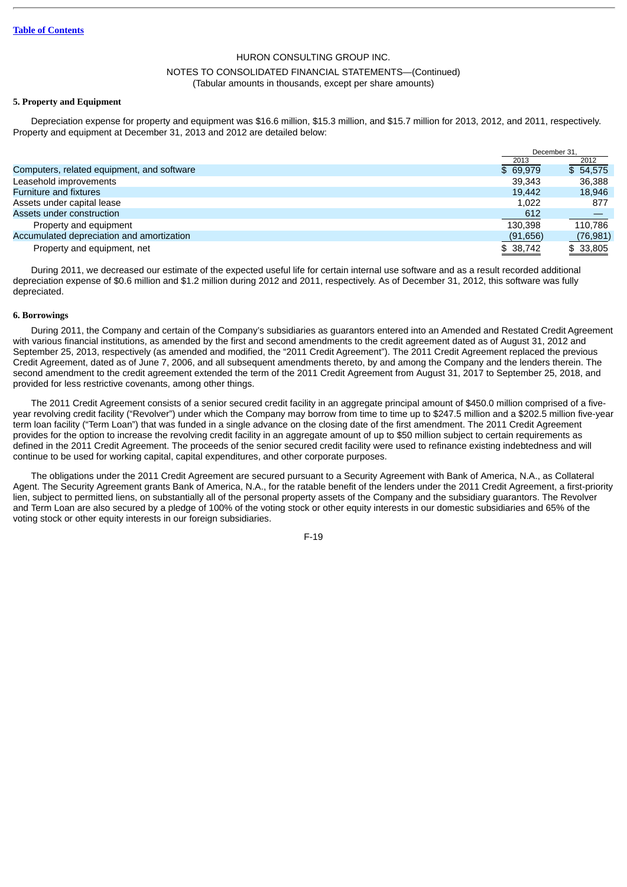HURON CONSULTING GROUP INC.

NOTES TO CONSOLIDATED FINANCIAL STATEMENTS—(Continued)
(Tabular amounts in thousands, except per share amounts)

**5. Property and Equipment**

Depreciation expense for property and equipment was $16.6 million, $15.3 million, and $15.7 million for 2013, 2012, and 2011, respectively. Property and equipment at December 31, 2013 and 2012 are detailed below:

| | December 31, | |
|---|---|---|
| | 2013 | 2012 |
| Computers, related equipment, and software | $ 69,979 | $ 54,575 |
| Leasehold improvements | 39,343 | 36,388 |
| Furniture and fixtures | 19,442 | 18,946 |
| Assets under capital lease | 1,022 | 877 |
| Assets under construction | 612 | — |
| Property and equipment | 130,398 | 110,786 |
| Accumulated depreciation and amortization | (91,656) | (76,981) |
| Property and equipment, net | $ 38,742 | $ 33,805 |

During 2011, we decreased our estimate of the expected useful life for certain internal use software and as a result recorded additional depreciation expense of $0.6 million and $1.2 million during 2012 and 2011, respectively. As of December 31, 2012, this software was fully depreciated.

**6. Borrowings**

During 2011, the Company and certain of the Company's subsidiaries as guarantors entered into an Amended and Restated Credit Agreement with various financial institutions, as amended by the first and second amendments to the credit agreement dated as of August 31, 2012 and September 25, 2013, respectively (as amended and modified, the "2011 Credit Agreement"). The 2011 Credit Agreement replaced the previous Credit Agreement, dated as of June 7, 2006, and all subsequent amendments thereto, by and among the Company and the lenders therein. The second amendment to the credit agreement extended the term of the 2011 Credit Agreement from August 31, 2017 to September 25, 2018, and provided for less restrictive covenants, among other things.

The 2011 Credit Agreement consists of a senior secured credit facility in an aggregate principal amount of $450.0 million comprised of a five-year revolving credit facility ("Revolver") under which the Company may borrow from time to time up to $247.5 million and a $202.5 million five-year term loan facility ("Term Loan") that was funded in a single advance on the closing date of the first amendment. The 2011 Credit Agreement provides for the option to increase the revolving credit facility in an aggregate amount of up to $50 million subject to certain requirements as defined in the 2011 Credit Agreement. The proceeds of the senior secured credit facility were used to refinance existing indebtedness and will continue to be used for working capital, capital expenditures, and other corporate purposes.

The obligations under the 2011 Credit Agreement are secured pursuant to a Security Agreement with Bank of America, N.A., as Collateral Agent. The Security Agreement grants Bank of America, N.A., for the ratable benefit of the lenders under the 2011 Credit Agreement, a first-priority lien, subject to permitted liens, on substantially all of the personal property assets of the Company and the subsidiary guarantors. The Revolver and Term Loan are also secured by a pledge of 100% of the voting stock or other equity interests in our domestic subsidiaries and 65% of the voting stock or other equity interests in our foreign subsidiaries.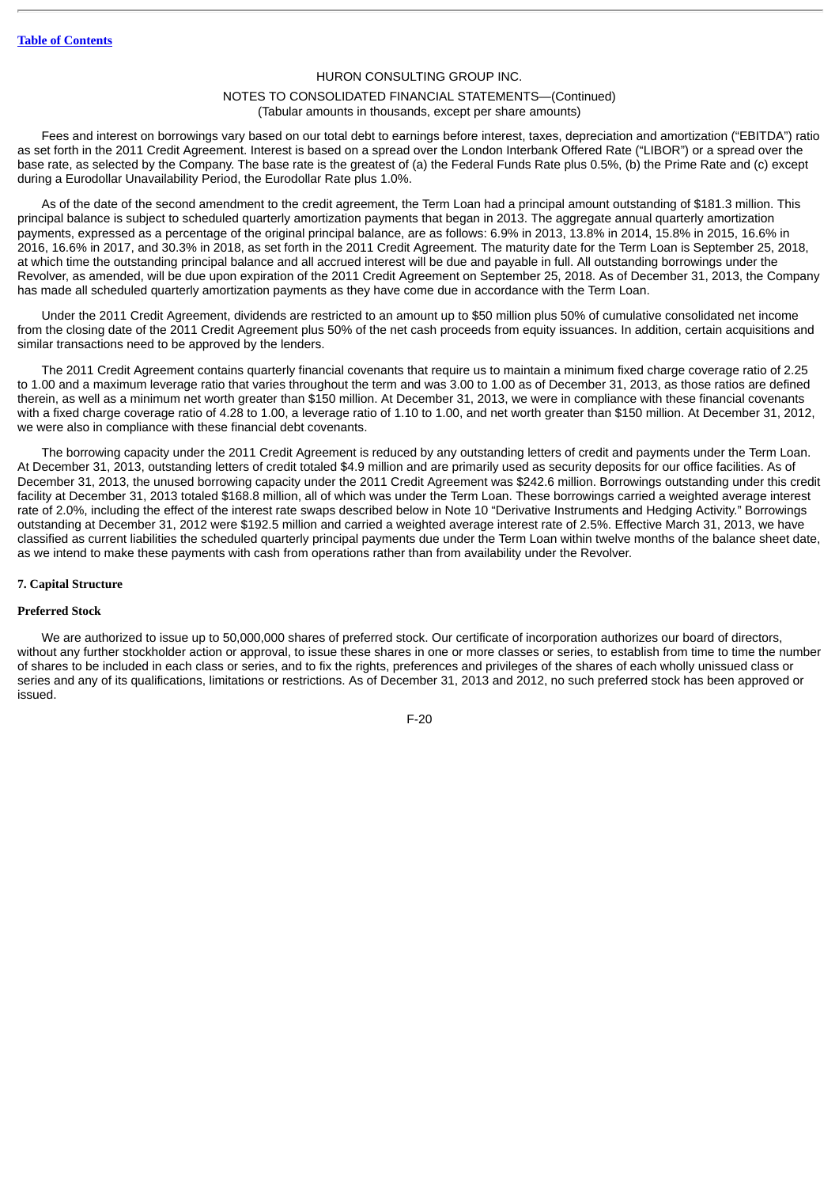Fees and interest on borrowings vary based on our total debt to earnings before interest, taxes, depreciation and amortization ("EBITDA") ratio as set forth in the 2011 Credit Agreement. Interest is based on a spread over the London Interbank Offered Rate ("LIBOR") or a spread over the base rate, as selected by the Company. The base rate is the greatest of (a) the Federal Funds Rate plus 0.5%, (b) the Prime Rate and (c) except during a Eurodollar Unavailability Period, the Eurodollar Rate plus 1.0%.

As of the date of the second amendment to the credit agreement, the Term Loan had a principal amount outstanding of $181.3 million. This principal balance is subject to scheduled quarterly amortization payments that began in 2013. The aggregate annual quarterly amortization payments, expressed as a percentage of the original principal balance, are as follows: 6.9% in 2013, 13.8% in 2014, 15.8% in 2015, 16.6% in 2016, 16.6% in 2017, and 30.3% in 2018, as set forth in the 2011 Credit Agreement. The maturity date for the Term Loan is September 25, 2018, at which time the outstanding principal balance and all accrued interest will be due and payable in full. All outstanding borrowings under the Revolver, as amended, will be due upon expiration of the 2011 Credit Agreement on September 25, 2018. As of December 31, 2013, the Company has made all scheduled quarterly amortization payments as they have come due in accordance with the Term Loan.

Under the 2011 Credit Agreement, dividends are restricted to an amount up to $50 million plus 50% of cumulative consolidated net income from the closing date of the 2011 Credit Agreement plus 50% of the net cash proceeds from equity issuances. In addition, certain acquisitions and similar transactions need to be approved by the lenders.

The 2011 Credit Agreement contains quarterly financial covenants that require us to maintain a minimum fixed charge coverage ratio of 2.25 to 1.00 and a maximum leverage ratio that varies throughout the term and was 3.00 to 1.00 as of December 31, 2013, as those ratios are defined therein, as well as a minimum net worth greater than $150 million. At December 31, 2013, we were in compliance with these financial covenants with a fixed charge coverage ratio of 4.28 to 1.00, a leverage ratio of 1.10 to 1.00, and net worth greater than $150 million. At December 31, 2012, we were also in compliance with these financial debt covenants.

The borrowing capacity under the 2011 Credit Agreement is reduced by any outstanding letters of credit and payments under the Term Loan. At December 31, 2013, outstanding letters of credit totaled $4.9 million and are primarily used as security deposits for our office facilities. As of December 31, 2013, the unused borrowing capacity under the 2011 Credit Agreement was $242.6 million. Borrowings outstanding under this credit facility at December 31, 2013 totaled $168.8 million, all of which was under the Term Loan. These borrowings carried a weighted average interest rate of 2.0%, including the effect of the interest rate swaps described below in Note 10 "Derivative Instruments and Hedging Activity." Borrowings outstanding at December 31, 2012 were $192.5 million and carried a weighted average interest rate of 2.5%. Effective March 31, 2013, we have classified as current liabilities the scheduled quarterly principal payments due under the Term Loan within twelve months of the balance sheet date, as we intend to make these payments with cash from operations rather than from availability under the Revolver.

## 7. Capital Structure

### Preferred Stock

We are authorized to issue up to 50,000,000 shares of preferred stock. Our certificate of incorporation authorizes our board of directors, without any further stockholder action or approval, to issue these shares in one or more classes or series, to establish from time to time the number of shares to be included in each class or series, and to fix the rights, preferences and privileges of the shares of each wholly unissued class or series and any of its qualifications, limitations or restrictions. As of December 31, 2013 and 2012, no such preferred stock has been approved or issued.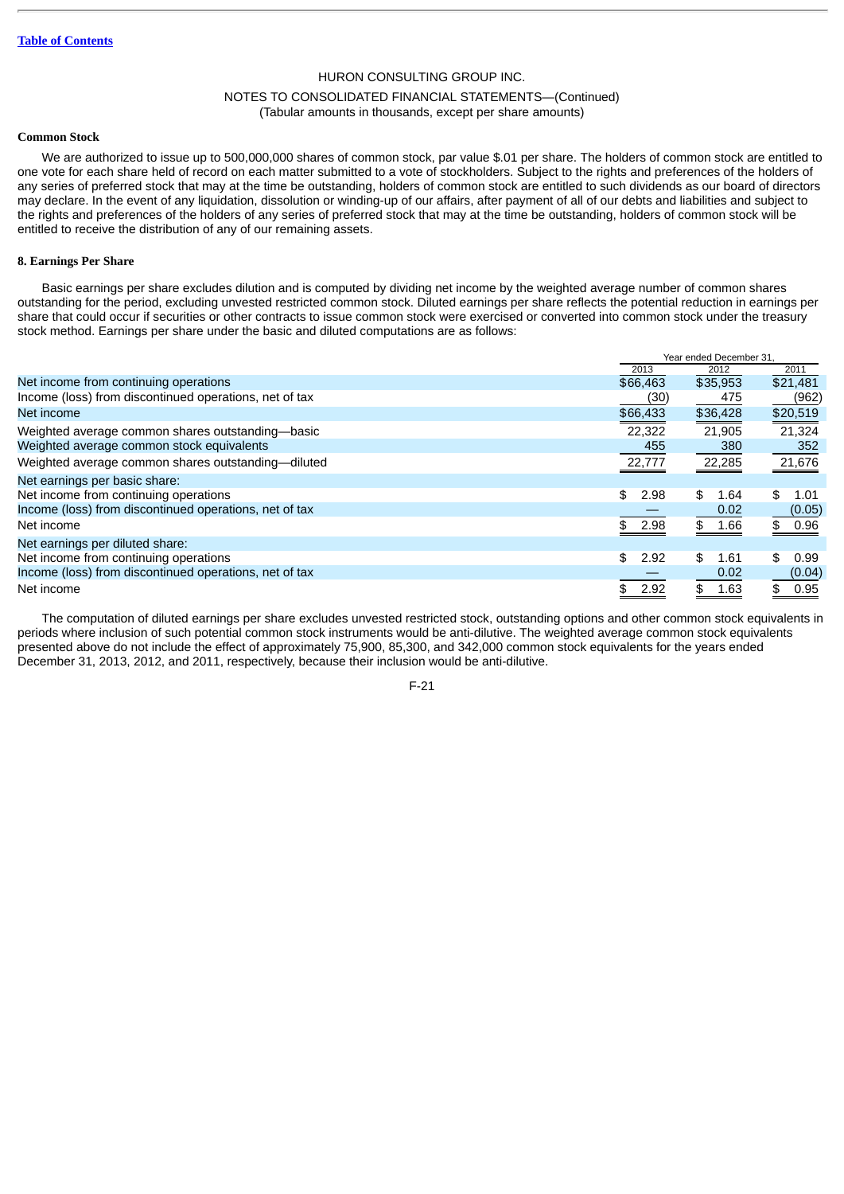HURON CONSULTING GROUP INC.

NOTES TO CONSOLIDATED FINANCIAL STATEMENTS—(Continued)
(Tabular amounts in thousands, except per share amounts)

**Common Stock**

We are authorized to issue up to 500,000,000 shares of common stock, par value $.01 per share. The holders of common stock are entitled to one vote for each share held of record on each matter submitted to a vote of stockholders. Subject to the rights and preferences of the holders of any series of preferred stock that may at the time be outstanding, holders of common stock are entitled to such dividends as our board of directors may declare. In the event of any liquidation, dissolution or winding-up of our affairs, after payment of all of our debts and liabilities and subject to the rights and preferences of the holders of any series of preferred stock that may at the time be outstanding, holders of common stock will be entitled to receive the distribution of any of our remaining assets.

**8. Earnings Per Share**

Basic earnings per share excludes dilution and is computed by dividing net income by the weighted average number of common shares outstanding for the period, excluding unvested restricted common stock. Diluted earnings per share reflects the potential reduction in earnings per share that could occur if securities or other contracts to issue common stock were exercised or converted into common stock under the treasury stock method. Earnings per share under the basic and diluted computations are as follows:

| | Year ended December 31, | | |
|---|---|---|---|
| | 2013 | 2012 | 2011 |
| Net income from continuing operations | $66,463 | $35,953 | $21,481 |
| Income (loss) from discontinued operations, net of tax | (30) | 475 | (962) |
| Net income | $66,433 | $36,428 | $20,519 |
| Weighted average common shares outstanding—basic | 22,322 | 21,905 | 21,324 |
| Weighted average common stock equivalents | 455 | 380 | 352 |
| Weighted average common shares outstanding—diluted | 22,777 | 22,285 | 21,676 |
| Net earnings per basic share: | | | |
| Net income from continuing operations | $ 2.98 | $ 1.64 | $ 1.01 |
| Income (loss) from discontinued operations, net of tax | — | 0.02 | (0.05) |
| Net income | $ 2.98 | $ 1.66 | $ 0.96 |
| Net earnings per diluted share: | | | |
| Net income from continuing operations | $ 2.92 | $ 1.61 | $ 0.99 |
| Income (loss) from discontinued operations, net of tax | — | 0.02 | (0.04) |
| Net income | $ 2.92 | $ 1.63 | $ 0.95 |

The computation of diluted earnings per share excludes unvested restricted stock, outstanding options and other common stock equivalents in periods where inclusion of such potential common stock instruments would be anti-dilutive. The weighted average common stock equivalents presented above do not include the effect of approximately 75,900, 85,300, and 342,000 common stock equivalents for the years ended December 31, 2013, 2012, and 2011, respectively, because their inclusion would be anti-dilutive.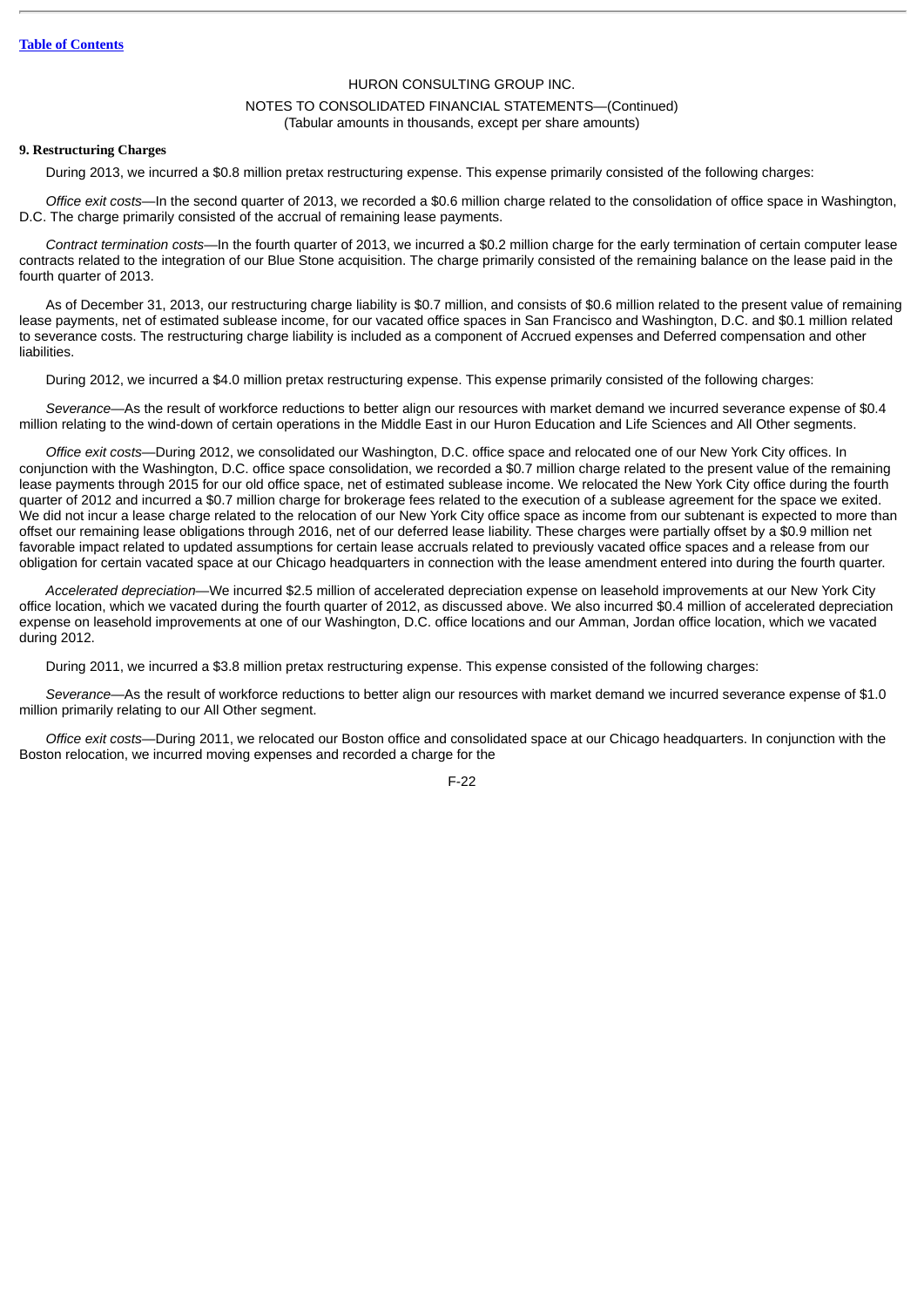HURON CONSULTING GROUP INC.

NOTES TO CONSOLIDATED FINANCIAL STATEMENTS—(Continued)
(Tabular amounts in thousands, except per share amounts)

**9. Restructuring Charges**

During 2013, we incurred a $0.8 million pretax restructuring expense. This expense primarily consisted of the following charges:

*Office exit costs*—In the second quarter of 2013, we recorded a $0.6 million charge related to the consolidation of office space in Washington, D.C. The charge primarily consisted of the accrual of remaining lease payments.

*Contract termination costs*—In the fourth quarter of 2013, we incurred a $0.2 million charge for the early termination of certain computer lease contracts related to the integration of our Blue Stone acquisition. The charge primarily consisted of the remaining balance on the lease paid in the fourth quarter of 2013.

As of December 31, 2013, our restructuring charge liability is $0.7 million, and consists of $0.6 million related to the present value of remaining lease payments, net of estimated sublease income, for our vacated office spaces in San Francisco and Washington, D.C. and $0.1 million related to severance costs. The restructuring charge liability is included as a component of Accrued expenses and Deferred compensation and other liabilities.

During 2012, we incurred a $4.0 million pretax restructuring expense. This expense primarily consisted of the following charges:

*Severance*—As the result of workforce reductions to better align our resources with market demand we incurred severance expense of $0.4 million relating to the wind-down of certain operations in the Middle East in our Huron Education and Life Sciences and All Other segments.

*Office exit costs*—During 2012, we consolidated our Washington, D.C. office space and relocated one of our New York City offices. In conjunction with the Washington, D.C. office space consolidation, we recorded a $0.7 million charge related to the present value of the remaining lease payments through 2015 for our old office space, net of estimated sublease income. We relocated the New York City office during the fourth quarter of 2012 and incurred a $0.7 million charge for brokerage fees related to the execution of a sublease agreement for the space we exited. We did not incur a lease charge related to the relocation of our New York City office space as income from our subtenant is expected to more than offset our remaining lease obligations through 2016, net of our deferred lease liability. These charges were partially offset by a $0.9 million net favorable impact related to updated assumptions for certain lease accruals related to previously vacated office spaces and a release from our obligation for certain vacated space at our Chicago headquarters in connection with the lease amendment entered into during the fourth quarter.

*Accelerated depreciation*—We incurred $2.5 million of accelerated depreciation expense on leasehold improvements at our New York City office location, which we vacated during the fourth quarter of 2012, as discussed above. We also incurred $0.4 million of accelerated depreciation expense on leasehold improvements at one of our Washington, D.C. office locations and our Amman, Jordan office location, which we vacated during 2012.

During 2011, we incurred a $3.8 million pretax restructuring expense. This expense consisted of the following charges:

*Severance*—As the result of workforce reductions to better align our resources with market demand we incurred severance expense of $1.0 million primarily relating to our All Other segment.

*Office exit costs*—During 2011, we relocated our Boston office and consolidated space at our Chicago headquarters. In conjunction with the Boston relocation, we incurred moving expenses and recorded a charge for the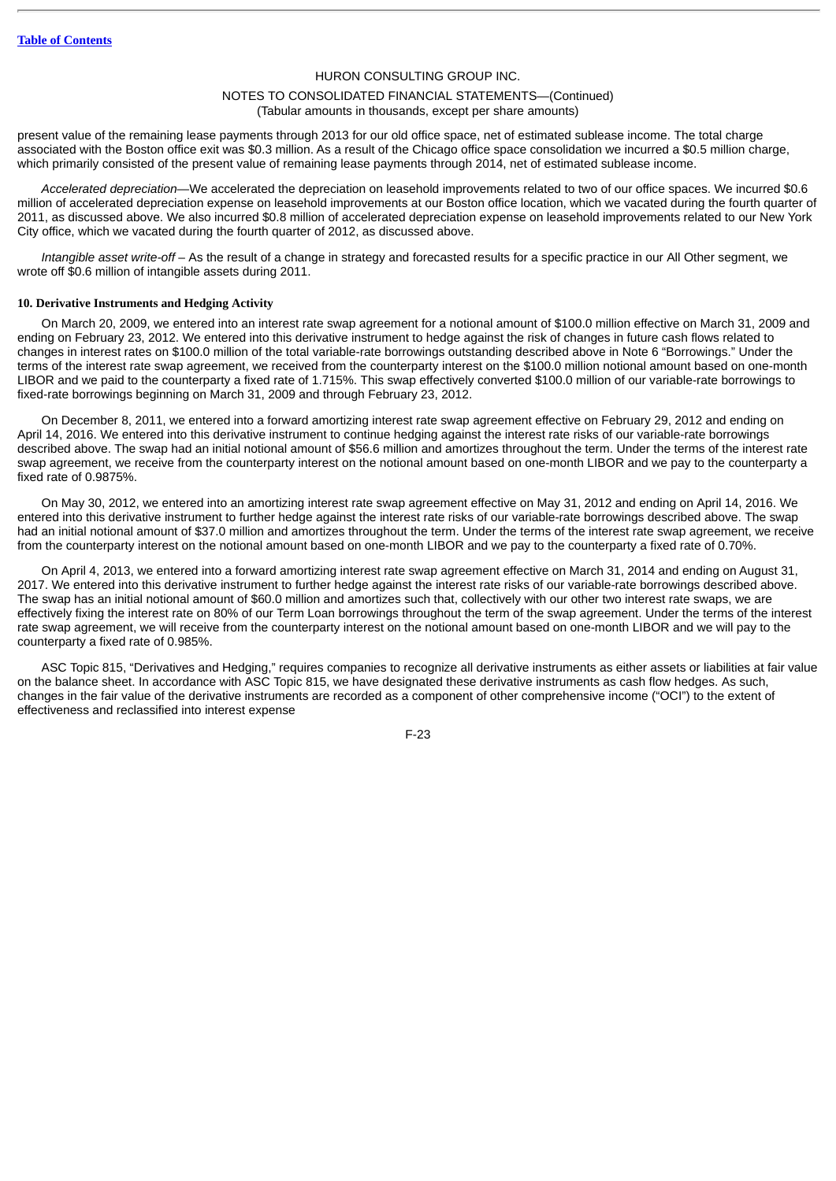present value of the remaining lease payments through 2013 for our old office space, net of estimated sublease income. The total charge associated with the Boston office exit was $0.3 million. As a result of the Chicago office space consolidation we incurred a $0.5 million charge, which primarily consisted of the present value of remaining lease payments through 2014, net of estimated sublease income.

*Accelerated depreciation*—We accelerated the depreciation on leasehold improvements related to two of our office spaces. We incurred $0.6 million of accelerated depreciation expense on leasehold improvements at our Boston office location, which we vacated during the fourth quarter of 2011, as discussed above. We also incurred $0.8 million of accelerated depreciation expense on leasehold improvements related to our New York City office, which we vacated during the fourth quarter of 2012, as discussed above.

*Intangible asset write-off* – As the result of a change in strategy and forecasted results for a specific practice in our All Other segment, we wrote off $0.6 million of intangible assets during 2011.

**10. Derivative Instruments and Hedging Activity**

On March 20, 2009, we entered into an interest rate swap agreement for a notional amount of $100.0 million effective on March 31, 2009 and ending on February 23, 2012. We entered into this derivative instrument to hedge against the risk of changes in future cash flows related to changes in interest rates on $100.0 million of the total variable-rate borrowings outstanding described above in Note 6 "Borrowings." Under the terms of the interest rate swap agreement, we received from the counterparty interest on the $100.0 million notional amount based on one-month LIBOR and we paid to the counterparty a fixed rate of 1.715%. This swap effectively converted $100.0 million of our variable-rate borrowings to fixed-rate borrowings beginning on March 31, 2009 and through February 23, 2012.

On December 8, 2011, we entered into a forward amortizing interest rate swap agreement effective on February 29, 2012 and ending on April 14, 2016. We entered into this derivative instrument to continue hedging against the interest rate risks of our variable-rate borrowings described above. The swap had an initial notional amount of $56.6 million and amortizes throughout the term. Under the terms of the interest rate swap agreement, we receive from the counterparty interest on the notional amount based on one-month LIBOR and we pay to the counterparty a fixed rate of 0.9875%.

On May 30, 2012, we entered into an amortizing interest rate swap agreement effective on May 31, 2012 and ending on April 14, 2016. We entered into this derivative instrument to further hedge against the interest rate risks of our variable-rate borrowings described above. The swap had an initial notional amount of $37.0 million and amortizes throughout the term. Under the terms of the interest rate swap agreement, we receive from the counterparty interest on the notional amount based on one-month LIBOR and we pay to the counterparty a fixed rate of 0.70%.

On April 4, 2013, we entered into a forward amortizing interest rate swap agreement effective on March 31, 2014 and ending on August 31, 2017. We entered into this derivative instrument to further hedge against the interest rate risks of our variable-rate borrowings described above. The swap has an initial notional amount of $60.0 million and amortizes such that, collectively with our other two interest rate swaps, we are effectively fixing the interest rate on 80% of our Term Loan borrowings throughout the term of the swap agreement. Under the terms of the interest rate swap agreement, we will receive from the counterparty interest on the notional amount based on one-month LIBOR and we will pay to the counterparty a fixed rate of 0.985%.

ASC Topic 815, "Derivatives and Hedging," requires companies to recognize all derivative instruments as either assets or liabilities at fair value on the balance sheet. In accordance with ASC Topic 815, we have designated these derivative instruments as cash flow hedges. As such, changes in the fair value of the derivative instruments are recorded as a component of other comprehensive income ("OCI") to the extent of effectiveness and reclassified into interest expense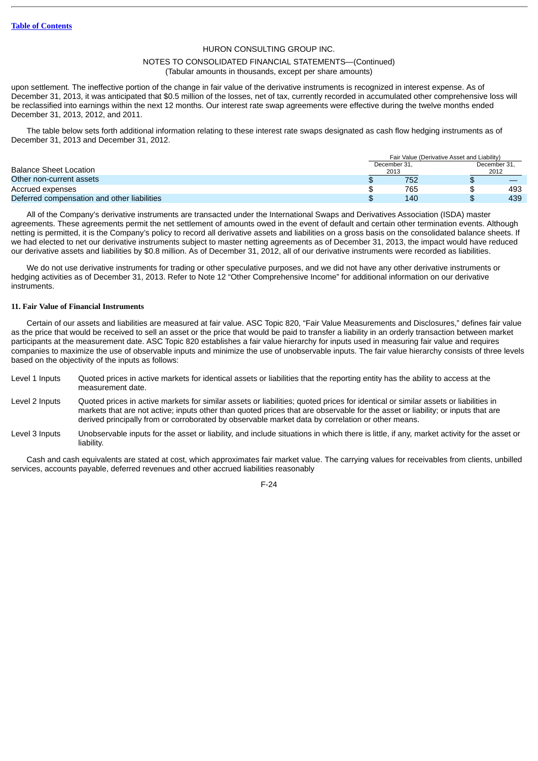HURON CONSULTING GROUP INC.

NOTES TO CONSOLIDATED FINANCIAL STATEMENTS—(Continued)
(Tabular amounts in thousands, except per share amounts)

upon settlement. The ineffective portion of the change in fair value of the derivative instruments is recognized in interest expense. As of December 31, 2013, it was anticipated that $0.5 million of the losses, net of tax, currently recorded in accumulated other comprehensive loss will be reclassified into earnings within the next 12 months. Our interest rate swap agreements were effective during the twelve months ended December 31, 2013, 2012, and 2011.

The table below sets forth additional information relating to these interest rate swaps designated as cash flow hedging instruments as of December 31, 2013 and December 31, 2012.

| Balance Sheet Location | Fair Value (Derivative Asset and Liability) December 31, 2013 | December 31, 2012 |
|---|---|---|
| Other non-current assets | $ 752 | $ — |
| Accrued expenses | $ 765 | $ 493 |
| Deferred compensation and other liabilities | $ 140 | $ 439 |

All of the Company's derivative instruments are transacted under the International Swaps and Derivatives Association (ISDA) master agreements. These agreements permit the net settlement of amounts owed in the event of default and certain other termination events. Although netting is permitted, it is the Company's policy to record all derivative assets and liabilities on a gross basis on the consolidated balance sheets. If we had elected to net our derivative instruments subject to master netting agreements as of December 31, 2013, the impact would have reduced our derivative assets and liabilities by $0.8 million. As of December 31, 2012, all of our derivative instruments were recorded as liabilities.

We do not use derivative instruments for trading or other speculative purposes, and we did not have any other derivative instruments or hedging activities as of December 31, 2013. Refer to Note 12 "Other Comprehensive Income" for additional information on our derivative instruments.

**11. Fair Value of Financial Instruments**

Certain of our assets and liabilities are measured at fair value. ASC Topic 820, "Fair Value Measurements and Disclosures," defines fair value as the price that would be received to sell an asset or the price that would be paid to transfer a liability in an orderly transaction between market participants at the measurement date. ASC Topic 820 establishes a fair value hierarchy for inputs used in measuring fair value and requires companies to maximize the use of observable inputs and minimize the use of unobservable inputs. The fair value hierarchy consists of three levels based on the objectivity of the inputs as follows:

Level 1 Inputs — Quoted prices in active markets for identical assets or liabilities that the reporting entity has the ability to access at the measurement date.

Level 2 Inputs — Quoted prices in active markets for similar assets or liabilities; quoted prices for identical or similar assets or liabilities in markets that are not active; inputs other than quoted prices that are observable for the asset or liability; or inputs that are derived principally from or corroborated by observable market data by correlation or other means.

Level 3 Inputs — Unobservable inputs for the asset or liability, and include situations in which there is little, if any, market activity for the asset or liability.

Cash and cash equivalents are stated at cost, which approximates fair market value. The carrying values for receivables from clients, unbilled services, accounts payable, deferred revenues and other accrued liabilities reasonably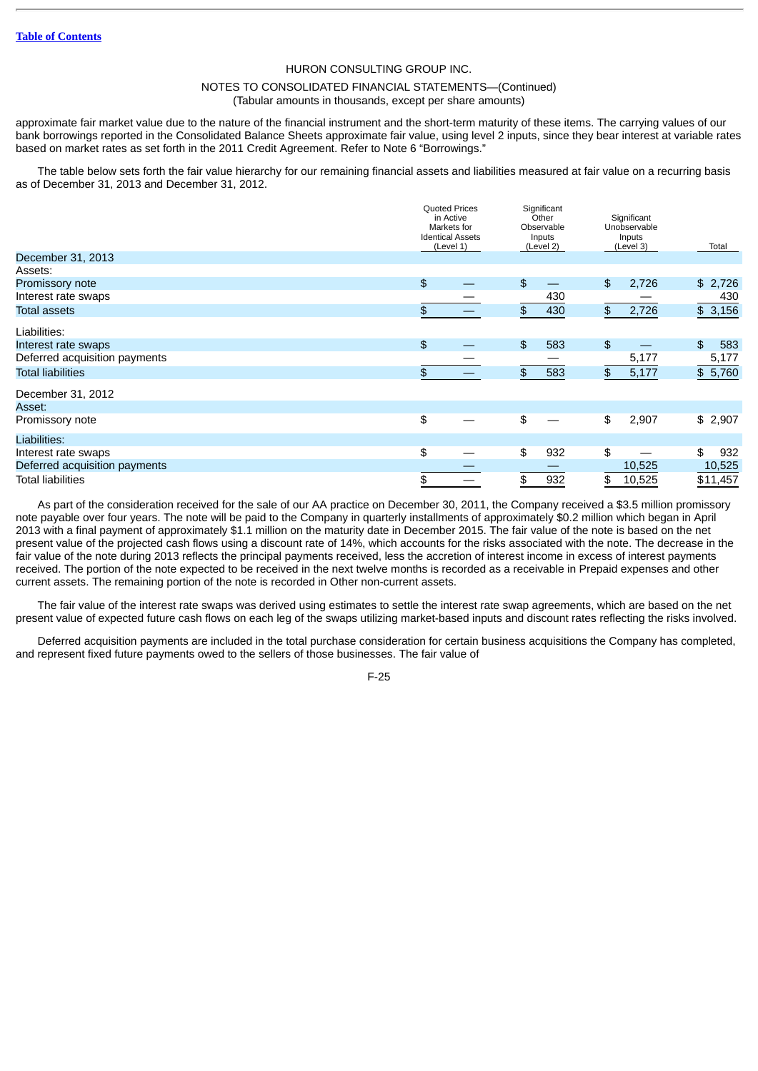approximate fair market value due to the nature of the financial instrument and the short-term maturity of these items. The carrying values of our bank borrowings reported in the Consolidated Balance Sheets approximate fair value, using level 2 inputs, since they bear interest at variable rates based on market rates as set forth in the 2011 Credit Agreement. Refer to Note 6 "Borrowings."

The table below sets forth the fair value hierarchy for our remaining financial assets and liabilities measured at fair value on a recurring basis as of December 31, 2013 and December 31, 2012.

| | Quoted Prices in Active Markets for Identical Assets (Level 1) | Significant Other Observable Inputs (Level 2) | Significant Unobservable Inputs (Level 3) | Total |
|---|---|---|---|---|
| **December 31, 2013** | | | | |
| Assets: | | | | |
| Promissory note | $ — | $ — | $ 2,726 | $ 2,726 |
| Interest rate swaps | — | 430 | — | 430 |
| Total assets | $ — | $ 430 | $ 2,726 | $ 3,156 |
| Liabilities: | | | | |
| Interest rate swaps | $ — | $ 583 | $ — | $ 583 |
| Deferred acquisition payments | — | — | 5,177 | 5,177 |
| Total liabilities | $ — | $ 583 | $ 5,177 | $ 5,760 |
| **December 31, 2012** | | | | |
| Asset: | | | | |
| Promissory note | $ — | $ — | $ 2,907 | $ 2,907 |
| Liabilities: | | | | |
| Interest rate swaps | $ — | $ 932 | $ — | $ 932 |
| Deferred acquisition payments | — | — | 10,525 | 10,525 |
| Total liabilities | $ — | $ 932 | $ 10,525 | $11,457 |

As part of the consideration received for the sale of our AA practice on December 30, 2011, the Company received a $3.5 million promissory note payable over four years. The note will be paid to the Company in quarterly installments of approximately $0.2 million which began in April 2013 with a final payment of approximately $1.1 million on the maturity date in December 2015. The fair value of the note is based on the net present value of the projected cash flows using a discount rate of 14%, which accounts for the risks associated with the note. The decrease in the fair value of the note during 2013 reflects the principal payments received, less the accretion of interest income in excess of interest payments received. The portion of the note expected to be received in the next twelve months is recorded as a receivable in Prepaid expenses and other current assets. The remaining portion of the note is recorded in Other non-current assets.

The fair value of the interest rate swaps was derived using estimates to settle the interest rate swap agreements, which are based on the net present value of expected future cash flows on each leg of the swaps utilizing market-based inputs and discount rates reflecting the risks involved.

Deferred acquisition payments are included in the total purchase consideration for certain business acquisitions the Company has completed, and represent fixed future payments owed to the sellers of those businesses. The fair value of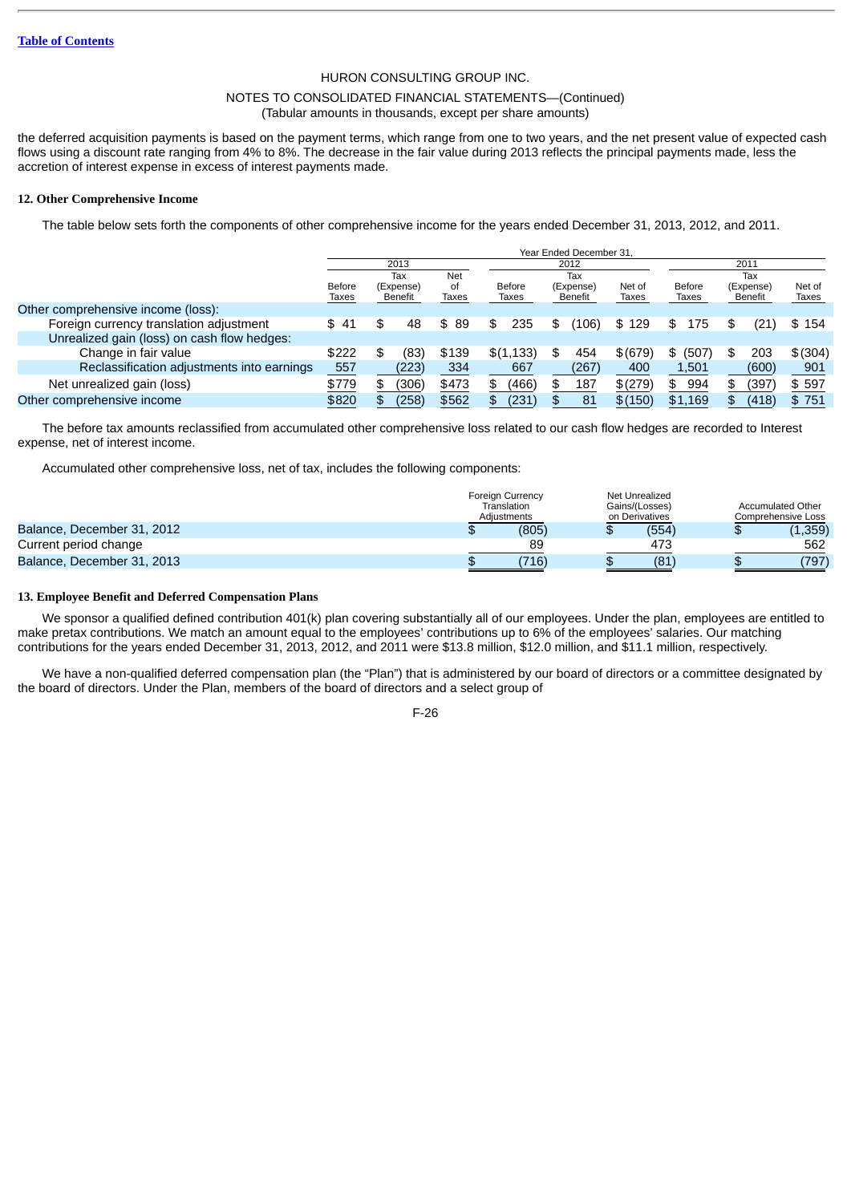HURON CONSULTING GROUP INC.

NOTES TO CONSOLIDATED FINANCIAL STATEMENTS—(Continued)
(Tabular amounts in thousands, except per share amounts)

the deferred acquisition payments is based on the payment terms, which range from one to two years, and the net present value of expected cash flows using a discount rate ranging from 4% to 8%. The decrease in the fair value during 2013 reflects the principal payments made, less the accretion of interest expense in excess of interest payments made.

**12. Other Comprehensive Income**

The table below sets forth the components of other comprehensive income for the years ended December 31, 2013, 2012, and 2011.

| | Year Ended December 31, | | | | | | | | |
|---|---|---|---|---|---|---|---|---|---|
| | 2013 | | | 2012 | | | 2011 | | |
| | Before Taxes | Tax (Expense) Benefit | Net of Taxes | Before Taxes | Tax (Expense) Benefit | Net of Taxes | Before Taxes | Tax (Expense) Benefit | Net of Taxes |
| Other comprehensive income (loss): | | | | | | | | | |
| Foreign currency translation adjustment | $ 41 | $ 48 | $ 89 | $ 235 | $ (106) | $ 129 | $ 175 | $ (21) | $ 154 |
| Unrealized gain (loss) on cash flow hedges: | | | | | | | | | |
| Change in fair value | $222 | $ (83) | $139 | $(1,133) | $ 454 | $(679) | $ (507) | $ 203 | $(304) |
| Reclassification adjustments into earnings | 557 | (223) | 334 | 667 | (267) | 400 | 1,501 | (600) | 901 |
| Net unrealized gain (loss) | $779 | $ (306) | $473 | $ (466) | $ 187 | $(279) | $ 994 | $ (397) | $ 597 |
| Other comprehensive income | $820 | $ (258) | $562 | $ (231) | $ 81 | $(150) | $1,169 | $ (418) | $ 751 |

The before tax amounts reclassified from accumulated other comprehensive loss related to our cash flow hedges are recorded to Interest expense, net of interest income.

Accumulated other comprehensive loss, net of tax, includes the following components:

| | Foreign Currency Translation Adjustments | Net Unrealized Gains/(Losses) on Derivatives | Accumulated Other Comprehensive Loss |
|---|---|---|---|
| Balance, December 31, 2012 | $ (805) | $ (554) | $ (1,359) |
| Current period change | 89 | 473 | 562 |
| Balance, December 31, 2013 | $ (716) | $ (81) | $ (797) |

**13. Employee Benefit and Deferred Compensation Plans**

We sponsor a qualified defined contribution 401(k) plan covering substantially all of our employees. Under the plan, employees are entitled to make pretax contributions. We match an amount equal to the employees' contributions up to 6% of the employees' salaries. Our matching contributions for the years ended December 31, 2013, 2012, and 2011 were $13.8 million, $12.0 million, and $11.1 million, respectively.

We have a non-qualified deferred compensation plan (the "Plan") that is administered by our board of directors or a committee designated by the board of directors. Under the Plan, members of the board of directors and a select group of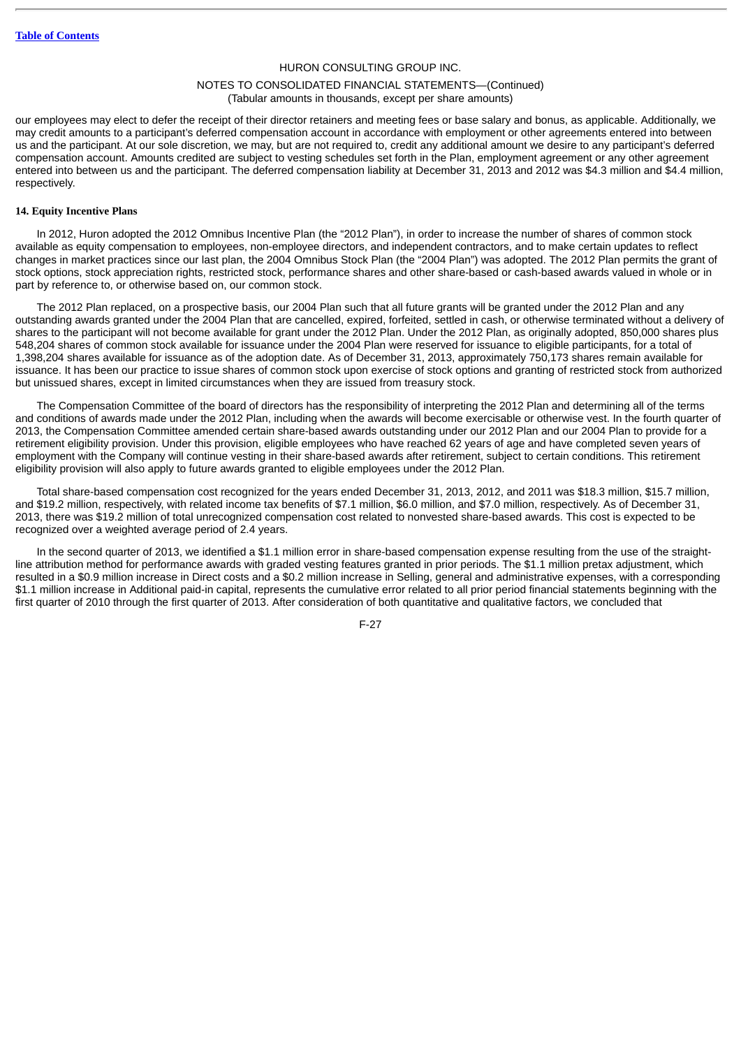our employees may elect to defer the receipt of their director retainers and meeting fees or base salary and bonus, as applicable. Additionally, we may credit amounts to a participant's deferred compensation account in accordance with employment or other agreements entered into between us and the participant. At our sole discretion, we may, but are not required to, credit any additional amount we desire to any participant's deferred compensation account. Amounts credited are subject to vesting schedules set forth in the Plan, employment agreement or any other agreement entered into between us and the participant. The deferred compensation liability at December 31, 2013 and 2012 was $4.3 million and $4.4 million, respectively.

**14. Equity Incentive Plans**

In 2012, Huron adopted the 2012 Omnibus Incentive Plan (the "2012 Plan"), in order to increase the number of shares of common stock available as equity compensation to employees, non-employee directors, and independent contractors, and to make certain updates to reflect changes in market practices since our last plan, the 2004 Omnibus Stock Plan (the "2004 Plan") was adopted. The 2012 Plan permits the grant of stock options, stock appreciation rights, restricted stock, performance shares and other share-based or cash-based awards valued in whole or in part by reference to, or otherwise based on, our common stock.

The 2012 Plan replaced, on a prospective basis, our 2004 Plan such that all future grants will be granted under the 2012 Plan and any outstanding awards granted under the 2004 Plan that are cancelled, expired, forfeited, settled in cash, or otherwise terminated without a delivery of shares to the participant will not become available for grant under the 2012 Plan. Under the 2012 Plan, as originally adopted, 850,000 shares plus 548,204 shares of common stock available for issuance under the 2004 Plan were reserved for issuance to eligible participants, for a total of 1,398,204 shares available for issuance as of the adoption date. As of December 31, 2013, approximately 750,173 shares remain available for issuance. It has been our practice to issue shares of common stock upon exercise of stock options and granting of restricted stock from authorized but unissued shares, except in limited circumstances when they are issued from treasury stock.

The Compensation Committee of the board of directors has the responsibility of interpreting the 2012 Plan and determining all of the terms and conditions of awards made under the 2012 Plan, including when the awards will become exercisable or otherwise vest. In the fourth quarter of 2013, the Compensation Committee amended certain share-based awards outstanding under our 2012 Plan and our 2004 Plan to provide for a retirement eligibility provision. Under this provision, eligible employees who have reached 62 years of age and have completed seven years of employment with the Company will continue vesting in their share-based awards after retirement, subject to certain conditions. This retirement eligibility provision will also apply to future awards granted to eligible employees under the 2012 Plan.

Total share-based compensation cost recognized for the years ended December 31, 2013, 2012, and 2011 was $18.3 million, $15.7 million, and $19.2 million, respectively, with related income tax benefits of $7.1 million, $6.0 million, and $7.0 million, respectively. As of December 31, 2013, there was $19.2 million of total unrecognized compensation cost related to nonvested share-based awards. This cost is expected to be recognized over a weighted average period of 2.4 years.

In the second quarter of 2013, we identified a $1.1 million error in share-based compensation expense resulting from the use of the straight-line attribution method for performance awards with graded vesting features granted in prior periods. The $1.1 million pretax adjustment, which resulted in a $0.9 million increase in Direct costs and a $0.2 million increase in Selling, general and administrative expenses, with a corresponding $1.1 million increase in Additional paid-in capital, represents the cumulative error related to all prior period financial statements beginning with the first quarter of 2010 through the first quarter of 2013. After consideration of both quantitative and qualitative factors, we concluded that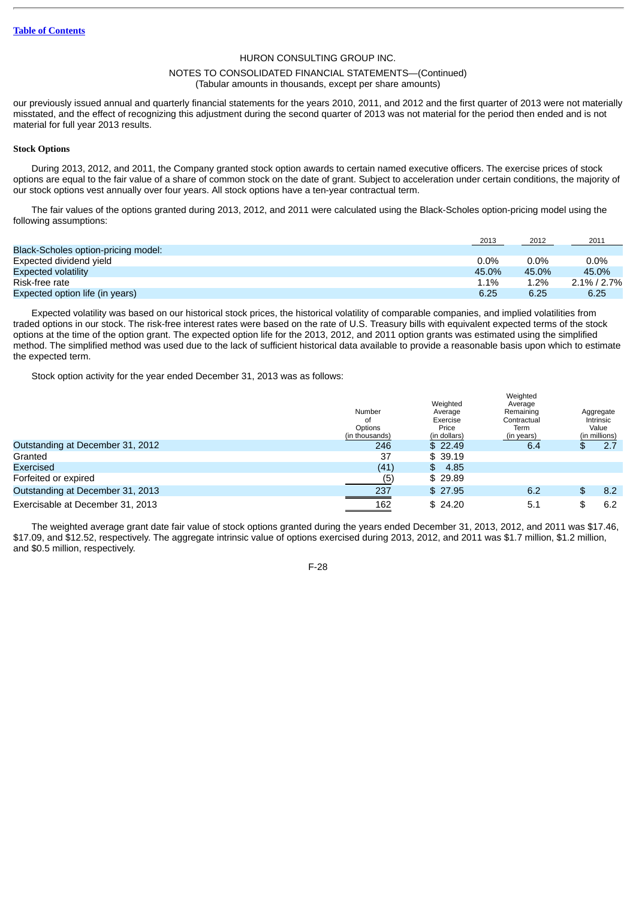HURON CONSULTING GROUP INC.

NOTES TO CONSOLIDATED FINANCIAL STATEMENTS—(Continued)
(Tabular amounts in thousands, except per share amounts)

our previously issued annual and quarterly financial statements for the years 2010, 2011, and 2012 and the first quarter of 2013 were not materially misstated, and the effect of recognizing this adjustment during the second quarter of 2013 was not material for the period then ended and is not material for full year 2013 results.

**Stock Options**

During 2013, 2012, and 2011, the Company granted stock option awards to certain named executive officers. The exercise prices of stock options are equal to the fair value of a share of common stock on the date of grant. Subject to acceleration under certain conditions, the majority of our stock options vest annually over four years. All stock options have a ten-year contractual term.

The fair values of the options granted during 2013, 2012, and 2011 were calculated using the Black-Scholes option-pricing model using the following assumptions:

| | 2013 | 2012 | 2011 |
|---|---|---|---|
| Black-Scholes option-pricing model: | | | |
| Expected dividend yield | 0.0% | 0.0% | 0.0% |
| Expected volatility | 45.0% | 45.0% | 45.0% |
| Risk-free rate | 1.1% | 1.2% | 2.1% / 2.7% |
| Expected option life (in years) | 6.25 | 6.25 | 6.25 |

Expected volatility was based on our historical stock prices, the historical volatility of comparable companies, and implied volatilities from traded options in our stock. The risk-free interest rates were based on the rate of U.S. Treasury bills with equivalent expected terms of the stock options at the time of the option grant. The expected option life for the 2013, 2012, and 2011 option grants was estimated using the simplified method. The simplified method was used due to the lack of sufficient historical data available to provide a reasonable basis upon which to estimate the expected term.

Stock option activity for the year ended December 31, 2013 was as follows:

| | Number of Options (in thousands) | Weighted Average Exercise Price (in dollars) | Weighted Average Remaining Contractual Term (in years) | Aggregate Intrinsic Value (in millions) |
|---|---|---|---|---|
| Outstanding at December 31, 2012 | 246 | $ 22.49 | 6.4 | $ 2.7 |
| Granted | 37 | $ 39.19 | | |
| Exercised | (41) | $ 4.85 | | |
| Forfeited or expired | (5) | $ 29.89 | | |
| Outstanding at December 31, 2013 | 237 | $ 27.95 | 6.2 | $ 8.2 |
| Exercisable at December 31, 2013 | 162 | $ 24.20 | 5.1 | $ 6.2 |

The weighted average grant date fair value of stock options granted during the years ended December 31, 2013, 2012, and 2011 was $17.46, $17.09, and $12.52, respectively. The aggregate intrinsic value of options exercised during 2013, 2012, and 2011 was $1.7 million, $1.2 million, and $0.5 million, respectively.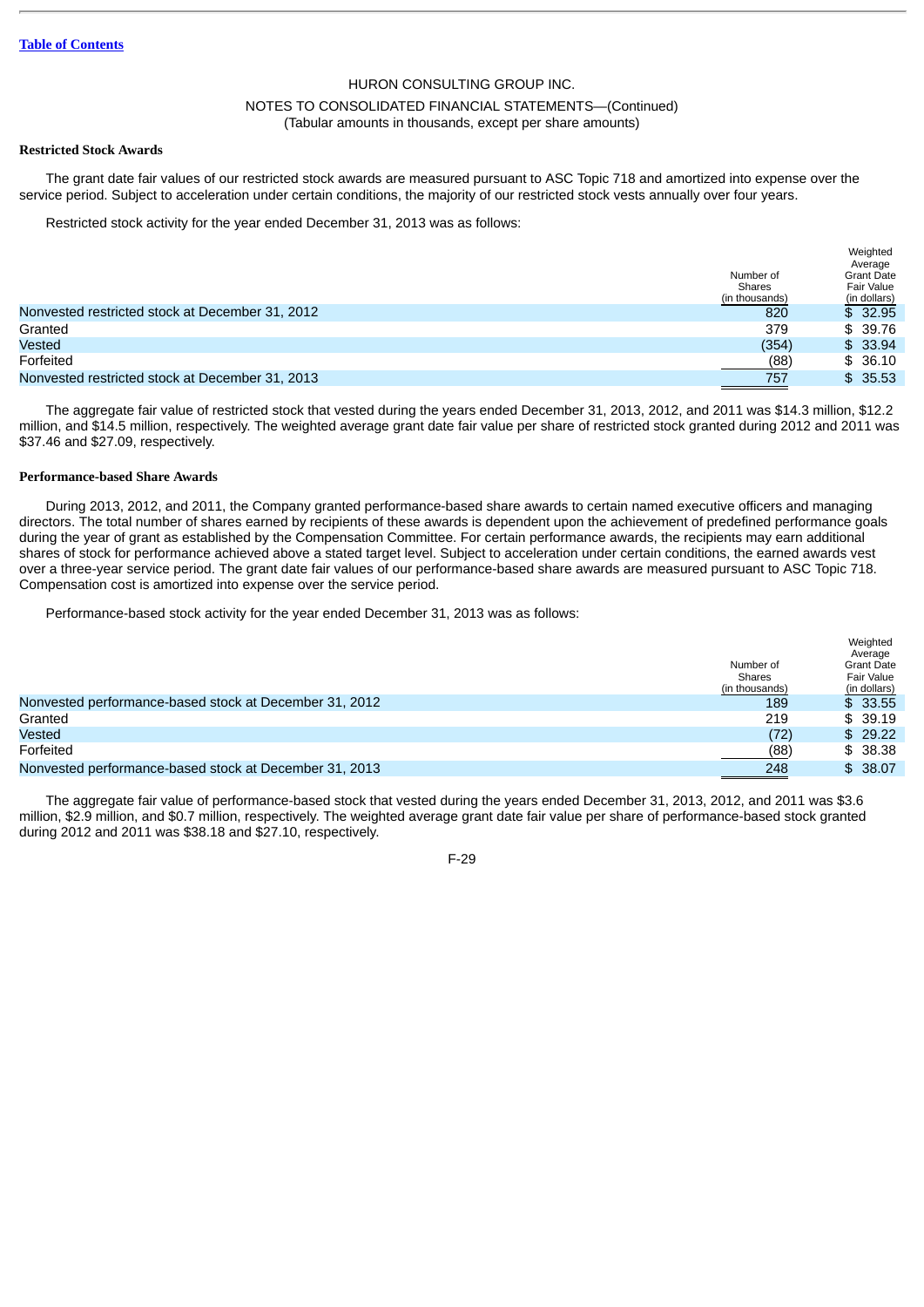HURON CONSULTING GROUP INC.

NOTES TO CONSOLIDATED FINANCIAL STATEMENTS—(Continued)
(Tabular amounts in thousands, except per share amounts)

**Restricted Stock Awards**

The grant date fair values of our restricted stock awards are measured pursuant to ASC Topic 718 and amortized into expense over the service period. Subject to acceleration under certain conditions, the majority of our restricted stock vests annually over four years.

Restricted stock activity for the year ended December 31, 2013 was as follows:

| | Number of Shares (in thousands) | Weighted Average Grant Date Fair Value (in dollars) |
|---|---|---|
| Nonvested restricted stock at December 31, 2012 | 820 | $ 32.95 |
| Granted | 379 | $ 39.76 |
| Vested | (354) | $ 33.94 |
| Forfeited | (88) | $ 36.10 |
| Nonvested restricted stock at December 31, 2013 | 757 | $ 35.53 |

The aggregate fair value of restricted stock that vested during the years ended December 31, 2013, 2012, and 2011 was $14.3 million, $12.2 million, and $14.5 million, respectively. The weighted average grant date fair value per share of restricted stock granted during 2012 and 2011 was $37.46 and $27.09, respectively.

**Performance-based Share Awards**

During 2013, 2012, and 2011, the Company granted performance-based share awards to certain named executive officers and managing directors. The total number of shares earned by recipients of these awards is dependent upon the achievement of predefined performance goals during the year of grant as established by the Compensation Committee. For certain performance awards, the recipients may earn additional shares of stock for performance achieved above a stated target level. Subject to acceleration under certain conditions, the earned awards vest over a three-year service period. The grant date fair values of our performance-based share awards are measured pursuant to ASC Topic 718. Compensation cost is amortized into expense over the service period.

Performance-based stock activity for the year ended December 31, 2013 was as follows:

| | Number of Shares (in thousands) | Weighted Average Grant Date Fair Value (in dollars) |
|---|---|---|
| Nonvested performance-based stock at December 31, 2012 | 189 | $ 33.55 |
| Granted | 219 | $ 39.19 |
| Vested | (72) | $ 29.22 |
| Forfeited | (88) | $ 38.38 |
| Nonvested performance-based stock at December 31, 2013 | 248 | $ 38.07 |

The aggregate fair value of performance-based stock that vested during the years ended December 31, 2013, 2012, and 2011 was $3.6 million, $2.9 million, and $0.7 million, respectively. The weighted average grant date fair value per share of performance-based stock granted during 2012 and 2011 was $38.18 and $27.10, respectively.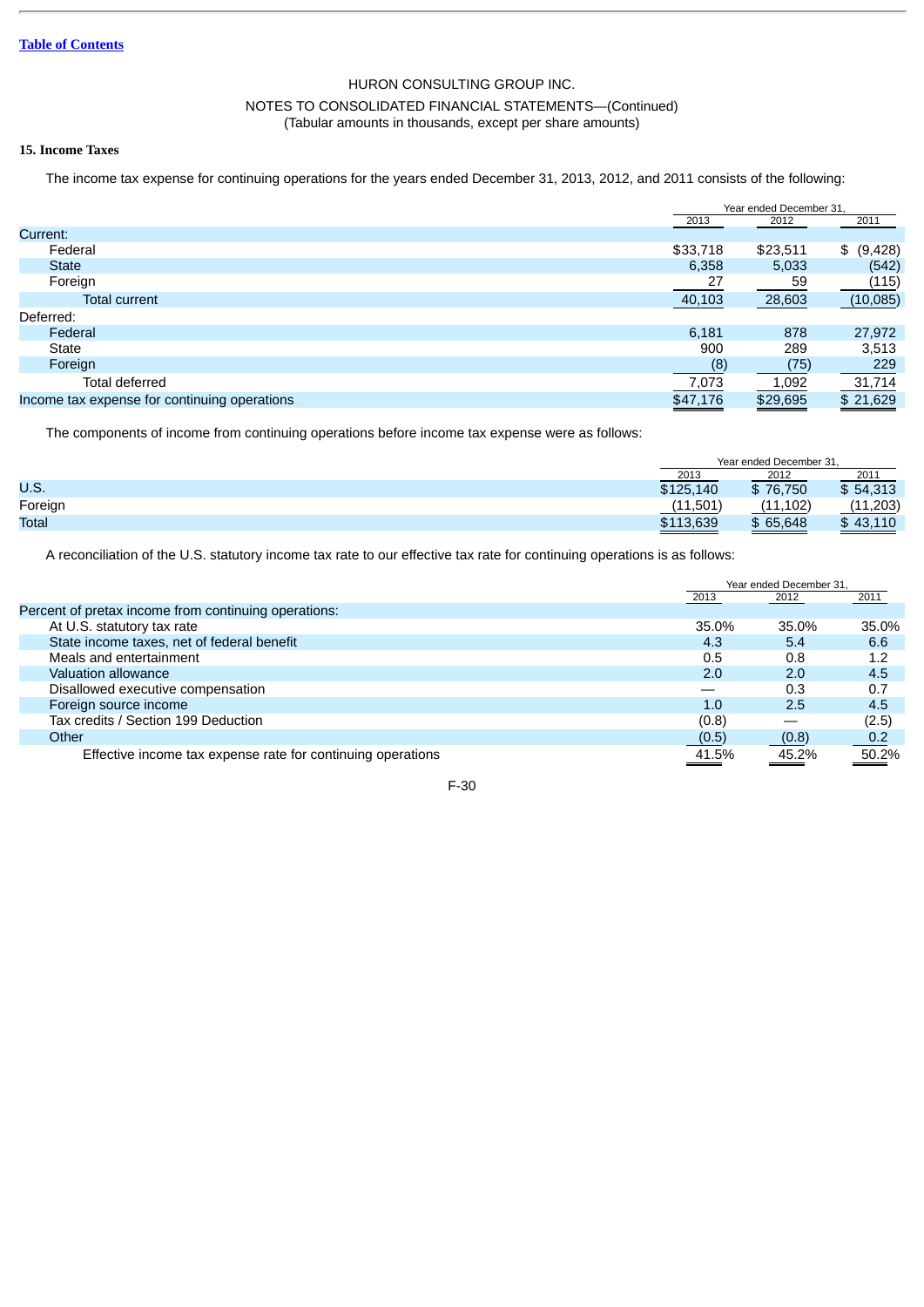Table of Contents

HURON CONSULTING GROUP INC.

NOTES TO CONSOLIDATED FINANCIAL STATEMENTS—(Continued)
(Tabular amounts in thousands, except per share amounts)

**15. Income Taxes**

The income tax expense for continuing operations for the years ended December 31, 2013, 2012, and 2011 consists of the following:

| | Year ended December 31, | | |
|---|---|---|---|
| | 2013 | 2012 | 2011 |
| Current: | | | |
| Federal | $33,718 | $23,511 | $ (9,428) |
| State | 6,358 | 5,033 | (542) |
| Foreign | 27 | 59 | (115) |
| Total current | 40,103 | 28,603 | (10,085) |
| Deferred: | | | |
| Federal | 6,181 | 878 | 27,972 |
| State | 900 | 289 | 3,513 |
| Foreign | (8) | (75) | 229 |
| Total deferred | 7,073 | 1,092 | 31,714 |
| Income tax expense for continuing operations | $47,176 | $29,695 | $ 21,629 |

The components of income from continuing operations before income tax expense were as follows:

| | Year ended December 31, | | |
|---|---|---|---|
| | 2013 | 2012 | 2011 |
| U.S. | $125,140 | $ 76,750 | $ 54,313 |
| Foreign | (11,501) | (11,102) | (11,203) |
| Total | $113,639 | $ 65,648 | $ 43,110 |

A reconciliation of the U.S. statutory income tax rate to our effective tax rate for continuing operations is as follows:

| | Year ended December 31, | | |
|---|---|---|---|
| | 2013 | 2012 | 2011 |
| Percent of pretax income from continuing operations: | | | |
| At U.S. statutory tax rate | 35.0% | 35.0% | 35.0% |
| State income taxes, net of federal benefit | 4.3 | 5.4 | 6.6 |
| Meals and entertainment | 0.5 | 0.8 | 1.2 |
| Valuation allowance | 2.0 | 2.0 | 4.5 |
| Disallowed executive compensation | — | 0.3 | 0.7 |
| Foreign source income | 1.0 | 2.5 | 4.5 |
| Tax credits / Section 199 Deduction | (0.8) | — | (2.5) |
| Other | (0.5) | (0.8) | 0.2 |
| Effective income tax expense rate for continuing operations | 41.5% | 45.2% | 50.2% |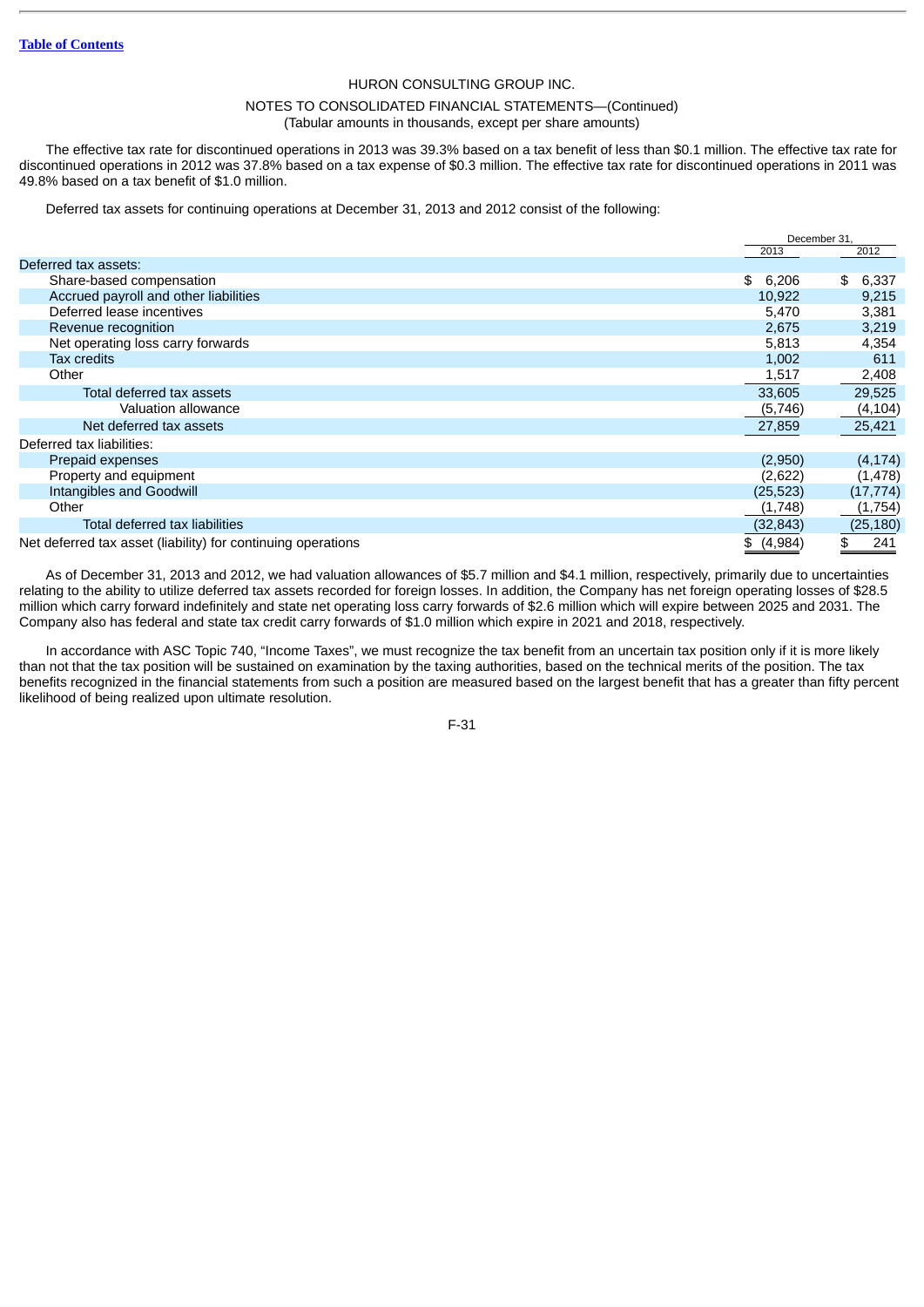HURON CONSULTING GROUP INC.

NOTES TO CONSOLIDATED FINANCIAL STATEMENTS—(Continued)
(Tabular amounts in thousands, except per share amounts)

The effective tax rate for discontinued operations in 2013 was 39.3% based on a tax benefit of less than $0.1 million. The effective tax rate for discontinued operations in 2012 was 37.8% based on a tax expense of $0.3 million. The effective tax rate for discontinued operations in 2011 was 49.8% based on a tax benefit of $1.0 million.

Deferred tax assets for continuing operations at December 31, 2013 and 2012 consist of the following:

| | December 31, | |
|---|---|---|
| | 2013 | 2012 |
| Deferred tax assets: | | |
| Share-based compensation | $ 6,206 | $ 6,337 |
| Accrued payroll and other liabilities | 10,922 | 9,215 |
| Deferred lease incentives | 5,470 | 3,381 |
| Revenue recognition | 2,675 | 3,219 |
| Net operating loss carry forwards | 5,813 | 4,354 |
| Tax credits | 1,002 | 611 |
| Other | 1,517 | 2,408 |
| Total deferred tax assets | 33,605 | 29,525 |
| Valuation allowance | (5,746) | (4,104) |
| Net deferred tax assets | 27,859 | 25,421 |
| Deferred tax liabilities: | | |
| Prepaid expenses | (2,950) | (4,174) |
| Property and equipment | (2,622) | (1,478) |
| Intangibles and Goodwill | (25,523) | (17,774) |
| Other | (1,748) | (1,754) |
| Total deferred tax liabilities | (32,843) | (25,180) |
| Net deferred tax asset (liability) for continuing operations | $ (4,984) | $ 241 |

As of December 31, 2013 and 2012, we had valuation allowances of $5.7 million and $4.1 million, respectively, primarily due to uncertainties relating to the ability to utilize deferred tax assets recorded for foreign losses. In addition, the Company has net foreign operating losses of $28.5 million which carry forward indefinitely and state net operating loss carry forwards of $2.6 million which will expire between 2025 and 2031. The Company also has federal and state tax credit carry forwards of $1.0 million which expire in 2021 and 2018, respectively.

In accordance with ASC Topic 740, "Income Taxes", we must recognize the tax benefit from an uncertain tax position only if it is more likely than not that the tax position will be sustained on examination by the taxing authorities, based on the technical merits of the position. The tax benefits recognized in the financial statements from such a position are measured based on the largest benefit that has a greater than fifty percent likelihood of being realized upon ultimate resolution.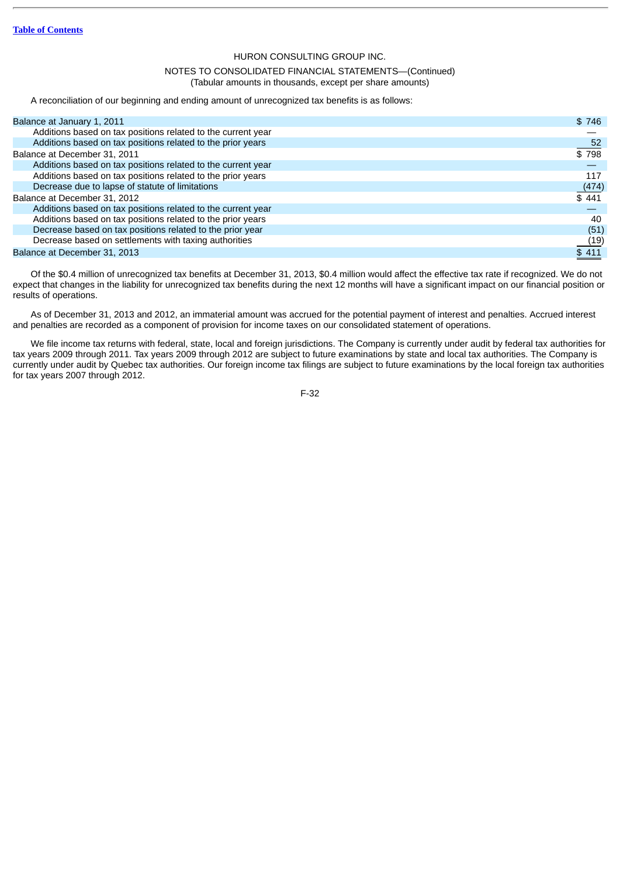HURON CONSULTING GROUP INC.

NOTES TO CONSOLIDATED FINANCIAL STATEMENTS—(Continued)
(Tabular amounts in thousands, except per share amounts)

A reconciliation of our beginning and ending amount of unrecognized tax benefits is as follows:

| | |
|---|---|
| Balance at January 1, 2011 | $ 746 |
| Additions based on tax positions related to the current year | — |
| Additions based on tax positions related to the prior years | 52 |
| Balance at December 31, 2011 | $ 798 |
| Additions based on tax positions related to the current year | — |
| Additions based on tax positions related to the prior years | 117 |
| Decrease due to lapse of statute of limitations | (474) |
| Balance at December 31, 2012 | $ 441 |
| Additions based on tax positions related to the current year | — |
| Additions based on tax positions related to the prior years | 40 |
| Decrease based on tax positions related to the prior year | (51) |
| Decrease based on settlements with taxing authorities | (19) |
| Balance at December 31, 2013 | $ 411 |

Of the $0.4 million of unrecognized tax benefits at December 31, 2013, $0.4 million would affect the effective tax rate if recognized. We do not expect that changes in the liability for unrecognized tax benefits during the next 12 months will have a significant impact on our financial position or results of operations.

As of December 31, 2013 and 2012, an immaterial amount was accrued for the potential payment of interest and penalties. Accrued interest and penalties are recorded as a component of provision for income taxes on our consolidated statement of operations.

We file income tax returns with federal, state, local and foreign jurisdictions. The Company is currently under audit by federal tax authorities for tax years 2009 through 2011. Tax years 2009 through 2012 are subject to future examinations by state and local tax authorities. The Company is currently under audit by Quebec tax authorities. Our foreign income tax filings are subject to future examinations by the local foreign tax authorities for tax years 2007 through 2012.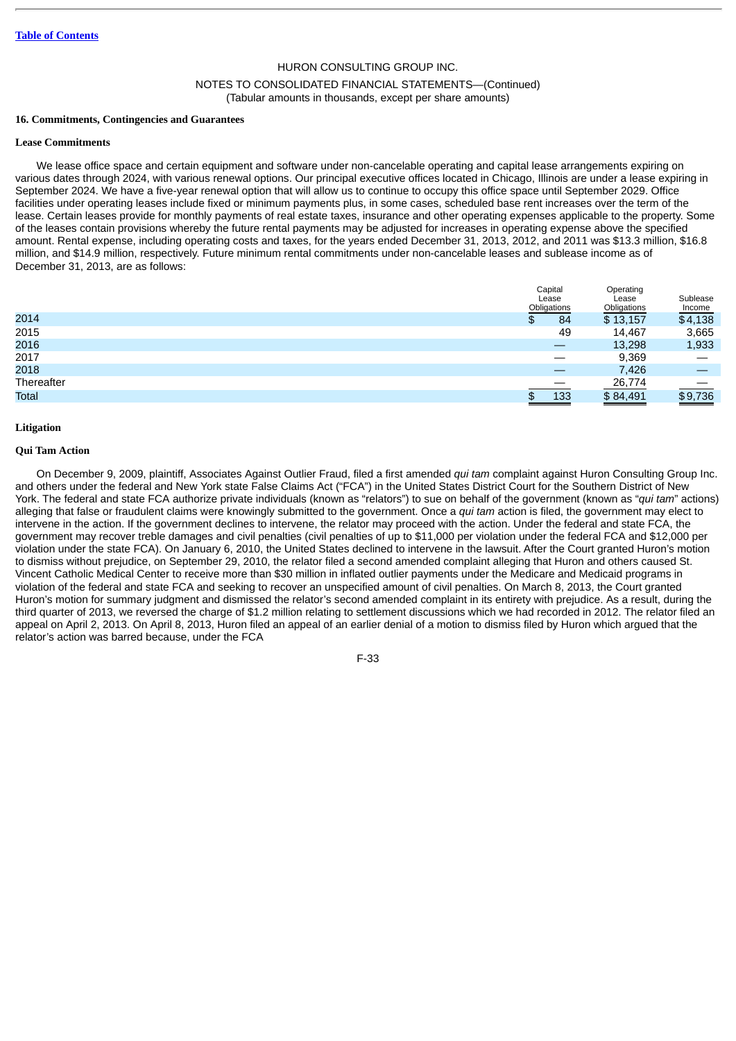HURON CONSULTING GROUP INC.

NOTES TO CONSOLIDATED FINANCIAL STATEMENTS—(Continued)
(Tabular amounts in thousands, except per share amounts)

## 16. Commitments, Contingencies and Guarantees

### Lease Commitments

We lease office space and certain equipment and software under non-cancelable operating and capital lease arrangements expiring on various dates through 2024, with various renewal options. Our principal executive offices located in Chicago, Illinois are under a lease expiring in September 2024. We have a five-year renewal option that will allow us to continue to occupy this office space until September 2029. Office facilities under operating leases include fixed or minimum payments plus, in some cases, scheduled base rent increases over the term of the lease. Certain leases provide for monthly payments of real estate taxes, insurance and other operating expenses applicable to the property. Some of the leases contain provisions whereby the future rental payments may be adjusted for increases in operating expense above the specified amount. Rental expense, including operating costs and taxes, for the years ended December 31, 2013, 2012, and 2011 was $13.3 million, $16.8 million, and $14.9 million, respectively. Future minimum rental commitments under non-cancelable leases and sublease income as of December 31, 2013, are as follows:

| | Capital Lease Obligations | Operating Lease Obligations | Sublease Income |
|---|---|---|---|
| 2014 | $ 84 | $ 13,157 | $ 4,138 |
| 2015 | 49 | 14,467 | 3,665 |
| 2016 | — | 13,298 | 1,933 |
| 2017 | — | 9,369 | — |
| 2018 | — | 7,426 | — |
| Thereafter | — | 26,774 | — |
| Total | $ 133 | $ 84,491 | $ 9,736 |

### Litigation

### Qui Tam Action

On December 9, 2009, plaintiff, Associates Against Outlier Fraud, filed a first amended *qui tam* complaint against Huron Consulting Group Inc. and others under the federal and New York state False Claims Act ("FCA") in the United States District Court for the Southern District of New York. The federal and state FCA authorize private individuals (known as "relators") to sue on behalf of the government (known as "*qui tam*" actions) alleging that false or fraudulent claims were knowingly submitted to the government. Once a *qui tam* action is filed, the government may elect to intervene in the action. If the government declines to intervene, the relator may proceed with the action. Under the federal and state FCA, the government may recover treble damages and civil penalties (civil penalties of up to $11,000 per violation under the federal FCA and $12,000 per violation under the state FCA). On January 6, 2010, the United States declined to intervene in the lawsuit. After the Court granted Huron's motion to dismiss without prejudice, on September 29, 2010, the relator filed a second amended complaint alleging that Huron and others caused St. Vincent Catholic Medical Center to receive more than $30 million in inflated outlier payments under the Medicare and Medicaid programs in violation of the federal and state FCA and seeking to recover an unspecified amount of civil penalties. On March 8, 2013, the Court granted Huron's motion for summary judgment and dismissed the relator's second amended complaint in its entirety with prejudice. As a result, during the third quarter of 2013, we reversed the charge of $1.2 million relating to settlement discussions which we had recorded in 2012. The relator filed an appeal on April 2, 2013. On April 8, 2013, Huron filed an appeal of an earlier denial of a motion to dismiss filed by Huron which argued that the relator's action was barred because, under the FCA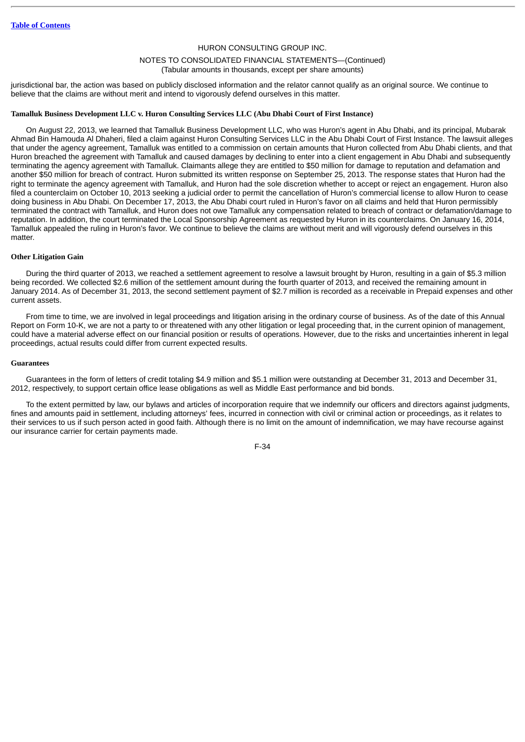jurisdictional bar, the action was based on publicly disclosed information and the relator cannot qualify as an original source. We continue to believe that the claims are without merit and intend to vigorously defend ourselves in this matter.

**Tamalluk Business Development LLC v. Huron Consulting Services LLC (Abu Dhabi Court of First Instance)**

On August 22, 2013, we learned that Tamalluk Business Development LLC, who was Huron's agent in Abu Dhabi, and its principal, Mubarak Ahmad Bin Hamouda Al Dhaheri, filed a claim against Huron Consulting Services LLC in the Abu Dhabi Court of First Instance. The lawsuit alleges that under the agency agreement, Tamalluk was entitled to a commission on certain amounts that Huron collected from Abu Dhabi clients, and that Huron breached the agreement with Tamalluk and caused damages by declining to enter into a client engagement in Abu Dhabi and subsequently terminating the agency agreement with Tamalluk. Claimants allege they are entitled to $50 million for damage to reputation and defamation and another $50 million for breach of contract. Huron submitted its written response on September 25, 2013. The response states that Huron had the right to terminate the agency agreement with Tamalluk, and Huron had the sole discretion whether to accept or reject an engagement. Huron also filed a counterclaim on October 10, 2013 seeking a judicial order to permit the cancellation of Huron's commercial license to allow Huron to cease doing business in Abu Dhabi. On December 17, 2013, the Abu Dhabi court ruled in Huron's favor on all claims and held that Huron permissibly terminated the contract with Tamalluk, and Huron does not owe Tamalluk any compensation related to breach of contract or defamation/damage to reputation. In addition, the court terminated the Local Sponsorship Agreement as requested by Huron in its counterclaims. On January 16, 2014, Tamalluk appealed the ruling in Huron's favor. We continue to believe the claims are without merit and will vigorously defend ourselves in this matter.

**Other Litigation Gain**

During the third quarter of 2013, we reached a settlement agreement to resolve a lawsuit brought by Huron, resulting in a gain of $5.3 million being recorded. We collected $2.6 million of the settlement amount during the fourth quarter of 2013, and received the remaining amount in January 2014. As of December 31, 2013, the second settlement payment of $2.7 million is recorded as a receivable in Prepaid expenses and other current assets.

From time to time, we are involved in legal proceedings and litigation arising in the ordinary course of business. As of the date of this Annual Report on Form 10-K, we are not a party to or threatened with any other litigation or legal proceeding that, in the current opinion of management, could have a material adverse effect on our financial position or results of operations. However, due to the risks and uncertainties inherent in legal proceedings, actual results could differ from current expected results.

**Guarantees**

Guarantees in the form of letters of credit totaling $4.9 million and $5.1 million were outstanding at December 31, 2013 and December 31, 2012, respectively, to support certain office lease obligations as well as Middle East performance and bid bonds.

To the extent permitted by law, our bylaws and articles of incorporation require that we indemnify our officers and directors against judgments, fines and amounts paid in settlement, including attorneys' fees, incurred in connection with civil or criminal action or proceedings, as it relates to their services to us if such person acted in good faith. Although there is no limit on the amount of indemnification, we may have recourse against our insurance carrier for certain payments made.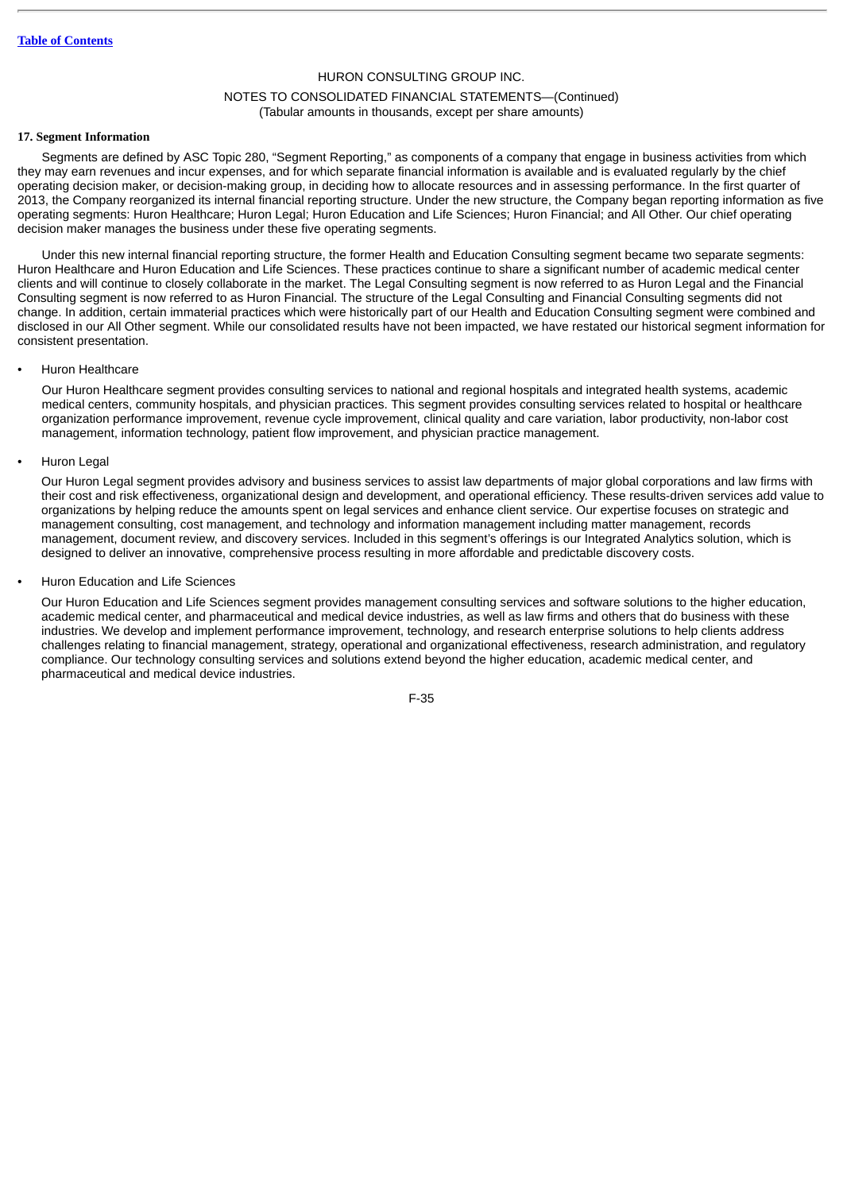HURON CONSULTING GROUP INC.

NOTES TO CONSOLIDATED FINANCIAL STATEMENTS—(Continued)
(Tabular amounts in thousands, except per share amounts)

**17. Segment Information**

Segments are defined by ASC Topic 280, “Segment Reporting,” as components of a company that engage in business activities from which they may earn revenues and incur expenses, and for which separate financial information is available and is evaluated regularly by the chief operating decision maker, or decision-making group, in deciding how to allocate resources and in assessing performance. In the first quarter of 2013, the Company reorganized its internal financial reporting structure. Under the new structure, the Company began reporting information as five operating segments: Huron Healthcare; Huron Legal; Huron Education and Life Sciences; Huron Financial; and All Other. Our chief operating decision maker manages the business under these five operating segments.

Under this new internal financial reporting structure, the former Health and Education Consulting segment became two separate segments: Huron Healthcare and Huron Education and Life Sciences. These practices continue to share a significant number of academic medical center clients and will continue to closely collaborate in the market. The Legal Consulting segment is now referred to as Huron Legal and the Financial Consulting segment is now referred to as Huron Financial. The structure of the Legal Consulting and Financial Consulting segments did not change. In addition, certain immaterial practices which were historically part of our Health and Education Consulting segment were combined and disclosed in our All Other segment. While our consolidated results have not been impacted, we have restated our historical segment information for consistent presentation.

- Huron Healthcare

  Our Huron Healthcare segment provides consulting services to national and regional hospitals and integrated health systems, academic medical centers, community hospitals, and physician practices. This segment provides consulting services related to hospital or healthcare organization performance improvement, revenue cycle improvement, clinical quality and care variation, labor productivity, non-labor cost management, information technology, patient flow improvement, and physician practice management.

- Huron Legal

  Our Huron Legal segment provides advisory and business services to assist law departments of major global corporations and law firms with their cost and risk effectiveness, organizational design and development, and operational efficiency. These results-driven services add value to organizations by helping reduce the amounts spent on legal services and enhance client service. Our expertise focuses on strategic and management consulting, cost management, and technology and information management including matter management, records management, document review, and discovery services. Included in this segment’s offerings is our Integrated Analytics solution, which is designed to deliver an innovative, comprehensive process resulting in more affordable and predictable discovery costs.

- Huron Education and Life Sciences

  Our Huron Education and Life Sciences segment provides management consulting services and software solutions to the higher education, academic medical center, and pharmaceutical and medical device industries, as well as law firms and others that do business with these industries. We develop and implement performance improvement, technology, and research enterprise solutions to help clients address challenges relating to financial management, strategy, operational and organizational effectiveness, research administration, and regulatory compliance. Our technology consulting services and solutions extend beyond the higher education, academic medical center, and pharmaceutical and medical device industries.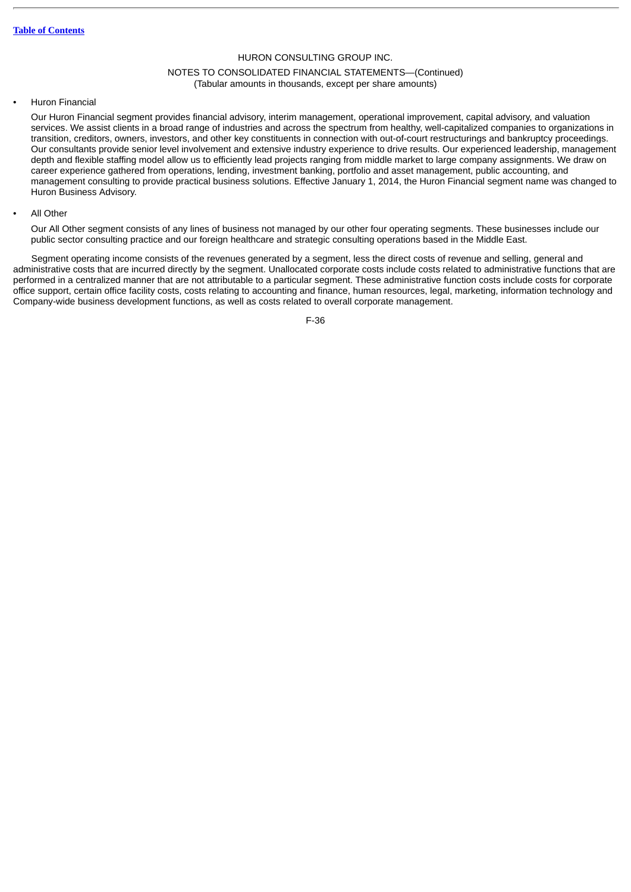HURON CONSULTING GROUP INC.

NOTES TO CONSOLIDATED FINANCIAL STATEMENTS—(Continued)
(Tabular amounts in thousands, except per share amounts)

- Huron Financial

  Our Huron Financial segment provides financial advisory, interim management, operational improvement, capital advisory, and valuation services. We assist clients in a broad range of industries and across the spectrum from healthy, well-capitalized companies to organizations in transition, creditors, owners, investors, and other key constituents in connection with out-of-court restructurings and bankruptcy proceedings. Our consultants provide senior level involvement and extensive industry experience to drive results. Our experienced leadership, management depth and flexible staffing model allow us to efficiently lead projects ranging from middle market to large company assignments. We draw on career experience gathered from operations, lending, investment banking, portfolio and asset management, public accounting, and management consulting to provide practical business solutions. Effective January 1, 2014, the Huron Financial segment name was changed to Huron Business Advisory.

- All Other

  Our All Other segment consists of any lines of business not managed by our other four operating segments. These businesses include our public sector consulting practice and our foreign healthcare and strategic consulting operations based in the Middle East.

Segment operating income consists of the revenues generated by a segment, less the direct costs of revenue and selling, general and administrative costs that are incurred directly by the segment. Unallocated corporate costs include costs related to administrative functions that are performed in a centralized manner that are not attributable to a particular segment. These administrative function costs include costs for corporate office support, certain office facility costs, costs relating to accounting and finance, human resources, legal, marketing, information technology and Company-wide business development functions, as well as costs related to overall corporate management.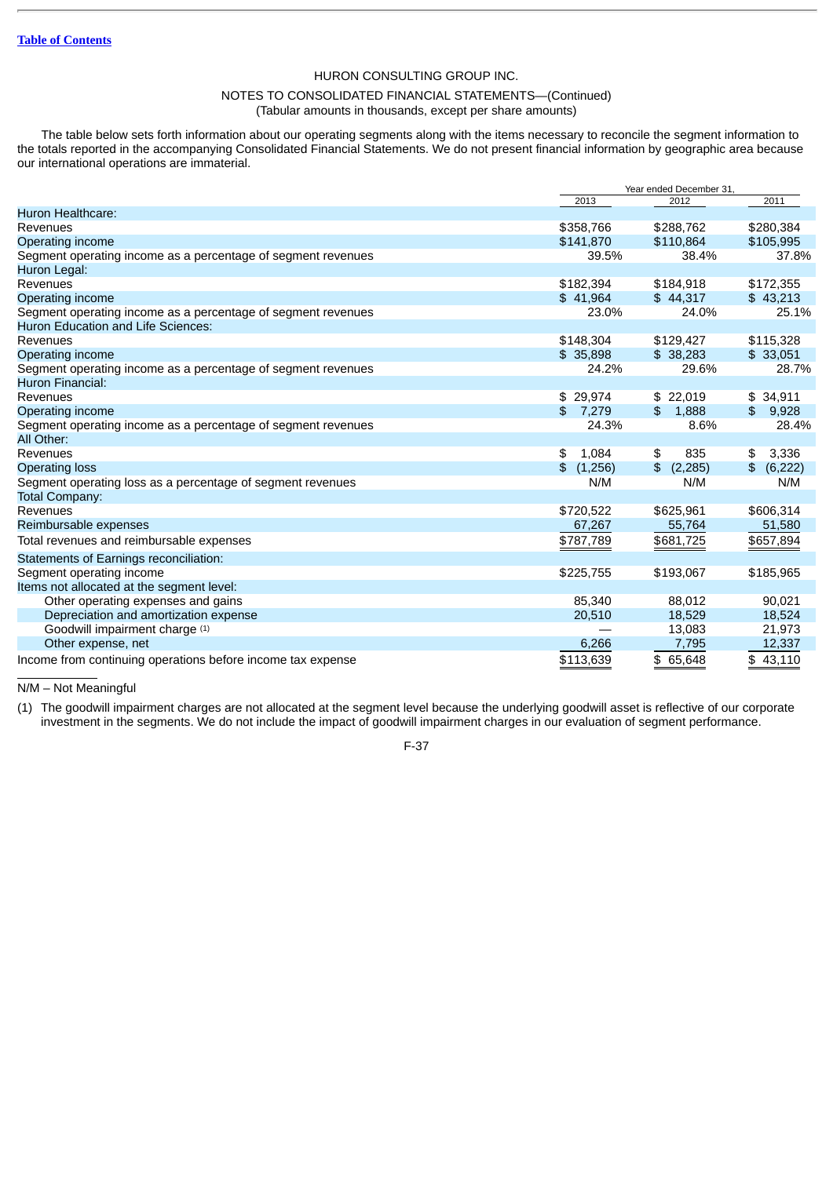HURON CONSULTING GROUP INC.

NOTES TO CONSOLIDATED FINANCIAL STATEMENTS—(Continued)
(Tabular amounts in thousands, except per share amounts)

The table below sets forth information about our operating segments along with the items necessary to reconcile the segment information to the totals reported in the accompanying Consolidated Financial Statements. We do not present financial information by geographic area because our international operations are immaterial.

| | Year ended December 31, | | |
|---|---|---|---|
| | 2013 | 2012 | 2011 |
| Huron Healthcare: | | | |
| Revenues | $358,766 | $288,762 | $280,384 |
| Operating income | $141,870 | $110,864 | $105,995 |
| Segment operating income as a percentage of segment revenues | 39.5% | 38.4% | 37.8% |
| Huron Legal: | | | |
| Revenues | $182,394 | $184,918 | $172,355 |
| Operating income | $ 41,964 | $ 44,317 | $ 43,213 |
| Segment operating income as a percentage of segment revenues | 23.0% | 24.0% | 25.1% |
| Huron Education and Life Sciences: | | | |
| Revenues | $148,304 | $129,427 | $115,328 |
| Operating income | $ 35,898 | $ 38,283 | $ 33,051 |
| Segment operating income as a percentage of segment revenues | 24.2% | 29.6% | 28.7% |
| Huron Financial: | | | |
| Revenues | $ 29,974 | $ 22,019 | $ 34,911 |
| Operating income | $ 7,279 | $ 1,888 | $ 9,928 |
| Segment operating income as a percentage of segment revenues | 24.3% | 8.6% | 28.4% |
| All Other: | | | |
| Revenues | $ 1,084 | $ 835 | $ 3,336 |
| Operating loss | $ (1,256) | $ (2,285) | $ (6,222) |
| Segment operating loss as a percentage of segment revenues | N/M | N/M | N/M |
| Total Company: | | | |
| Revenues | $720,522 | $625,961 | $606,314 |
| Reimbursable expenses | 67,267 | 55,764 | 51,580 |
| Total revenues and reimbursable expenses | $787,789 | $681,725 | $657,894 |
| Statements of Earnings reconciliation: | | | |
| Segment operating income | $225,755 | $193,067 | $185,965 |
| Items not allocated at the segment level: | | | |
| Other operating expenses and gains | 85,340 | 88,012 | 90,021 |
| Depreciation and amortization expense | 20,510 | 18,529 | 18,524 |
| Goodwill impairment charge (1) | — | 13,083 | 21,973 |
| Other expense, net | 6,266 | 7,795 | 12,337 |
| Income from continuing operations before income tax expense | $113,639 | $ 65,648 | $ 43,110 |

N/M – Not Meaningful

(1) The goodwill impairment charges are not allocated at the segment level because the underlying goodwill asset is reflective of our corporate investment in the segments. We do not include the impact of goodwill impairment charges in our evaluation of segment performance.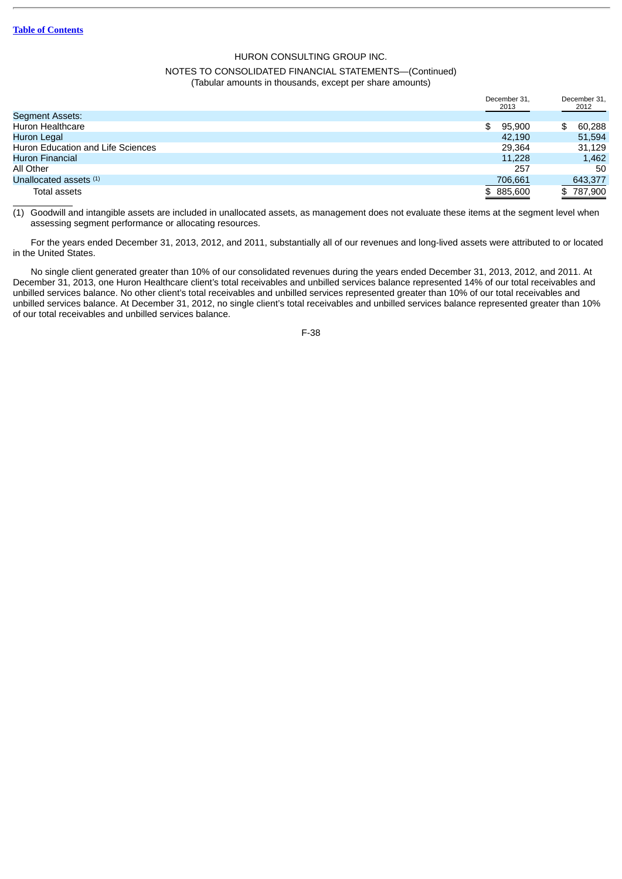HURON CONSULTING GROUP INC.

NOTES TO CONSOLIDATED FINANCIAL STATEMENTS—(Continued)
(Tabular amounts in thousands, except per share amounts)

| | December 31, 2013 | December 31, 2012 |
|---|---|---|
| Segment Assets: | | |
| Huron Healthcare | $ 95,900 | $ 60,288 |
| Huron Legal | 42,190 | 51,594 |
| Huron Education and Life Sciences | 29,364 | 31,129 |
| Huron Financial | 11,228 | 1,462 |
| All Other | 257 | 50 |
| Unallocated assets [(1)] | 706,661 | 643,377 |
| Total assets | $ 885,600 | $ 787,900 |

(1) Goodwill and intangible assets are included in unallocated assets, as management does not evaluate these items at the segment level when assessing segment performance or allocating resources.

For the years ended December 31, 2013, 2012, and 2011, substantially all of our revenues and long-lived assets were attributed to or located in the United States.

No single client generated greater than 10% of our consolidated revenues during the years ended December 31, 2013, 2012, and 2011. At December 31, 2013, one Huron Healthcare client's total receivables and unbilled services balance represented 14% of our total receivables and unbilled services balance. No other client's total receivables and unbilled services represented greater than 10% of our total receivables and unbilled services balance. At December 31, 2012, no single client's total receivables and unbilled services balance represented greater than 10% of our total receivables and unbilled services balance.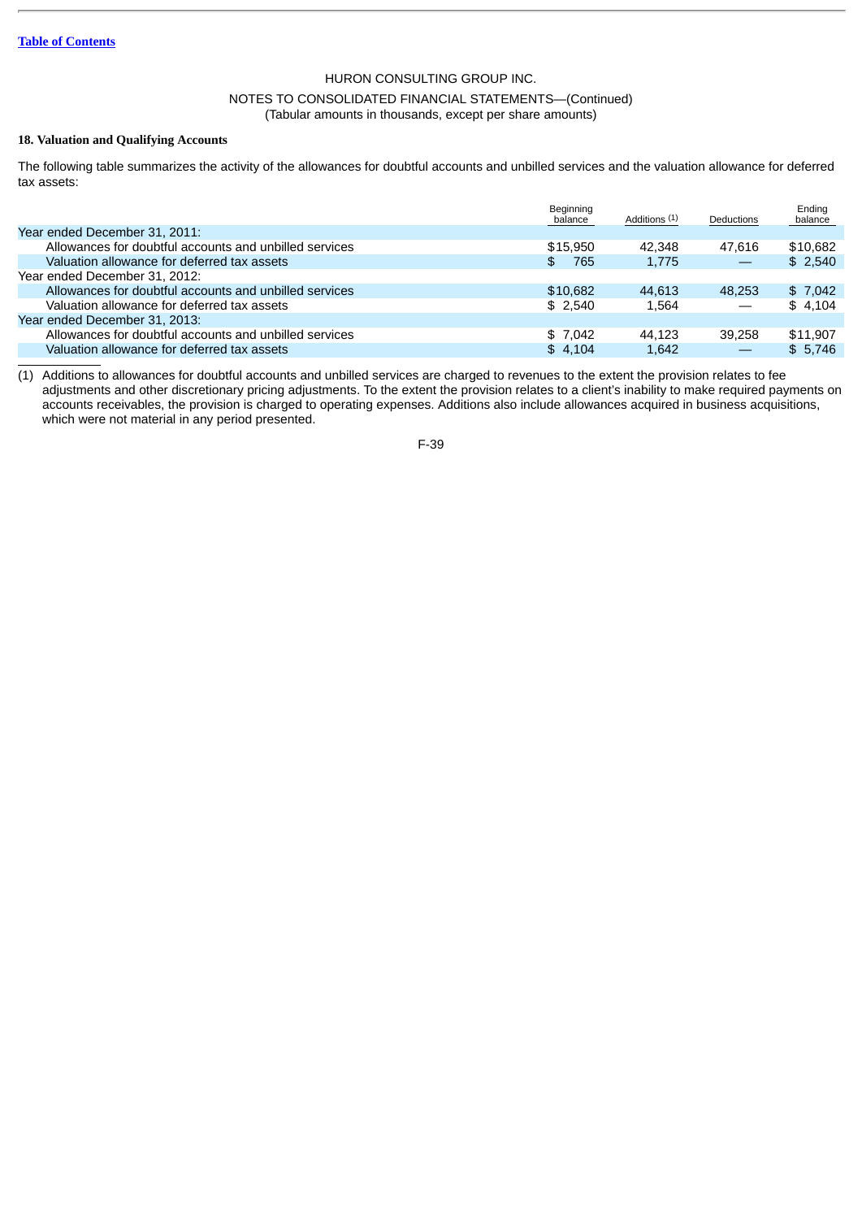HURON CONSULTING GROUP INC.

NOTES TO CONSOLIDATED FINANCIAL STATEMENTS—(Continued)
(Tabular amounts in thousands, except per share amounts)

**18. Valuation and Qualifying Accounts**

The following table summarizes the activity of the allowances for doubtful accounts and unbilled services and the valuation allowance for deferred tax assets:

| | Beginning balance | Additions (1) | Deductions | Ending balance |
|---|---|---|---|---|
| Year ended December 31, 2011: | | | | |
| Allowances for doubtful accounts and unbilled services | $15,950 | 42,348 | 47,616 | $10,682 |
| Valuation allowance for deferred tax assets | $ 765 | 1,775 | — | $ 2,540 |
| Year ended December 31, 2012: | | | | |
| Allowances for doubtful accounts and unbilled services | $10,682 | 44,613 | 48,253 | $ 7,042 |
| Valuation allowance for deferred tax assets | $ 2,540 | 1,564 | — | $ 4,104 |
| Year ended December 31, 2013: | | | | |
| Allowances for doubtful accounts and unbilled services | $ 7,042 | 44,123 | 39,258 | $11,907 |
| Valuation allowance for deferred tax assets | $ 4,104 | 1,642 | — | $ 5,746 |

(1) Additions to allowances for doubtful accounts and unbilled services are charged to revenues to the extent the provision relates to fee adjustments and other discretionary pricing adjustments. To the extent the provision relates to a client's inability to make required payments on accounts receivables, the provision is charged to operating expenses. Additions also include allowances acquired in business acquisitions, which were not material in any period presented.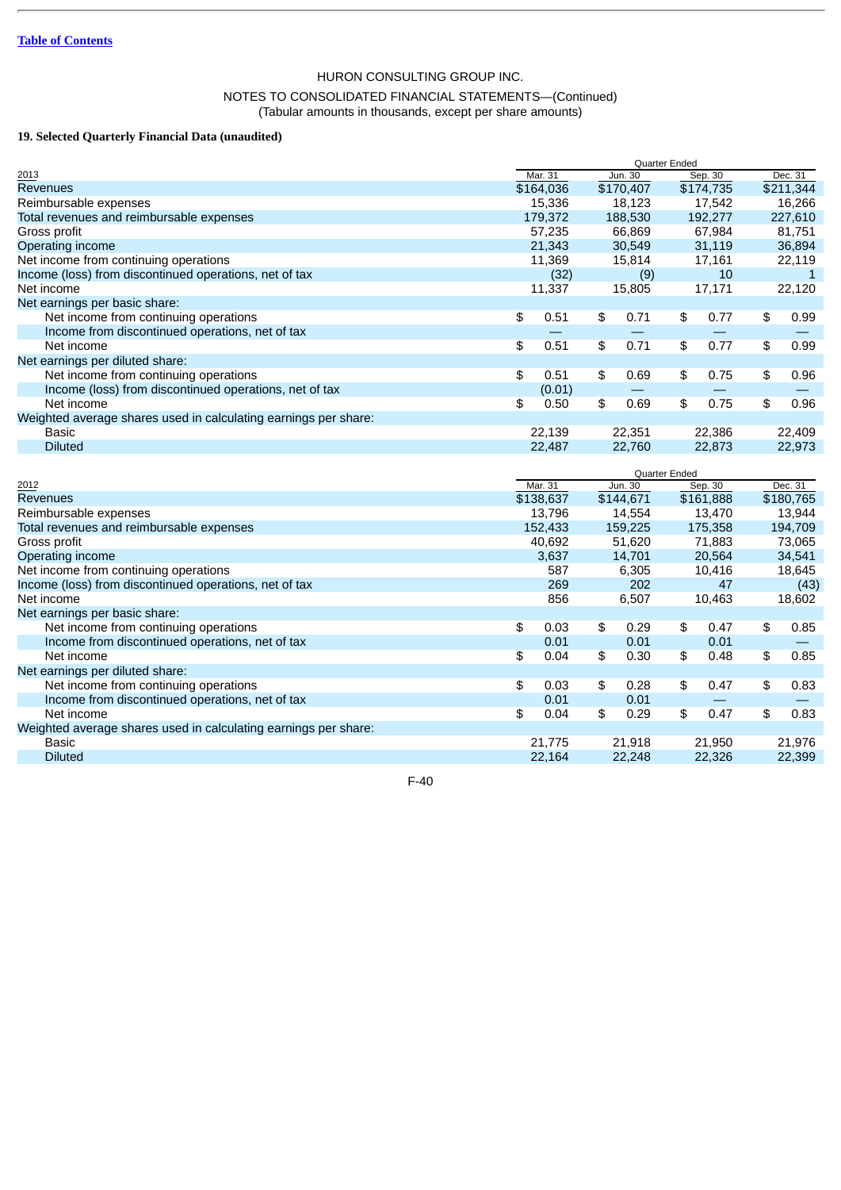HURON CONSULTING GROUP INC.

NOTES TO CONSOLIDATED FINANCIAL STATEMENTS—(Continued)
(Tabular amounts in thousands, except per share amounts)

**19. Selected Quarterly Financial Data (unaudited)**

| | Quarter Ended | | | |
|---|---|---|---|---|
| 2013 | Mar. 31 | Jun. 30 | Sep. 30 | Dec. 31 |
| Revenues | $164,036 | $170,407 | $174,735 | $211,344 |
| Reimbursable expenses | 15,336 | 18,123 | 17,542 | 16,266 |
| Total revenues and reimbursable expenses | 179,372 | 188,530 | 192,277 | 227,610 |
| Gross profit | 57,235 | 66,869 | 67,984 | 81,751 |
| Operating income | 21,343 | 30,549 | 31,119 | 36,894 |
| Net income from continuing operations | 11,369 | 15,814 | 17,161 | 22,119 |
| Income (loss) from discontinued operations, net of tax | (32) | (9) | 10 | 1 |
| Net income | 11,337 | 15,805 | 17,171 | 22,120 |
| Net earnings per basic share: | | | | |
| Net income from continuing operations | $ 0.51 | $ 0.71 | $ 0.77 | $ 0.99 |
| Income from discontinued operations, net of tax | — | — | — | — |
| Net income | $ 0.51 | $ 0.71 | $ 0.77 | $ 0.99 |
| Net earnings per diluted share: | | | | |
| Net income from continuing operations | $ 0.51 | $ 0.69 | $ 0.75 | $ 0.96 |
| Income (loss) from discontinued operations, net of tax | (0.01) | — | — | — |
| Net income | $ 0.50 | $ 0.69 | $ 0.75 | $ 0.96 |
| Weighted average shares used in calculating earnings per share: | | | | |
| Basic | 22,139 | 22,351 | 22,386 | 22,409 |
| Diluted | 22,487 | 22,760 | 22,873 | 22,973 |

| | Quarter Ended | | | |
|---|---|---|---|---|
| 2012 | Mar. 31 | Jun. 30 | Sep. 30 | Dec. 31 |
| Revenues | $138,637 | $144,671 | $161,888 | $180,765 |
| Reimbursable expenses | 13,796 | 14,554 | 13,470 | 13,944 |
| Total revenues and reimbursable expenses | 152,433 | 159,225 | 175,358 | 194,709 |
| Gross profit | 40,692 | 51,620 | 71,883 | 73,065 |
| Operating income | 3,637 | 14,701 | 20,564 | 34,541 |
| Net income from continuing operations | 587 | 6,305 | 10,416 | 18,645 |
| Income (loss) from discontinued operations, net of tax | 269 | 202 | 47 | (43) |
| Net income | 856 | 6,507 | 10,463 | 18,602 |
| Net earnings per basic share: | | | | |
| Net income from continuing operations | $ 0.03 | $ 0.29 | $ 0.47 | $ 0.85 |
| Income from discontinued operations, net of tax | 0.01 | 0.01 | 0.01 | — |
| Net income | $ 0.04 | $ 0.30 | $ 0.48 | $ 0.85 |
| Net earnings per diluted share: | | | | |
| Net income from continuing operations | $ 0.03 | $ 0.28 | $ 0.47 | $ 0.83 |
| Income from discontinued operations, net of tax | 0.01 | 0.01 | — | — |
| Net income | $ 0.04 | $ 0.29 | $ 0.47 | $ 0.83 |
| Weighted average shares used in calculating earnings per share: | | | | |
| Basic | 21,775 | 21,918 | 21,950 | 21,976 |
| Diluted | 22,164 | 22,248 | 22,326 | 22,399 |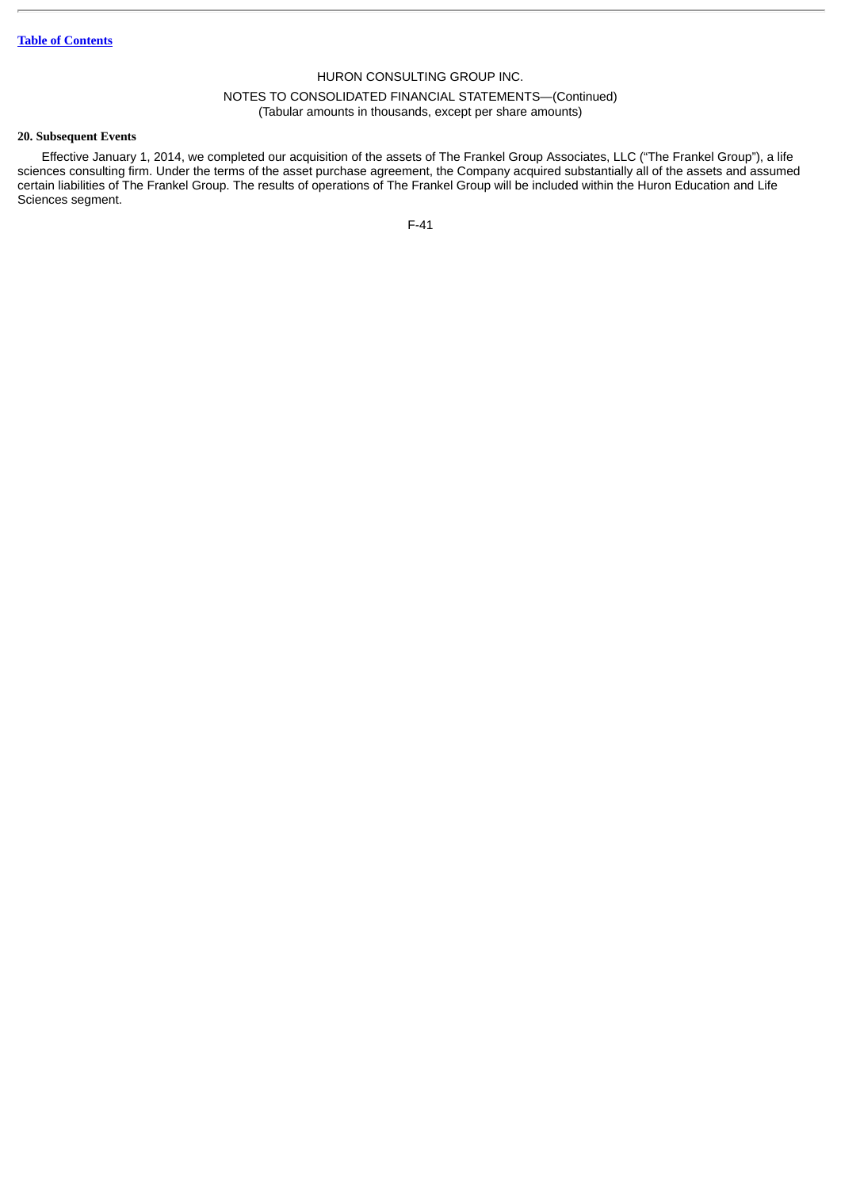HURON CONSULTING GROUP INC.

NOTES TO CONSOLIDATED FINANCIAL STATEMENTS—(Continued)
(Tabular amounts in thousands, except per share amounts)

**20. Subsequent Events**

Effective January 1, 2014, we completed our acquisition of the assets of The Frankel Group Associates, LLC ("The Frankel Group"), a life sciences consulting firm. Under the terms of the asset purchase agreement, the Company acquired substantially all of the assets and assumed certain liabilities of The Frankel Group. The results of operations of The Frankel Group will be included within the Huron Education and Life Sciences segment.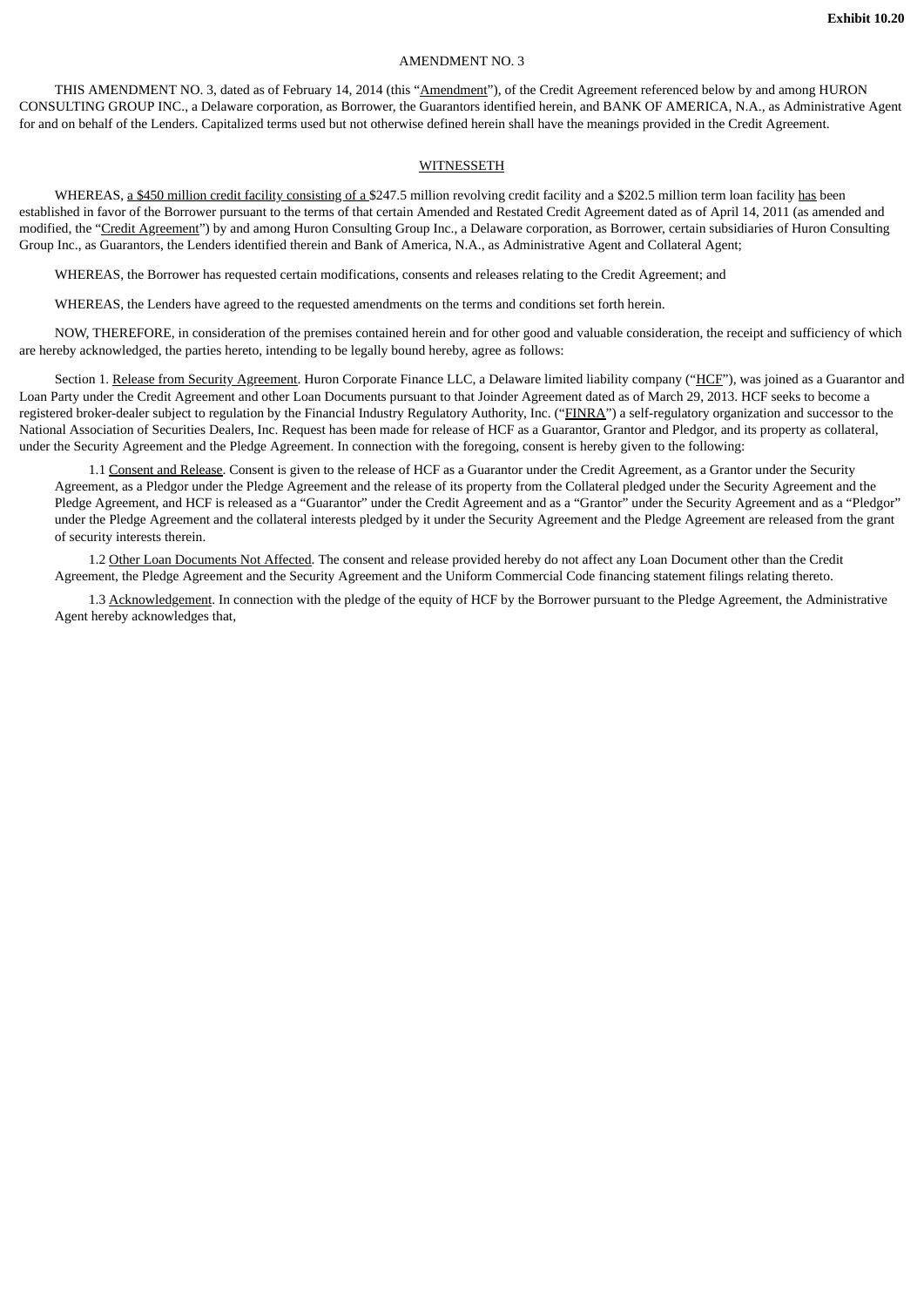**Exhibit 10.20**

AMENDMENT NO. 3

THIS AMENDMENT NO. 3, dated as of February 14, 2014 (this "Amendment"), of the Credit Agreement referenced below by and among HURON CONSULTING GROUP INC., a Delaware corporation, as Borrower, the Guarantors identified herein, and BANK OF AMERICA, N.A., as Administrative Agent for and on behalf of the Lenders. Capitalized terms used but not otherwise defined herein shall have the meanings provided in the Credit Agreement.

WITNESSETH

WHEREAS, a $450 million credit facility consisting of a $247.5 million revolving credit facility and a $202.5 million term loan facility has been established in favor of the Borrower pursuant to the terms of that certain Amended and Restated Credit Agreement dated as of April 14, 2011 (as amended and modified, the "Credit Agreement") by and among Huron Consulting Group Inc., a Delaware corporation, as Borrower, certain subsidiaries of Huron Consulting Group Inc., as Guarantors, the Lenders identified therein and Bank of America, N.A., as Administrative Agent and Collateral Agent;

WHEREAS, the Borrower has requested certain modifications, consents and releases relating to the Credit Agreement; and

WHEREAS, the Lenders have agreed to the requested amendments on the terms and conditions set forth herein.

NOW, THEREFORE, in consideration of the premises contained herein and for other good and valuable consideration, the receipt and sufficiency of which are hereby acknowledged, the parties hereto, intending to be legally bound hereby, agree as follows:

Section 1. Release from Security Agreement. Huron Corporate Finance LLC, a Delaware limited liability company ("HCF"), was joined as a Guarantor and Loan Party under the Credit Agreement and other Loan Documents pursuant to that Joinder Agreement dated as of March 29, 2013. HCF seeks to become a registered broker-dealer subject to regulation by the Financial Industry Regulatory Authority, Inc. ("FINRA") a self-regulatory organization and successor to the National Association of Securities Dealers, Inc. Request has been made for release of HCF as a Guarantor, Grantor and Pledgor, and its property as collateral, under the Security Agreement and the Pledge Agreement. In connection with the foregoing, consent is hereby given to the following:

1.1 Consent and Release. Consent is given to the release of HCF as a Guarantor under the Credit Agreement, as a Grantor under the Security Agreement, as a Pledgor under the Pledge Agreement and the release of its property from the Collateral pledged under the Security Agreement and the Pledge Agreement, and HCF is released as a "Guarantor" under the Credit Agreement and as a "Grantor" under the Security Agreement and as a "Pledgor" under the Pledge Agreement and the collateral interests pledged by it under the Security Agreement and the Pledge Agreement are released from the grant of security interests therein.

1.2 Other Loan Documents Not Affected. The consent and release provided hereby do not affect any Loan Document other than the Credit Agreement, the Pledge Agreement and the Security Agreement and the Uniform Commercial Code financing statement filings relating thereto.

1.3 Acknowledgement. In connection with the pledge of the equity of HCF by the Borrower pursuant to the Pledge Agreement, the Administrative Agent hereby acknowledges that,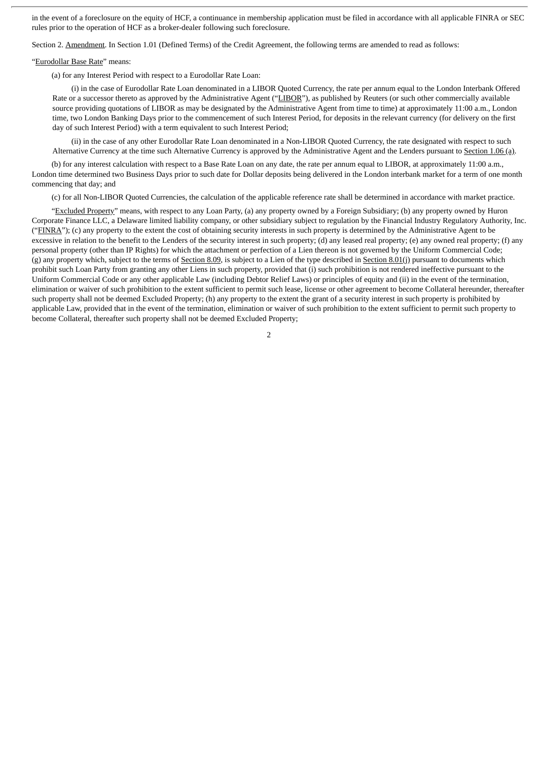in the event of a foreclosure on the equity of HCF, a continuance in membership application must be filed in accordance with all applicable FINRA or SEC rules prior to the operation of HCF as a broker-dealer following such foreclosure.

Section 2. Amendment. In Section 1.01 (Defined Terms) of the Credit Agreement, the following terms are amended to read as follows:

"Eurodollar Base Rate" means:

(a) for any Interest Period with respect to a Eurodollar Rate Loan:

(i) in the case of Eurodollar Rate Loan denominated in a LIBOR Quoted Currency, the rate per annum equal to the London Interbank Offered Rate or a successor thereto as approved by the Administrative Agent ("LIBOR"), as published by Reuters (or such other commercially available source providing quotations of LIBOR as may be designated by the Administrative Agent from time to time) at approximately 11:00 a.m., London time, two London Banking Days prior to the commencement of such Interest Period, for deposits in the relevant currency (for delivery on the first day of such Interest Period) with a term equivalent to such Interest Period;

(ii) in the case of any other Eurodollar Rate Loan denominated in a Non-LIBOR Quoted Currency, the rate designated with respect to such Alternative Currency at the time such Alternative Currency is approved by the Administrative Agent and the Lenders pursuant to Section 1.06 (a).

(b) for any interest calculation with respect to a Base Rate Loan on any date, the rate per annum equal to LIBOR, at approximately 11:00 a.m., London time determined two Business Days prior to such date for Dollar deposits being delivered in the London interbank market for a term of one month commencing that day; and

(c) for all Non-LIBOR Quoted Currencies, the calculation of the applicable reference rate shall be determined in accordance with market practice.

"Excluded Property" means, with respect to any Loan Party, (a) any property owned by a Foreign Subsidiary; (b) any property owned by Huron Corporate Finance LLC, a Delaware limited liability company, or other subsidiary subject to regulation by the Financial Industry Regulatory Authority, Inc. ("FINRA"); (c) any property to the extent the cost of obtaining security interests in such property is determined by the Administrative Agent to be excessive in relation to the benefit to the Lenders of the security interest in such property; (d) any leased real property; (e) any owned real property; (f) any personal property (other than IP Rights) for which the attachment or perfection of a Lien thereon is not governed by the Uniform Commercial Code; (g) any property which, subject to the terms of Section 8.09, is subject to a Lien of the type described in Section 8.01(j) pursuant to documents which prohibit such Loan Party from granting any other Liens in such property, provided that (i) such prohibition is not rendered ineffective pursuant to the Uniform Commercial Code or any other applicable Law (including Debtor Relief Laws) or principles of equity and (ii) in the event of the termination, elimination or waiver of such prohibition to the extent sufficient to permit such lease, license or other agreement to become Collateral hereunder, thereafter such property shall not be deemed Excluded Property; (h) any property to the extent the grant of a security interest in such property is prohibited by applicable Law, provided that in the event of the termination, elimination or waiver of such prohibition to the extent sufficient to permit such property to become Collateral, thereafter such property shall not be deemed Excluded Property;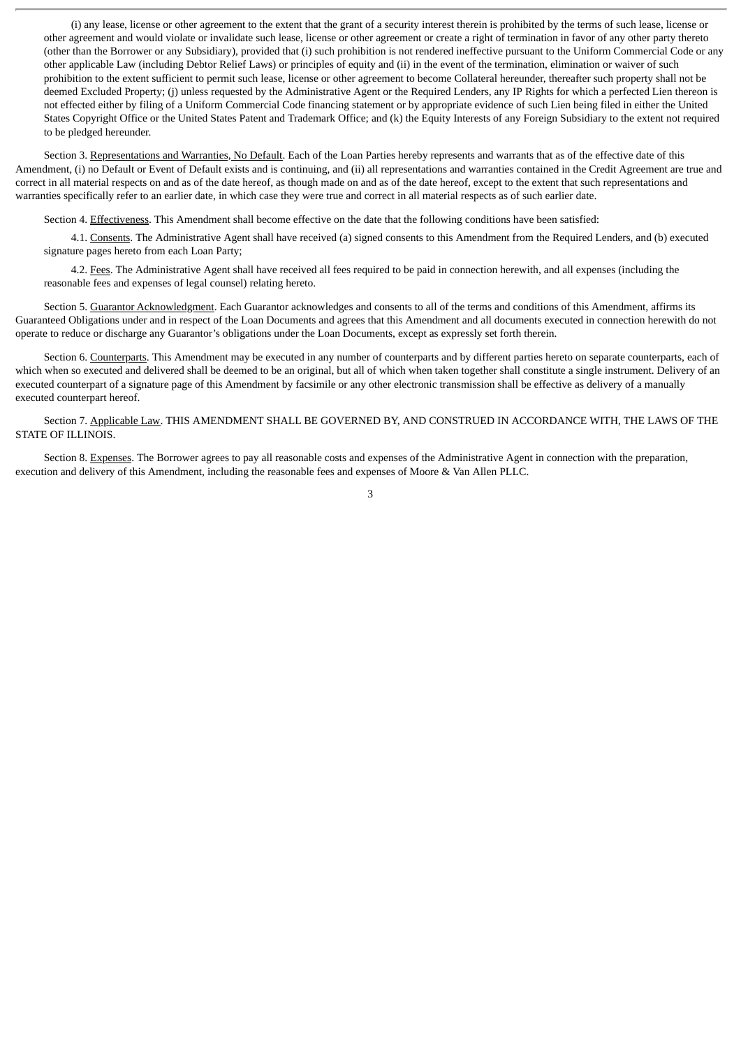(i) any lease, license or other agreement to the extent that the grant of a security interest therein is prohibited by the terms of such lease, license or other agreement and would violate or invalidate such lease, license or other agreement or create a right of termination in favor of any other party thereto (other than the Borrower or any Subsidiary), provided that (i) such prohibition is not rendered ineffective pursuant to the Uniform Commercial Code or any other applicable Law (including Debtor Relief Laws) or principles of equity and (ii) in the event of the termination, elimination or waiver of such prohibition to the extent sufficient to permit such lease, license or other agreement to become Collateral hereunder, thereafter such property shall not be deemed Excluded Property; (j) unless requested by the Administrative Agent or the Required Lenders, any IP Rights for which a perfected Lien thereon is not effected either by filing of a Uniform Commercial Code financing statement or by appropriate evidence of such Lien being filed in either the United States Copyright Office or the United States Patent and Trademark Office; and (k) the Equity Interests of any Foreign Subsidiary to the extent not required to be pledged hereunder.

Section 3. Representations and Warranties, No Default. Each of the Loan Parties hereby represents and warrants that as of the effective date of this Amendment, (i) no Default or Event of Default exists and is continuing, and (ii) all representations and warranties contained in the Credit Agreement are true and correct in all material respects on and as of the date hereof, as though made on and as of the date hereof, except to the extent that such representations and warranties specifically refer to an earlier date, in which case they were true and correct in all material respects as of such earlier date.

Section 4. Effectiveness. This Amendment shall become effective on the date that the following conditions have been satisfied:

4.1. Consents. The Administrative Agent shall have received (a) signed consents to this Amendment from the Required Lenders, and (b) executed signature pages hereto from each Loan Party;

4.2. Fees. The Administrative Agent shall have received all fees required to be paid in connection herewith, and all expenses (including the reasonable fees and expenses of legal counsel) relating hereto.

Section 5. Guarantor Acknowledgment. Each Guarantor acknowledges and consents to all of the terms and conditions of this Amendment, affirms its Guaranteed Obligations under and in respect of the Loan Documents and agrees that this Amendment and all documents executed in connection herewith do not operate to reduce or discharge any Guarantor's obligations under the Loan Documents, except as expressly set forth therein.

Section 6. Counterparts. This Amendment may be executed in any number of counterparts and by different parties hereto on separate counterparts, each of which when so executed and delivered shall be deemed to be an original, but all of which when taken together shall constitute a single instrument. Delivery of an executed counterpart of a signature page of this Amendment by facsimile or any other electronic transmission shall be effective as delivery of a manually executed counterpart hereof.

Section 7. Applicable Law. THIS AMENDMENT SHALL BE GOVERNED BY, AND CONSTRUED IN ACCORDANCE WITH, THE LAWS OF THE STATE OF ILLINOIS.

Section 8. Expenses. The Borrower agrees to pay all reasonable costs and expenses of the Administrative Agent in connection with the preparation, execution and delivery of this Amendment, including the reasonable fees and expenses of Moore & Van Allen PLLC.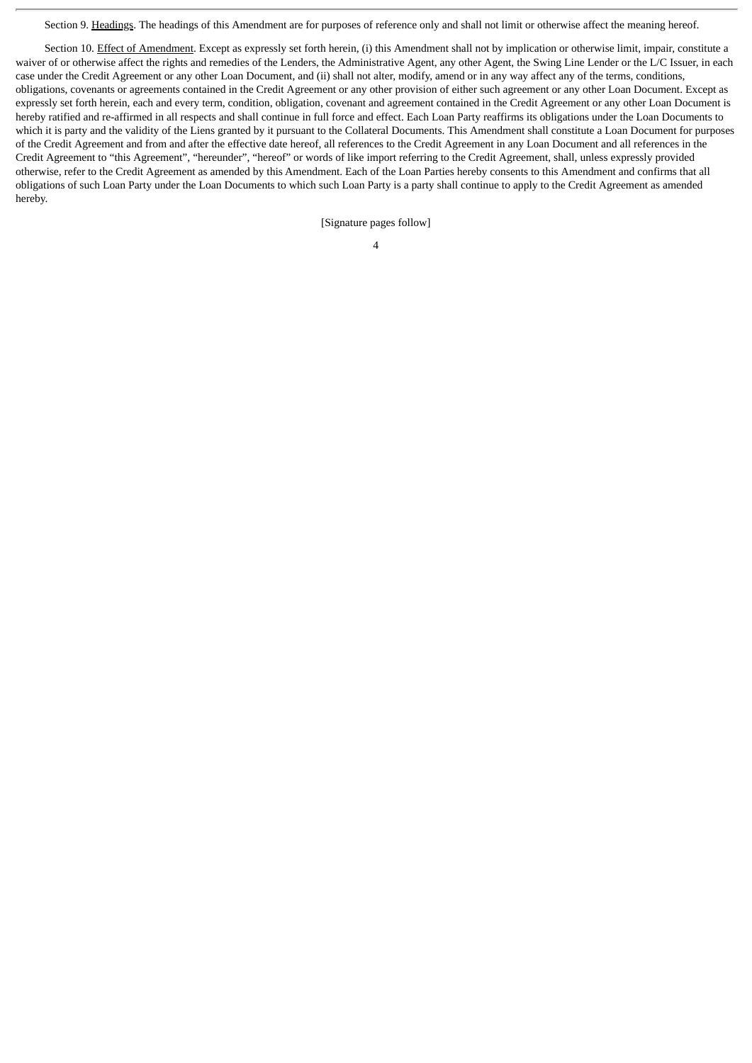Section 9. Headings. The headings of this Amendment are for purposes of reference only and shall not limit or otherwise affect the meaning hereof.

Section 10. Effect of Amendment. Except as expressly set forth herein, (i) this Amendment shall not by implication or otherwise limit, impair, constitute a waiver of or otherwise affect the rights and remedies of the Lenders, the Administrative Agent, any other Agent, the Swing Line Lender or the L/C Issuer, in each case under the Credit Agreement or any other Loan Document, and (ii) shall not alter, modify, amend or in any way affect any of the terms, conditions, obligations, covenants or agreements contained in the Credit Agreement or any other provision of either such agreement or any other Loan Document. Except as expressly set forth herein, each and every term, condition, obligation, covenant and agreement contained in the Credit Agreement or any other Loan Document is hereby ratified and re-affirmed in all respects and shall continue in full force and effect. Each Loan Party reaffirms its obligations under the Loan Documents to which it is party and the validity of the Liens granted by it pursuant to the Collateral Documents. This Amendment shall constitute a Loan Document for purposes of the Credit Agreement and from and after the effective date hereof, all references to the Credit Agreement in any Loan Document and all references in the Credit Agreement to "this Agreement", "hereunder", "hereof" or words of like import referring to the Credit Agreement, shall, unless expressly provided otherwise, refer to the Credit Agreement as amended by this Amendment. Each of the Loan Parties hereby consents to this Amendment and confirms that all obligations of such Loan Party under the Loan Documents to which such Loan Party is a party shall continue to apply to the Credit Agreement as amended hereby.

[Signature pages follow]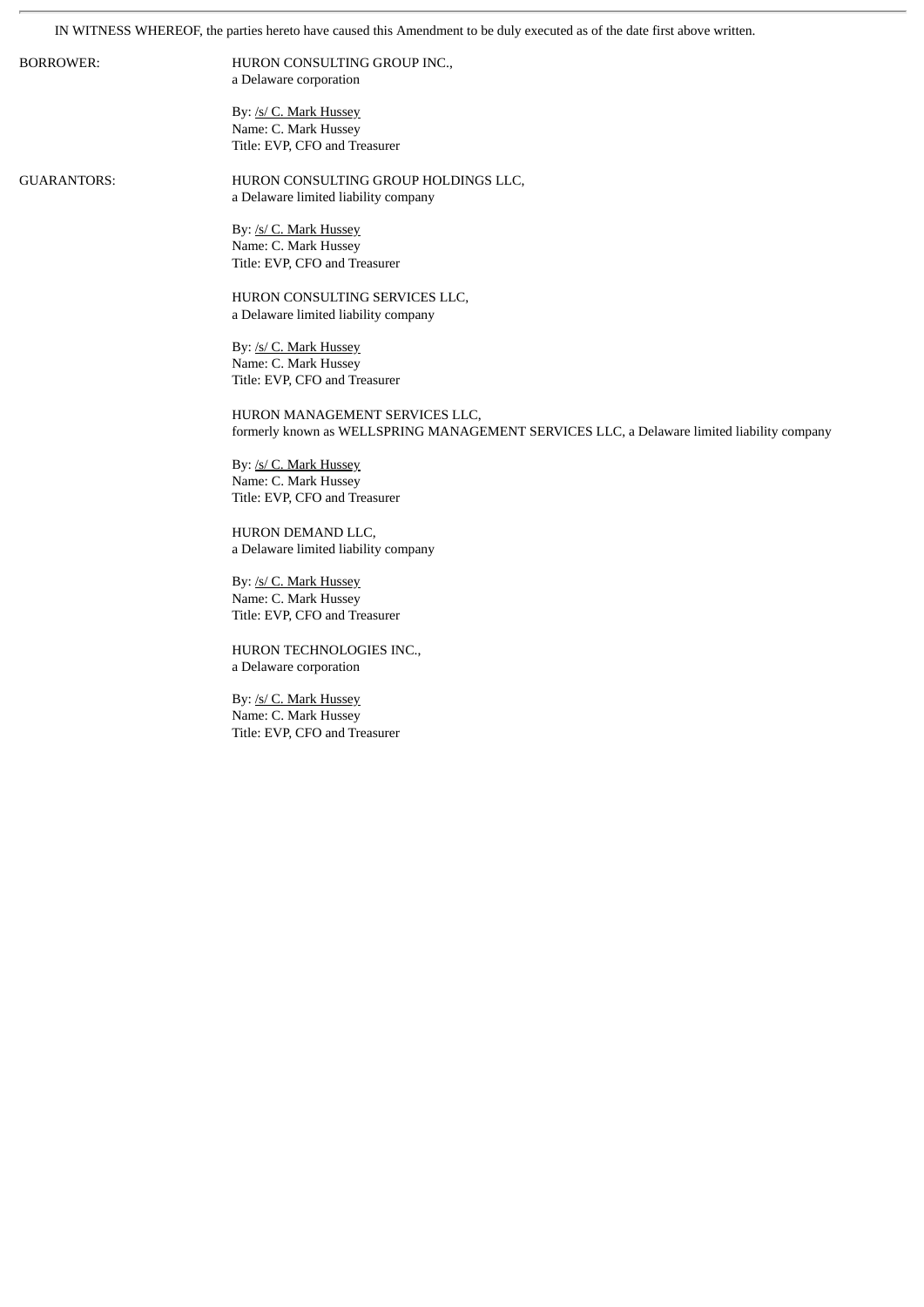IN WITNESS WHEREOF, the parties hereto have caused this Amendment to be duly executed as of the date first above written.

BORROWER:

HURON CONSULTING GROUP INC.,
a Delaware corporation

By: /s/ C. Mark Hussey
Name: C. Mark Hussey
Title: EVP, CFO and Treasurer

GUARANTORS:

HURON CONSULTING GROUP HOLDINGS LLC,
a Delaware limited liability company

By: /s/ C. Mark Hussey
Name: C. Mark Hussey
Title: EVP, CFO and Treasurer

HURON CONSULTING SERVICES LLC,
a Delaware limited liability company

By: /s/ C. Mark Hussey
Name: C. Mark Hussey
Title: EVP, CFO and Treasurer

HURON MANAGEMENT SERVICES LLC,
formerly known as WELLSPRING MANAGEMENT SERVICES LLC, a Delaware limited liability company

By: /s/ C. Mark Hussey
Name: C. Mark Hussey
Title: EVP, CFO and Treasurer

HURON DEMAND LLC,
a Delaware limited liability company

By: /s/ C. Mark Hussey
Name: C. Mark Hussey
Title: EVP, CFO and Treasurer

HURON TECHNOLOGIES INC.,
a Delaware corporation

By: /s/ C. Mark Hussey
Name: C. Mark Hussey
Title: EVP, CFO and Treasurer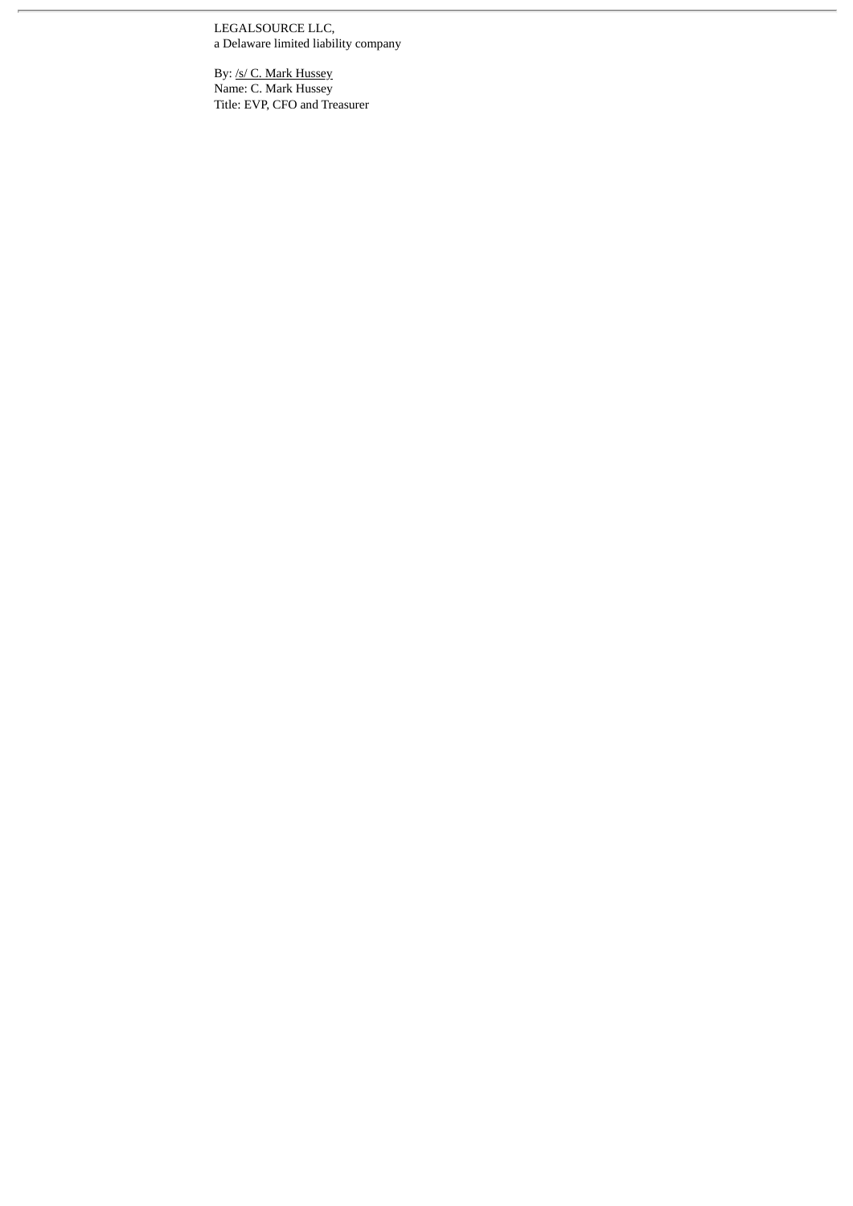LEGALSOURCE LLC,
a Delaware limited liability company

By: /s/ C. Mark Hussey
Name: C. Mark Hussey
Title: EVP, CFO and Treasurer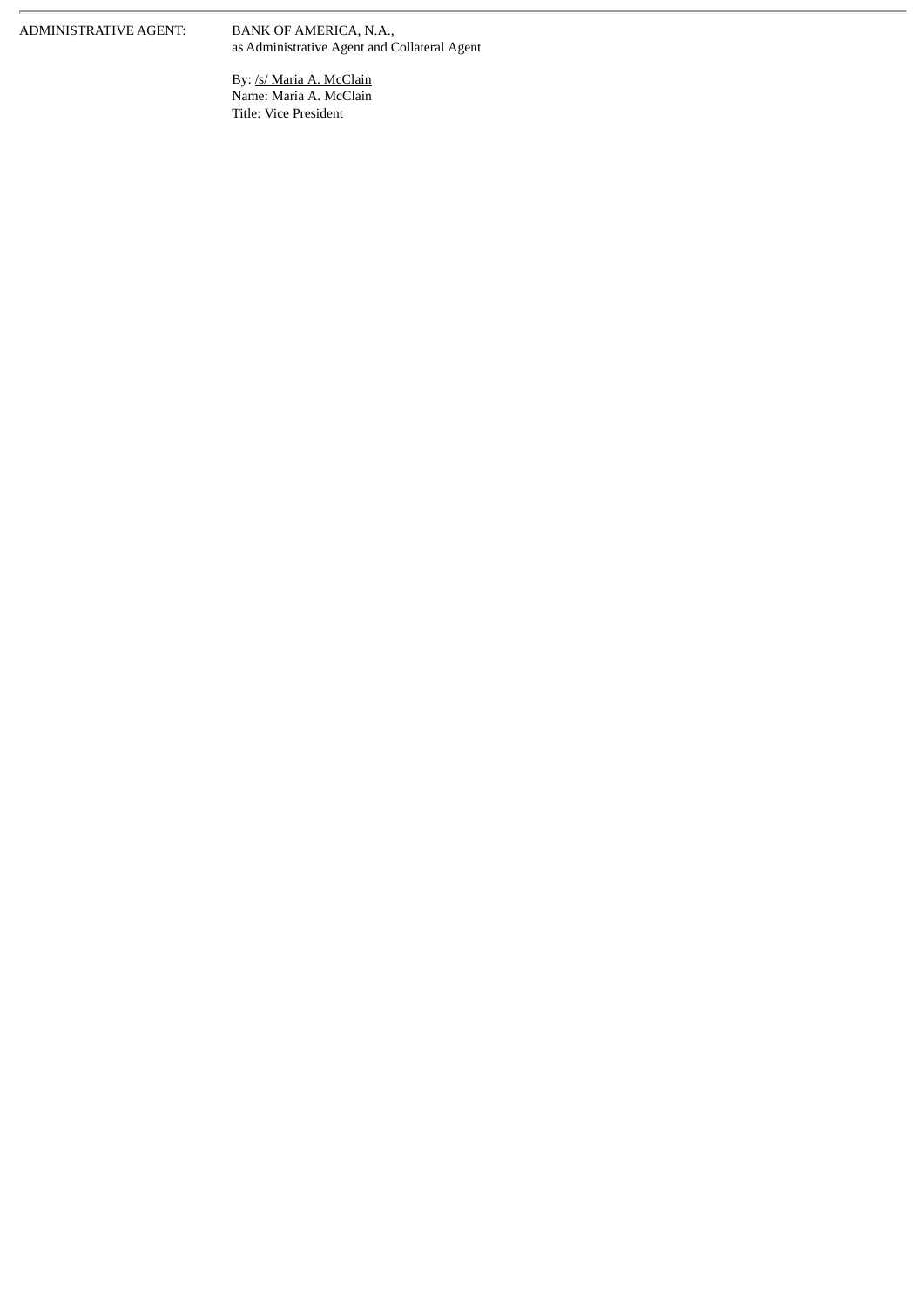ADMINISTRATIVE AGENT: BANK OF AMERICA, N.A.,
as Administrative Agent and Collateral Agent

By: /s/ Maria A. McClain
Name: Maria A. McClain
Title: Vice President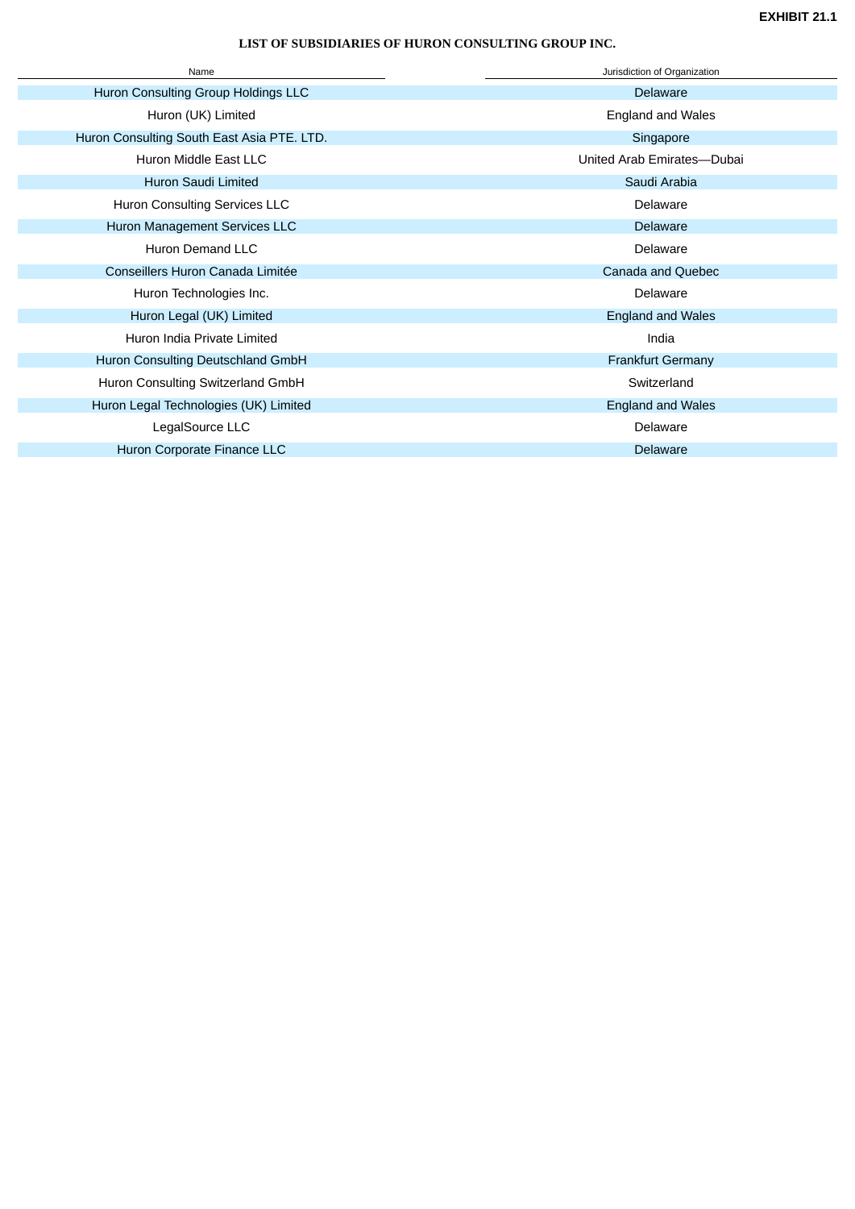**EXHIBIT 21.1**

**LIST OF SUBSIDIARIES OF HURON CONSULTING GROUP INC.**

| Name | Jurisdiction of Organization |
| --- | --- |
| Huron Consulting Group Holdings LLC | Delaware |
| Huron (UK) Limited | England and Wales |
| Huron Consulting South East Asia PTE. LTD. | Singapore |
| Huron Middle East LLC | United Arab Emirates—Dubai |
| Huron Saudi Limited | Saudi Arabia |
| Huron Consulting Services LLC | Delaware |
| Huron Management Services LLC | Delaware |
| Huron Demand LLC | Delaware |
| Conseillers Huron Canada Limitée | Canada and Quebec |
| Huron Technologies Inc. | Delaware |
| Huron Legal (UK) Limited | England and Wales |
| Huron India Private Limited | India |
| Huron Consulting Deutschland GmbH | Frankfurt Germany |
| Huron Consulting Switzerland GmbH | Switzerland |
| Huron Legal Technologies (UK) Limited | England and Wales |
| LegalSource LLC | Delaware |
| Huron Corporate Finance LLC | Delaware |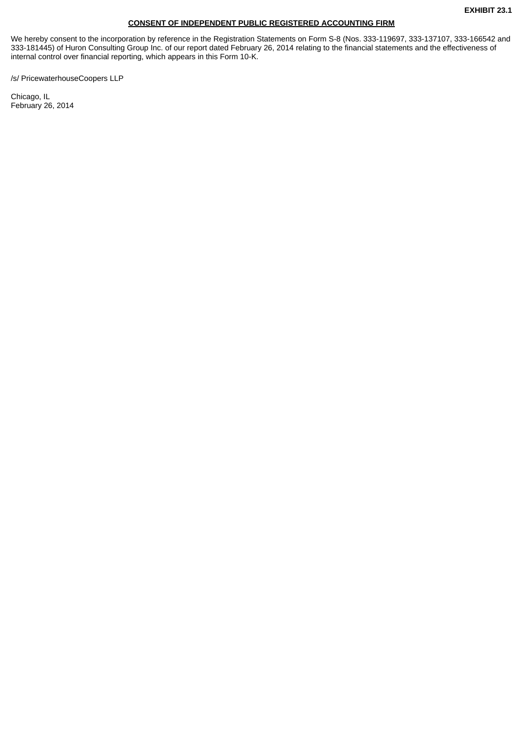**EXHIBIT 23.1**

**CONSENT OF INDEPENDENT PUBLIC REGISTERED ACCOUNTING FIRM**

We hereby consent to the incorporation by reference in the Registration Statements on Form S-8 (Nos. 333-119697, 333-137107, 333-166542 and 333-181445) of Huron Consulting Group Inc. of our report dated February 26, 2014 relating to the financial statements and the effectiveness of internal control over financial reporting, which appears in this Form 10-K.

/s/ PricewaterhouseCoopers LLP

Chicago, IL
February 26, 2014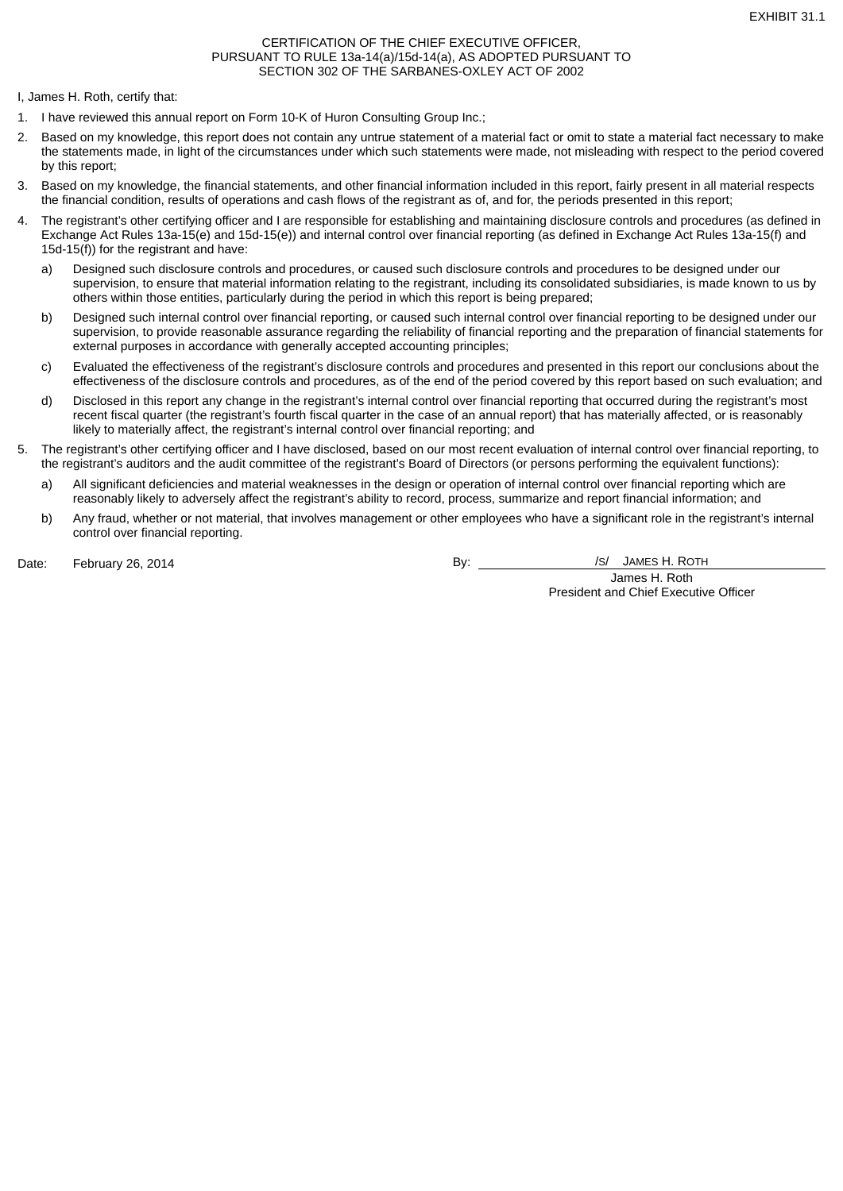EXHIBIT 31.1

CERTIFICATION OF THE CHIEF EXECUTIVE OFFICER,
PURSUANT TO RULE 13a-14(a)/15d-14(a), AS ADOPTED PURSUANT TO
SECTION 302 OF THE SARBANES-OXLEY ACT OF 2002

I, James H. Roth, certify that:

1. I have reviewed this annual report on Form 10-K of Huron Consulting Group Inc.;
2. Based on my knowledge, this report does not contain any untrue statement of a material fact or omit to state a material fact necessary to make the statements made, in light of the circumstances under which such statements were made, not misleading with respect to the period covered by this report;
3. Based on my knowledge, the financial statements, and other financial information included in this report, fairly present in all material respects the financial condition, results of operations and cash flows of the registrant as of, and for, the periods presented in this report;
4. The registrant's other certifying officer and I are responsible for establishing and maintaining disclosure controls and procedures (as defined in Exchange Act Rules 13a-15(e) and 15d-15(e)) and internal control over financial reporting (as defined in Exchange Act Rules 13a-15(f) and 15d-15(f)) for the registrant and have:
   a) Designed such disclosure controls and procedures, or caused such disclosure controls and procedures to be designed under our supervision, to ensure that material information relating to the registrant, including its consolidated subsidiaries, is made known to us by others within those entities, particularly during the period in which this report is being prepared;
   b) Designed such internal control over financial reporting, or caused such internal control over financial reporting to be designed under our supervision, to provide reasonable assurance regarding the reliability of financial reporting and the preparation of financial statements for external purposes in accordance with generally accepted accounting principles;
   c) Evaluated the effectiveness of the registrant's disclosure controls and procedures and presented in this report our conclusions about the effectiveness of the disclosure controls and procedures, as of the end of the period covered by this report based on such evaluation; and
   d) Disclosed in this report any change in the registrant's internal control over financial reporting that occurred during the registrant's most recent fiscal quarter (the registrant's fourth fiscal quarter in the case of an annual report) that has materially affected, or is reasonably likely to materially affect, the registrant's internal control over financial reporting; and
5. The registrant's other certifying officer and I have disclosed, based on our most recent evaluation of internal control over financial reporting, to the registrant's auditors and the audit committee of the registrant's Board of Directors (or persons performing the equivalent functions):
   a) All significant deficiencies and material weaknesses in the design or operation of internal control over financial reporting which are reasonably likely to adversely affect the registrant's ability to record, process, summarize and report financial information; and
   b) Any fraud, whether or not material, that involves management or other employees who have a significant role in the registrant's internal control over financial reporting.

Date: February 26, 2014

By: /S/ JAMES H. ROTH
James H. Roth
President and Chief Executive Officer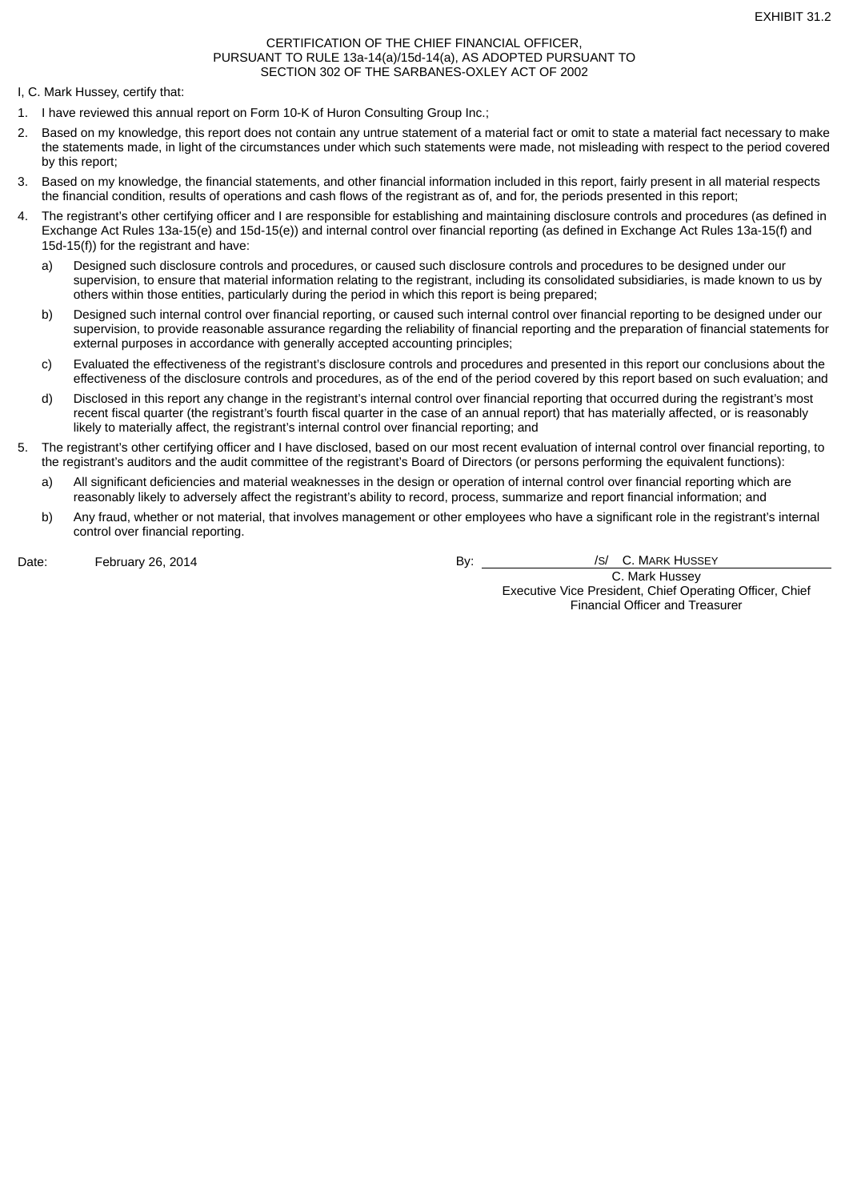EXHIBIT 31.2

CERTIFICATION OF THE CHIEF FINANCIAL OFFICER,
PURSUANT TO RULE 13a-14(a)/15d-14(a), AS ADOPTED PURSUANT TO
SECTION 302 OF THE SARBANES-OXLEY ACT OF 2002

I, C. Mark Hussey, certify that:

1. I have reviewed this annual report on Form 10-K of Huron Consulting Group Inc.;
2. Based on my knowledge, this report does not contain any untrue statement of a material fact or omit to state a material fact necessary to make the statements made, in light of the circumstances under which such statements were made, not misleading with respect to the period covered by this report;
3. Based on my knowledge, the financial statements, and other financial information included in this report, fairly present in all material respects the financial condition, results of operations and cash flows of the registrant as of, and for, the periods presented in this report;
4. The registrant's other certifying officer and I are responsible for establishing and maintaining disclosure controls and procedures (as defined in Exchange Act Rules 13a-15(e) and 15d-15(e)) and internal control over financial reporting (as defined in Exchange Act Rules 13a-15(f) and 15d-15(f)) for the registrant and have:
   a) Designed such disclosure controls and procedures, or caused such disclosure controls and procedures to be designed under our supervision, to ensure that material information relating to the registrant, including its consolidated subsidiaries, is made known to us by others within those entities, particularly during the period in which this report is being prepared;
   b) Designed such internal control over financial reporting, or caused such internal control over financial reporting to be designed under our supervision, to provide reasonable assurance regarding the reliability of financial reporting and the preparation of financial statements for external purposes in accordance with generally accepted accounting principles;
   c) Evaluated the effectiveness of the registrant's disclosure controls and procedures and presented in this report our conclusions about the effectiveness of the disclosure controls and procedures, as of the end of the period covered by this report based on such evaluation; and
   d) Disclosed in this report any change in the registrant's internal control over financial reporting that occurred during the registrant's most recent fiscal quarter (the registrant's fourth fiscal quarter in the case of an annual report) that has materially affected, or is reasonably likely to materially affect, the registrant's internal control over financial reporting; and
5. The registrant's other certifying officer and I have disclosed, based on our most recent evaluation of internal control over financial reporting, to the registrant's auditors and the audit committee of the registrant's Board of Directors (or persons performing the equivalent functions):
   a) All significant deficiencies and material weaknesses in the design or operation of internal control over financial reporting which are reasonably likely to adversely affect the registrant's ability to record, process, summarize and report financial information; and
   b) Any fraud, whether or not material, that involves management or other employees who have a significant role in the registrant's internal control over financial reporting.

Date: February 26, 2014

By: /s/ C. Mark Hussey
C. Mark Hussey
Executive Vice President, Chief Operating Officer, Chief Financial Officer and Treasurer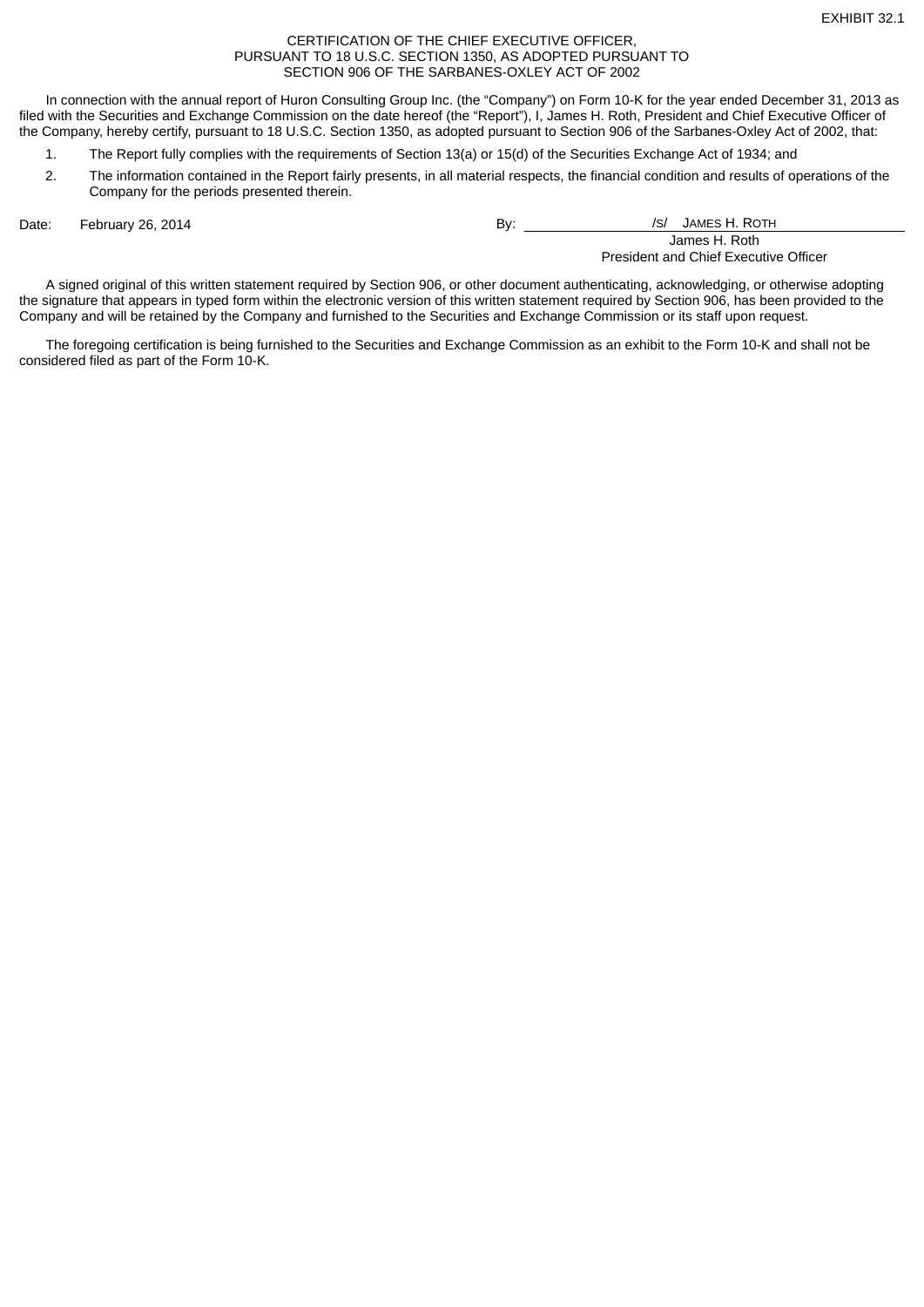EXHIBIT 32.1

CERTIFICATION OF THE CHIEF EXECUTIVE OFFICER,
PURSUANT TO 18 U.S.C. SECTION 1350, AS ADOPTED PURSUANT TO
SECTION 906 OF THE SARBANES-OXLEY ACT OF 2002

In connection with the annual report of Huron Consulting Group Inc. (the "Company") on Form 10-K for the year ended December 31, 2013 as filed with the Securities and Exchange Commission on the date hereof (the "Report"), I, James H. Roth, President and Chief Executive Officer of the Company, hereby certify, pursuant to 18 U.S.C. Section 1350, as adopted pursuant to Section 906 of the Sarbanes-Oxley Act of 2002, that:

1. The Report fully complies with the requirements of Section 13(a) or 15(d) of the Securities Exchange Act of 1934; and
2. The information contained in the Report fairly presents, in all material respects, the financial condition and results of operations of the Company for the periods presented therein.

Date: February 26, 2014

By: /s/ JAMES H. ROTH
James H. Roth
President and Chief Executive Officer

A signed original of this written statement required by Section 906, or other document authenticating, acknowledging, or otherwise adopting the signature that appears in typed form within the electronic version of this written statement required by Section 906, has been provided to the Company and will be retained by the Company and furnished to the Securities and Exchange Commission or its staff upon request.

The foregoing certification is being furnished to the Securities and Exchange Commission as an exhibit to the Form 10-K and shall not be considered filed as part of the Form 10-K.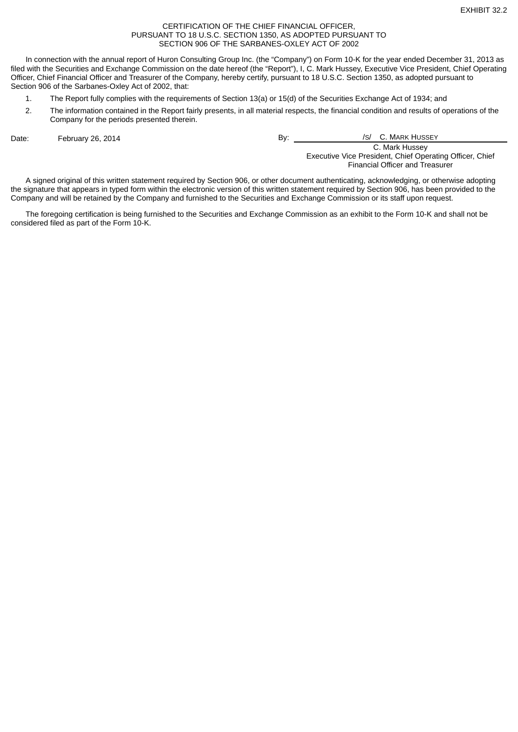EXHIBIT 32.2

CERTIFICATION OF THE CHIEF FINANCIAL OFFICER,
PURSUANT TO 18 U.S.C. SECTION 1350, AS ADOPTED PURSUANT TO
SECTION 906 OF THE SARBANES-OXLEY ACT OF 2002

In connection with the annual report of Huron Consulting Group Inc. (the "Company") on Form 10-K for the year ended December 31, 2013 as filed with the Securities and Exchange Commission on the date hereof (the "Report"), I, C. Mark Hussey, Executive Vice President, Chief Operating Officer, Chief Financial Officer and Treasurer of the Company, hereby certify, pursuant to 18 U.S.C. Section 1350, as adopted pursuant to Section 906 of the Sarbanes-Oxley Act of 2002, that:

1. The Report fully complies with the requirements of Section 13(a) or 15(d) of the Securities Exchange Act of 1934; and
2. The information contained in the Report fairly presents, in all material respects, the financial condition and results of operations of the Company for the periods presented therein.

Date: February 26, 2014

By: /S/ C. MARK HUSSEY

C. Mark Hussey
Executive Vice President, Chief Operating Officer, Chief Financial Officer and Treasurer

A signed original of this written statement required by Section 906, or other document authenticating, acknowledging, or otherwise adopting the signature that appears in typed form within the electronic version of this written statement required by Section 906, has been provided to the Company and will be retained by the Company and furnished to the Securities and Exchange Commission or its staff upon request.

The foregoing certification is being furnished to the Securities and Exchange Commission as an exhibit to the Form 10-K and shall not be considered filed as part of the Form 10-K.